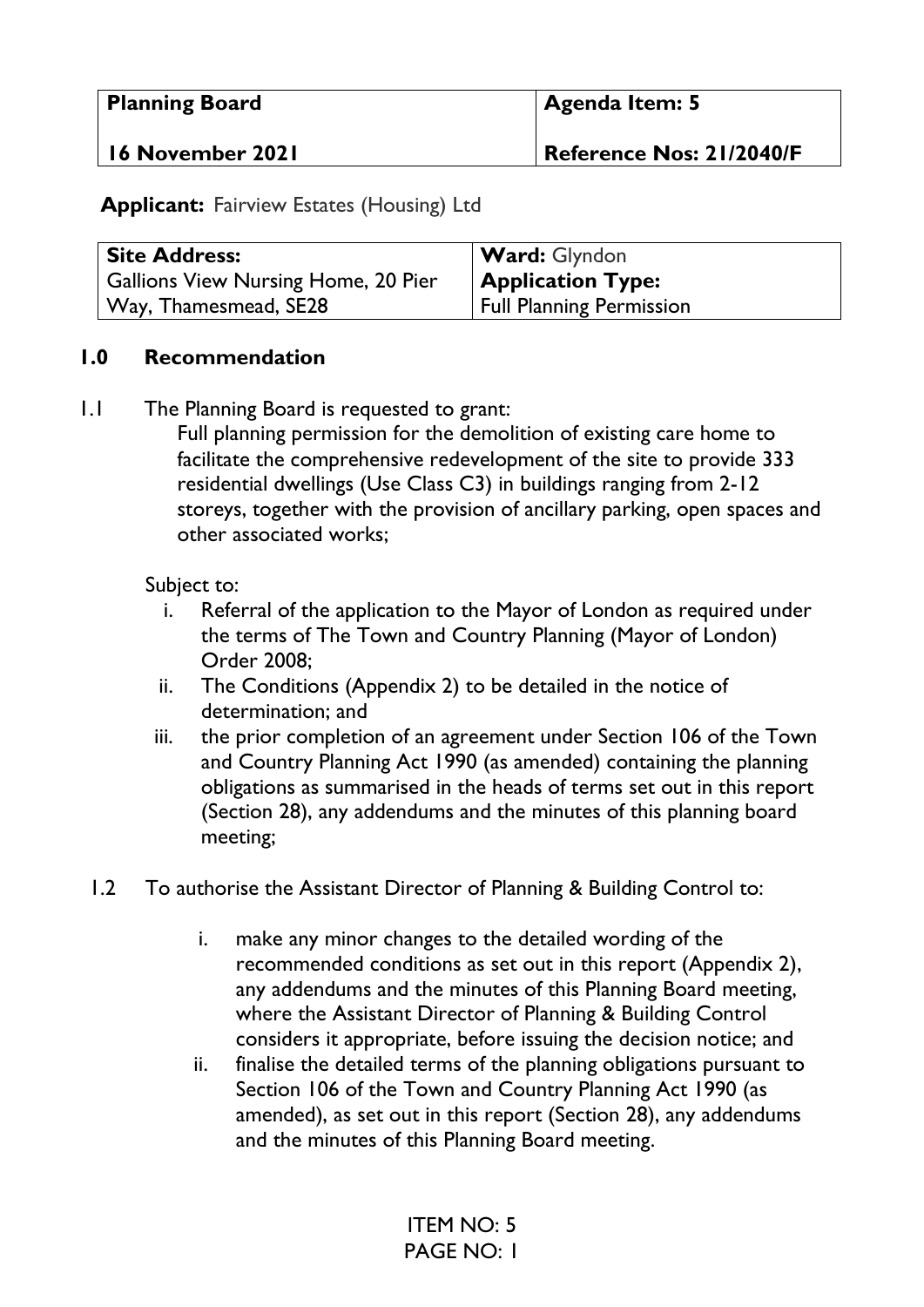| Planning Board | Agenda Item: 5 |
|---|---|
| 16 November 2021 | Reference Nos: 21/2040/F |

**Applicant:** Fairview Estates (Housing) Ltd

| Site Address: | Ward: Glyndon |
|---|---|
| Gallions View Nursing Home, 20 Pier Way, Thamesmead, SE28 | **Application Type:** Full Planning Permission |

## 1.0 Recommendation

1.1 The Planning Board is requested to grant:

Full planning permission for the demolition of existing care home to facilitate the comprehensive redevelopment of the site to provide 333 residential dwellings (Use Class C3) in buildings ranging from 2-12 storeys, together with the provision of ancillary parking, open spaces and other associated works;

Subject to:

i. Referral of the application to the Mayor of London as required under the terms of The Town and Country Planning (Mayor of London) Order 2008;

ii. The Conditions (Appendix 2) to be detailed in the notice of determination; and

iii. the prior completion of an agreement under Section 106 of the Town and Country Planning Act 1990 (as amended) containing the planning obligations as summarised in the heads of terms set out in this report (Section 28), any addendums and the minutes of this planning board meeting;

1.2 To authorise the Assistant Director of Planning & Building Control to:

i. make any minor changes to the detailed wording of the recommended conditions as set out in this report (Appendix 2), any addendums and the minutes of this Planning Board meeting, where the Assistant Director of Planning & Building Control considers it appropriate, before issuing the decision notice; and

ii. finalise the detailed terms of the planning obligations pursuant to Section 106 of the Town and Country Planning Act 1990 (as amended), as set out in this report (Section 28), any addendums and the minutes of this Planning Board meeting.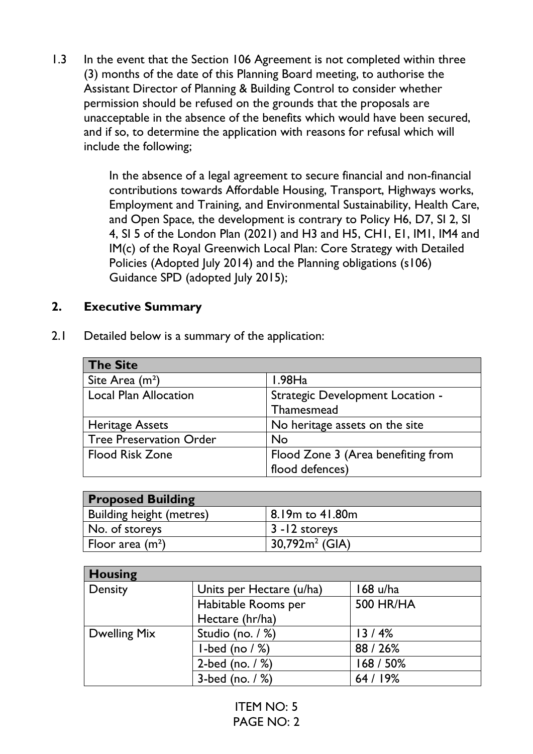1.3 In the event that the Section 106 Agreement is not completed within three (3) months of the date of this Planning Board meeting, to authorise the Assistant Director of Planning & Building Control to consider whether permission should be refused on the grounds that the proposals are unacceptable in the absence of the benefits which would have been secured, and if so, to determine the application with reasons for refusal which will include the following;

> In the absence of a legal agreement to secure financial and non-financial contributions towards Affordable Housing, Transport, Highways works, Employment and Training, and Environmental Sustainability, Health Care, and Open Space, the development is contrary to Policy H6, D7, SI 2, SI 4, SI 5 of the London Plan (2021) and H3 and H5, CH1, E1, IM1, IM4 and IM(c) of the Royal Greenwich Local Plan: Core Strategy with Detailed Policies (Adopted July 2014) and the Planning obligations (s106) Guidance SPD (adopted July 2015);

## 2. Executive Summary

2.1 Detailed below is a summary of the application:

| **The Site** | |
|---|---|
| Site Area ($m^2$) | 1.98Ha |
| Local Plan Allocation | Strategic Development Location - Thamesmead |
| Heritage Assets | No heritage assets on the site |
| Tree Preservation Order | No |
| Flood Risk Zone | Flood Zone 3 (Area benefiting from flood defences) |

| **Proposed Building** | |
|---|---|
| Building height (metres) | 8.19m to 41.80m |
| No. of storeys | 3 -12 storeys |
| Floor area ($m^2$) | 30,792$m^2$ (GIA) |

| **Housing** | | |
|---|---|---|
| Density | Units per Hectare (u/ha) | 168 u/ha |
| | Habitable Rooms per Hectare (hr/ha) | 500 HR/HA |
| Dwelling Mix | Studio (no. / %) | 13 / 4% |
| | 1-bed (no / %) | 88 / 26% |
| | 2-bed (no. / %) | 168 / 50% |
| | 3-bed (no. / %) | 64 / 19% |

ITEM NO: 5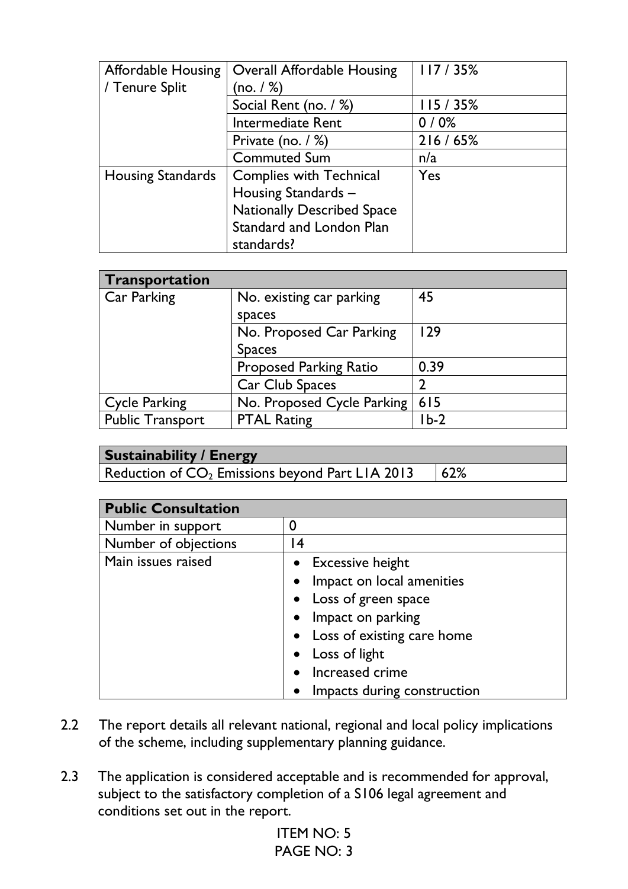| Affordable Housing / Tenure Split | Overall Affordable Housing (no. / %) | 117 / 35% |
|---|---|---|
| | Social Rent (no. / %) | 115 / 35% |
| | Intermediate Rent | 0 / 0% |
| | Private (no. / %) | 216 / 65% |
| | Commuted Sum | n/a |
| Housing Standards | Complies with Technical Housing Standards – Nationally Described Space Standard and London Plan standards? | Yes |

| **Transportation** | | |
|---|---|---|
| Car Parking | No. existing car parking spaces | 45 |
| | No. Proposed Car Parking Spaces | 129 |
| | Proposed Parking Ratio | 0.39 |
| | Car Club Spaces | 2 |
| Cycle Parking | No. Proposed Cycle Parking | 615 |
| Public Transport | PTAL Rating | 1b-2 |

| **Sustainability / Energy** | |
|---|---|
| Reduction of $CO_2$ Emissions beyond Part L1A 2013 | 62% |

| **Public Consultation** | |
|---|---|
| Number in support | 0 |
| Number of objections | 14 |
| Main issues raised | • Excessive height<br>• Impact on local amenities<br>• Loss of green space<br>• Impact on parking<br>• Loss of existing care home<br>• Loss of light<br>• Increased crime<br>• Impacts during construction |

2.2 The report details all relevant national, regional and local policy implications of the scheme, including supplementary planning guidance.

2.3 The application is considered acceptable and is recommended for approval, subject to the satisfactory completion of a S106 legal agreement and conditions set out in the report.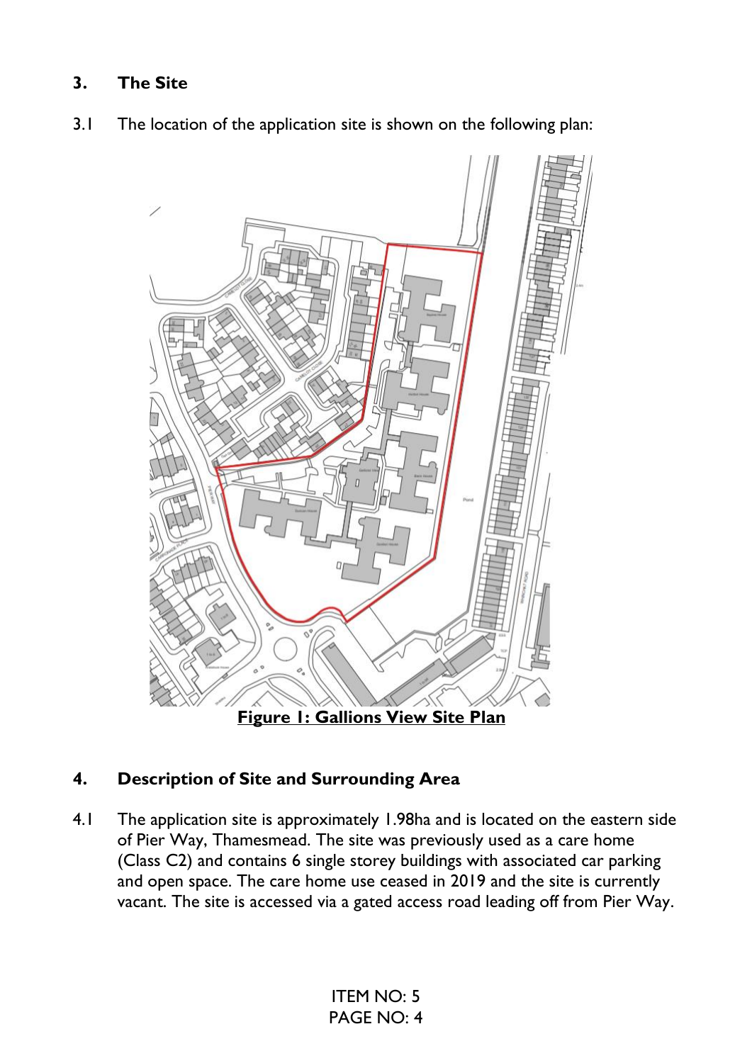## 3. The Site

3.1 The location of the application site is shown on the following plan:

**Figure 1: Gallions View Site Plan**

## 4. Description of Site and Surrounding Area

4.1 The application site is approximately 1.98ha and is located on the eastern side of Pier Way, Thamesmead. The site was previously used as a care home (Class C2) and contains 6 single storey buildings with associated car parking and open space. The care home use ceased in 2019 and the site is currently vacant. The site is accessed via a gated access road leading off from Pier Way.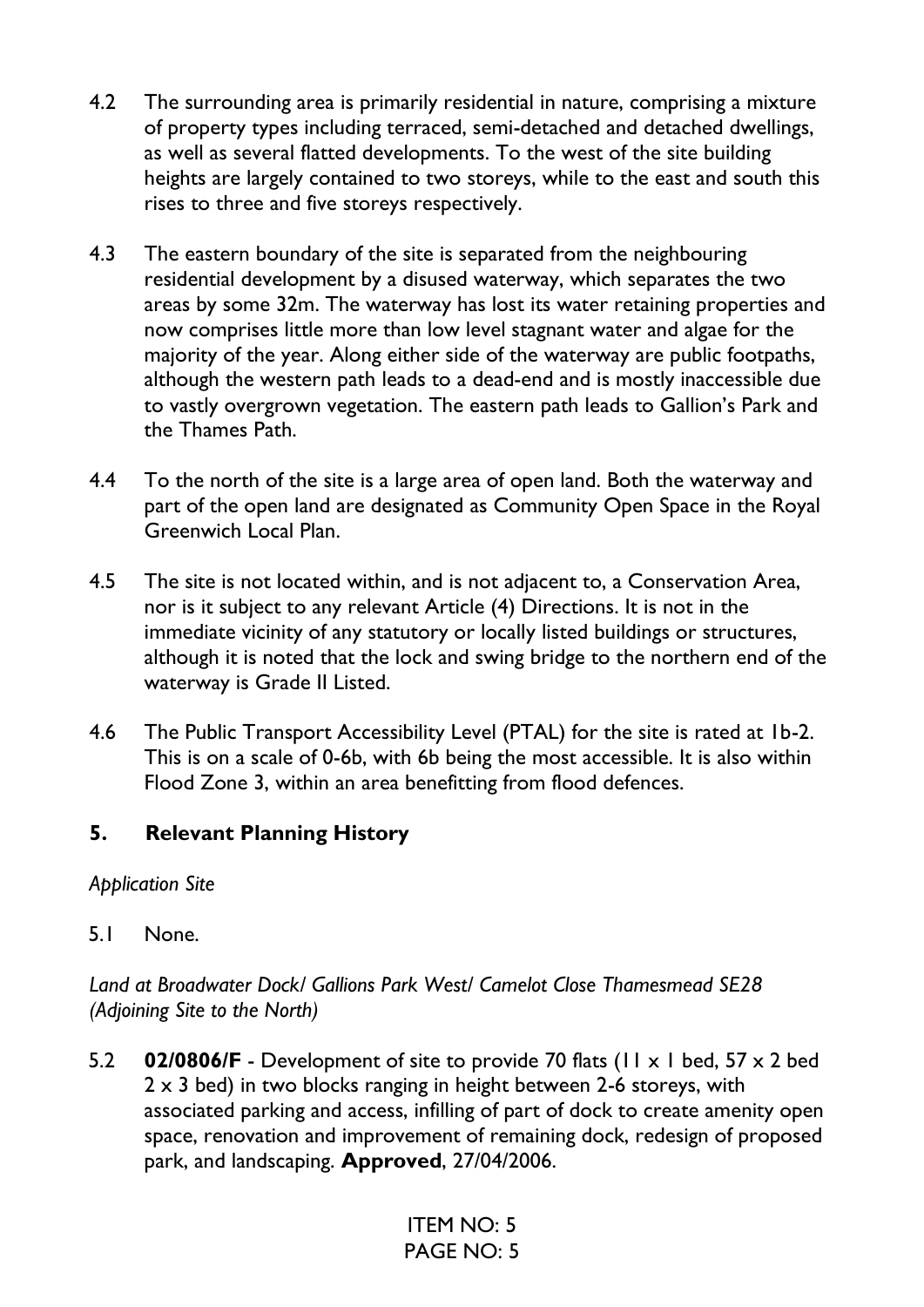4.2 The surrounding area is primarily residential in nature, comprising a mixture of property types including terraced, semi-detached and detached dwellings, as well as several flatted developments. To the west of the site building heights are largely contained to two storeys, while to the east and south this rises to three and five storeys respectively.

4.3 The eastern boundary of the site is separated from the neighbouring residential development by a disused waterway, which separates the two areas by some 32m. The waterway has lost its water retaining properties and now comprises little more than low level stagnant water and algae for the majority of the year. Along either side of the waterway are public footpaths, although the western path leads to a dead-end and is mostly inaccessible due to vastly overgrown vegetation. The eastern path leads to Gallion's Park and the Thames Path.

4.4 To the north of the site is a large area of open land. Both the waterway and part of the open land are designated as Community Open Space in the Royal Greenwich Local Plan.

4.5 The site is not located within, and is not adjacent to, a Conservation Area, nor is it subject to any relevant Article (4) Directions. It is not in the immediate vicinity of any statutory or locally listed buildings or structures, although it is noted that the lock and swing bridge to the northern end of the waterway is Grade II Listed.

4.6 The Public Transport Accessibility Level (PTAL) for the site is rated at 1b-2. This is on a scale of 0-6b, with 6b being the most accessible. It is also within Flood Zone 3, within an area benefitting from flood defences.

## 5. Relevant Planning History

*Application Site*

5.1 None.

*Land at Broadwater Dock/ Gallions Park West/ Camelot Close Thamesmead SE28 (Adjoining Site to the North)*

5.2 **02/0806/F** - Development of site to provide 70 flats (11 x 1 bed, 57 x 2 bed 2 x 3 bed) in two blocks ranging in height between 2-6 storeys, with associated parking and access, infilling of part of dock to create amenity open space, renovation and improvement of remaining dock, redesign of proposed park, and landscaping. **Approved**, 27/04/2006.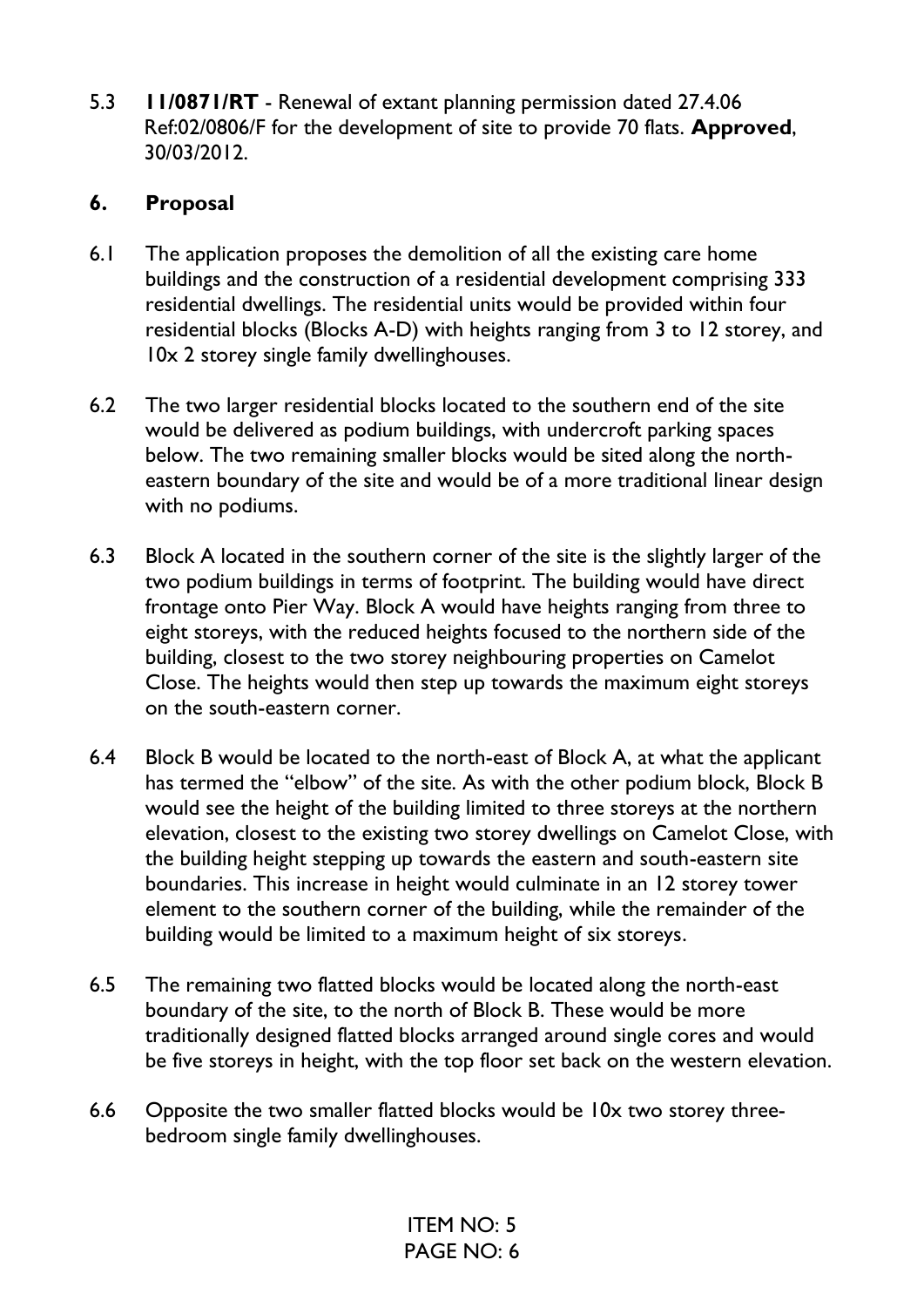5.3 **11/0871/RT** - Renewal of extant planning permission dated 27.4.06 Ref:02/0806/F for the development of site to provide 70 flats. **Approved**, 30/03/2012.

## 6. Proposal

6.1 The application proposes the demolition of all the existing care home buildings and the construction of a residential development comprising 333 residential dwellings. The residential units would be provided within four residential blocks (Blocks A-D) with heights ranging from 3 to 12 storey, and 10x 2 storey single family dwellinghouses.

6.2 The two larger residential blocks located to the southern end of the site would be delivered as podium buildings, with undercroft parking spaces below. The two remaining smaller blocks would be sited along the north-eastern boundary of the site and would be of a more traditional linear design with no podiums.

6.3 Block A located in the southern corner of the site is the slightly larger of the two podium buildings in terms of footprint. The building would have direct frontage onto Pier Way. Block A would have heights ranging from three to eight storeys, with the reduced heights focused to the northern side of the building, closest to the two storey neighbouring properties on Camelot Close. The heights would then step up towards the maximum eight storeys on the south-eastern corner.

6.4 Block B would be located to the north-east of Block A, at what the applicant has termed the "elbow" of the site. As with the other podium block, Block B would see the height of the building limited to three storeys at the northern elevation, closest to the existing two storey dwellings on Camelot Close, with the building height stepping up towards the eastern and south-eastern site boundaries. This increase in height would culminate in an 12 storey tower element to the southern corner of the building, while the remainder of the building would be limited to a maximum height of six storeys.

6.5 The remaining two flatted blocks would be located along the north-east boundary of the site, to the north of Block B. These would be more traditionally designed flatted blocks arranged around single cores and would be five storeys in height, with the top floor set back on the western elevation.

6.6 Opposite the two smaller flatted blocks would be 10x two storey three-bedroom single family dwellinghouses.

ITEM NO: 5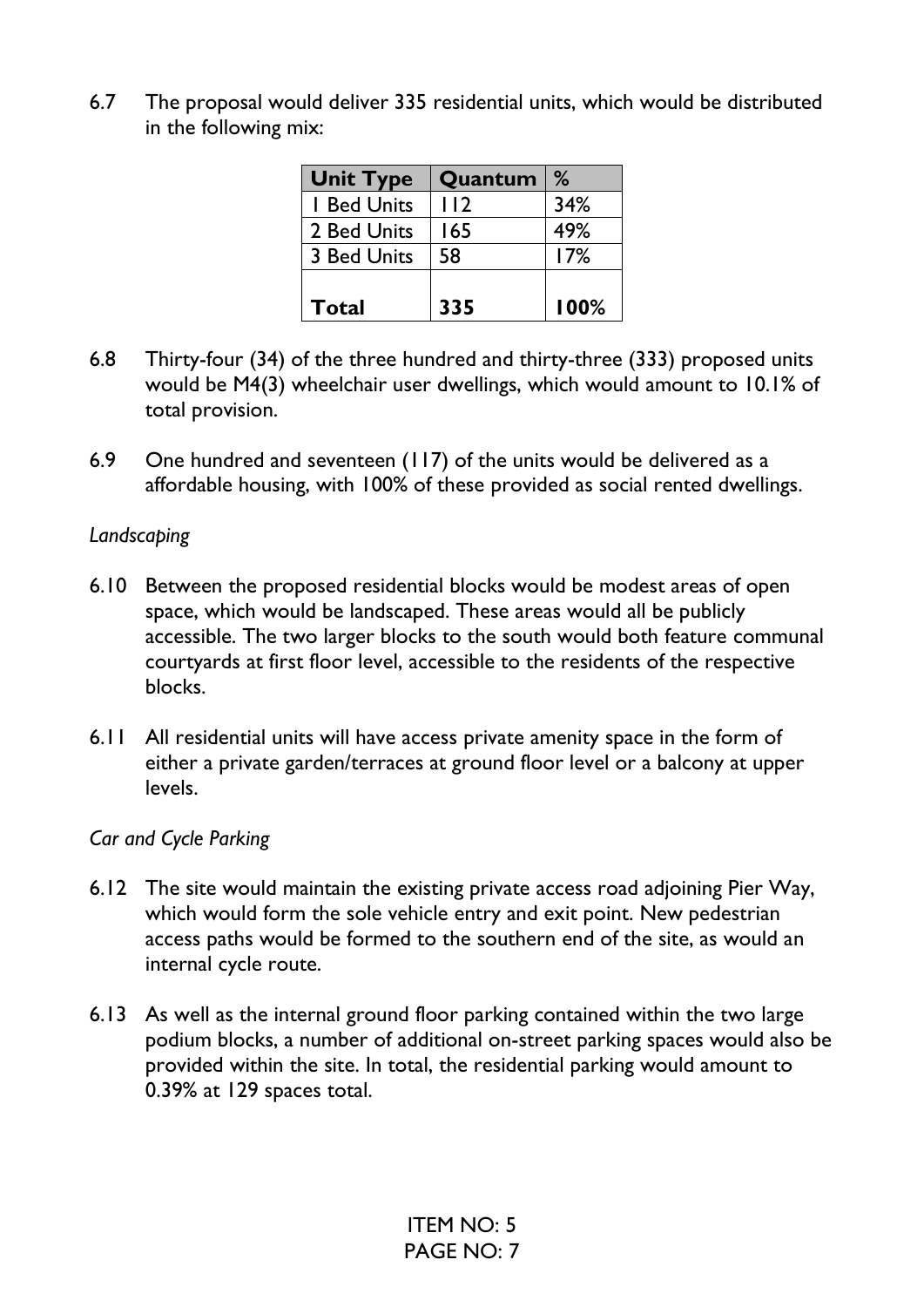6.7 The proposal would deliver 335 residential units, which would be distributed in the following mix:

| Unit Type | Quantum | % |
|---|---|---|
| 1 Bed Units | 112 | 34% |
| 2 Bed Units | 165 | 49% |
| 3 Bed Units | 58 | 17% |
| **Total** | **335** | **100%** |

6.8 Thirty-four (34) of the three hundred and thirty-three (333) proposed units would be M4(3) wheelchair user dwellings, which would amount to 10.1% of total provision.

6.9 One hundred and seventeen (117) of the units would be delivered as a affordable housing, with 100% of these provided as social rented dwellings.

*Landscaping*

6.10 Between the proposed residential blocks would be modest areas of open space, which would be landscaped. These areas would all be publicly accessible. The two larger blocks to the south would both feature communal courtyards at first floor level, accessible to the residents of the respective blocks.

6.11 All residential units will have access private amenity space in the form of either a private garden/terraces at ground floor level or a balcony at upper levels.

*Car and Cycle Parking*

6.12 The site would maintain the existing private access road adjoining Pier Way, which would form the sole vehicle entry and exit point. New pedestrian access paths would be formed to the southern end of the site, as would an internal cycle route.

6.13 As well as the internal ground floor parking contained within the two large podium blocks, a number of additional on-street parking spaces would also be provided within the site. In total, the residential parking would amount to 0.39% at 129 spaces total.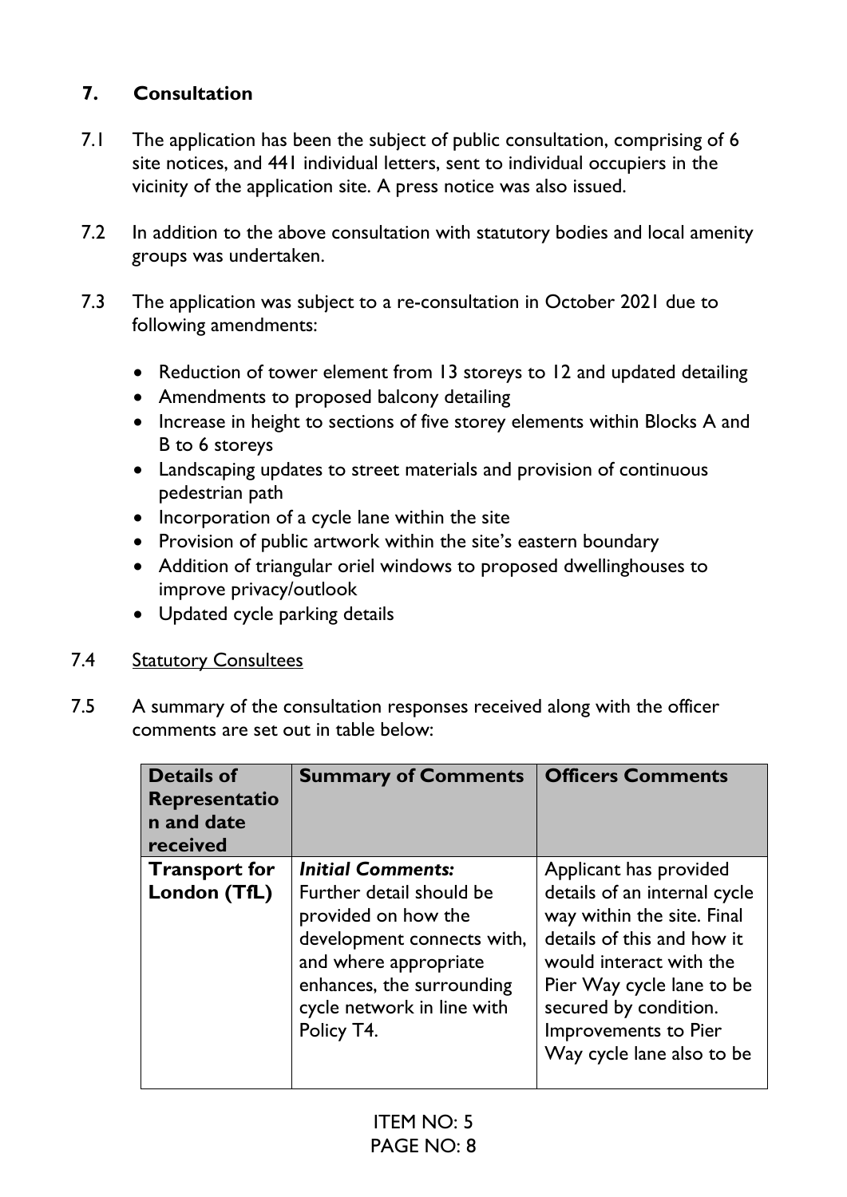## 7. Consultation

7.1 The application has been the subject of public consultation, comprising of 6 site notices, and 441 individual letters, sent to individual occupiers in the vicinity of the application site. A press notice was also issued.

7.2 In addition to the above consultation with statutory bodies and local amenity groups was undertaken.

7.3 The application was subject to a re-consultation in October 2021 due to following amendments:

- Reduction of tower element from 13 storeys to 12 and updated detailing
- Amendments to proposed balcony detailing
- Increase in height to sections of five storey elements within Blocks A and B to 6 storeys
- Landscaping updates to street materials and provision of continuous pedestrian path
- Incorporation of a cycle lane within the site
- Provision of public artwork within the site's eastern boundary
- Addition of triangular oriel windows to proposed dwellinghouses to improve privacy/outlook
- Updated cycle parking details

7.4 Statutory Consultees

7.5 A summary of the consultation responses received along with the officer comments are set out in table below:

| Details of Representation and date received | Summary of Comments | Officers Comments |
|---|---|---|
| **Transport for London (TfL)** | ***Initial Comments:*** Further detail should be provided on how the development connects with, and where appropriate enhances, the surrounding cycle network in line with Policy T4. | Applicant has provided details of an internal cycle way within the site. Final details of this and how it would interact with the Pier Way cycle lane to be secured by condition. Improvements to Pier Way cycle lane also to be |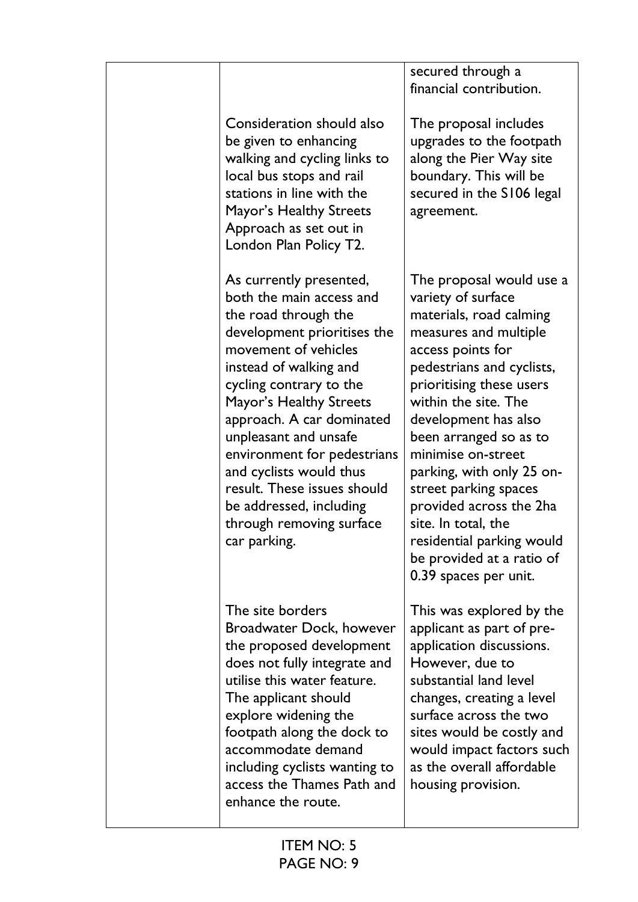| | | |
|---|---|---|
| | | secured through a financial contribution. |
| | Consideration should also be given to enhancing walking and cycling links to local bus stops and rail stations in line with the Mayor's Healthy Streets Approach as set out in London Plan Policy T2. | The proposal includes upgrades to the footpath along the Pier Way site boundary. This will be secured in the S106 legal agreement. |
| | As currently presented, both the main access and the road through the development prioritises the movement of vehicles instead of walking and cycling contrary to the Mayor's Healthy Streets approach. A car dominated unpleasant and unsafe environment for pedestrians and cyclists would thus result. These issues should be addressed, including through removing surface car parking. | The proposal would use a variety of surface materials, road calming measures and multiple access points for pedestrians and cyclists, prioritising these users within the site. The development has also been arranged so as to minimise on-street parking, with only 25 on-street parking spaces provided across the 2ha site. In total, the residential parking would be provided at a ratio of 0.39 spaces per unit. |
| | The site borders Broadwater Dock, however the proposed development does not fully integrate and utilise this water feature. The applicant should explore widening the footpath along the dock to accommodate demand including cyclists wanting to access the Thames Path and enhance the route. | This was explored by the applicant as part of pre-application discussions. However, due to substantial land level changes, creating a level surface across the two sites would be costly and would impact factors such as the overall affordable housing provision. |

ITEM NO: 5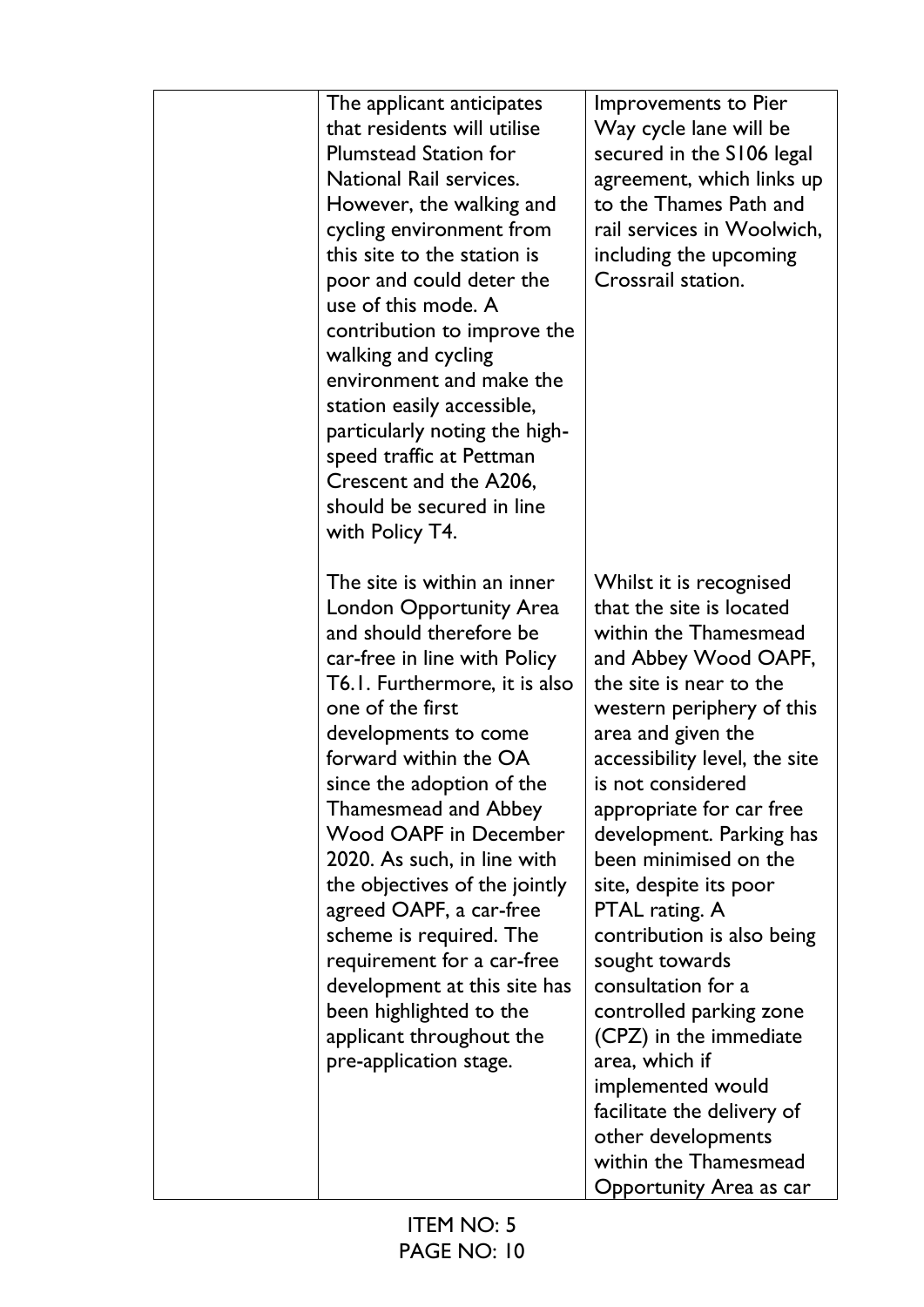| | | |
|---|---|---|
| | The applicant anticipates that residents will utilise Plumstead Station for National Rail services. However, the walking and cycling environment from this site to the station is poor and could deter the use of this mode. A contribution to improve the walking and cycling environment and make the station easily accessible, particularly noting the high-speed traffic at Pettman Crescent and the A206, should be secured in line with Policy T4. | Improvements to Pier Way cycle lane will be secured in the S106 legal agreement, which links up to the Thames Path and rail services in Woolwich, including the upcoming Crossrail station. |
| | The site is within an inner London Opportunity Area and should therefore be car-free in line with Policy T6.1. Furthermore, it is also one of the first developments to come forward within the OA since the adoption of the Thamesmead and Abbey Wood OAPF in December 2020. As such, in line with the objectives of the jointly agreed OAPF, a car-free scheme is required. The requirement for a car-free development at this site has been highlighted to the applicant throughout the pre-application stage. | Whilst it is recognised that the site is located within the Thamesmead and Abbey Wood OAPF, the site is near to the western periphery of this area and given the accessibility level, the site is not considered appropriate for car free development. Parking has been minimised on the site, despite its poor PTAL rating. A contribution is also being sought towards consultation for a controlled parking zone (CPZ) in the immediate area, which if implemented would facilitate the delivery of other developments within the Thamesmead Opportunity Area as car |

ITEM NO: 5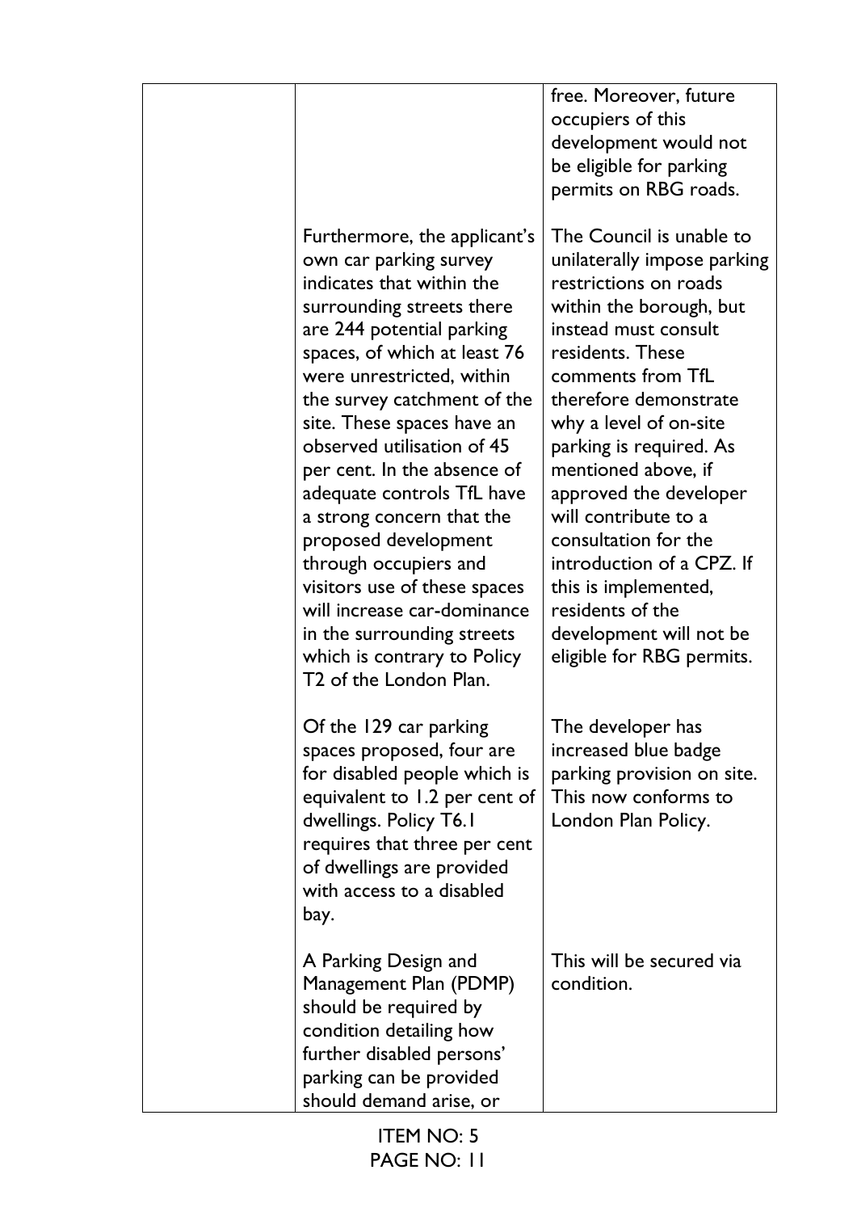| | | |
|---|---|---|
| | | free. Moreover, future occupiers of this development would not be eligible for parking permits on RBG roads. |
| | Furthermore, the applicant's own car parking survey indicates that within the surrounding streets there are 244 potential parking spaces, of which at least 76 were unrestricted, within the survey catchment of the site. These spaces have an observed utilisation of 45 per cent. In the absence of adequate controls TfL have a strong concern that the proposed development through occupiers and visitors use of these spaces will increase car-dominance in the surrounding streets which is contrary to Policy T2 of the London Plan. | The Council is unable to unilaterally impose parking restrictions on roads within the borough, but instead must consult residents. These comments from TfL therefore demonstrate why a level of on-site parking is required. As mentioned above, if approved the developer will contribute to a consultation for the introduction of a CPZ. If this is implemented, residents of the development will not be eligible for RBG permits. |
| | Of the 129 car parking spaces proposed, four are for disabled people which is equivalent to 1.2 per cent of dwellings. Policy T6.1 requires that three per cent of dwellings are provided with access to a disabled bay. | The developer has increased blue badge parking provision on site. This now conforms to London Plan Policy. |
| | A Parking Design and Management Plan (PDMP) should be required by condition detailing how further disabled persons' parking can be provided should demand arise, or | This will be secured via condition. |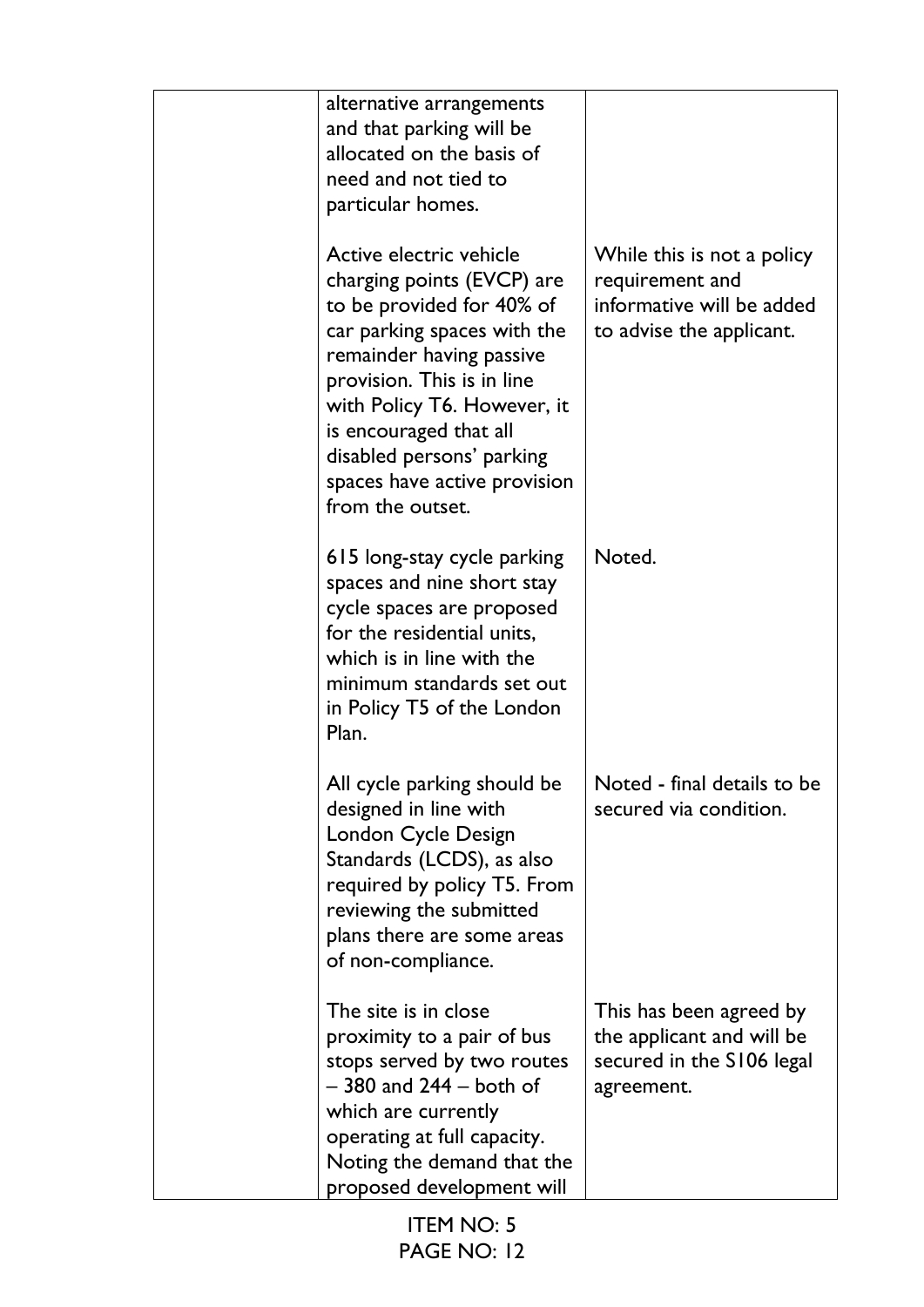| | | |
|---|---|---|
| | alternative arrangements and that parking will be allocated on the basis of need and not tied to particular homes. | |
| | Active electric vehicle charging points (EVCP) are to be provided for 40% of car parking spaces with the remainder having passive provision. This is in line with Policy T6. However, it is encouraged that all disabled persons' parking spaces have active provision from the outset. | While this is not a policy requirement and informative will be added to advise the applicant. |
| | 615 long-stay cycle parking spaces and nine short stay cycle spaces are proposed for the residential units, which is in line with the minimum standards set out in Policy T5 of the London Plan. | Noted. |
| | All cycle parking should be designed in line with London Cycle Design Standards (LCDS), as also required by policy T5. From reviewing the submitted plans there are some areas of non-compliance. | Noted - final details to be secured via condition. |
| | The site is in close proximity to a pair of bus stops served by two routes – 380 and 244 – both of which are currently operating at full capacity. Noting the demand that the proposed development will | This has been agreed by the applicant and will be secured in the S106 legal agreement. |

ITEM NO: 5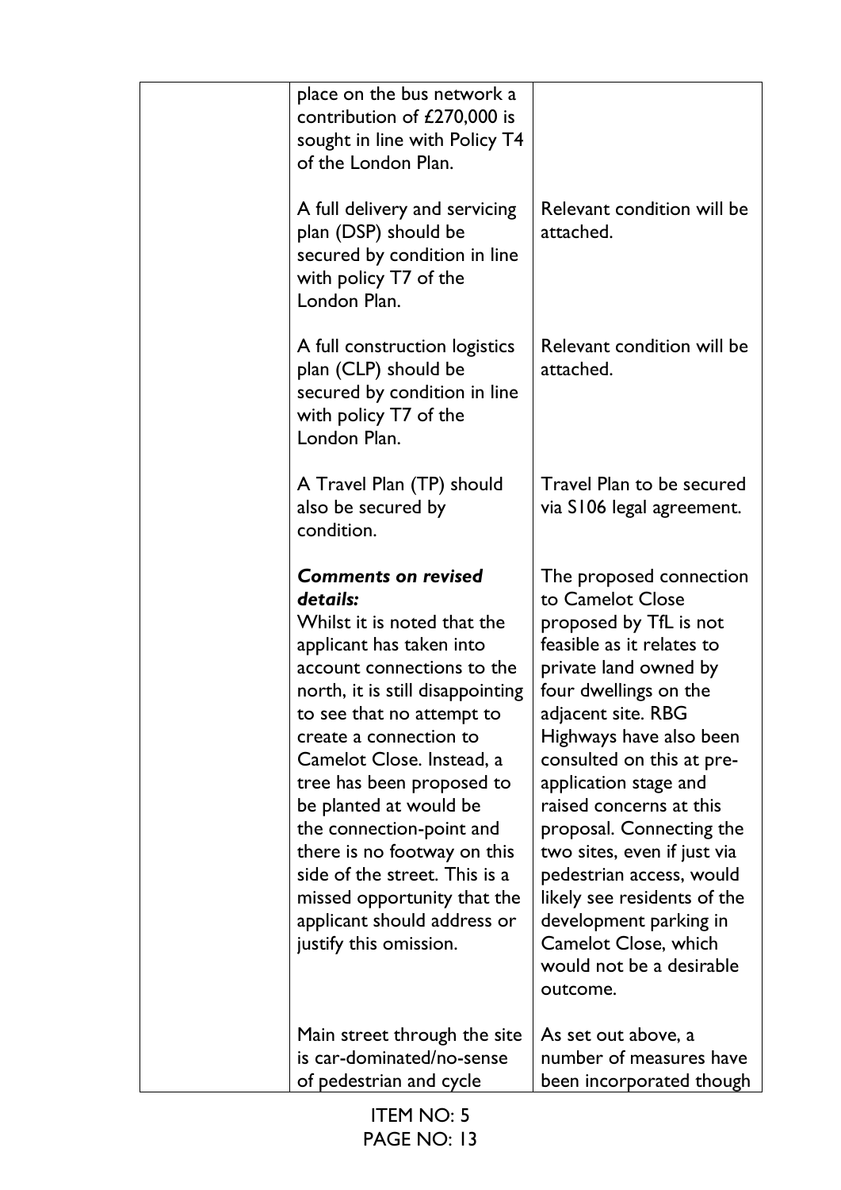| | | |
|---|---|---|
| | place on the bus network a contribution of £270,000 is sought in line with Policy T4 of the London Plan. | |
| | A full delivery and servicing plan (DSP) should be secured by condition in line with policy T7 of the London Plan. | Relevant condition will be attached. |
| | A full construction logistics plan (CLP) should be secured by condition in line with policy T7 of the London Plan. | Relevant condition will be attached. |
| | A Travel Plan (TP) should also be secured by condition. | Travel Plan to be secured via S106 legal agreement. |
| | ***Comments on revised details:*** Whilst it is noted that the applicant has taken into account connections to the north, it is still disappointing to see that no attempt to create a connection to Camelot Close. Instead, a tree has been proposed to be planted at would be the connection-point and there is no footway on this side of the street. This is a missed opportunity that the applicant should address or justify this omission. | The proposed connection to Camelot Close proposed by TfL is not feasible as it relates to private land owned by four dwellings on the adjacent site. RBG Highways have also been consulted on this at pre-application stage and raised concerns at this proposal. Connecting the two sites, even if just via pedestrian access, would likely see residents of the development parking in Camelot Close, which would not be a desirable outcome. |
| | Main street through the site is car-dominated/no-sense of pedestrian and cycle | As set out above, a number of measures have been incorporated though |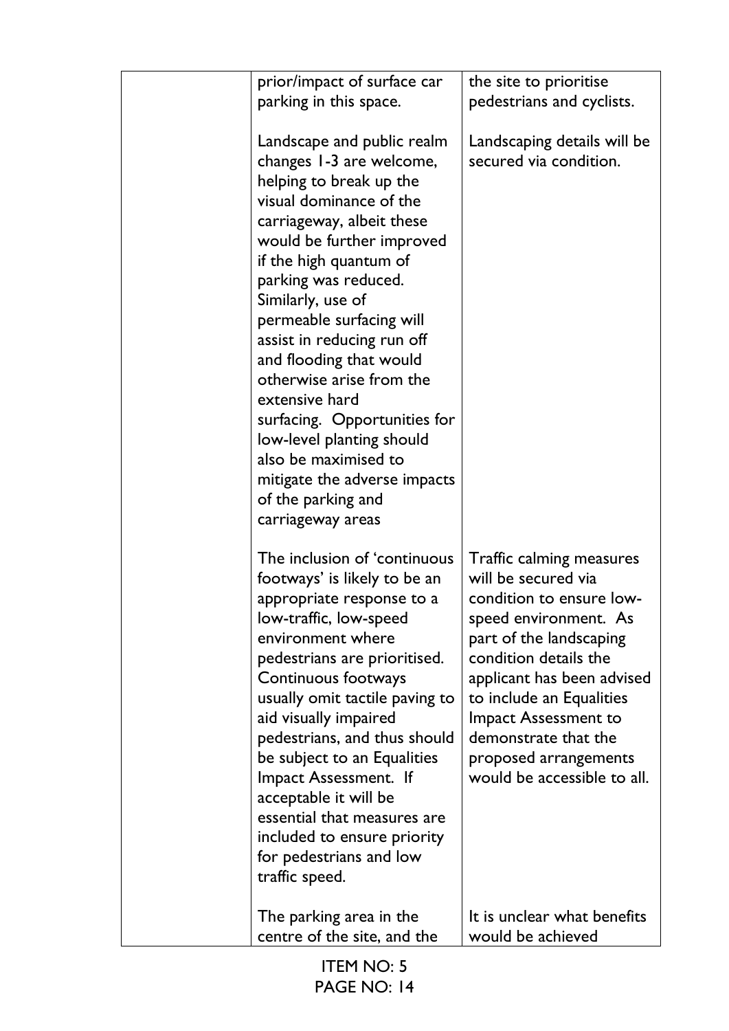| | | |
|---|---|---|
| | prior/impact of surface car parking in this space.<br><br>Landscape and public realm changes 1-3 are welcome, helping to break up the visual dominance of the carriageway, albeit these would be further improved if the high quantum of parking was reduced. Similarly, use of permeable surfacing will assist in reducing run off and flooding that would otherwise arise from the extensive hard surfacing. Opportunities for low-level planting should also be maximised to mitigate the adverse impacts of the parking and carriageway areas | the site to prioritise pedestrians and cyclists.<br><br>Landscaping details will be secured via condition. |
| | The inclusion of 'continuous footways' is likely to be an appropriate response to a low-traffic, low-speed environment where pedestrians are prioritised. Continuous footways usually omit tactile paving to aid visually impaired pedestrians, and thus should be subject to an Equalities Impact Assessment. If acceptable it will be essential that measures are included to ensure priority for pedestrians and low traffic speed. | Traffic calming measures will be secured via condition to ensure low-speed environment. As part of the landscaping condition details the applicant has been advised to include an Equalities Impact Assessment to demonstrate that the proposed arrangements would be accessible to all. |
| | The parking area in the centre of the site, and the | It is unclear what benefits would be achieved |

ITEM NO: 5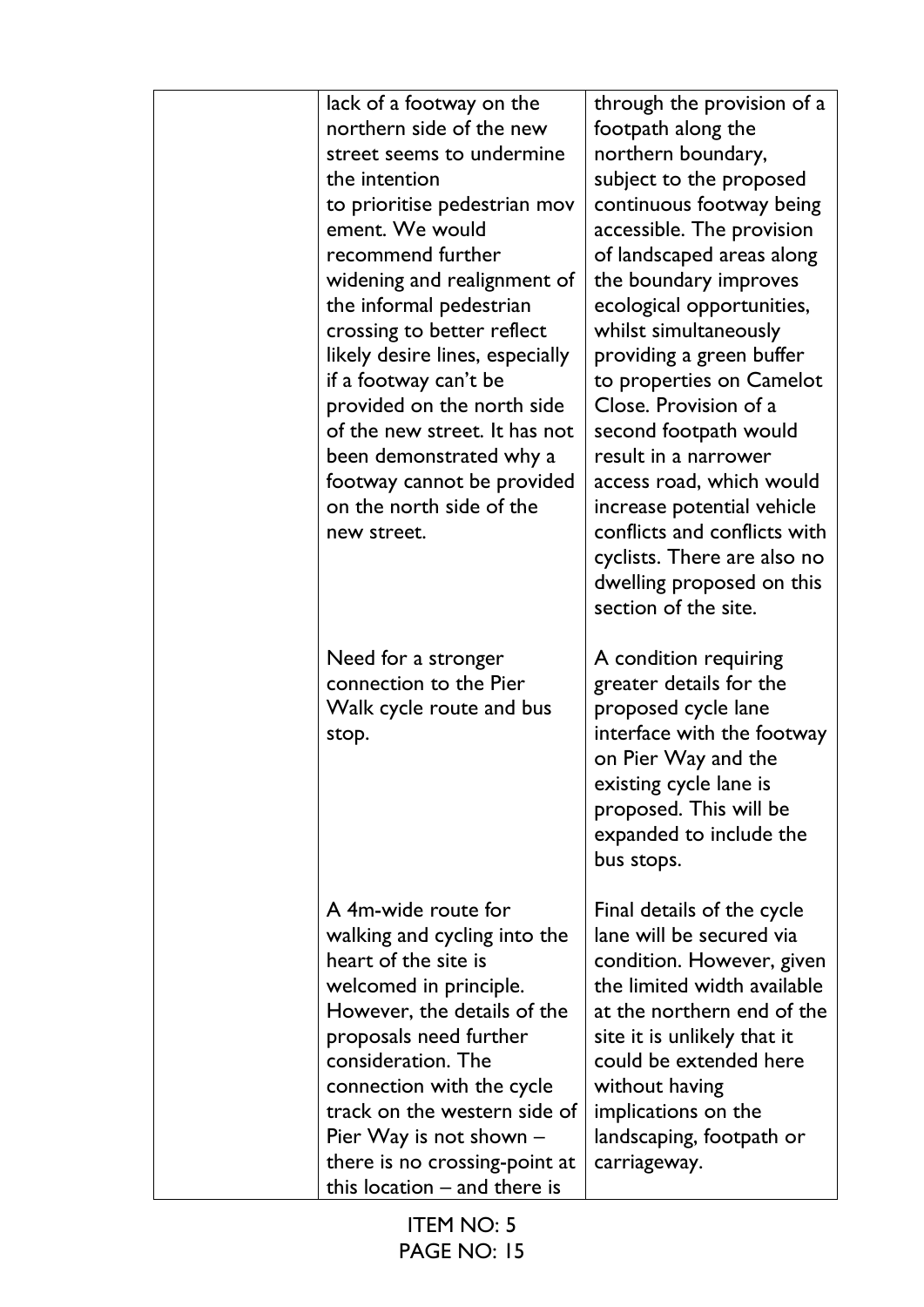| | | |
|---|---|---|
| | lack of a footway on the northern side of the new street seems to undermine the intention to prioritise pedestrian movement. We would recommend further widening and realignment of the informal pedestrian crossing to better reflect likely desire lines, especially if a footway can't be provided on the north side of the new street. It has not been demonstrated why a footway cannot be provided on the north side of the new street. | through the provision of a footpath along the northern boundary, subject to the proposed continuous footway being accessible. The provision of landscaped areas along the boundary improves ecological opportunities, whilst simultaneously providing a green buffer to properties on Camelot Close. Provision of a second footpath would result in a narrower access road, which would increase potential vehicle conflicts and conflicts with cyclists. There are also no dwelling proposed on this section of the site. |
| | Need for a stronger connection to the Pier Walk cycle route and bus stop. | A condition requiring greater details for the proposed cycle lane interface with the footway on Pier Way and the existing cycle lane is proposed. This will be expanded to include the bus stops. |
| | A 4m-wide route for walking and cycling into the heart of the site is welcomed in principle. However, the details of the proposals need further consideration. The connection with the cycle track on the western side of Pier Way is not shown – there is no crossing-point at this location – and there is | Final details of the cycle lane will be secured via condition. However, given the limited width available at the northern end of the site it is unlikely that it could be extended here without having implications on the landscaping, footpath or carriageway. |

ITEM NO: 5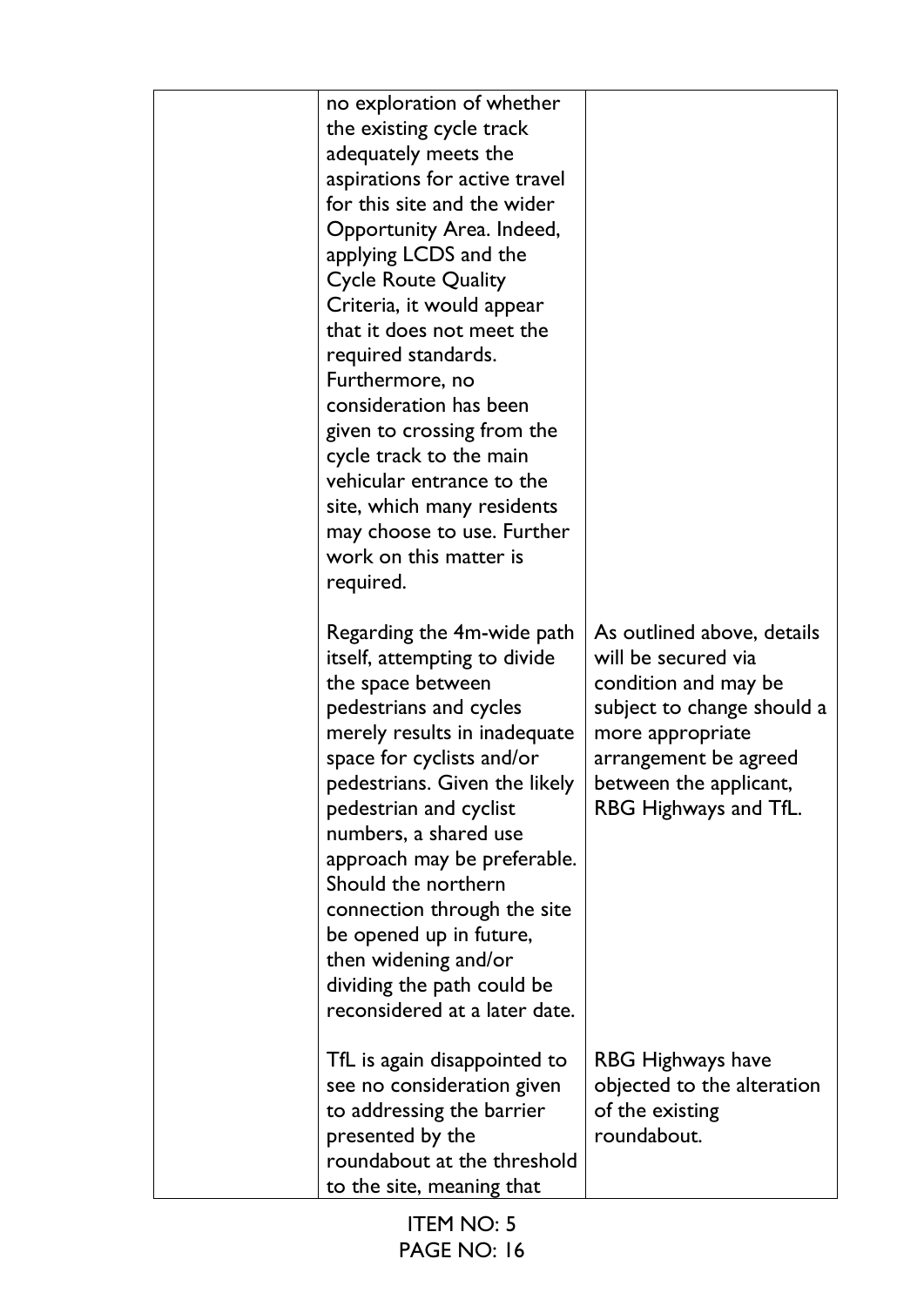| | | |
|---|---|---|
| | no exploration of whether the existing cycle track adequately meets the aspirations for active travel for this site and the wider Opportunity Area. Indeed, applying LCDS and the Cycle Route Quality Criteria, it would appear that it does not meet the required standards. Furthermore, no consideration has been given to crossing from the cycle track to the main vehicular entrance to the site, which many residents may choose to use. Further work on this matter is required. | |
| | Regarding the 4m-wide path itself, attempting to divide the space between pedestrians and cycles merely results in inadequate space for cyclists and/or pedestrians. Given the likely pedestrian and cyclist numbers, a shared use approach may be preferable. Should the northern connection through the site be opened up in future, then widening and/or dividing the path could be reconsidered at a later date. | As outlined above, details will be secured via condition and may be subject to change should a more appropriate arrangement be agreed between the applicant, RBG Highways and TfL. |
| | TfL is again disappointed to see no consideration given to addressing the barrier presented by the roundabout at the threshold to the site, meaning that | RBG Highways have objected to the alteration of the existing roundabout. |

ITEM NO: 5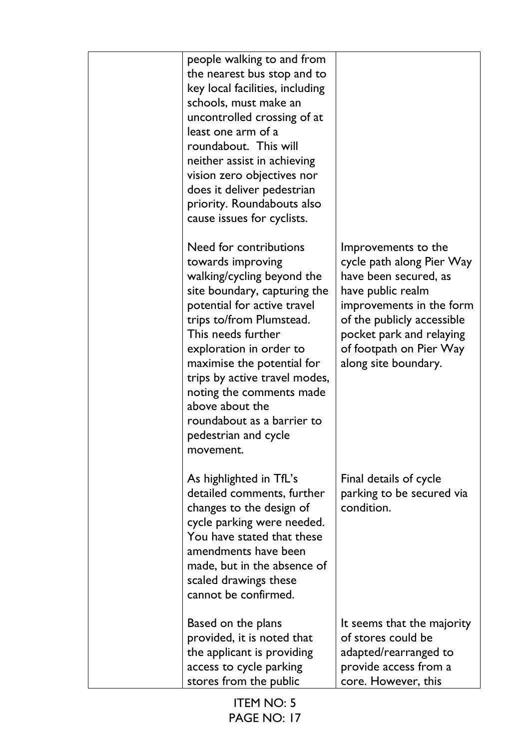| | | |
|---|---|---|
| | people walking to and from the nearest bus stop and to key local facilities, including schools, must make an uncontrolled crossing of at least one arm of a roundabout. This will neither assist in achieving vision zero objectives nor does it deliver pedestrian priority. Roundabouts also cause issues for cyclists. | |
| | Need for contributions towards improving walking/cycling beyond the site boundary, capturing the potential for active travel trips to/from Plumstead. This needs further exploration in order to maximise the potential for trips by active travel modes, noting the comments made above about the roundabout as a barrier to pedestrian and cycle movement. | Improvements to the cycle path along Pier Way have been secured, as have public realm improvements in the form of the publicly accessible pocket park and relaying of footpath on Pier Way along site boundary. |
| | As highlighted in TfL's detailed comments, further changes to the design of cycle parking were needed. You have stated that these amendments have been made, but in the absence of scaled drawings these cannot be confirmed. | Final details of cycle parking to be secured via condition. |
| | Based on the plans provided, it is noted that the applicant is providing access to cycle parking stores from the public | It seems that the majority of stores could be adapted/rearranged to provide access from a core. However, this |

ITEM NO: 5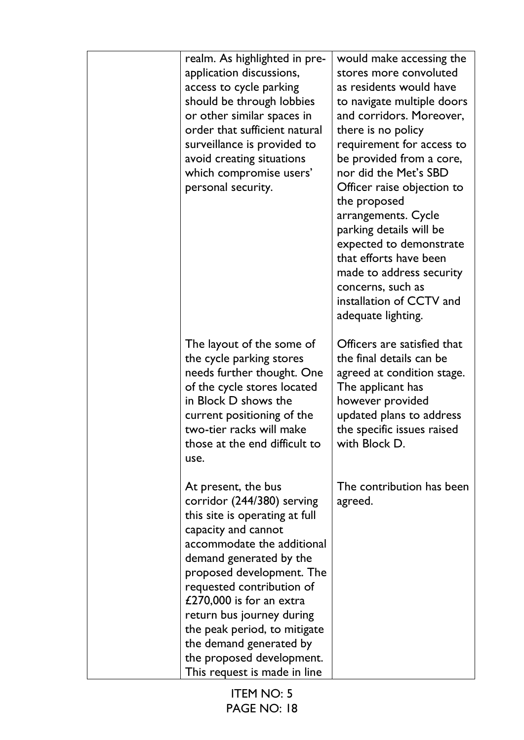| | | |
|---|---|---|
| | realm. As highlighted in pre-application discussions, access to cycle parking should be through lobbies or other similar spaces in order that sufficient natural surveillance is provided to avoid creating situations which compromise users' personal security. | would make accessing the stores more convoluted as residents would have to navigate multiple doors and corridors. Moreover, there is no policy requirement for access to be provided from a core, nor did the Met's SBD Officer raise objection to the proposed arrangements. Cycle parking details will be expected to demonstrate that efforts have been made to address security concerns, such as installation of CCTV and adequate lighting. |
| | The layout of the some of the cycle parking stores needs further thought. One of the cycle stores located in Block D shows the current positioning of the two-tier racks will make those at the end difficult to use. | Officers are satisfied that the final details can be agreed at condition stage. The applicant has however provided updated plans to address the specific issues raised with Block D. |
| | At present, the bus corridor (244/380) serving this site is operating at full capacity and cannot accommodate the additional demand generated by the proposed development. The requested contribution of £270,000 is for an extra return bus journey during the peak period, to mitigate the demand generated by the proposed development. This request is made in line | The contribution has been agreed. |

ITEM NO: 5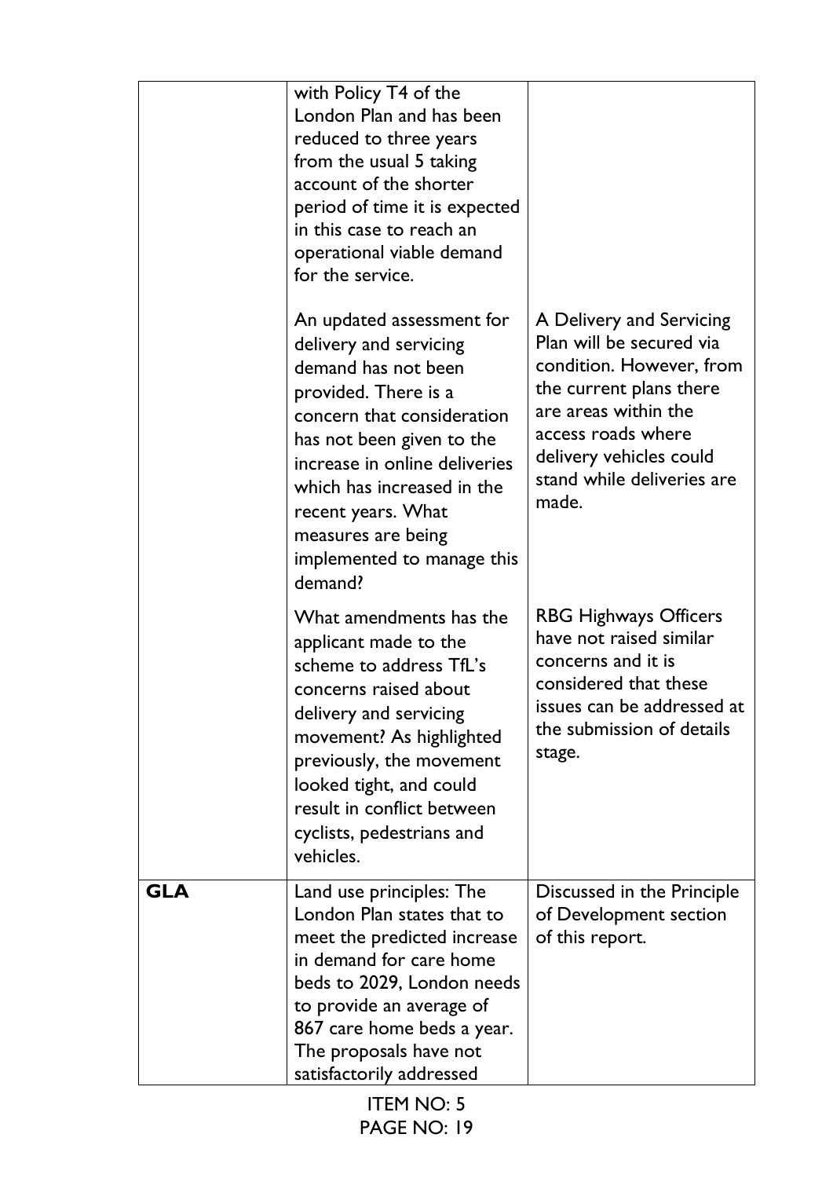| | | |
|---|---|---|
| | with Policy T4 of the London Plan and has been reduced to three years from the usual 5 taking account of the shorter period of time it is expected in this case to reach an operational viable demand for the service. | |
| | An updated assessment for delivery and servicing demand has not been provided. There is a concern that consideration has not been given to the increase in online deliveries which has increased in the recent years. What measures are being implemented to manage this demand? | A Delivery and Servicing Plan will be secured via condition. However, from the current plans there are areas within the access roads where delivery vehicles could stand while deliveries are made. |
| | What amendments has the applicant made to the scheme to address TfL's concerns raised about delivery and servicing movement? As highlighted previously, the movement looked tight, and could result in conflict between cyclists, pedestrians and vehicles. | RBG Highways Officers have not raised similar concerns and it is considered that these issues can be addressed at the submission of details stage. |
| **GLA** | Land use principles: The London Plan states that to meet the predicted increase in demand for care home beds to 2029, London needs to provide an average of 867 care home beds a year. The proposals have not satisfactorily addressed | Discussed in the Principle of Development section of this report. |

ITEM NO: 5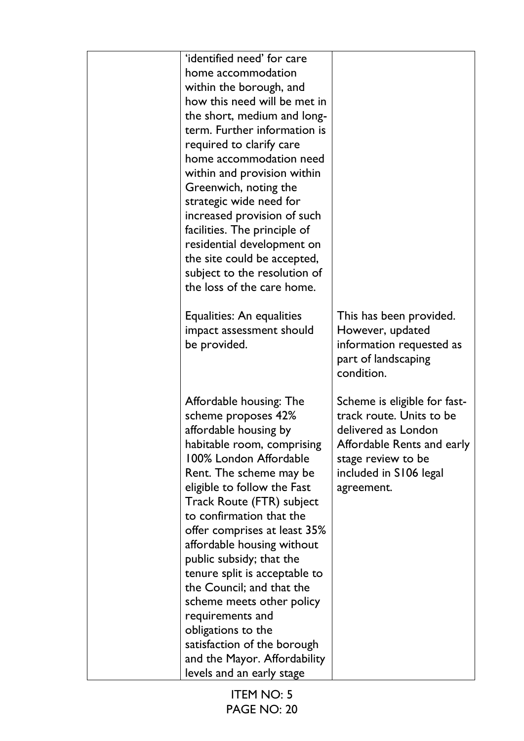| | | |
|---|---|---|
| | 'identified need' for care home accommodation within the borough, and how this need will be met in the short, medium and long-term. Further information is required to clarify care home accommodation need within and provision within Greenwich, noting the strategic wide need for increased provision of such facilities. The principle of residential development on the site could be accepted, subject to the resolution of the loss of the care home. | |
| | Equalities: An equalities impact assessment should be provided. | This has been provided. However, updated information requested as part of landscaping condition. |
| | Affordable housing: The scheme proposes 42% affordable housing by habitable room, comprising 100% London Affordable Rent. The scheme may be eligible to follow the Fast Track Route (FTR) subject to confirmation that the offer comprises at least 35% affordable housing without public subsidy; that the tenure split is acceptable to the Council; and that the scheme meets other policy requirements and obligations to the satisfaction of the borough and the Mayor. Affordability levels and an early stage | Scheme is eligible for fast-track route. Units to be delivered as London Affordable Rents and early stage review to be included in S106 legal agreement. |

ITEM NO: 5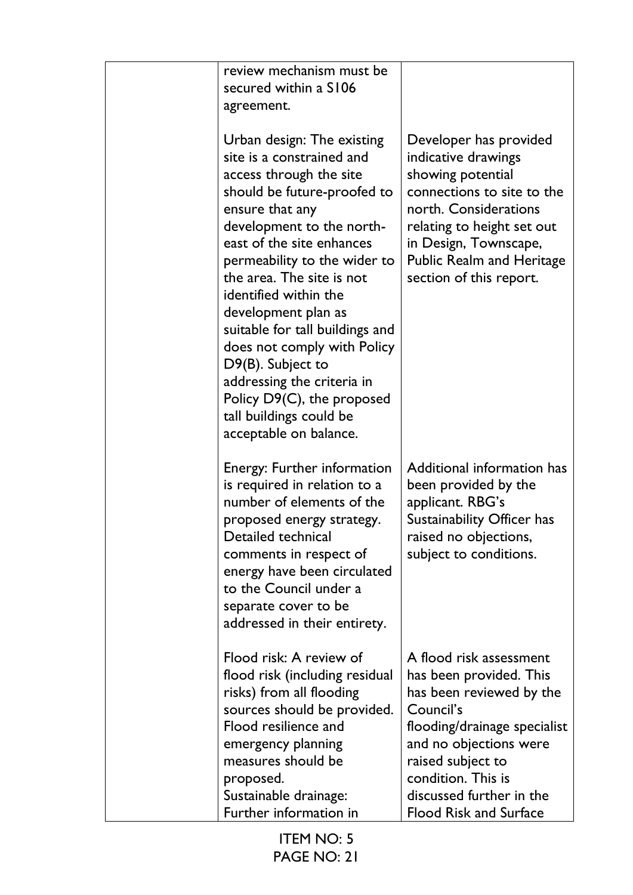| | | |
|---|---|---|
| | review mechanism must be secured within a S106 agreement.<br><br>Urban design: The existing site is a constrained and access through the site should be future-proofed to ensure that any development to the north-east of the site enhances permeability to the wider to the area. The site is not identified within the development plan as suitable for tall buildings and does not comply with Policy D9(B). Subject to addressing the criteria in Policy D9(C), the proposed tall buildings could be acceptable on balance. | <br><br><br><br>Developer has provided indicative drawings showing potential connections to site to the north. Considerations relating to height set out in Design, Townscape, Public Realm and Heritage section of this report. |
| | Energy: Further information is required in relation to a number of elements of the proposed energy strategy. Detailed technical comments in respect of energy have been circulated to the Council under a separate cover to be addressed in their entirety. | Additional information has been provided by the applicant. RBG's Sustainability Officer has raised no objections, subject to conditions. |
| | Flood risk: A review of flood risk (including residual risks) from all flooding sources should be provided. Flood resilience and emergency planning measures should be proposed.<br>Sustainable drainage: Further information in | A flood risk assessment has been provided. This has been reviewed by the Council's flooding/drainage specialist and no objections were raised subject to condition. This is discussed further in the Flood Risk and Surface |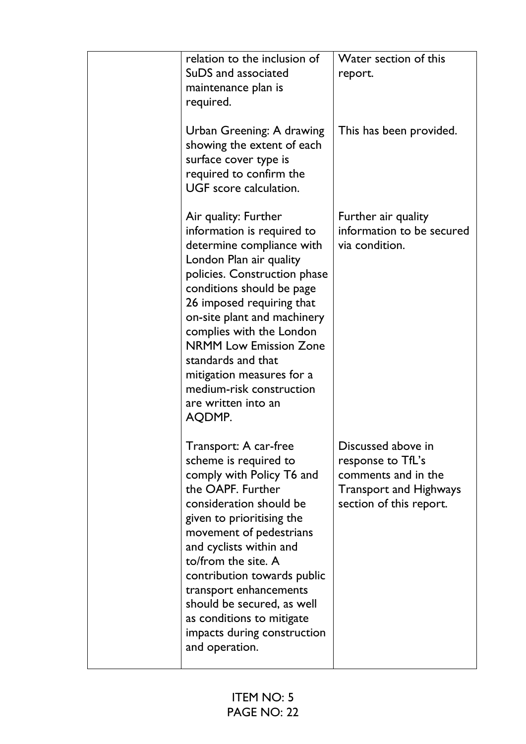| | | |
|---|---|---|
| | relation to the inclusion of SuDS and associated maintenance plan is required. | Water section of this report. |
| | Urban Greening: A drawing showing the extent of each surface cover type is required to confirm the UGF score calculation. | This has been provided. |
| | Air quality: Further information is required to determine compliance with London Plan air quality policies. Construction phase conditions should be page 26 imposed requiring that on-site plant and machinery complies with the London NRMM Low Emission Zone standards and that mitigation measures for a medium-risk construction are written into an AQDMP. | Further air quality information to be secured via condition. |
| | Transport: A car-free scheme is required to comply with Policy T6 and the OAPF. Further consideration should be given to prioritising the movement of pedestrians and cyclists within and to/from the site. A contribution towards public transport enhancements should be secured, as well as conditions to mitigate impacts during construction and operation. | Discussed above in response to TfL's comments and in the Transport and Highways section of this report. |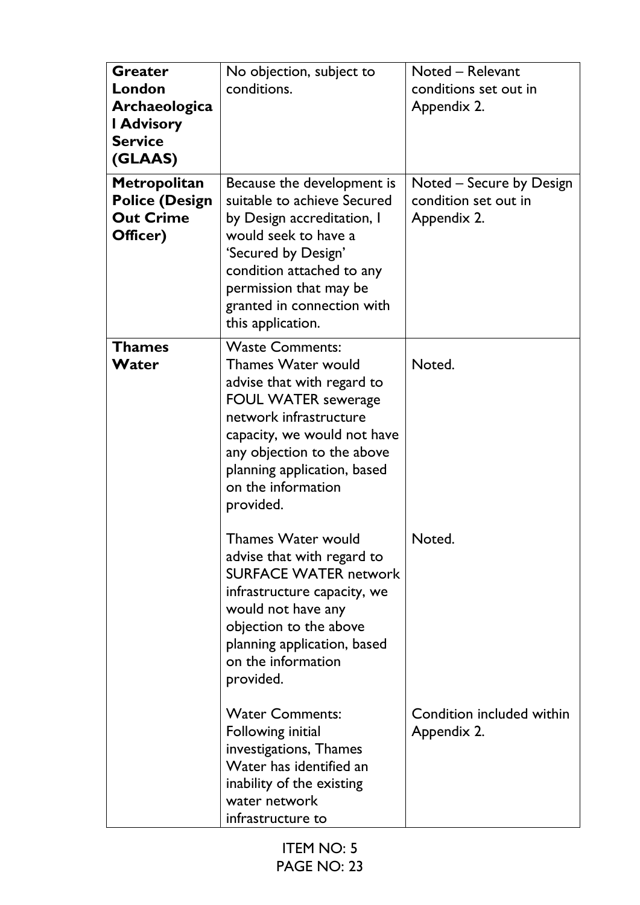| | | |
|---|---|---|
| **Greater London Archaeological Advisory Service (GLAAS)** | No objection, subject to conditions. | Noted – Relevant conditions set out in Appendix 2. |
| **Metropolitan Police (Design Out Crime Officer)** | Because the development is suitable to achieve Secured by Design accreditation, I would seek to have a 'Secured by Design' condition attached to any permission that may be granted in connection with this application. | Noted – Secure by Design condition set out in Appendix 2. |
| **Thames Water** | Waste Comments:<br>Thames Water would advise that with regard to FOUL WATER sewerage network infrastructure capacity, we would not have any objection to the above planning application, based on the information provided. | Noted. |
| | Thames Water would advise that with regard to SURFACE WATER network infrastructure capacity, we would not have any objection to the above planning application, based on the information provided. | Noted. |
| | Water Comments:<br>Following initial investigations, Thames Water has identified an inability of the existing water network infrastructure to | Condition included within Appendix 2. |

ITEM NO: 5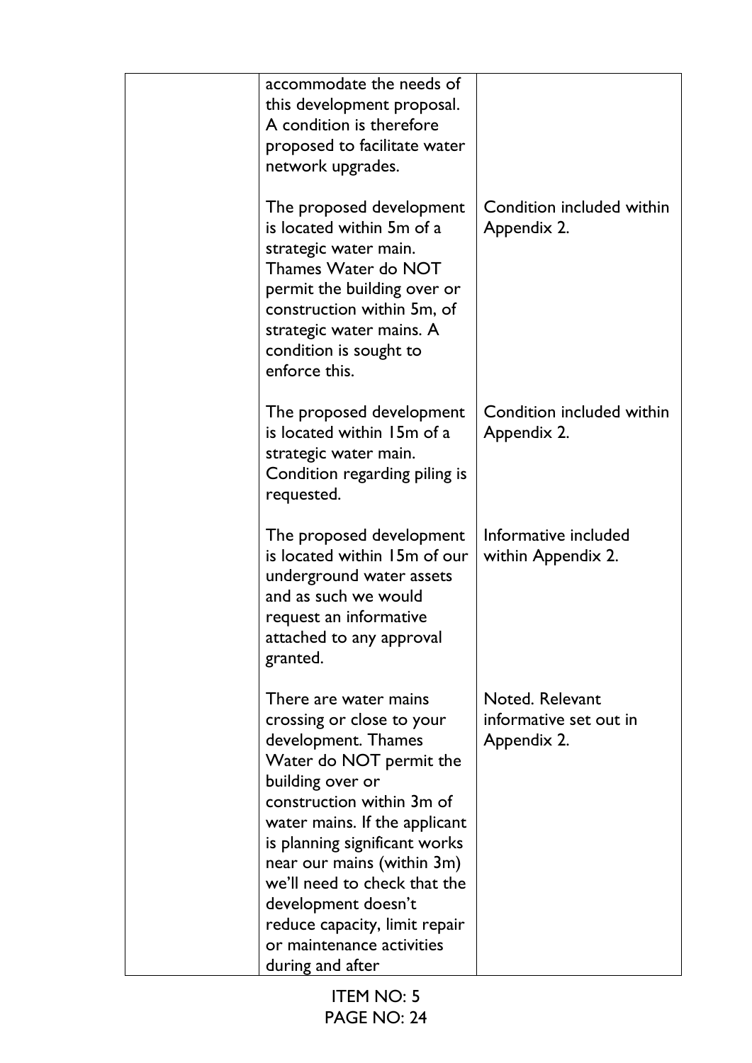| | | |
|---|---|---|
| | accommodate the needs of this development proposal. A condition is therefore proposed to facilitate water network upgrades. | |
| | The proposed development is located within 5m of a strategic water main. Thames Water do NOT permit the building over or construction within 5m, of strategic water mains. A condition is sought to enforce this. | Condition included within Appendix 2. |
| | The proposed development is located within 15m of a strategic water main. Condition regarding piling is requested. | Condition included within Appendix 2. |
| | The proposed development is located within 15m of our underground water assets and as such we would request an informative attached to any approval granted. | Informative included within Appendix 2. |
| | There are water mains crossing or close to your development. Thames Water do NOT permit the building over or construction within 3m of water mains. If the applicant is planning significant works near our mains (within 3m) we'll need to check that the development doesn't reduce capacity, limit repair or maintenance activities during and after | Noted. Relevant informative set out in Appendix 2. |

ITEM NO: 5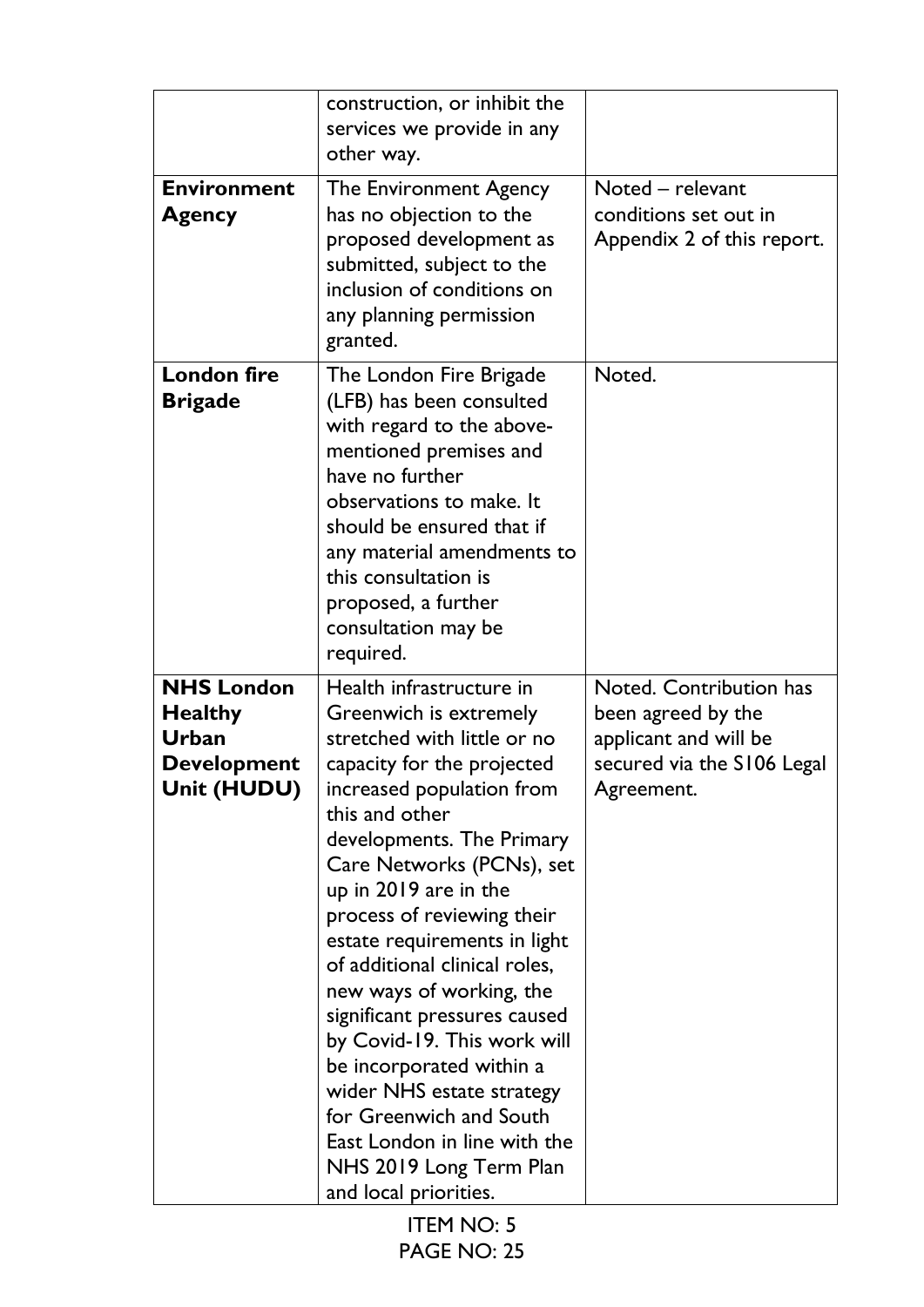| | | |
|---|---|---|
| | construction, or inhibit the services we provide in any other way. | |
| **Environment Agency** | The Environment Agency has no objection to the proposed development as submitted, subject to the inclusion of conditions on any planning permission granted. | Noted – relevant conditions set out in Appendix 2 of this report. |
| **London fire Brigade** | The London Fire Brigade (LFB) has been consulted with regard to the above-mentioned premises and have no further observations to make. It should be ensured that if any material amendments to this consultation is proposed, a further consultation may be required. | Noted. |
| **NHS London Healthy Urban Development Unit (HUDU)** | Health infrastructure in Greenwich is extremely stretched with little or no capacity for the projected increased population from this and other developments. The Primary Care Networks (PCNs), set up in 2019 are in the process of reviewing their estate requirements in light of additional clinical roles, new ways of working, the significant pressures caused by Covid-19. This work will be incorporated within a wider NHS estate strategy for Greenwich and South East London in line with the NHS 2019 Long Term Plan and local priorities. | Noted. Contribution has been agreed by the applicant and will be secured via the S106 Legal Agreement. |

ITEM NO: 5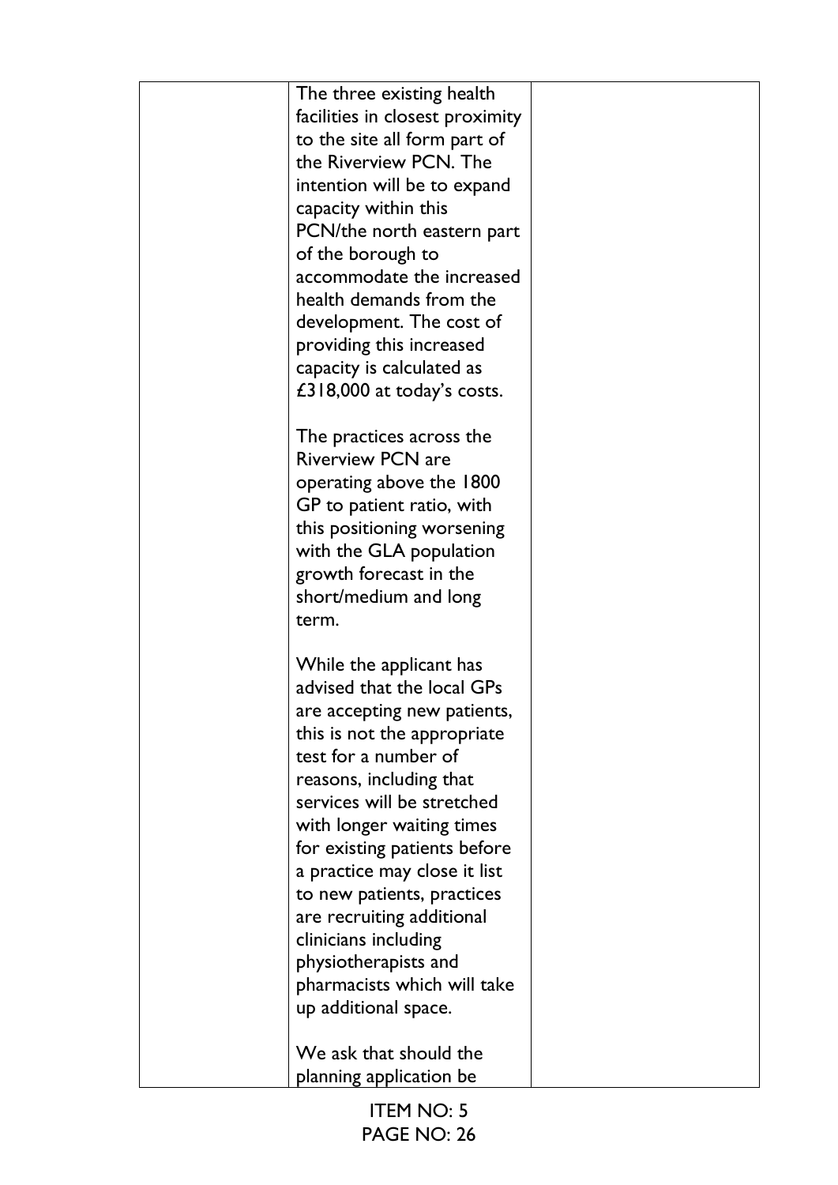| | | |
|---|---|---|
| | The three existing health facilities in closest proximity to the site all form part of the Riverview PCN. The intention will be to expand capacity within this PCN/the north eastern part of the borough to accommodate the increased health demands from the development. The cost of providing this increased capacity is calculated as £318,000 at today's costs.<br><br>The practices across the Riverview PCN are operating above the 1800 GP to patient ratio, with this positioning worsening with the GLA population growth forecast in the short/medium and long term.<br><br>While the applicant has advised that the local GPs are accepting new patients, this is not the appropriate test for a number of reasons, including that services will be stretched with longer waiting times for existing patients before a practice may close it list to new patients, practices are recruiting additional clinicians including physiotherapists and pharmacists which will take up additional space.<br><br>We ask that should the planning application be | |

ITEM NO: 5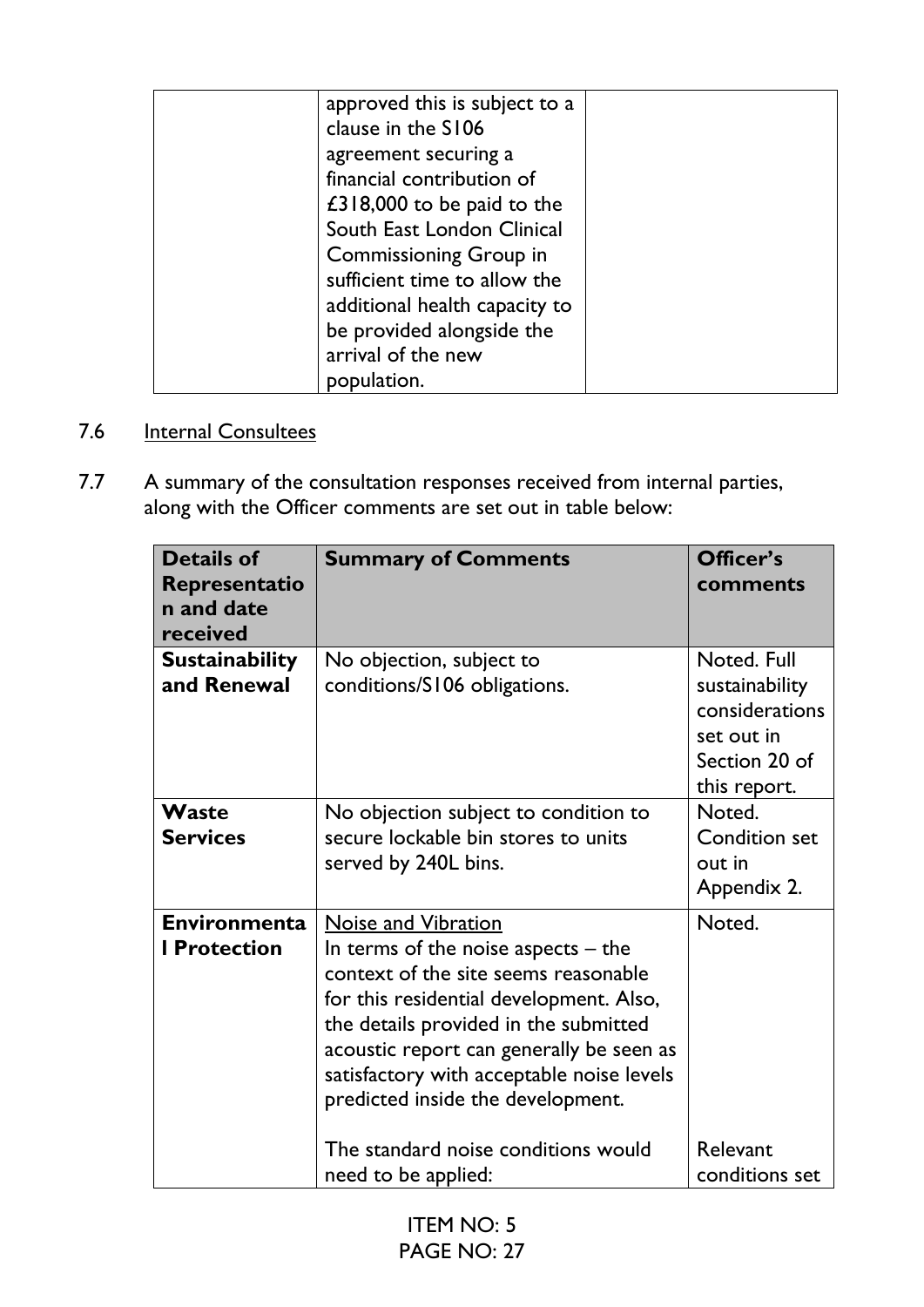| | | |
|---|---|---|
| | approved this is subject to a clause in the S106 agreement securing a financial contribution of £318,000 to be paid to the South East London Clinical Commissioning Group in sufficient time to allow the additional health capacity to be provided alongside the arrival of the new population. | |

7.6 Internal Consultees

7.7 A summary of the consultation responses received from internal parties, along with the Officer comments are set out in table below:

| **Details of Representation and date received** | **Summary of Comments** | **Officer's comments** |
|---|---|---|
| **Sustainability and Renewal** | No objection, subject to conditions/S106 obligations. | Noted. Full sustainability considerations set out in Section 20 of this report. |
| **Waste Services** | No objection subject to condition to secure lockable bin stores to units served by 240L bins. | Noted. Condition set out in Appendix 2. |
| **Environmental Protection** | Noise and Vibration<br>In terms of the noise aspects – the context of the site seems reasonable for this residential development. Also, the details provided in the submitted acoustic report can generally be seen as satisfactory with acceptable noise levels predicted inside the development.<br><br>The standard noise conditions would need to be applied: | Noted.<br><br>Relevant conditions set |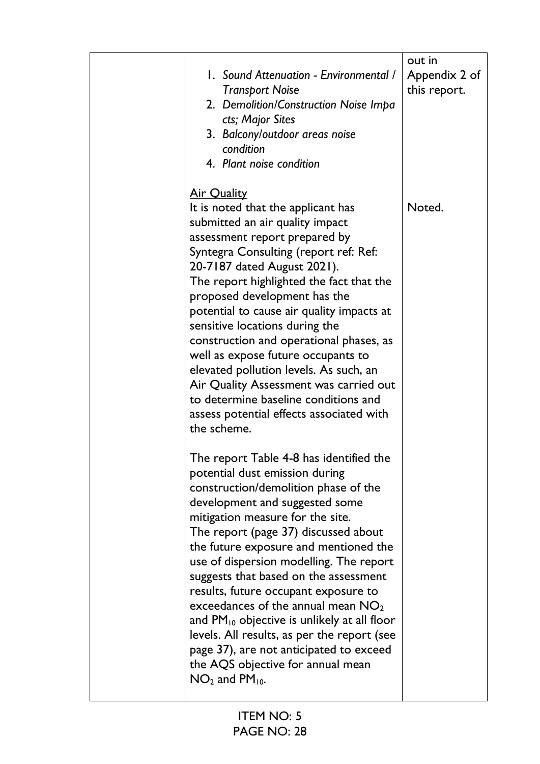| | | |
|---|---|---|
| | 1. *Sound Attenuation - Environmental / Transport Noise*<br>2. *Demolition/Construction Noise Impa cts; Major Sites*<br>3. *Balcony/outdoor areas noise condition*<br>4. *Plant noise condition* | out in Appendix 2 of this report. |
| | <u>Air Quality</u><br>It is noted that the applicant has submitted an air quality impact assessment report prepared by Syntegra Consulting (report ref: Ref: 20-7187 dated August 2021).<br>The report highlighted the fact that the proposed development has the potential to cause air quality impacts at sensitive locations during the construction and operational phases, as well as expose future occupants to elevated pollution levels. As such, an Air Quality Assessment was carried out to determine baseline conditions and assess potential effects associated with the scheme.<br><br>The report Table 4-8 has identified the potential dust emission during construction/demolition phase of the development and suggested some mitigation measure for the site.<br>The report (page 37) discussed about the future exposure and mentioned the use of dispersion modelling. The report suggests that based on the assessment results, future occupant exposure to exceedances of the annual mean $NO_2$ and $PM_{10}$ objective is unlikely at all floor levels. All results, as per the report (see page 37), are not anticipated to exceed the AQS objective for annual mean $NO_2$ and $PM_{10}$. | Noted. |

ITEM NO: 5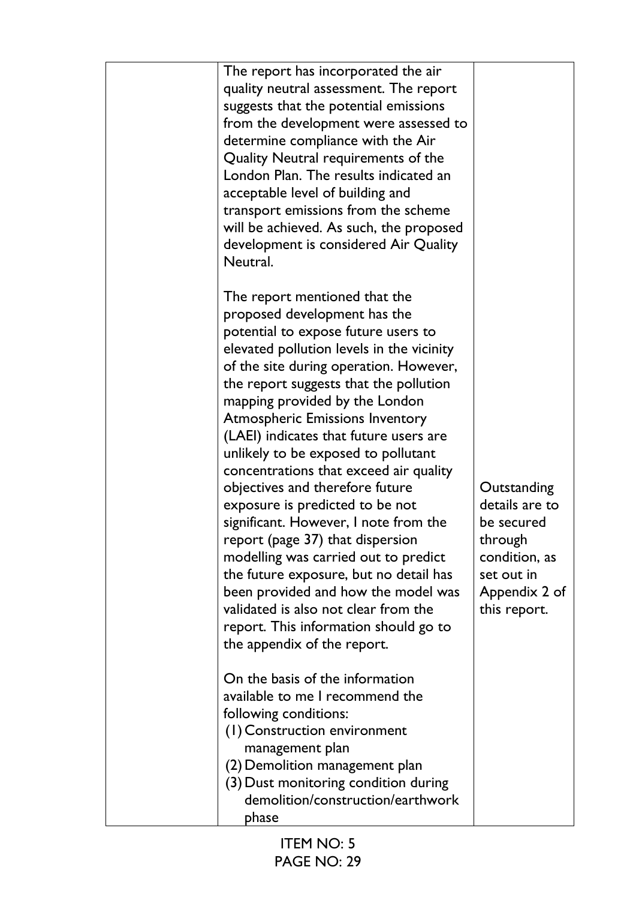| | | |
|---|---|---|
| | The report has incorporated the air quality neutral assessment. The report suggests that the potential emissions from the development were assessed to determine compliance with the Air Quality Neutral requirements of the London Plan. The results indicated an acceptable level of building and transport emissions from the scheme will be achieved. As such, the proposed development is considered Air Quality Neutral.<br><br>The report mentioned that the proposed development has the potential to expose future users to elevated pollution levels in the vicinity of the site during operation. However, the report suggests that the pollution mapping provided by the London Atmospheric Emissions Inventory (LAEI) indicates that future users are unlikely to be exposed to pollutant concentrations that exceed air quality objectives and therefore future exposure is predicted to be not significant. However, I note from the report (page 37) that dispersion modelling was carried out to predict the future exposure, but no detail has been provided and how the model was validated is also not clear from the report. This information should go to the appendix of the report.<br><br>On the basis of the information available to me I recommend the following conditions:<br>(1) Construction environment management plan<br>(2) Demolition management plan<br>(3) Dust monitoring condition during demolition/construction/earthwork phase | Outstanding details are to be secured through condition, as set out in Appendix 2 of this report. |

ITEM NO: 5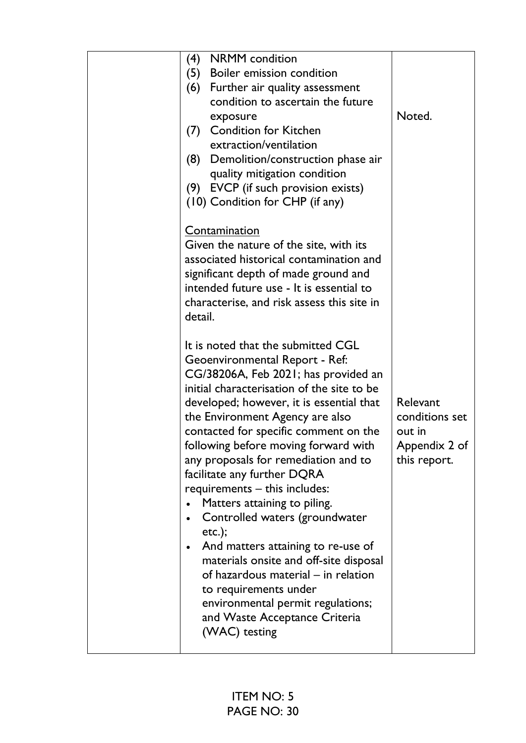| | | |
|---|---|---|
| | (4) NRMM condition<br>(5) Boiler emission condition<br>(6) Further air quality assessment condition to ascertain the future exposure<br>(7) Condition for Kitchen extraction/ventilation<br>(8) Demolition/construction phase air quality mitigation condition<br>(9) EVCP (if such provision exists)<br>(10) Condition for CHP (if any) | Noted. |
| | Contamination<br>Given the nature of the site, with its associated historical contamination and significant depth of made ground and intended future use - It is essential to characterise, and risk assess this site in detail.<br><br>It is noted that the submitted CGL Geoenvironmental Report - Ref: CG/38206A, Feb 2021; has provided an initial characterisation of the site to be developed; however, it is essential that the Environment Agency are also contacted for specific comment on the following before moving forward with any proposals for remediation and to facilitate any further DQRA requirements – this includes:<br>• Matters attaining to piling.<br>• Controlled waters (groundwater etc.);<br>• And matters attaining to re-use of materials onsite and off-site disposal of hazardous material – in relation to requirements under environmental permit regulations; and Waste Acceptance Criteria (WAC) testing | Relevant conditions set out in Appendix 2 of this report. |

ITEM NO: 5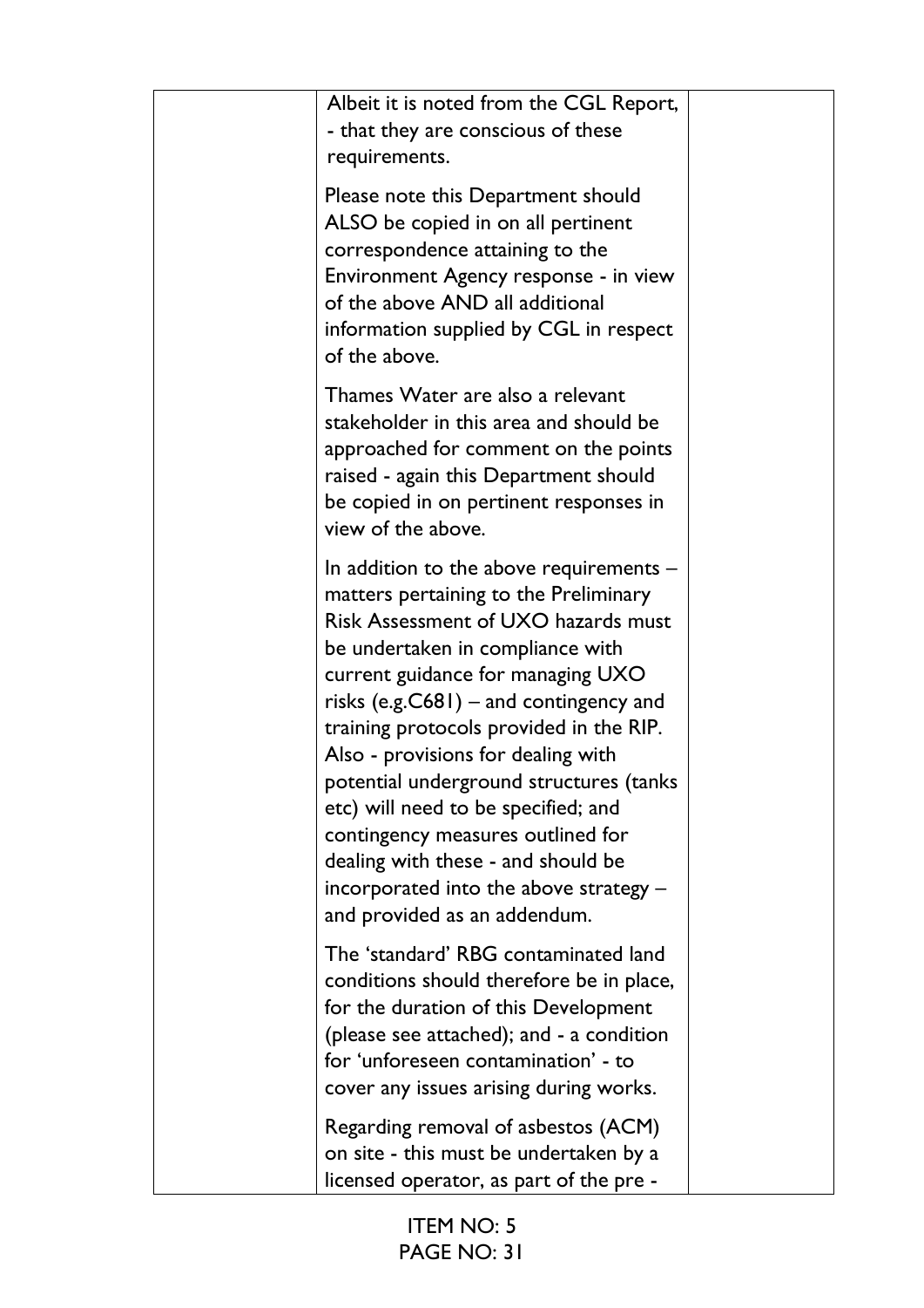| | | |
|---|---|---|
| | Albeit it is noted from the CGL Report, - that they are conscious of these requirements.<br><br>Please note this Department should ALSO be copied in on all pertinent correspondence attaining to the Environment Agency response - in view of the above AND all additional information supplied by CGL in respect of the above.<br><br>Thames Water are also a relevant stakeholder in this area and should be approached for comment on the points raised - again this Department should be copied in on pertinent responses in view of the above.<br><br>In addition to the above requirements – matters pertaining to the Preliminary Risk Assessment of UXO hazards must be undertaken in compliance with current guidance for managing UXO risks (e.g.C681) – and contingency and training protocols provided in the RIP. Also - provisions for dealing with potential underground structures (tanks etc) will need to be specified; and contingency measures outlined for dealing with these - and should be incorporated into the above strategy – and provided as an addendum.<br><br>The 'standard' RBG contaminated land conditions should therefore be in place, for the duration of this Development (please see attached); and - a condition for 'unforeseen contamination' - to cover any issues arising during works.<br><br>Regarding removal of asbestos (ACM) on site - this must be undertaken by a licensed operator, as part of the pre - | |

ITEM NO: 5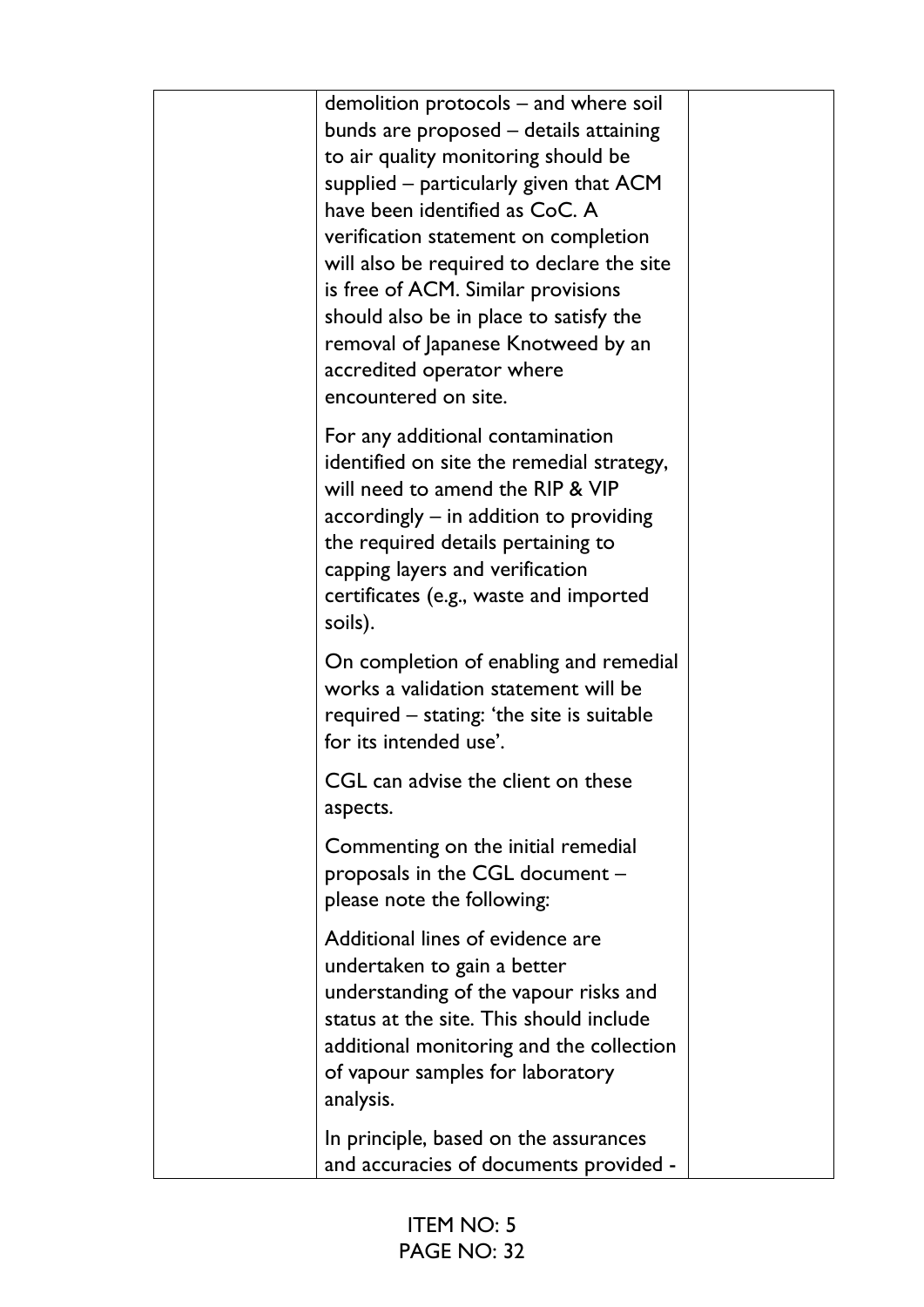| | | |
|---|---|---|
| | demolition protocols – and where soil bunds are proposed – details attaining to air quality monitoring should be supplied – particularly given that ACM have been identified as CoC. A verification statement on completion will also be required to declare the site is free of ACM. Similar provisions should also be in place to satisfy the removal of Japanese Knotweed by an accredited operator where encountered on site.<br><br>For any additional contamination identified on site the remedial strategy, will need to amend the RIP & VIP accordingly – in addition to providing the required details pertaining to capping layers and verification certificates (e.g., waste and imported soils).<br><br>On completion of enabling and remedial works a validation statement will be required – stating: 'the site is suitable for its intended use'.<br><br>CGL can advise the client on these aspects.<br><br>Commenting on the initial remedial proposals in the CGL document – please note the following:<br><br>Additional lines of evidence are undertaken to gain a better understanding of the vapour risks and status at the site. This should include additional monitoring and the collection of vapour samples for laboratory analysis.<br><br>In principle, based on the assurances and accuracies of documents provided - | |

ITEM NO: 5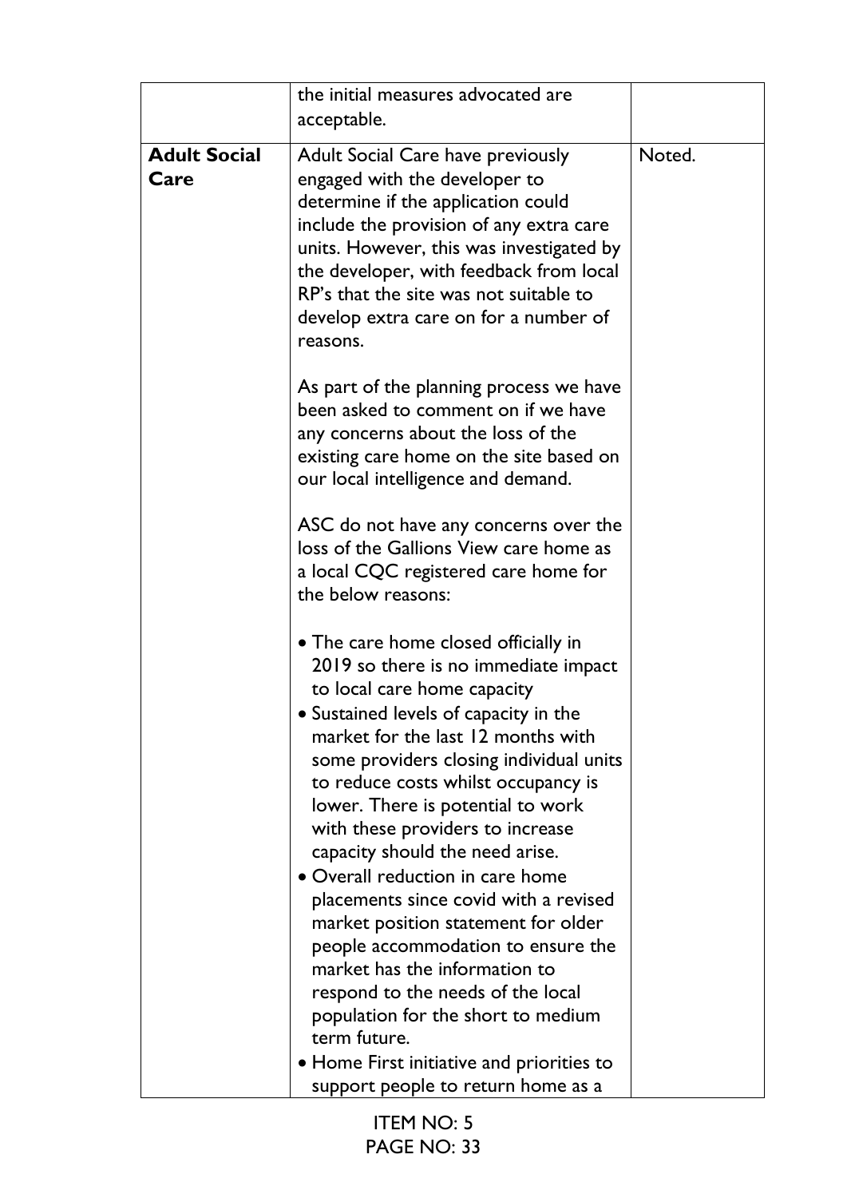| | | |
|---|---|---|
| | the initial measures advocated are acceptable. | |
| **Adult Social Care** | Adult Social Care have previously engaged with the developer to determine if the application could include the provision of any extra care units. However, this was investigated by the developer, with feedback from local RP's that the site was not suitable to develop extra care on for a number of reasons.<br><br>As part of the planning process we have been asked to comment on if we have any concerns about the loss of the existing care home on the site based on our local intelligence and demand.<br><br>ASC do not have any concerns over the loss of the Gallions View care home as a local CQC registered care home for the below reasons:<br><br>• The care home closed officially in 2019 so there is no immediate impact to local care home capacity<br>• Sustained levels of capacity in the market for the last 12 months with some providers closing individual units to reduce costs whilst occupancy is lower. There is potential to work with these providers to increase capacity should the need arise.<br>• Overall reduction in care home placements since covid with a revised market position statement for older people accommodation to ensure the market has the information to respond to the needs of the local population for the short to medium term future.<br>• Home First initiative and priorities to support people to return home as a | Noted. |

ITEM NO: 5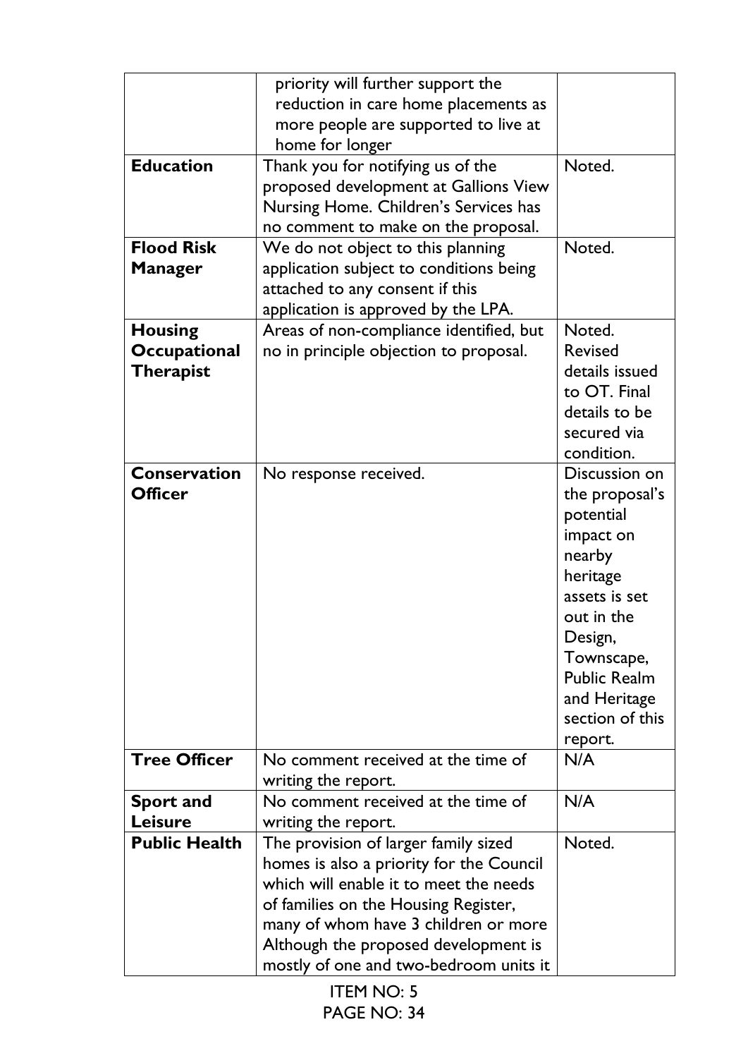| | | |
|---|---|---|
| | priority will further support the reduction in care home placements as more people are supported to live at home for longer | |
| **Education** | Thank you for notifying us of the proposed development at Gallions View Nursing Home. Children's Services has no comment to make on the proposal. | Noted. |
| **Flood Risk Manager** | We do not object to this planning application subject to conditions being attached to any consent if this application is approved by the LPA. | Noted. |
| **Housing Occupational Therapist** | Areas of non-compliance identified, but no in principle objection to proposal. | Noted. Revised details issued to OT. Final details to be secured via condition. |
| **Conservation Officer** | No response received. | Discussion on the proposal's potential impact on nearby heritage assets is set out in the Design, Townscape, Public Realm and Heritage section of this report. |
| **Tree Officer** | No comment received at the time of writing the report. | N/A |
| **Sport and Leisure** | No comment received at the time of writing the report. | N/A |
| **Public Health** | The provision of larger family sized homes is also a priority for the Council which will enable it to meet the needs of families on the Housing Register, many of whom have 3 children or more Although the proposed development is mostly of one and two-bedroom units it | Noted. |

ITEM NO: 5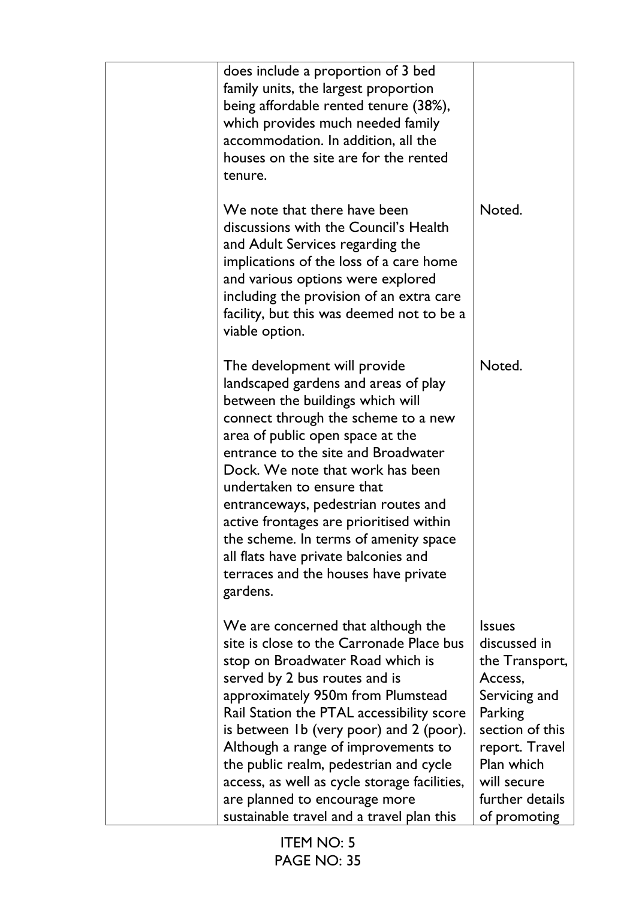| | | |
|---|---|---|
| | does include a proportion of 3 bed family units, the largest proportion being affordable rented tenure (38%), which provides much needed family accommodation. In addition, all the houses on the site are for the rented tenure. | |
| | We note that there have been discussions with the Council's Health and Adult Services regarding the implications of the loss of a care home and various options were explored including the provision of an extra care facility, but this was deemed not to be a viable option. | Noted. |
| | The development will provide landscaped gardens and areas of play between the buildings which will connect through the scheme to a new area of public open space at the entrance to the site and Broadwater Dock. We note that work has been undertaken to ensure that entranceways, pedestrian routes and active frontages are prioritised within the scheme. In terms of amenity space all flats have private balconies and terraces and the houses have private gardens. | Noted. |
| | We are concerned that although the site is close to the Carronade Place bus stop on Broadwater Road which is served by 2 bus routes and is approximately 950m from Plumstead Rail Station the PTAL accessibility score is between 1b (very poor) and 2 (poor). Although a range of improvements to the public realm, pedestrian and cycle access, as well as cycle storage facilities, are planned to encourage more sustainable travel and a travel plan this | Issues discussed in the Transport, Access, Servicing and Parking section of this report. Travel Plan which will secure further details of promoting |

ITEM NO: 5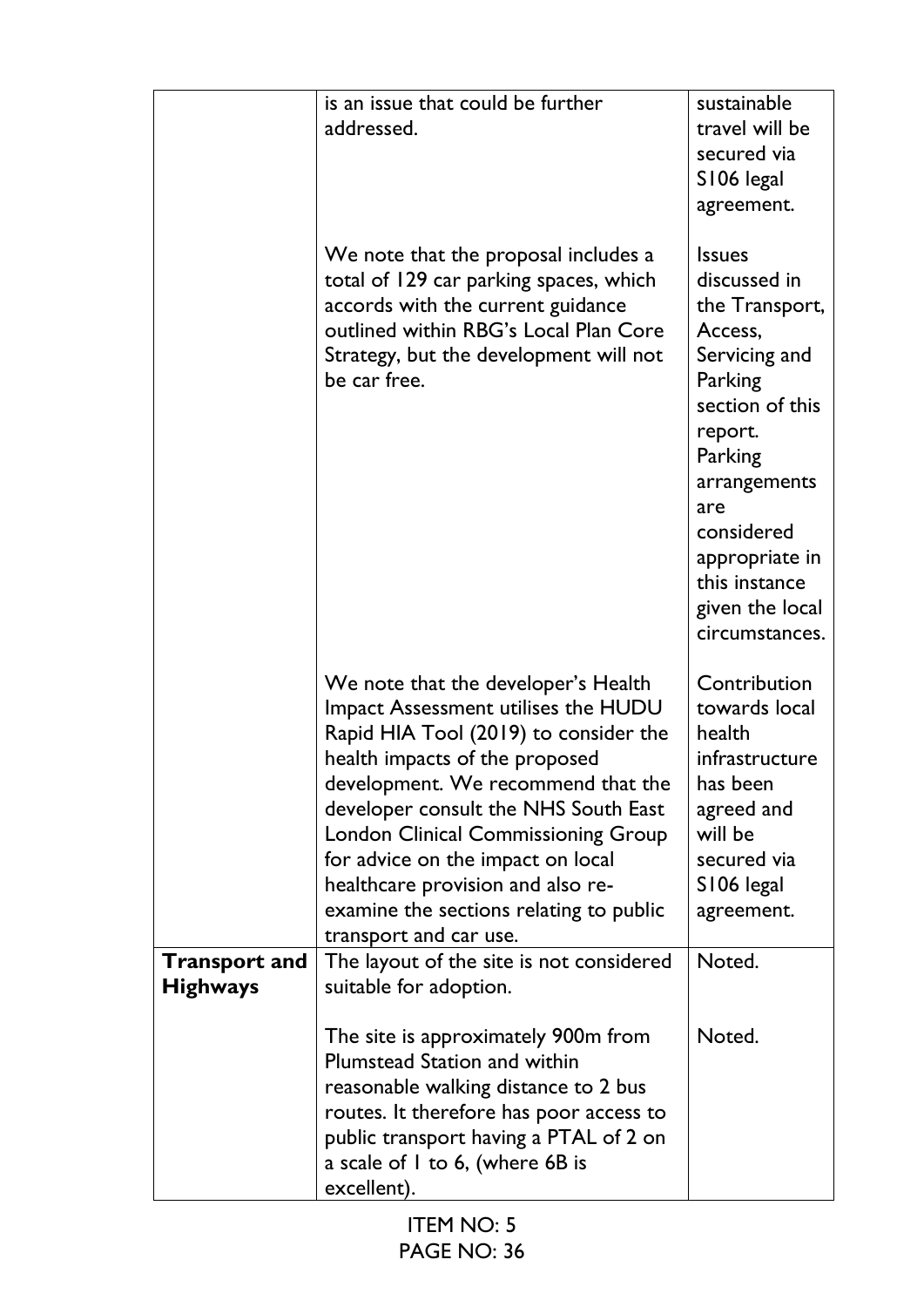| | | |
|---|---|---|
| | is an issue that could be further addressed. | sustainable travel will be secured via S106 legal agreement. |
| | We note that the proposal includes a total of 129 car parking spaces, which accords with the current guidance outlined within RBG's Local Plan Core Strategy, but the development will not be car free. | Issues discussed in the Transport, Access, Servicing and Parking section of this report. Parking arrangements are considered appropriate in this instance given the local circumstances. |
| | We note that the developer's Health Impact Assessment utilises the HUDU Rapid HIA Tool (2019) to consider the health impacts of the proposed development. We recommend that the developer consult the NHS South East London Clinical Commissioning Group for advice on the impact on local healthcare provision and also re-examine the sections relating to public transport and car use. | Contribution towards local health infrastructure has been agreed and will be secured via S106 legal agreement. |
| **Transport and Highways** | The layout of the site is not considered suitable for adoption. | Noted. |
| | The site is approximately 900m from Plumstead Station and within reasonable walking distance to 2 bus routes. It therefore has poor access to public transport having a PTAL of 2 on a scale of 1 to 6, (where 6B is excellent). | Noted. |

ITEM NO: 5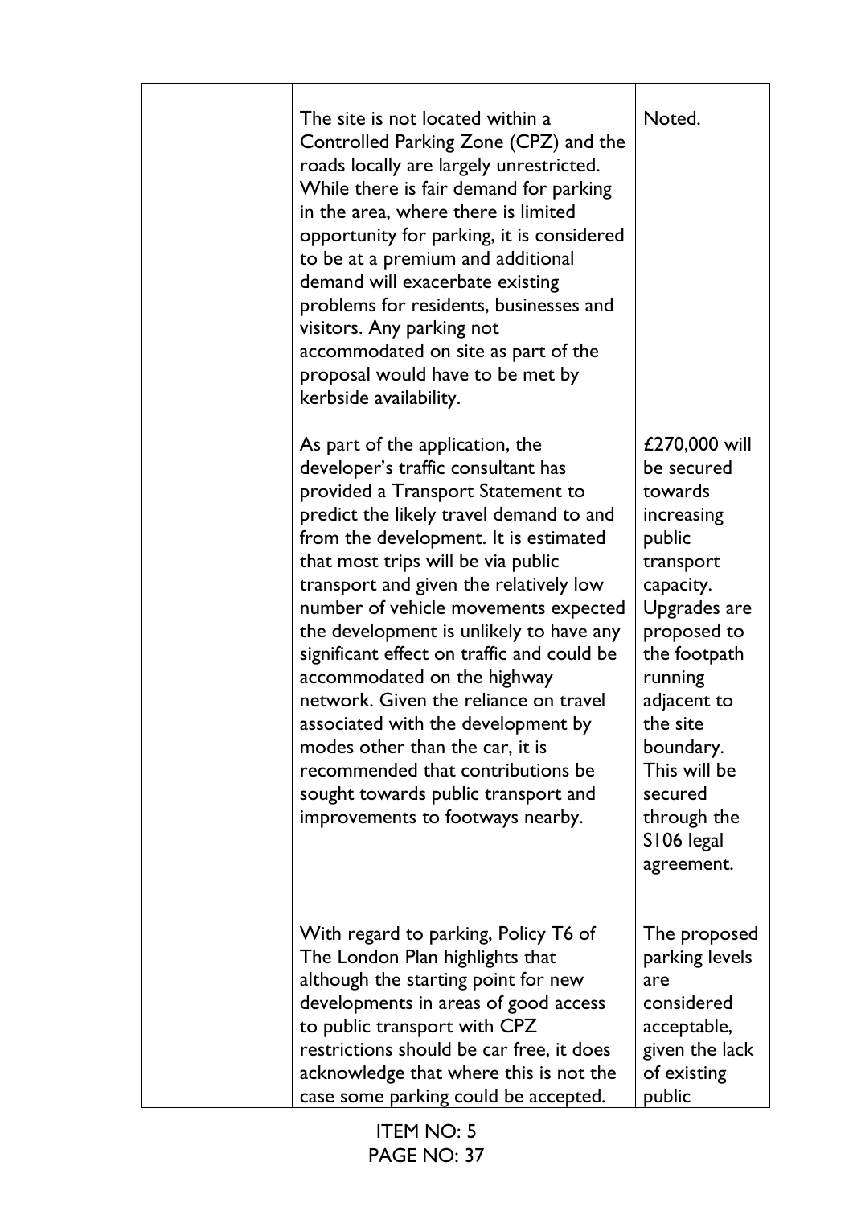| | | |
|---|---|---|
| | The site is not located within a Controlled Parking Zone (CPZ) and the roads locally are largely unrestricted. While there is fair demand for parking in the area, where there is limited opportunity for parking, it is considered to be at a premium and additional demand will exacerbate existing problems for residents, businesses and visitors. Any parking not accommodated on site as part of the proposal would have to be met by kerbside availability. | Noted. |
| | As part of the application, the developer's traffic consultant has provided a Transport Statement to predict the likely travel demand to and from the development. It is estimated that most trips will be via public transport and given the relatively low number of vehicle movements expected the development is unlikely to have any significant effect on traffic and could be accommodated on the highway network. Given the reliance on travel associated with the development by modes other than the car, it is recommended that contributions be sought towards public transport and improvements to footways nearby. | £270,000 will be secured towards increasing public transport capacity. Upgrades are proposed to the footpath running adjacent to the site boundary. This will be secured through the S106 legal agreement. |
| | With regard to parking, Policy T6 of The London Plan highlights that although the starting point for new developments in areas of good access to public transport with CPZ restrictions should be car free, it does acknowledge that where this is not the case some parking could be accepted. | The proposed parking levels are considered acceptable, given the lack of existing public |

ITEM NO: 5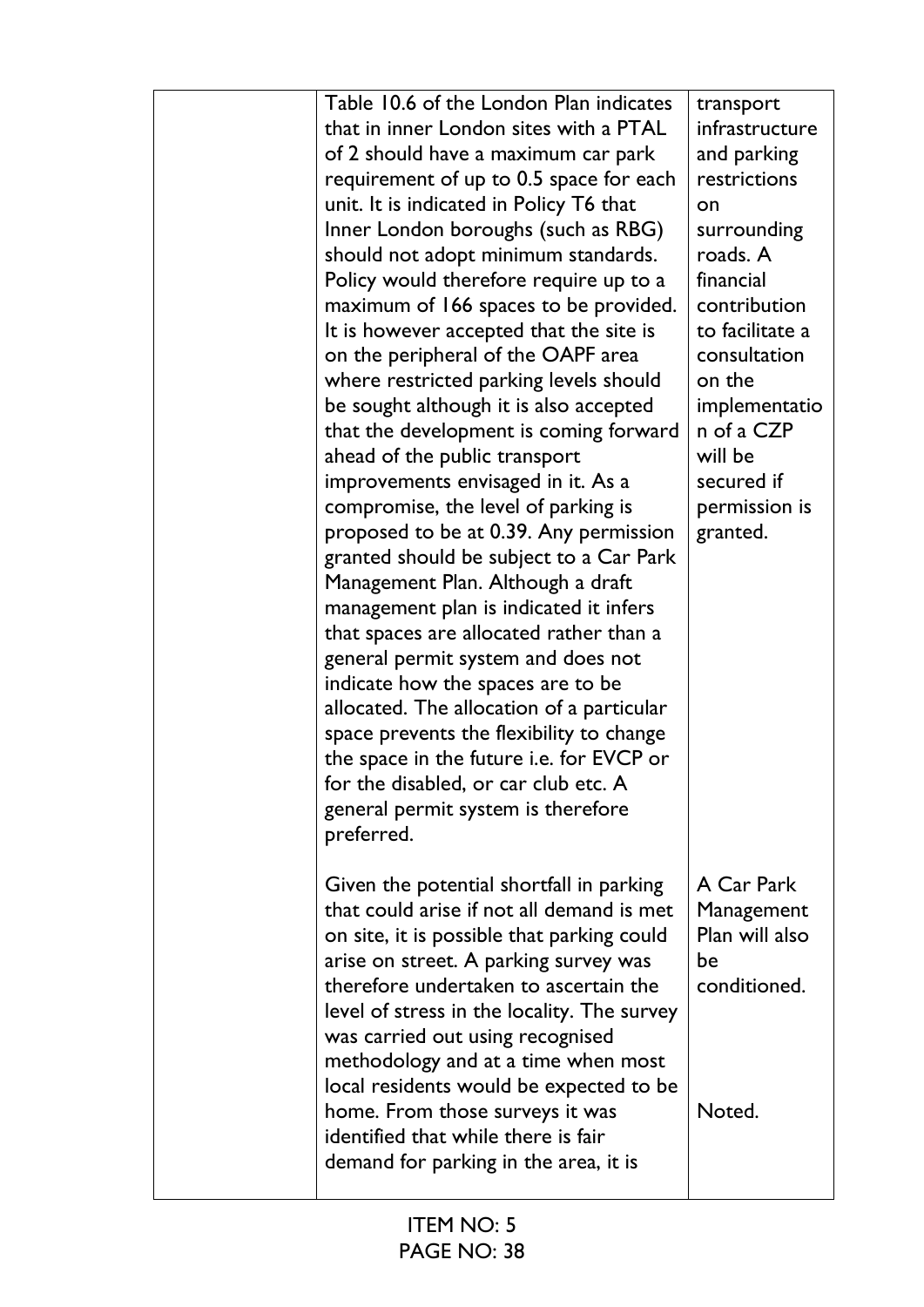| | | |
|---|---|---|
| | Table 10.6 of the London Plan indicates that in inner London sites with a PTAL of 2 should have a maximum car park requirement of up to 0.5 space for each unit. It is indicated in Policy T6 that Inner London boroughs (such as RBG) should not adopt minimum standards. Policy would therefore require up to a maximum of 166 spaces to be provided. It is however accepted that the site is on the peripheral of the OAPF area where restricted parking levels should be sought although it is also accepted that the development is coming forward ahead of the public transport improvements envisaged in it. As a compromise, the level of parking is proposed to be at 0.39. Any permission granted should be subject to a Car Park Management Plan. Although a draft management plan is indicated it infers that spaces are allocated rather than a general permit system and does not indicate how the spaces are to be allocated. The allocation of a particular space prevents the flexibility to change the space in the future i.e. for EVCP or for the disabled, or car club etc. A general permit system is therefore preferred. | transport infrastructure and parking restrictions on surrounding roads. A financial contribution to facilitate a consultation on the implementation of a CZP will be secured if permission is granted. |
| | Given the potential shortfall in parking that could arise if not all demand is met on site, it is possible that parking could arise on street. A parking survey was therefore undertaken to ascertain the level of stress in the locality. The survey was carried out using recognised methodology and at a time when most local residents would be expected to be home. From those surveys it was identified that while there is fair demand for parking in the area, it is | A Car Park Management Plan will also be conditioned.<br><br>Noted. |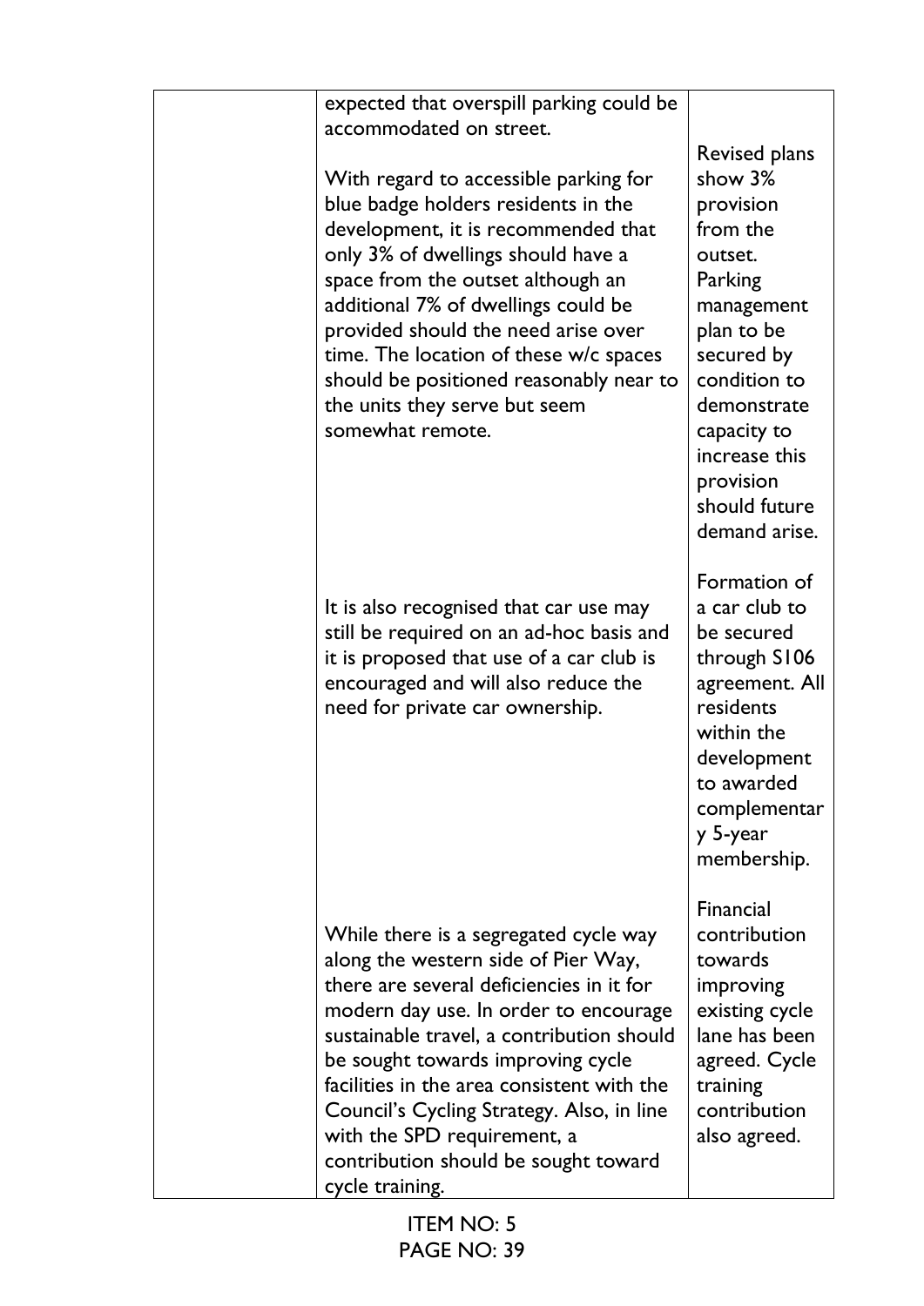| | | |
|---|---|---|
| | expected that overspill parking could be accommodated on street.<br><br>With regard to accessible parking for blue badge holders residents in the development, it is recommended that only 3% of dwellings should have a space from the outset although an additional 7% of dwellings could be provided should the need arise over time. The location of these w/c spaces should be positioned reasonably near to the units they serve but seem somewhat remote. | Revised plans show 3% provision from the outset. Parking management plan to be secured by condition to demonstrate capacity to increase this provision should future demand arise. |
| | It is also recognised that car use may still be required on an ad-hoc basis and it is proposed that use of a car club is encouraged and will also reduce the need for private car ownership. | Formation of a car club to be secured through S106 agreement. All residents within the development to awarded complementary 5-year membership. |
| | While there is a segregated cycle way along the western side of Pier Way, there are several deficiencies in it for modern day use. In order to encourage sustainable travel, a contribution should be sought towards improving cycle facilities in the area consistent with the Council's Cycling Strategy. Also, in line with the SPD requirement, a contribution should be sought toward cycle training. | Financial contribution towards improving existing cycle lane has been agreed. Cycle training contribution also agreed. |

ITEM NO: 5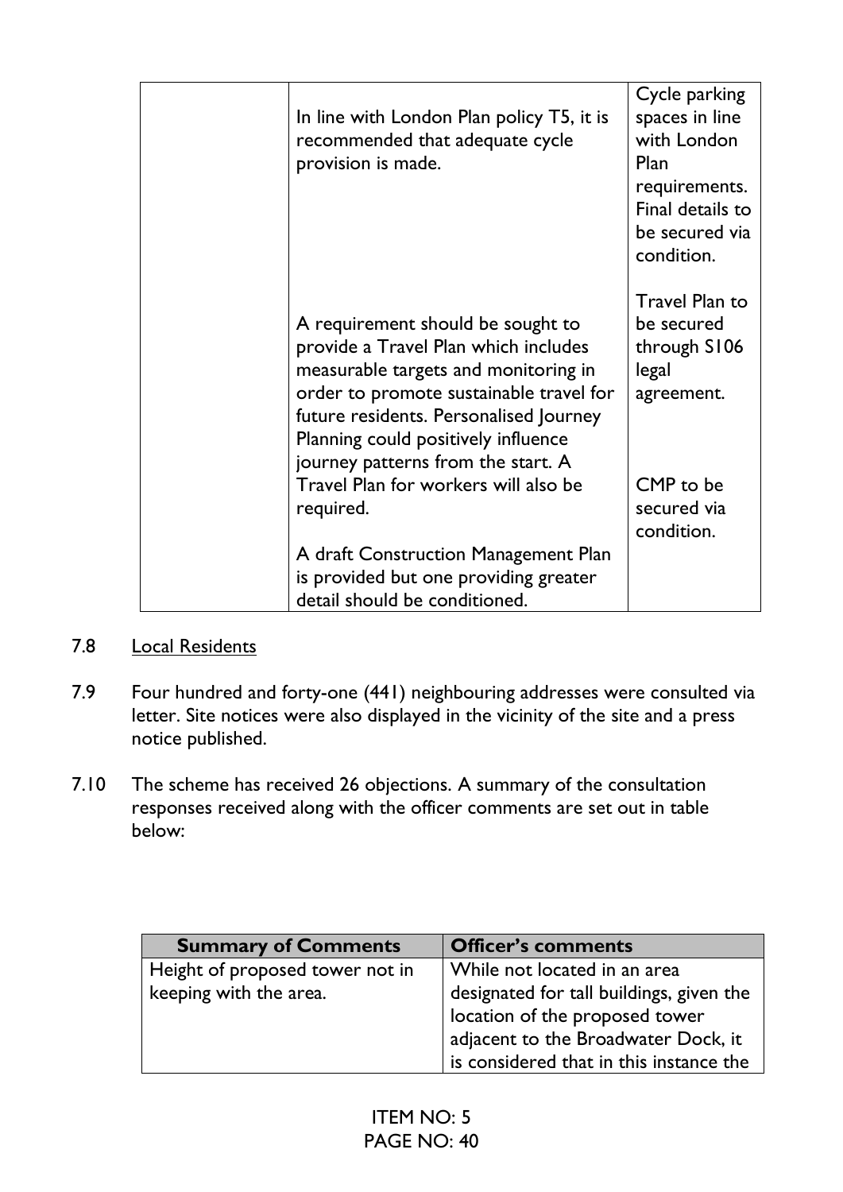| | | |
|---|---|---|
| | In line with London Plan policy T5, it is recommended that adequate cycle provision is made.<br><br>A requirement should be sought to provide a Travel Plan which includes measurable targets and monitoring in order to promote sustainable travel for future residents. Personalised Journey Planning could positively influence journey patterns from the start. A Travel Plan for workers will also be required.<br><br>A draft Construction Management Plan is provided but one providing greater detail should be conditioned. | Cycle parking spaces in line with London Plan requirements. Final details to be secured via condition.<br><br>Travel Plan to be secured through S106 legal agreement.<br><br>CMP to be secured via condition. |

7.8 Local Residents

7.9 Four hundred and forty-one (441) neighbouring addresses were consulted via letter. Site notices were also displayed in the vicinity of the site and a press notice published.

7.10 The scheme has received 26 objections. A summary of the consultation responses received along with the officer comments are set out in table below:

| Summary of Comments | Officer's comments |
|---|---|
| Height of proposed tower not in keeping with the area. | While not located in an area designated for tall buildings, given the location of the proposed tower adjacent to the Broadwater Dock, it is considered that in this instance the |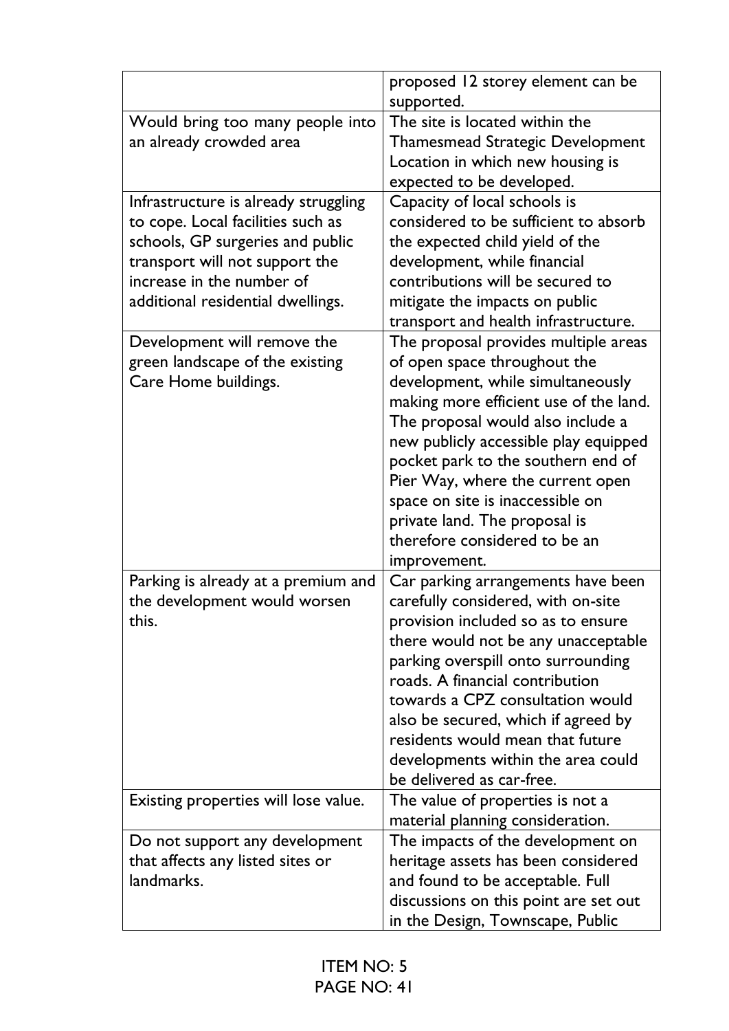| | |
|---|---|
| | proposed 12 storey element can be supported. |
| Would bring too many people into an already crowded area | The site is located within the Thamesmead Strategic Development Location in which new housing is expected to be developed. |
| Infrastructure is already struggling to cope. Local facilities such as schools, GP surgeries and public transport will not support the increase in the number of additional residential dwellings. | Capacity of local schools is considered to be sufficient to absorb the expected child yield of the development, while financial contributions will be secured to mitigate the impacts on public transport and health infrastructure. |
| Development will remove the green landscape of the existing Care Home buildings. | The proposal provides multiple areas of open space throughout the development, while simultaneously making more efficient use of the land. The proposal would also include a new publicly accessible play equipped pocket park to the southern end of Pier Way, where the current open space on site is inaccessible on private land. The proposal is therefore considered to be an improvement. |
| Parking is already at a premium and the development would worsen this. | Car parking arrangements have been carefully considered, with on-site provision included so as to ensure there would not be any unacceptable parking overspill onto surrounding roads. A financial contribution towards a CPZ consultation would also be secured, which if agreed by residents would mean that future developments within the area could be delivered as car-free. |
| Existing properties will lose value. | The value of properties is not a material planning consideration. |
| Do not support any development that affects any listed sites or landmarks. | The impacts of the development on heritage assets has been considered and found to be acceptable. Full discussions on this point are set out in the Design, Townscape, Public |

ITEM NO: 5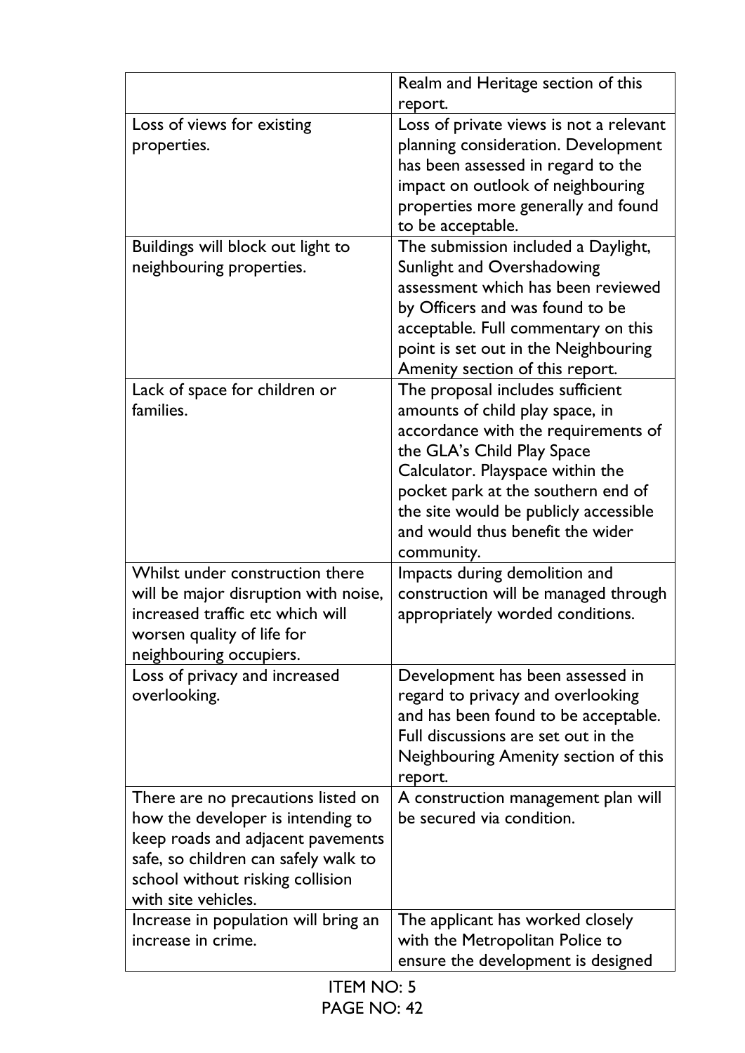| | |
|---|---|
| | Realm and Heritage section of this report. |
| Loss of views for existing properties. | Loss of private views is not a relevant planning consideration. Development has been assessed in regard to the impact on outlook of neighbouring properties more generally and found to be acceptable. |
| Buildings will block out light to neighbouring properties. | The submission included a Daylight, Sunlight and Overshadowing assessment which has been reviewed by Officers and was found to be acceptable. Full commentary on this point is set out in the Neighbouring Amenity section of this report. |
| Lack of space for children or families. | The proposal includes sufficient amounts of child play space, in accordance with the requirements of the GLA's Child Play Space Calculator. Playspace within the pocket park at the southern end of the site would be publicly accessible and would thus benefit the wider community. |
| Whilst under construction there will be major disruption with noise, increased traffic etc which will worsen quality of life for neighbouring occupiers. | Impacts during demolition and construction will be managed through appropriately worded conditions. |
| Loss of privacy and increased overlooking. | Development has been assessed in regard to privacy and overlooking and has been found to be acceptable. Full discussions are set out in the Neighbouring Amenity section of this report. |
| There are no precautions listed on how the developer is intending to keep roads and adjacent pavements safe, so children can safely walk to school without risking collision with site vehicles. | A construction management plan will be secured via condition. |
| Increase in population will bring an increase in crime. | The applicant has worked closely with the Metropolitan Police to ensure the development is designed |

ITEM NO: 5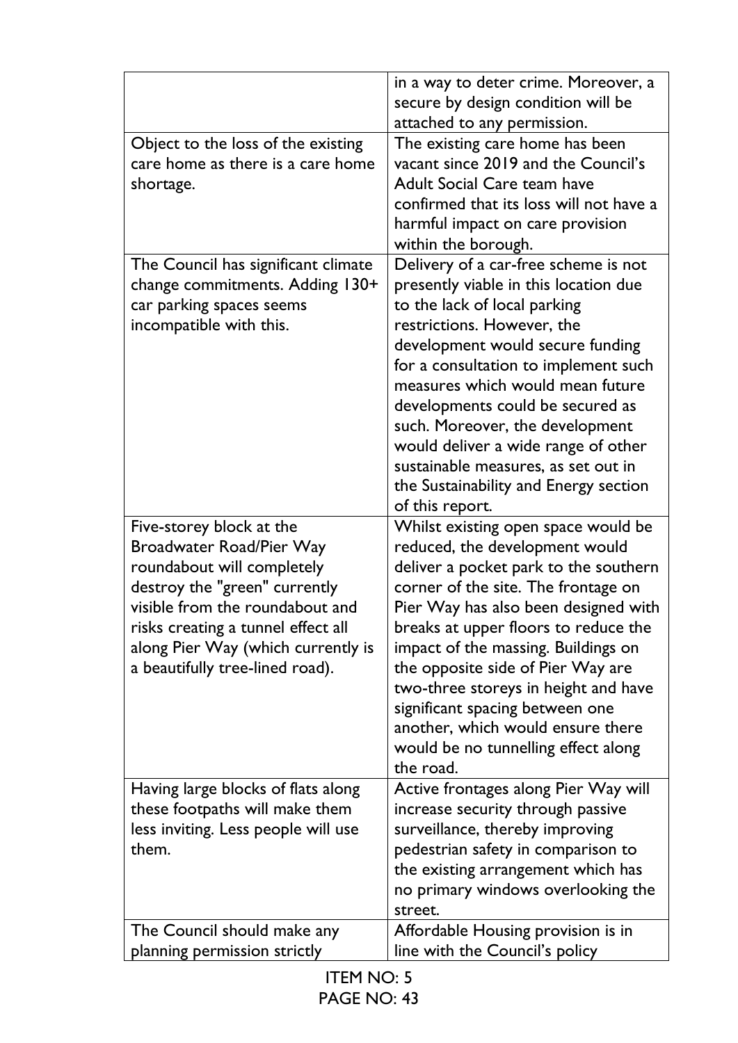| | |
|---|---|
| | in a way to deter crime. Moreover, a secure by design condition will be attached to any permission. |
| Object to the loss of the existing care home as there is a care home shortage. | The existing care home has been vacant since 2019 and the Council's Adult Social Care team have confirmed that its loss will not have a harmful impact on care provision within the borough. |
| The Council has significant climate change commitments. Adding 130+ car parking spaces seems incompatible with this. | Delivery of a car-free scheme is not presently viable in this location due to the lack of local parking restrictions. However, the development would secure funding for a consultation to implement such measures which would mean future developments could be secured as such. Moreover, the development would deliver a wide range of other sustainable measures, as set out in the Sustainability and Energy section of this report. |
| Five-storey block at the Broadwater Road/Pier Way roundabout will completely destroy the "green" currently visible from the roundabout and risks creating a tunnel effect all along Pier Way (which currently is a beautifully tree-lined road). | Whilst existing open space would be reduced, the development would deliver a pocket park to the southern corner of the site. The frontage on Pier Way has also been designed with breaks at upper floors to reduce the impact of the massing. Buildings on the opposite side of Pier Way are two-three storeys in height and have significant spacing between one another, which would ensure there would be no tunnelling effect along the road. |
| Having large blocks of flats along these footpaths will make them less inviting. Less people will use them. | Active frontages along Pier Way will increase security through passive surveillance, thereby improving pedestrian safety in comparison to the existing arrangement which has no primary windows overlooking the street. |
| The Council should make any planning permission strictly | Affordable Housing provision is in line with the Council's policy |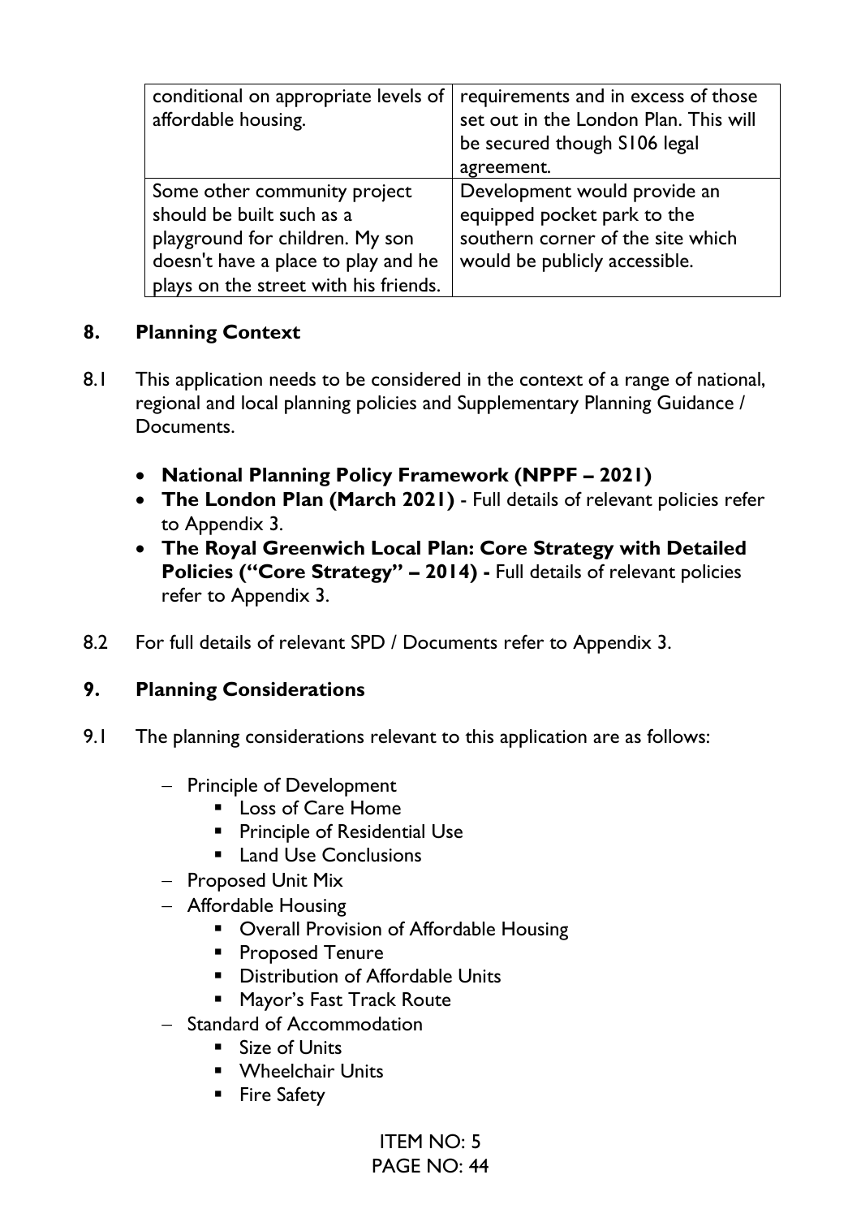| | |
|---|---|
| conditional on appropriate levels of affordable housing. | requirements and in excess of those set out in the London Plan. This will be secured though S106 legal agreement. |
| Some other community project should be built such as a playground for children. My son doesn't have a place to play and he plays on the street with his friends. | Development would provide an equipped pocket park to the southern corner of the site which would be publicly accessible. |

## 8. Planning Context

8.1 This application needs to be considered in the context of a range of national, regional and local planning policies and Supplementary Planning Guidance / Documents.

- **National Planning Policy Framework (NPPF – 2021)**
- **The London Plan (March 2021)** - Full details of relevant policies refer to Appendix 3.
- **The Royal Greenwich Local Plan: Core Strategy with Detailed Policies ("Core Strategy" – 2014) -** Full details of relevant policies refer to Appendix 3.

8.2 For full details of relevant SPD / Documents refer to Appendix 3.

## 9. Planning Considerations

9.1 The planning considerations relevant to this application are as follows:

- Principle of Development
  - Loss of Care Home
  - Principle of Residential Use
  - Land Use Conclusions
- Proposed Unit Mix
- Affordable Housing
  - Overall Provision of Affordable Housing
  - Proposed Tenure
  - Distribution of Affordable Units
  - Mayor's Fast Track Route
- Standard of Accommodation
  - Size of Units
  - Wheelchair Units
  - Fire Safety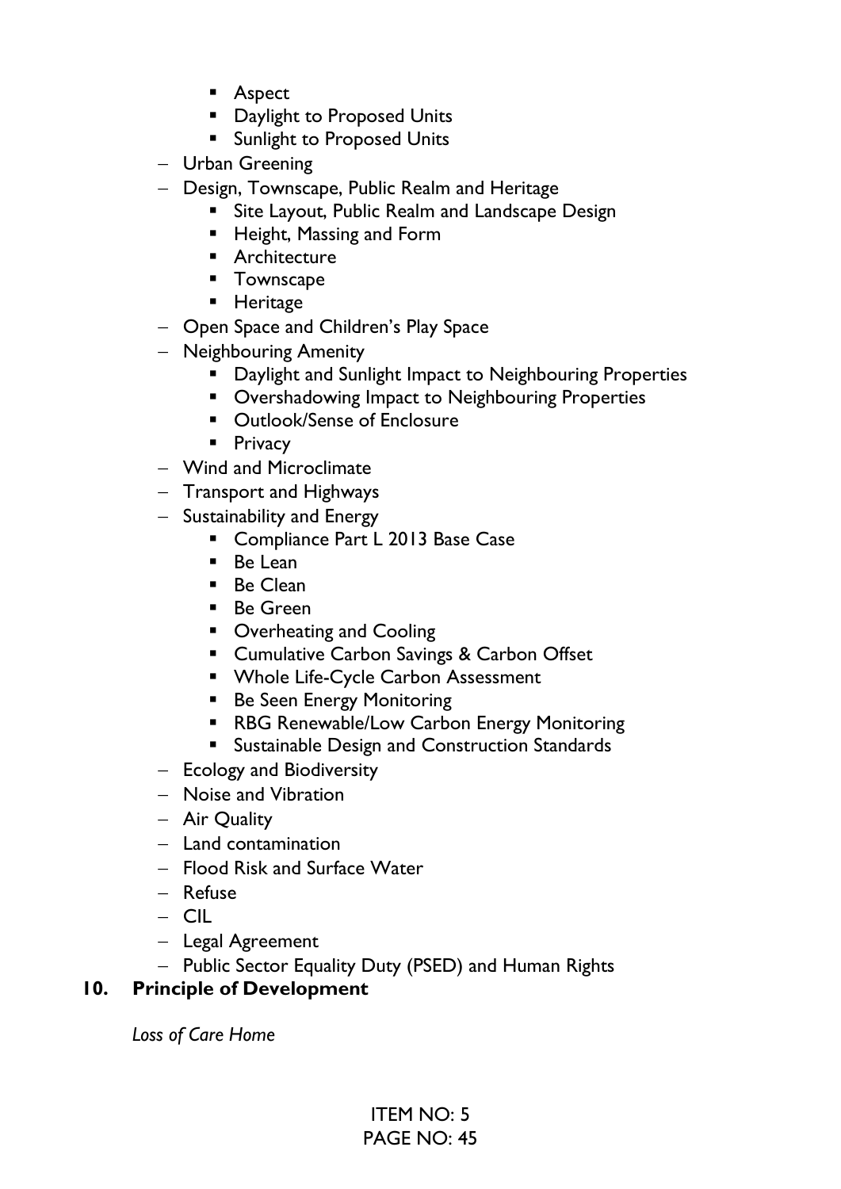- Aspect
        - Daylight to Proposed Units
        - Sunlight to Proposed Units
    - Urban Greening
    - Design, Townscape, Public Realm and Heritage
        - Site Layout, Public Realm and Landscape Design
        - Height, Massing and Form
        - Architecture
        - Townscape
        - Heritage
    - Open Space and Children's Play Space
    - Neighbouring Amenity
        - Daylight and Sunlight Impact to Neighbouring Properties
        - Overshadowing Impact to Neighbouring Properties
        - Outlook/Sense of Enclosure
        - Privacy
    - Wind and Microclimate
    - Transport and Highways
    - Sustainability and Energy
        - Compliance Part L 2013 Base Case
        - Be Lean
        - Be Clean
        - Be Green
        - Overheating and Cooling
        - Cumulative Carbon Savings & Carbon Offset
        - Whole Life-Cycle Carbon Assessment
        - Be Seen Energy Monitoring
        - RBG Renewable/Low Carbon Energy Monitoring
        - Sustainable Design and Construction Standards
    - Ecology and Biodiversity
    - Noise and Vibration
    - Air Quality
    - Land contamination
    - Flood Risk and Surface Water
    - Refuse
    - CIL
    - Legal Agreement
    - Public Sector Equality Duty (PSED) and Human Rights

## 10. Principle of Development

*Loss of Care Home*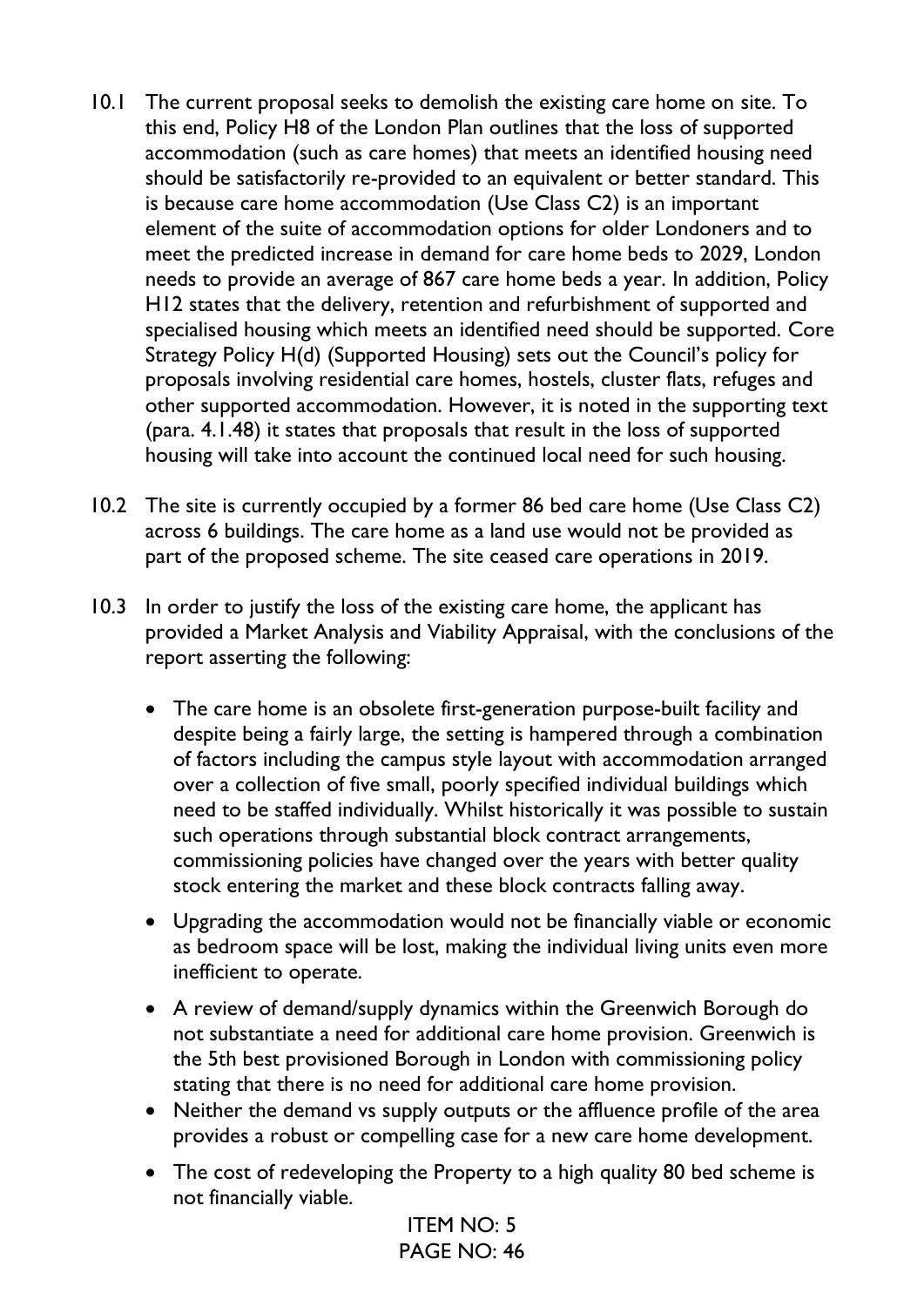10.1 The current proposal seeks to demolish the existing care home on site. To this end, Policy H8 of the London Plan outlines that the loss of supported accommodation (such as care homes) that meets an identified housing need should be satisfactorily re-provided to an equivalent or better standard. This is because care home accommodation (Use Class C2) is an important element of the suite of accommodation options for older Londoners and to meet the predicted increase in demand for care home beds to 2029, London needs to provide an average of 867 care home beds a year. In addition, Policy H12 states that the delivery, retention and refurbishment of supported and specialised housing which meets an identified need should be supported. Core Strategy Policy H(d) (Supported Housing) sets out the Council's policy for proposals involving residential care homes, hostels, cluster flats, refuges and other supported accommodation. However, it is noted in the supporting text (para. 4.1.48) it states that proposals that result in the loss of supported housing will take into account the continued local need for such housing.

10.2 The site is currently occupied by a former 86 bed care home (Use Class C2) across 6 buildings. The care home as a land use would not be provided as part of the proposed scheme. The site ceased care operations in 2019.

10.3 In order to justify the loss of the existing care home, the applicant has provided a Market Analysis and Viability Appraisal, with the conclusions of the report asserting the following:

- The care home is an obsolete first-generation purpose-built facility and despite being a fairly large, the setting is hampered through a combination of factors including the campus style layout with accommodation arranged over a collection of five small, poorly specified individual buildings which need to be staffed individually. Whilst historically it was possible to sustain such operations through substantial block contract arrangements, commissioning policies have changed over the years with better quality stock entering the market and these block contracts falling away.
- Upgrading the accommodation would not be financially viable or economic as bedroom space will be lost, making the individual living units even more inefficient to operate.
- A review of demand/supply dynamics within the Greenwich Borough do not substantiate a need for additional care home provision. Greenwich is the 5th best provisioned Borough in London with commissioning policy stating that there is no need for additional care home provision.
- Neither the demand vs supply outputs or the affluence profile of the area provides a robust or compelling case for a new care home development.
- The cost of redeveloping the Property to a high quality 80 bed scheme is not financially viable.

ITEM NO: 5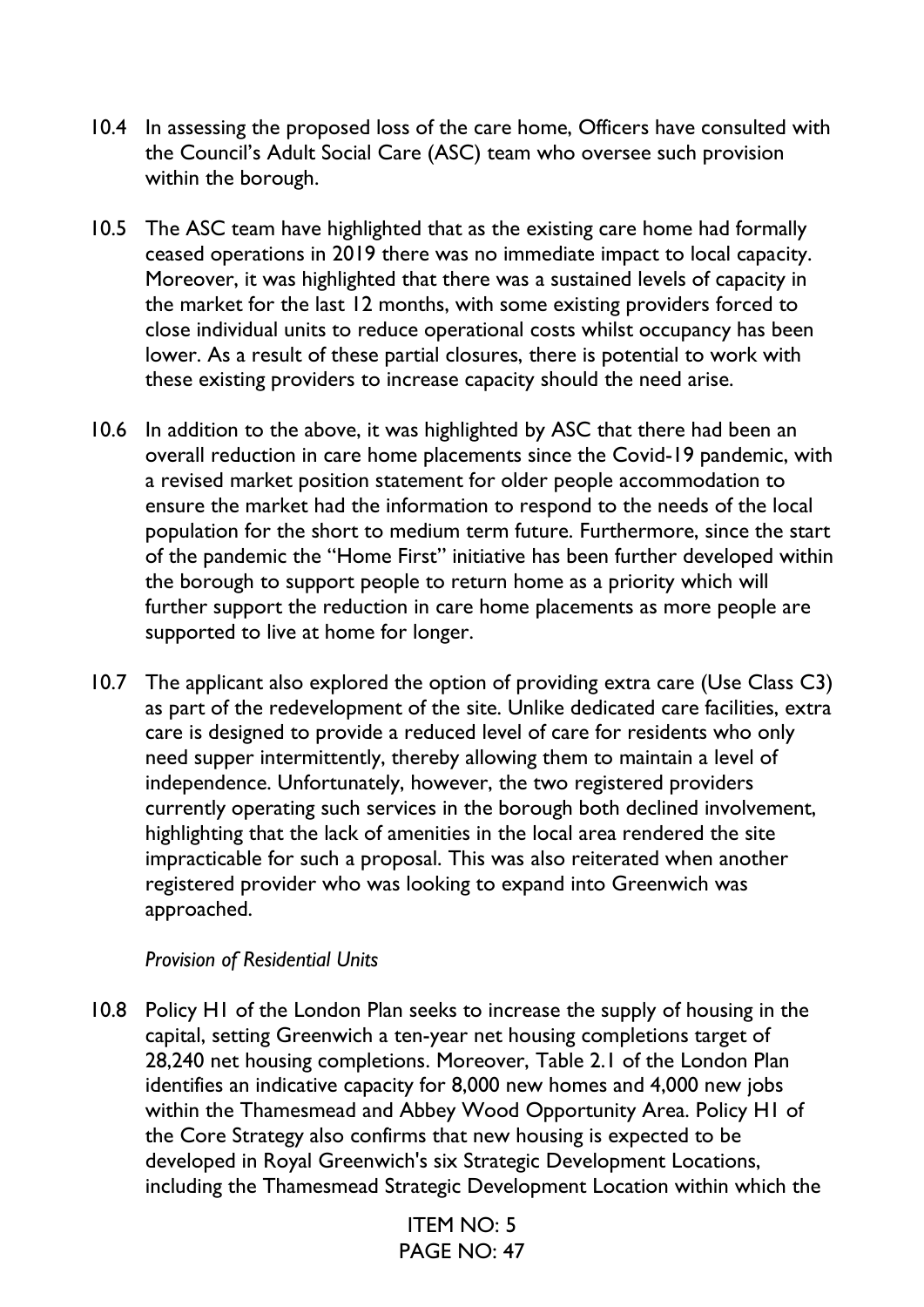10.4 In assessing the proposed loss of the care home, Officers have consulted with the Council's Adult Social Care (ASC) team who oversee such provision within the borough.

10.5 The ASC team have highlighted that as the existing care home had formally ceased operations in 2019 there was no immediate impact to local capacity. Moreover, it was highlighted that there was a sustained levels of capacity in the market for the last 12 months, with some existing providers forced to close individual units to reduce operational costs whilst occupancy has been lower. As a result of these partial closures, there is potential to work with these existing providers to increase capacity should the need arise.

10.6 In addition to the above, it was highlighted by ASC that there had been an overall reduction in care home placements since the Covid-19 pandemic, with a revised market position statement for older people accommodation to ensure the market had the information to respond to the needs of the local population for the short to medium term future. Furthermore, since the start of the pandemic the "Home First" initiative has been further developed within the borough to support people to return home as a priority which will further support the reduction in care home placements as more people are supported to live at home for longer.

10.7 The applicant also explored the option of providing extra care (Use Class C3) as part of the redevelopment of the site. Unlike dedicated care facilities, extra care is designed to provide a reduced level of care for residents who only need supper intermittently, thereby allowing them to maintain a level of independence. Unfortunately, however, the two registered providers currently operating such services in the borough both declined involvement, highlighting that the lack of amenities in the local area rendered the site impracticable for such a proposal. This was also reiterated when another registered provider who was looking to expand into Greenwich was approached.

*Provision of Residential Units*

10.8 Policy H1 of the London Plan seeks to increase the supply of housing in the capital, setting Greenwich a ten-year net housing completions target of 28,240 net housing completions. Moreover, Table 2.1 of the London Plan identifies an indicative capacity for 8,000 new homes and 4,000 new jobs within the Thamesmead and Abbey Wood Opportunity Area. Policy H1 of the Core Strategy also confirms that new housing is expected to be developed in Royal Greenwich's six Strategic Development Locations, including the Thamesmead Strategic Development Location within which the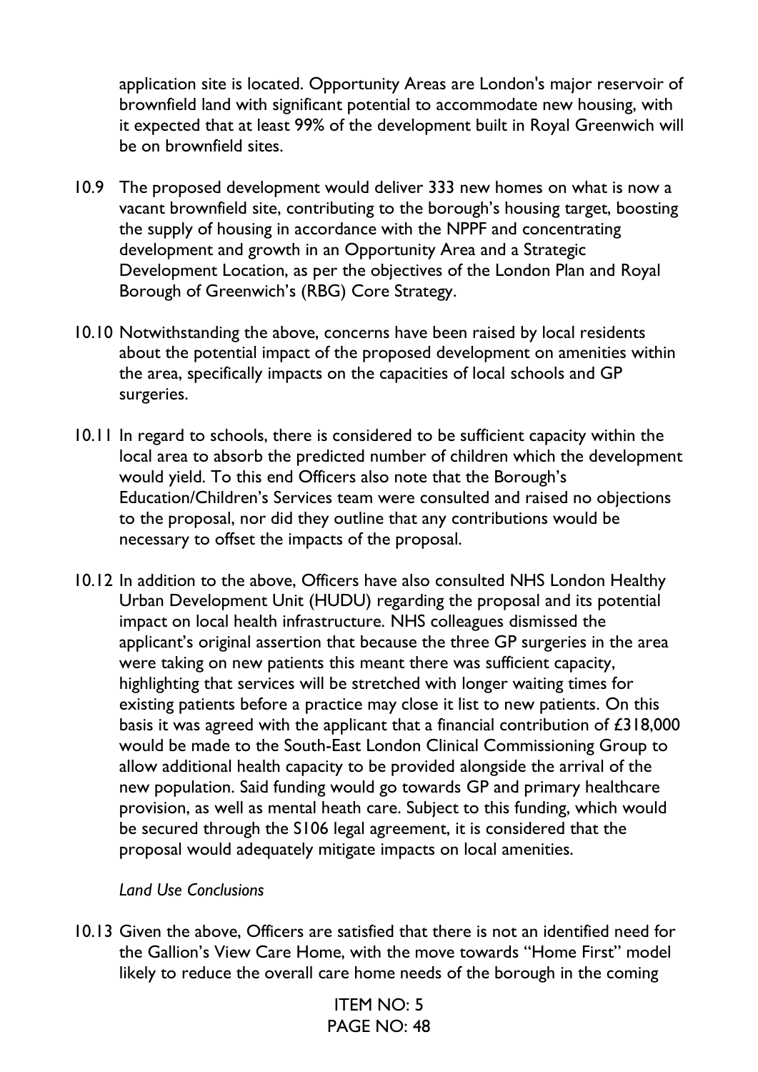application site is located. Opportunity Areas are London's major reservoir of brownfield land with significant potential to accommodate new housing, with it expected that at least 99% of the development built in Royal Greenwich will be on brownfield sites.

10.9 The proposed development would deliver 333 new homes on what is now a vacant brownfield site, contributing to the borough's housing target, boosting the supply of housing in accordance with the NPPF and concentrating development and growth in an Opportunity Area and a Strategic Development Location, as per the objectives of the London Plan and Royal Borough of Greenwich's (RBG) Core Strategy.

10.10 Notwithstanding the above, concerns have been raised by local residents about the potential impact of the proposed development on amenities within the area, specifically impacts on the capacities of local schools and GP surgeries.

10.11 In regard to schools, there is considered to be sufficient capacity within the local area to absorb the predicted number of children which the development would yield. To this end Officers also note that the Borough's Education/Children's Services team were consulted and raised no objections to the proposal, nor did they outline that any contributions would be necessary to offset the impacts of the proposal.

10.12 In addition to the above, Officers have also consulted NHS London Healthy Urban Development Unit (HUDU) regarding the proposal and its potential impact on local health infrastructure. NHS colleagues dismissed the applicant's original assertion that because the three GP surgeries in the area were taking on new patients this meant there was sufficient capacity, highlighting that services will be stretched with longer waiting times for existing patients before a practice may close it list to new patients. On this basis it was agreed with the applicant that a financial contribution of £318,000 would be made to the South-East London Clinical Commissioning Group to allow additional health capacity to be provided alongside the arrival of the new population. Said funding would go towards GP and primary healthcare provision, as well as mental heath care. Subject to this funding, which would be secured through the S106 legal agreement, it is considered that the proposal would adequately mitigate impacts on local amenities.

*Land Use Conclusions*

10.13 Given the above, Officers are satisfied that there is not an identified need for the Gallion's View Care Home, with the move towards "Home First" model likely to reduce the overall care home needs of the borough in the coming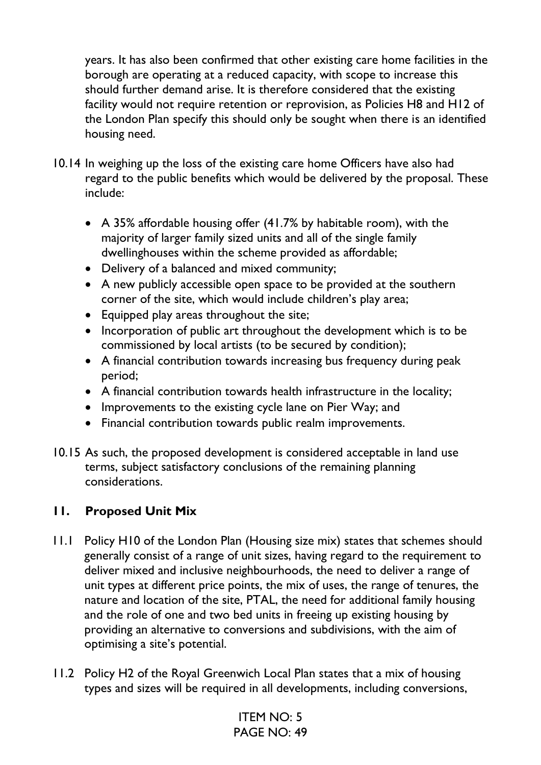years. It has also been confirmed that other existing care home facilities in the borough are operating at a reduced capacity, with scope to increase this should further demand arise. It is therefore considered that the existing facility would not require retention or reprovision, as Policies H8 and H12 of the London Plan specify this should only be sought when there is an identified housing need.

10.14 In weighing up the loss of the existing care home Officers have also had regard to the public benefits which would be delivered by the proposal. These include:

- A 35% affordable housing offer (41.7% by habitable room), with the majority of larger family sized units and all of the single family dwellinghouses within the scheme provided as affordable;
- Delivery of a balanced and mixed community;
- A new publicly accessible open space to be provided at the southern corner of the site, which would include children's play area;
- Equipped play areas throughout the site;
- Incorporation of public art throughout the development which is to be commissioned by local artists (to be secured by condition);
- A financial contribution towards increasing bus frequency during peak period;
- A financial contribution towards health infrastructure in the locality;
- Improvements to the existing cycle lane on Pier Way; and
- Financial contribution towards public realm improvements.

10.15 As such, the proposed development is considered acceptable in land use terms, subject satisfactory conclusions of the remaining planning considerations.

## 11. Proposed Unit Mix

11.1 Policy H10 of the London Plan (Housing size mix) states that schemes should generally consist of a range of unit sizes, having regard to the requirement to deliver mixed and inclusive neighbourhoods, the need to deliver a range of unit types at different price points, the mix of uses, the range of tenures, the nature and location of the site, PTAL, the need for additional family housing and the role of one and two bed units in freeing up existing housing by providing an alternative to conversions and subdivisions, with the aim of optimising a site's potential.

11.2 Policy H2 of the Royal Greenwich Local Plan states that a mix of housing types and sizes will be required in all developments, including conversions,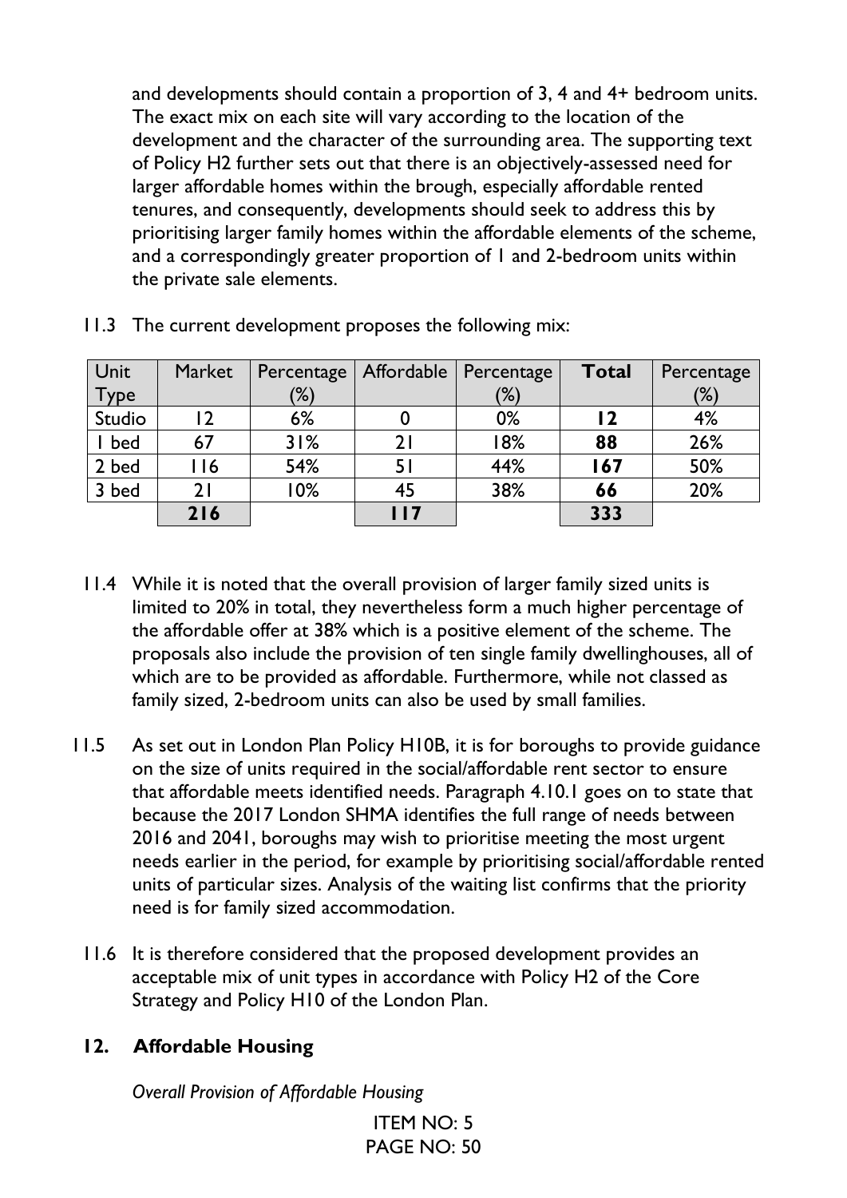and developments should contain a proportion of 3, 4 and 4+ bedroom units. The exact mix on each site will vary according to the location of the development and the character of the surrounding area. The supporting text of Policy H2 further sets out that there is an objectively-assessed need for larger affordable homes within the brough, especially affordable rented tenures, and consequently, developments should seek to address this by prioritising larger family homes within the affordable elements of the scheme, and a correspondingly greater proportion of 1 and 2-bedroom units within the private sale elements.

11.3 The current development proposes the following mix:

| Unit Type | Market | Percentage (%) | Affordable | Percentage (%) | **Total** | Percentage (%) |
|---|---|---|---|---|---|---|
| Studio | 12 | 6% | 0 | 0% | **12** | 4% |
| 1 bed | 67 | 31% | 21 | 18% | **88** | 26% |
| 2 bed | 116 | 54% | 51 | 44% | **167** | 50% |
| 3 bed | 21 | 10% | 45 | 38% | **66** | 20% |
| | **216** | | **117** | | **333** | |

11.4 While it is noted that the overall provision of larger family sized units is limited to 20% in total, they nevertheless form a much higher percentage of the affordable offer at 38% which is a positive element of the scheme. The proposals also include the provision of ten single family dwellinghouses, all of which are to be provided as affordable. Furthermore, while not classed as family sized, 2-bedroom units can also be used by small families.

11.5 As set out in London Plan Policy H10B, it is for boroughs to provide guidance on the size of units required in the social/affordable rent sector to ensure that affordable meets identified needs. Paragraph 4.10.1 goes on to state that because the 2017 London SHMA identifies the full range of needs between 2016 and 2041, boroughs may wish to prioritise meeting the most urgent needs earlier in the period, for example by prioritising social/affordable rented units of particular sizes. Analysis of the waiting list confirms that the priority need is for family sized accommodation.

11.6 It is therefore considered that the proposed development provides an acceptable mix of unit types in accordance with Policy H2 of the Core Strategy and Policy H10 of the London Plan.

## 12. Affordable Housing

*Overall Provision of Affordable Housing*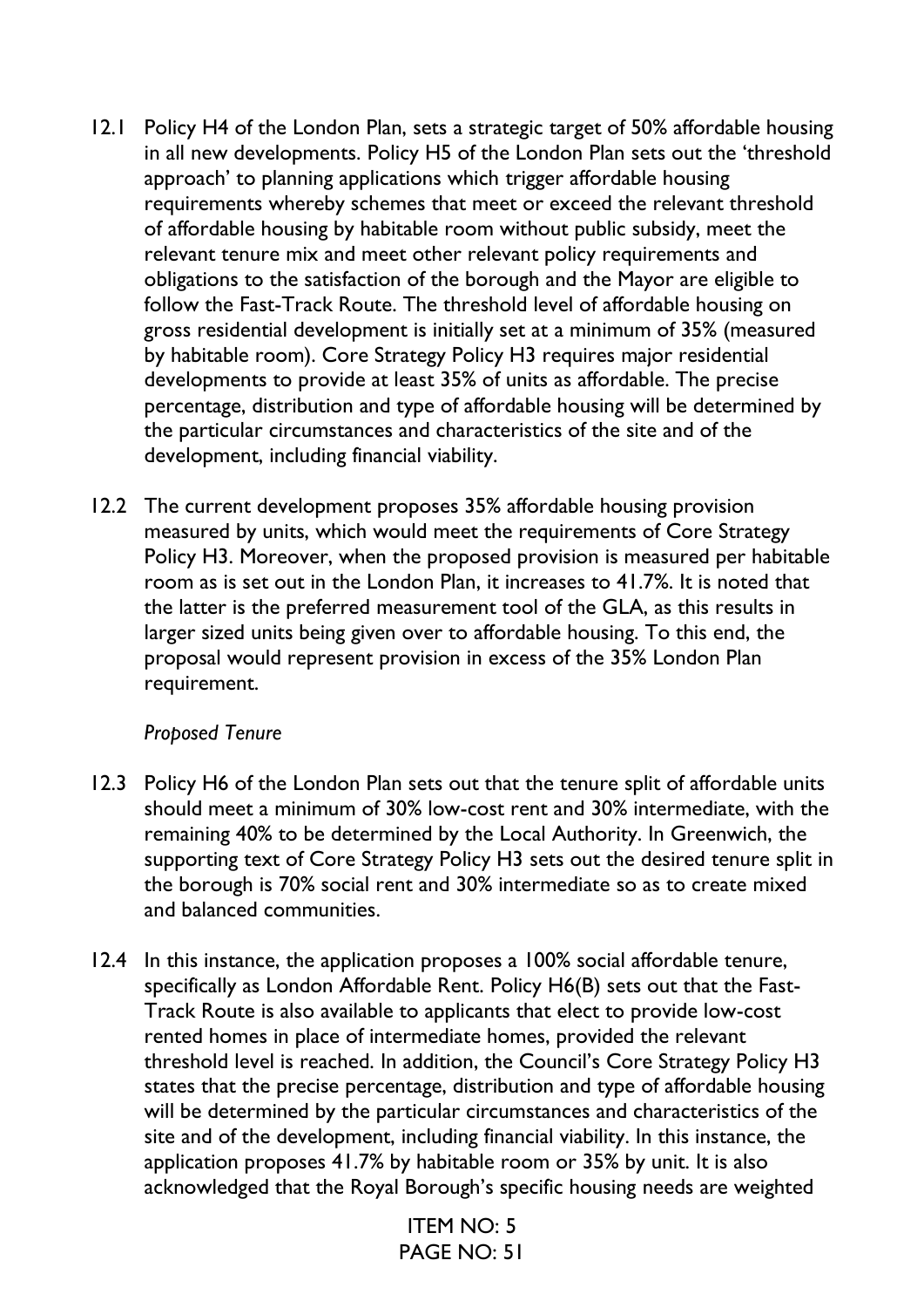12.1 Policy H4 of the London Plan, sets a strategic target of 50% affordable housing in all new developments. Policy H5 of the London Plan sets out the 'threshold approach' to planning applications which trigger affordable housing requirements whereby schemes that meet or exceed the relevant threshold of affordable housing by habitable room without public subsidy, meet the relevant tenure mix and meet other relevant policy requirements and obligations to the satisfaction of the borough and the Mayor are eligible to follow the Fast-Track Route. The threshold level of affordable housing on gross residential development is initially set at a minimum of 35% (measured by habitable room). Core Strategy Policy H3 requires major residential developments to provide at least 35% of units as affordable. The precise percentage, distribution and type of affordable housing will be determined by the particular circumstances and characteristics of the site and of the development, including financial viability.

12.2 The current development proposes 35% affordable housing provision measured by units, which would meet the requirements of Core Strategy Policy H3. Moreover, when the proposed provision is measured per habitable room as is set out in the London Plan, it increases to 41.7%. It is noted that the latter is the preferred measurement tool of the GLA, as this results in larger sized units being given over to affordable housing. To this end, the proposal would represent provision in excess of the 35% London Plan requirement.

*Proposed Tenure*

12.3 Policy H6 of the London Plan sets out that the tenure split of affordable units should meet a minimum of 30% low-cost rent and 30% intermediate, with the remaining 40% to be determined by the Local Authority. In Greenwich, the supporting text of Core Strategy Policy H3 sets out the desired tenure split in the borough is 70% social rent and 30% intermediate so as to create mixed and balanced communities.

12.4 In this instance, the application proposes a 100% social affordable tenure, specifically as London Affordable Rent. Policy H6(B) sets out that the Fast-Track Route is also available to applicants that elect to provide low-cost rented homes in place of intermediate homes, provided the relevant threshold level is reached. In addition, the Council's Core Strategy Policy H3 states that the precise percentage, distribution and type of affordable housing will be determined by the particular circumstances and characteristics of the site and of the development, including financial viability. In this instance, the application proposes 41.7% by habitable room or 35% by unit. It is also acknowledged that the Royal Borough's specific housing needs are weighted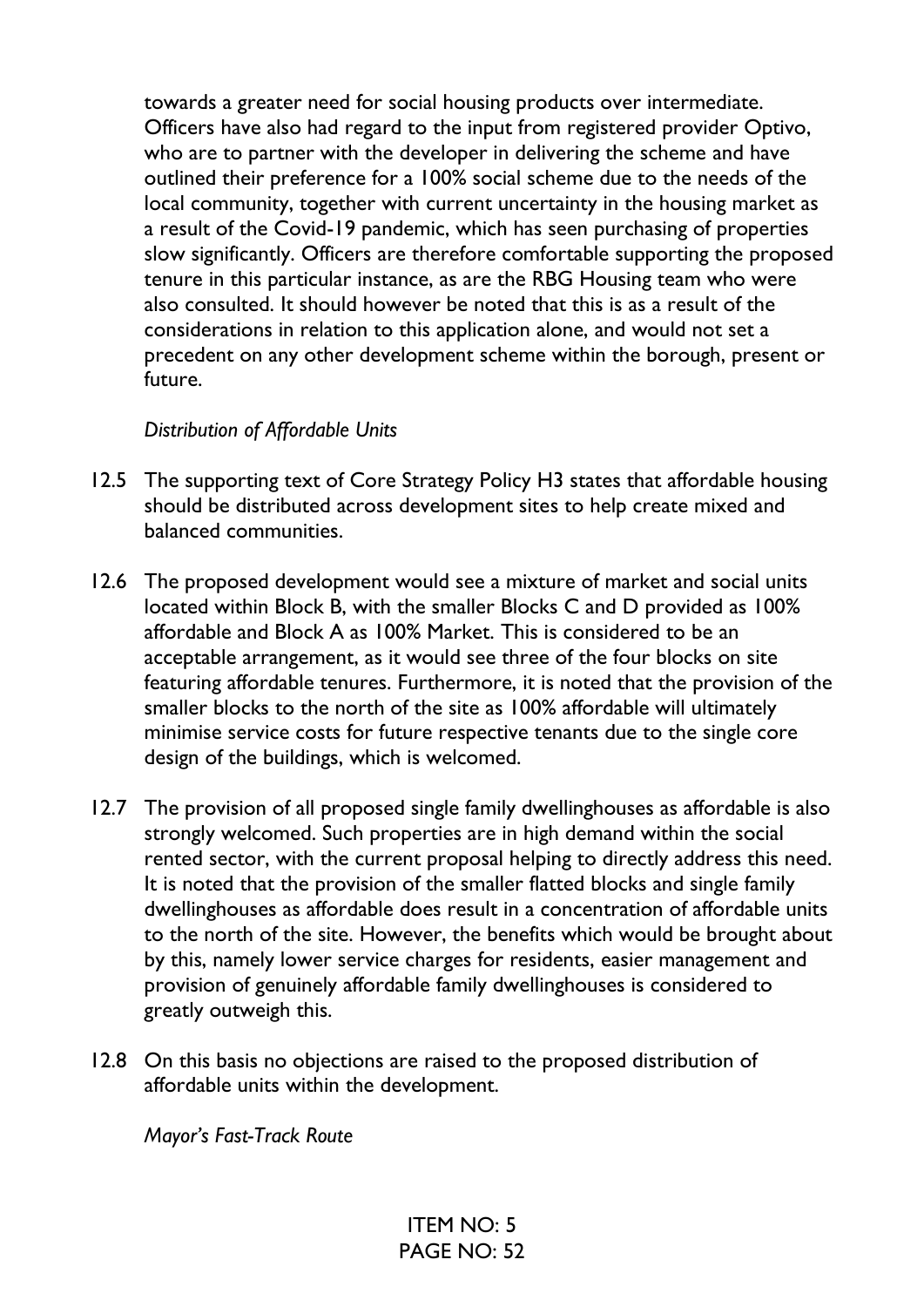towards a greater need for social housing products over intermediate. Officers have also had regard to the input from registered provider Optivo, who are to partner with the developer in delivering the scheme and have outlined their preference for a 100% social scheme due to the needs of the local community, together with current uncertainty in the housing market as a result of the Covid-19 pandemic, which has seen purchasing of properties slow significantly. Officers are therefore comfortable supporting the proposed tenure in this particular instance, as are the RBG Housing team who were also consulted. It should however be noted that this is as a result of the considerations in relation to this application alone, and would not set a precedent on any other development scheme within the borough, present or future.

*Distribution of Affordable Units*

12.5 The supporting text of Core Strategy Policy H3 states that affordable housing should be distributed across development sites to help create mixed and balanced communities.

12.6 The proposed development would see a mixture of market and social units located within Block B, with the smaller Blocks C and D provided as 100% affordable and Block A as 100% Market. This is considered to be an acceptable arrangement, as it would see three of the four blocks on site featuring affordable tenures. Furthermore, it is noted that the provision of the smaller blocks to the north of the site as 100% affordable will ultimately minimise service costs for future respective tenants due to the single core design of the buildings, which is welcomed.

12.7 The provision of all proposed single family dwellinghouses as affordable is also strongly welcomed. Such properties are in high demand within the social rented sector, with the current proposal helping to directly address this need. It is noted that the provision of the smaller flatted blocks and single family dwellinghouses as affordable does result in a concentration of affordable units to the north of the site. However, the benefits which would be brought about by this, namely lower service charges for residents, easier management and provision of genuinely affordable family dwellinghouses is considered to greatly outweigh this.

12.8 On this basis no objections are raised to the proposed distribution of affordable units within the development.

*Mayor's Fast-Track Route*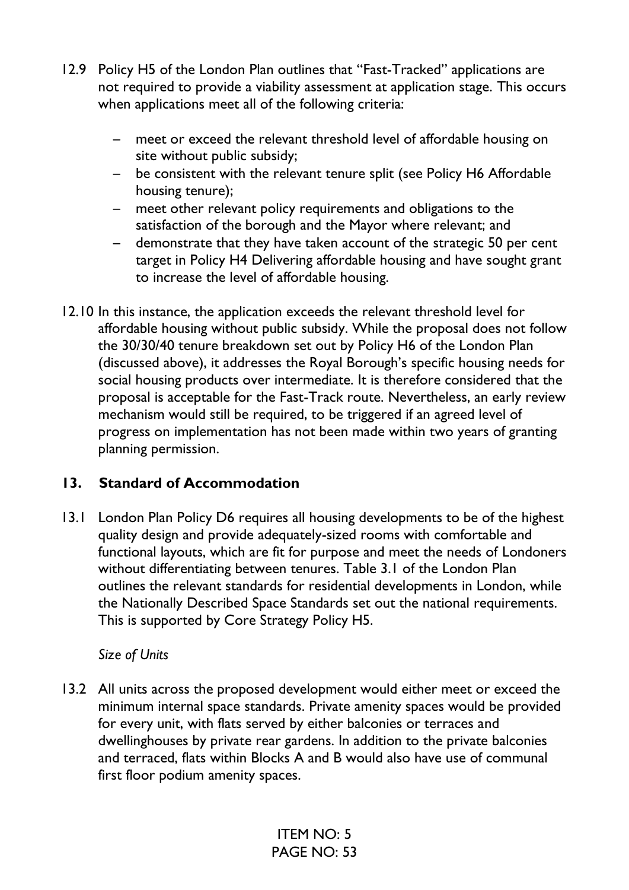12.9 Policy H5 of the London Plan outlines that "Fast-Tracked" applications are not required to provide a viability assessment at application stage. This occurs when applications meet all of the following criteria:

- meet or exceed the relevant threshold level of affordable housing on site without public subsidy;
- be consistent with the relevant tenure split (see Policy H6 Affordable housing tenure);
- meet other relevant policy requirements and obligations to the satisfaction of the borough and the Mayor where relevant; and
- demonstrate that they have taken account of the strategic 50 per cent target in Policy H4 Delivering affordable housing and have sought grant to increase the level of affordable housing.

12.10 In this instance, the application exceeds the relevant threshold level for affordable housing without public subsidy. While the proposal does not follow the 30/30/40 tenure breakdown set out by Policy H6 of the London Plan (discussed above), it addresses the Royal Borough's specific housing needs for social housing products over intermediate. It is therefore considered that the proposal is acceptable for the Fast-Track route. Nevertheless, an early review mechanism would still be required, to be triggered if an agreed level of progress on implementation has not been made within two years of granting planning permission.

## 13. Standard of Accommodation

13.1 London Plan Policy D6 requires all housing developments to be of the highest quality design and provide adequately-sized rooms with comfortable and functional layouts, which are fit for purpose and meet the needs of Londoners without differentiating between tenures. Table 3.1 of the London Plan outlines the relevant standards for residential developments in London, while the Nationally Described Space Standards set out the national requirements. This is supported by Core Strategy Policy H5.

*Size of Units*

13.2 All units across the proposed development would either meet or exceed the minimum internal space standards. Private amenity spaces would be provided for every unit, with flats served by either balconies or terraces and dwellinghouses by private rear gardens. In addition to the private balconies and terraced, flats within Blocks A and B would also have use of communal first floor podium amenity spaces.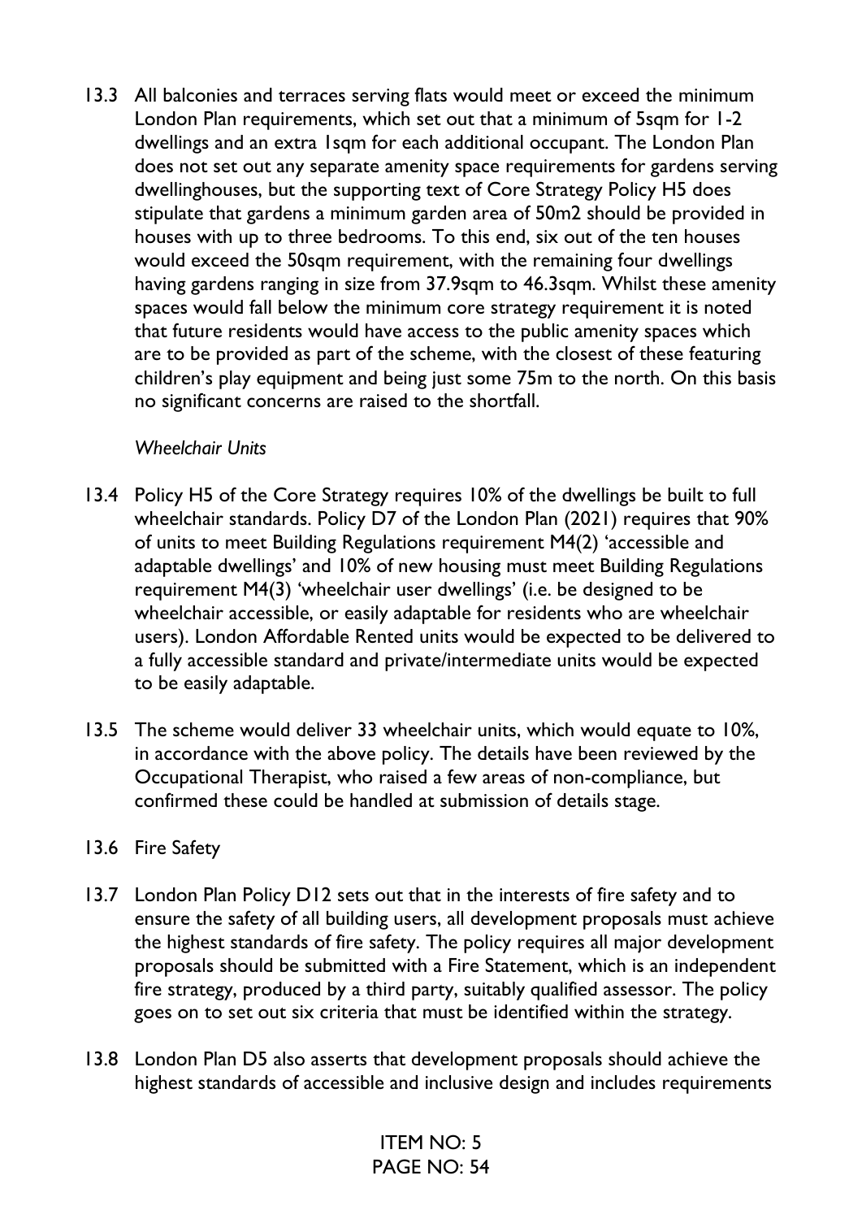13.3 All balconies and terraces serving flats would meet or exceed the minimum London Plan requirements, which set out that a minimum of 5sqm for 1-2 dwellings and an extra 1sqm for each additional occupant. The London Plan does not set out any separate amenity space requirements for gardens serving dwellinghouses, but the supporting text of Core Strategy Policy H5 does stipulate that gardens a minimum garden area of 50m2 should be provided in houses with up to three bedrooms. To this end, six out of the ten houses would exceed the 50sqm requirement, with the remaining four dwellings having gardens ranging in size from 37.9sqm to 46.3sqm. Whilst these amenity spaces would fall below the minimum core strategy requirement it is noted that future residents would have access to the public amenity spaces which are to be provided as part of the scheme, with the closest of these featuring children's play equipment and being just some 75m to the north. On this basis no significant concerns are raised to the shortfall.

*Wheelchair Units*

13.4 Policy H5 of the Core Strategy requires 10% of the dwellings be built to full wheelchair standards. Policy D7 of the London Plan (2021) requires that 90% of units to meet Building Regulations requirement M4(2) 'accessible and adaptable dwellings' and 10% of new housing must meet Building Regulations requirement M4(3) 'wheelchair user dwellings' (i.e. be designed to be wheelchair accessible, or easily adaptable for residents who are wheelchair users). London Affordable Rented units would be expected to be delivered to a fully accessible standard and private/intermediate units would be expected to be easily adaptable.

13.5 The scheme would deliver 33 wheelchair units, which would equate to 10%, in accordance with the above policy. The details have been reviewed by the Occupational Therapist, who raised a few areas of non-compliance, but confirmed these could be handled at submission of details stage.

13.6 Fire Safety

13.7 London Plan Policy D12 sets out that in the interests of fire safety and to ensure the safety of all building users, all development proposals must achieve the highest standards of fire safety. The policy requires all major development proposals should be submitted with a Fire Statement, which is an independent fire strategy, produced by a third party, suitably qualified assessor. The policy goes on to set out six criteria that must be identified within the strategy.

13.8 London Plan D5 also asserts that development proposals should achieve the highest standards of accessible and inclusive design and includes requirements

ITEM NO: 5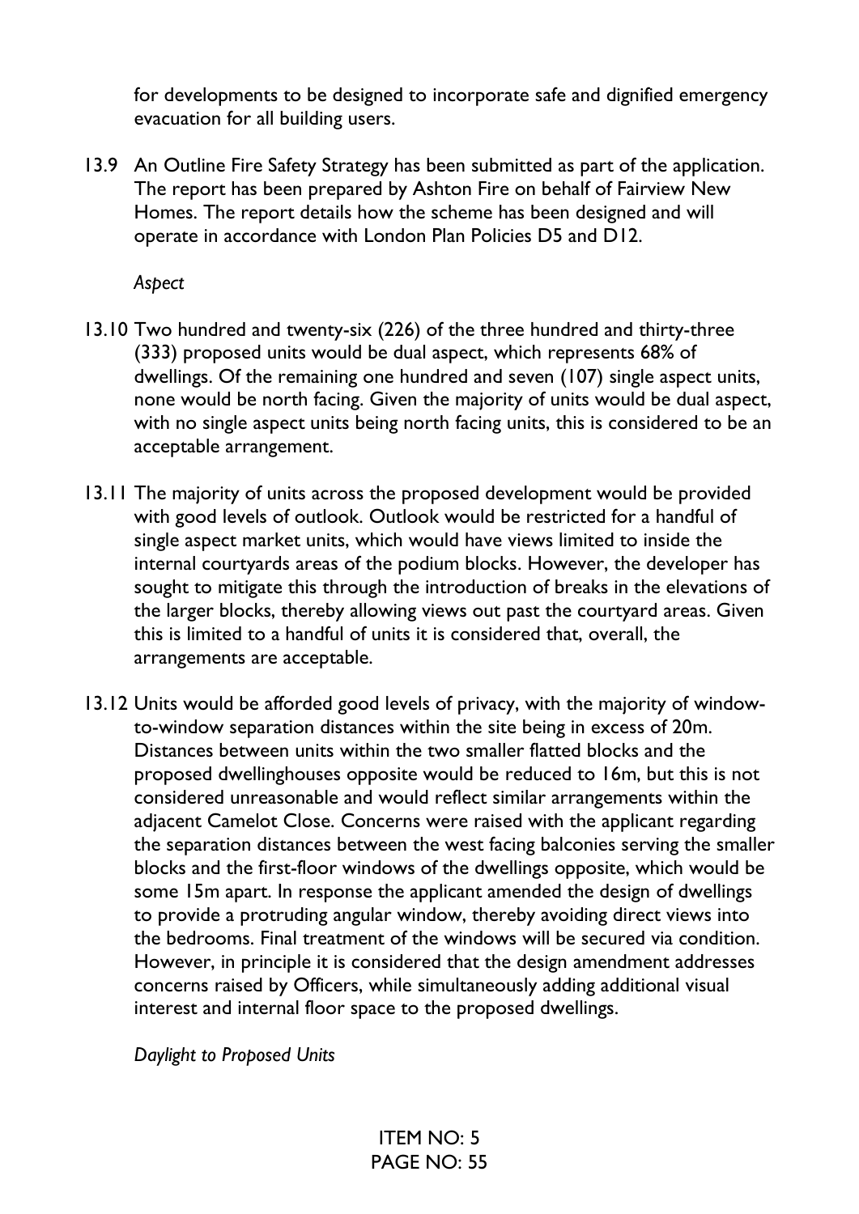for developments to be designed to incorporate safe and dignified emergency evacuation for all building users.

13.9 An Outline Fire Safety Strategy has been submitted as part of the application. The report has been prepared by Ashton Fire on behalf of Fairview New Homes. The report details how the scheme has been designed and will operate in accordance with London Plan Policies D5 and D12.

*Aspect*

13.10 Two hundred and twenty-six (226) of the three hundred and thirty-three (333) proposed units would be dual aspect, which represents 68% of dwellings. Of the remaining one hundred and seven (107) single aspect units, none would be north facing. Given the majority of units would be dual aspect, with no single aspect units being north facing units, this is considered to be an acceptable arrangement.

13.11 The majority of units across the proposed development would be provided with good levels of outlook. Outlook would be restricted for a handful of single aspect market units, which would have views limited to inside the internal courtyards areas of the podium blocks. However, the developer has sought to mitigate this through the introduction of breaks in the elevations of the larger blocks, thereby allowing views out past the courtyard areas. Given this is limited to a handful of units it is considered that, overall, the arrangements are acceptable.

13.12 Units would be afforded good levels of privacy, with the majority of window-to-window separation distances within the site being in excess of 20m. Distances between units within the two smaller flatted blocks and the proposed dwellinghouses opposite would be reduced to 16m, but this is not considered unreasonable and would reflect similar arrangements within the adjacent Camelot Close. Concerns were raised with the applicant regarding the separation distances between the west facing balconies serving the smaller blocks and the first-floor windows of the dwellings opposite, which would be some 15m apart. In response the applicant amended the design of dwellings to provide a protruding angular window, thereby avoiding direct views into the bedrooms. Final treatment of the windows will be secured via condition. However, in principle it is considered that the design amendment addresses concerns raised by Officers, while simultaneously adding additional visual interest and internal floor space to the proposed dwellings.

*Daylight to Proposed Units*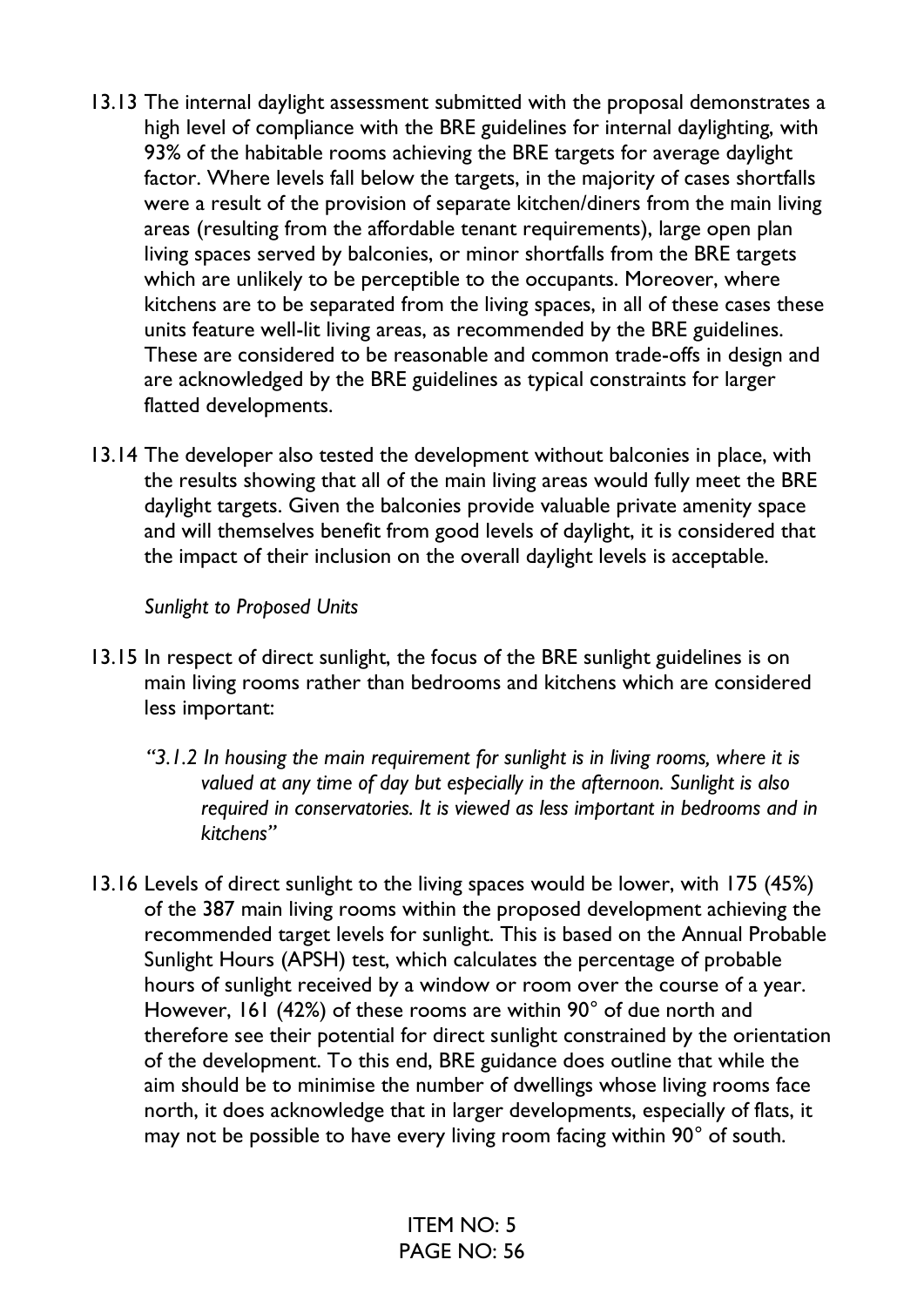13.13 The internal daylight assessment submitted with the proposal demonstrates a high level of compliance with the BRE guidelines for internal daylighting, with 93% of the habitable rooms achieving the BRE targets for average daylight factor. Where levels fall below the targets, in the majority of cases shortfalls were a result of the provision of separate kitchen/diners from the main living areas (resulting from the affordable tenant requirements), large open plan living spaces served by balconies, or minor shortfalls from the BRE targets which are unlikely to be perceptible to the occupants. Moreover, where kitchens are to be separated from the living spaces, in all of these cases these units feature well-lit living areas, as recommended by the BRE guidelines. These are considered to be reasonable and common trade-offs in design and are acknowledged by the BRE guidelines as typical constraints for larger flatted developments.

13.14 The developer also tested the development without balconies in place, with the results showing that all of the main living areas would fully meet the BRE daylight targets. Given the balconies provide valuable private amenity space and will themselves benefit from good levels of daylight, it is considered that the impact of their inclusion on the overall daylight levels is acceptable.

*Sunlight to Proposed Units*

13.15 In respect of direct sunlight, the focus of the BRE sunlight guidelines is on main living rooms rather than bedrooms and kitchens which are considered less important:

> *"3.1.2 In housing the main requirement for sunlight is in living rooms, where it is valued at any time of day but especially in the afternoon. Sunlight is also required in conservatories. It is viewed as less important in bedrooms and in kitchens"*

13.16 Levels of direct sunlight to the living spaces would be lower, with 175 (45%) of the 387 main living rooms within the proposed development achieving the recommended target levels for sunlight. This is based on the Annual Probable Sunlight Hours (APSH) test, which calculates the percentage of probable hours of sunlight received by a window or room over the course of a year. However, 161 (42%) of these rooms are within 90° of due north and therefore see their potential for direct sunlight constrained by the orientation of the development. To this end, BRE guidance does outline that while the aim should be to minimise the number of dwellings whose living rooms face north, it does acknowledge that in larger developments, especially of flats, it may not be possible to have every living room facing within 90° of south.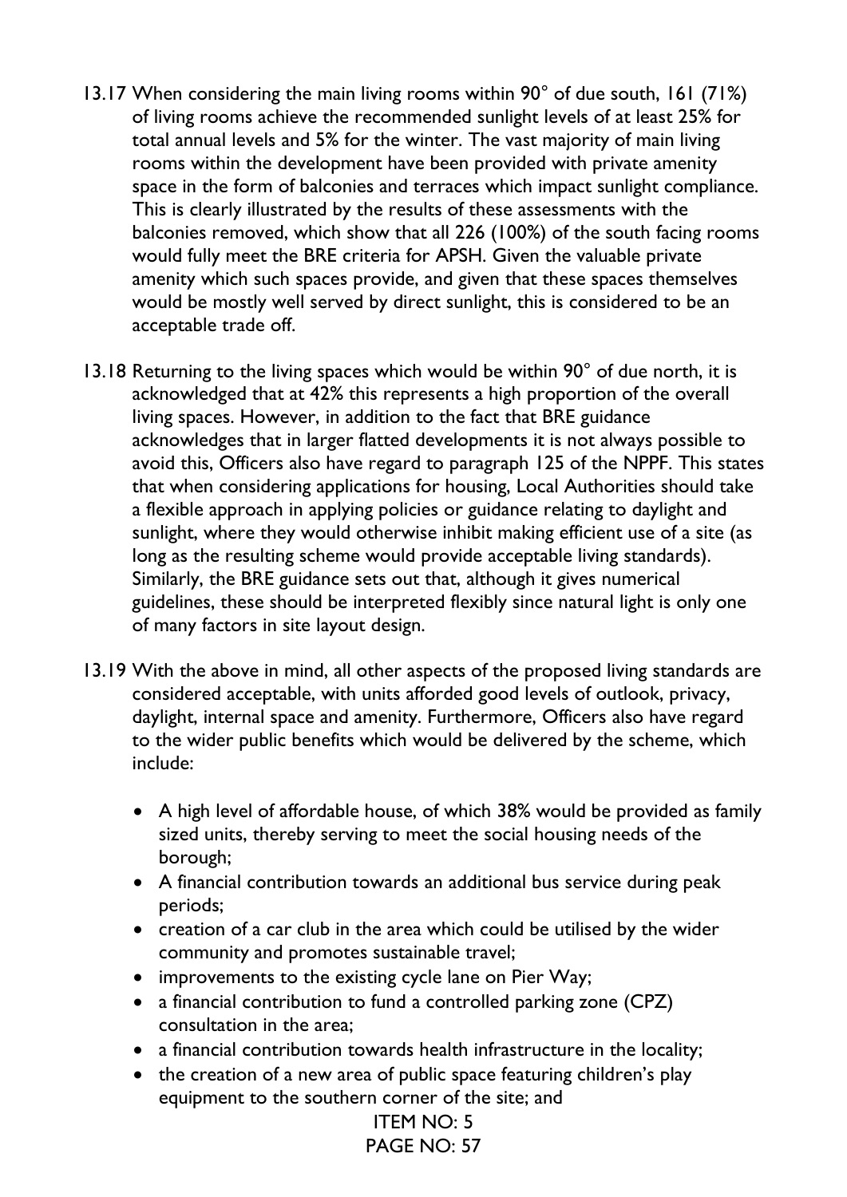13.17 When considering the main living rooms within 90° of due south, 161 (71%) of living rooms achieve the recommended sunlight levels of at least 25% for total annual levels and 5% for the winter. The vast majority of main living rooms within the development have been provided with private amenity space in the form of balconies and terraces which impact sunlight compliance. This is clearly illustrated by the results of these assessments with the balconies removed, which show that all 226 (100%) of the south facing rooms would fully meet the BRE criteria for APSH. Given the valuable private amenity which such spaces provide, and given that these spaces themselves would be mostly well served by direct sunlight, this is considered to be an acceptable trade off.

13.18 Returning to the living spaces which would be within 90° of due north, it is acknowledged that at 42% this represents a high proportion of the overall living spaces. However, in addition to the fact that BRE guidance acknowledges that in larger flatted developments it is not always possible to avoid this, Officers also have regard to paragraph 125 of the NPPF. This states that when considering applications for housing, Local Authorities should take a flexible approach in applying policies or guidance relating to daylight and sunlight, where they would otherwise inhibit making efficient use of a site (as long as the resulting scheme would provide acceptable living standards). Similarly, the BRE guidance sets out that, although it gives numerical guidelines, these should be interpreted flexibly since natural light is only one of many factors in site layout design.

13.19 With the above in mind, all other aspects of the proposed living standards are considered acceptable, with units afforded good levels of outlook, privacy, daylight, internal space and amenity. Furthermore, Officers also have regard to the wider public benefits which would be delivered by the scheme, which include:

- A high level of affordable house, of which 38% would be provided as family sized units, thereby serving to meet the social housing needs of the borough;
- A financial contribution towards an additional bus service during peak periods;
- creation of a car club in the area which could be utilised by the wider community and promotes sustainable travel;
- improvements to the existing cycle lane on Pier Way;
- a financial contribution to fund a controlled parking zone (CPZ) consultation in the area;
- a financial contribution towards health infrastructure in the locality;
- the creation of a new area of public space featuring children's play equipment to the southern corner of the site; and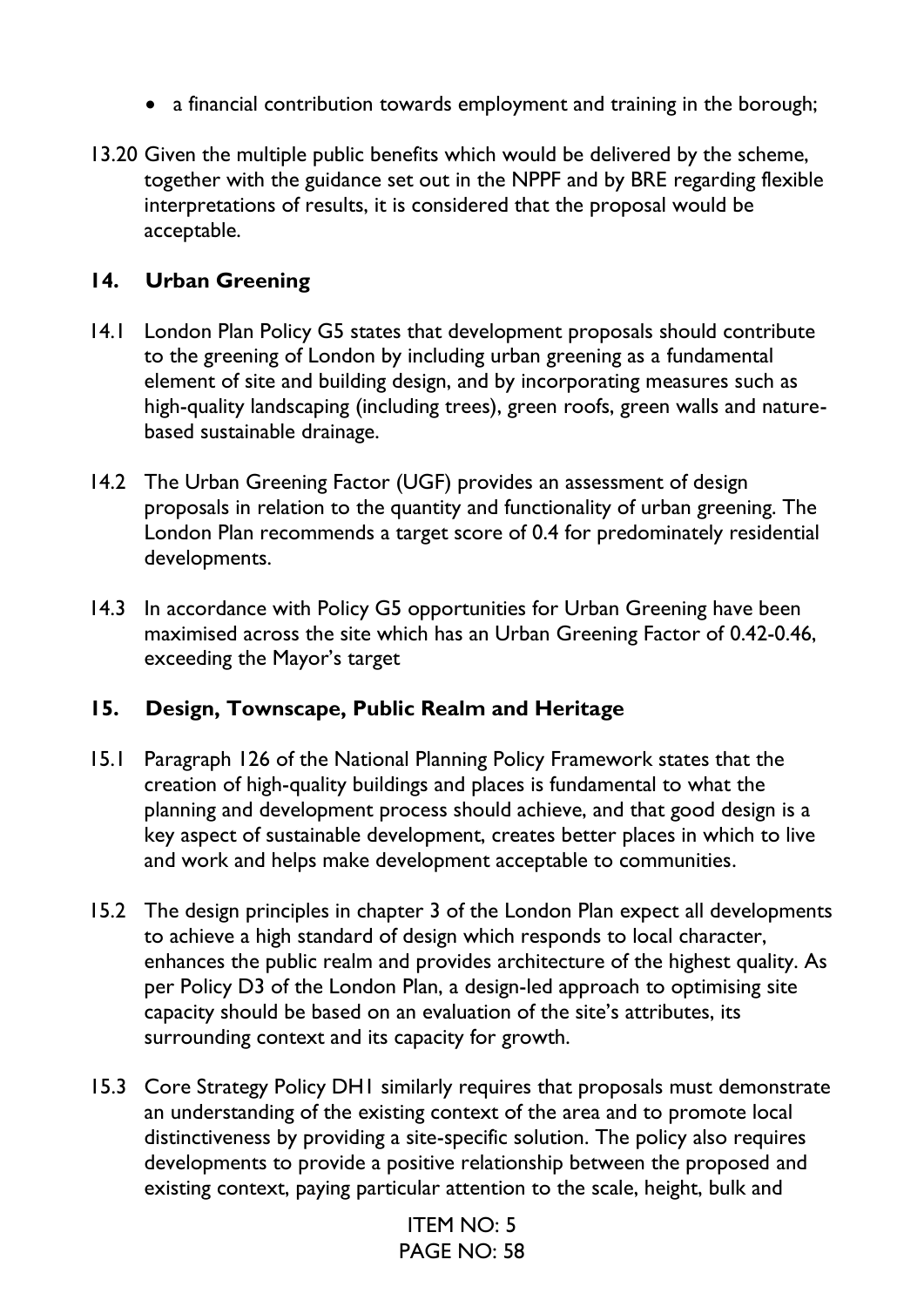- a financial contribution towards employment and training in the borough;

13.20 Given the multiple public benefits which would be delivered by the scheme, together with the guidance set out in the NPPF and by BRE regarding flexible interpretations of results, it is considered that the proposal would be acceptable.

## 14. Urban Greening

14.1 London Plan Policy G5 states that development proposals should contribute to the greening of London by including urban greening as a fundamental element of site and building design, and by incorporating measures such as high-quality landscaping (including trees), green roofs, green walls and nature-based sustainable drainage.

14.2 The Urban Greening Factor (UGF) provides an assessment of design proposals in relation to the quantity and functionality of urban greening. The London Plan recommends a target score of 0.4 for predominately residential developments.

14.3 In accordance with Policy G5 opportunities for Urban Greening have been maximised across the site which has an Urban Greening Factor of 0.42-0.46, exceeding the Mayor's target

## 15. Design, Townscape, Public Realm and Heritage

15.1 Paragraph 126 of the National Planning Policy Framework states that the creation of high-quality buildings and places is fundamental to what the planning and development process should achieve, and that good design is a key aspect of sustainable development, creates better places in which to live and work and helps make development acceptable to communities.

15.2 The design principles in chapter 3 of the London Plan expect all developments to achieve a high standard of design which responds to local character, enhances the public realm and provides architecture of the highest quality. As per Policy D3 of the London Plan, a design-led approach to optimising site capacity should be based on an evaluation of the site's attributes, its surrounding context and its capacity for growth.

15.3 Core Strategy Policy DH1 similarly requires that proposals must demonstrate an understanding of the existing context of the area and to promote local distinctiveness by providing a site-specific solution. The policy also requires developments to provide a positive relationship between the proposed and existing context, paying particular attention to the scale, height, bulk and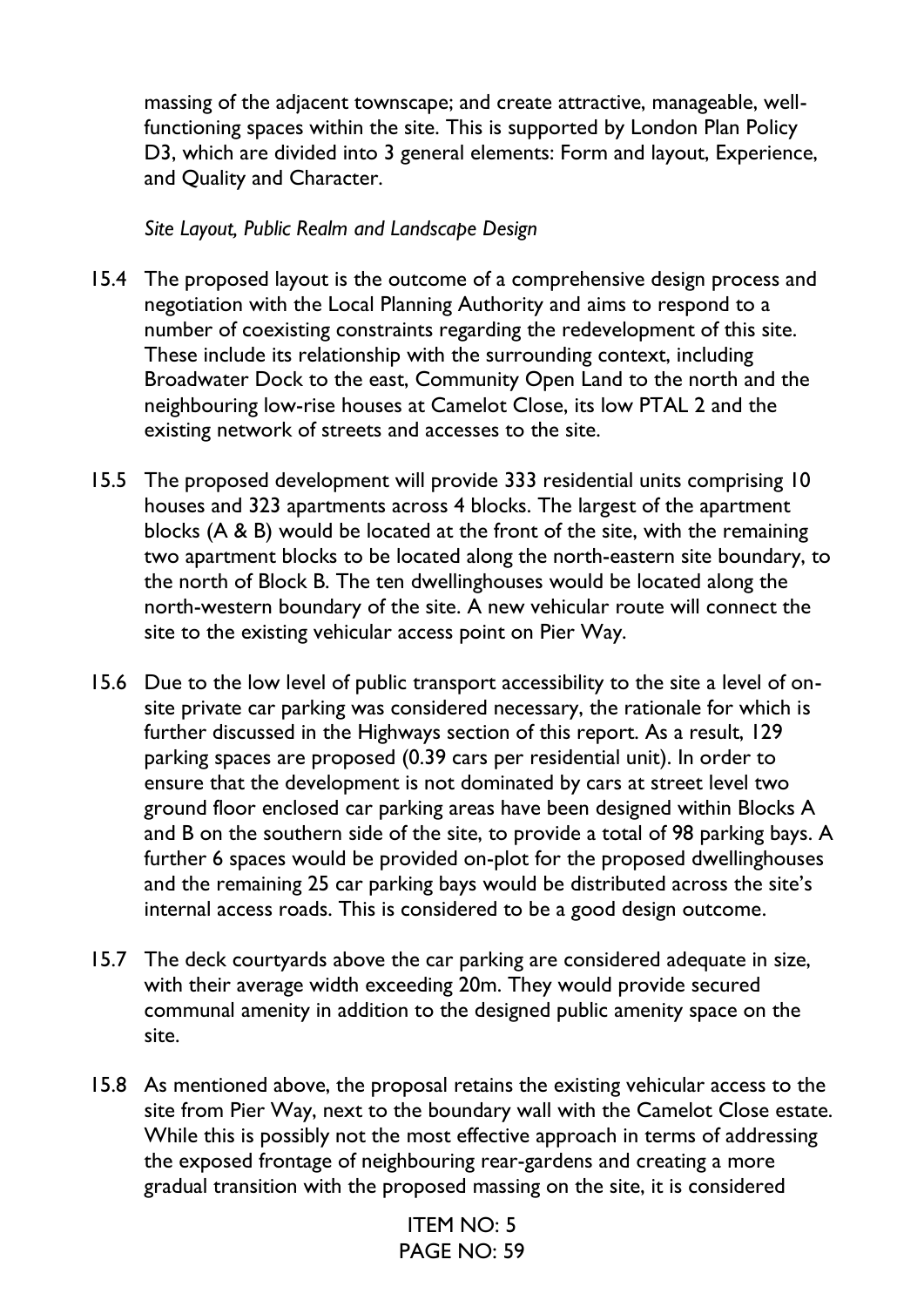massing of the adjacent townscape; and create attractive, manageable, well-functioning spaces within the site. This is supported by London Plan Policy D3, which are divided into 3 general elements: Form and layout, Experience, and Quality and Character.

*Site Layout, Public Realm and Landscape Design*

15.4 The proposed layout is the outcome of a comprehensive design process and negotiation with the Local Planning Authority and aims to respond to a number of coexisting constraints regarding the redevelopment of this site. These include its relationship with the surrounding context, including Broadwater Dock to the east, Community Open Land to the north and the neighbouring low-rise houses at Camelot Close, its low PTAL 2 and the existing network of streets and accesses to the site.

15.5 The proposed development will provide 333 residential units comprising 10 houses and 323 apartments across 4 blocks. The largest of the apartment blocks (A & B) would be located at the front of the site, with the remaining two apartment blocks to be located along the north-eastern site boundary, to the north of Block B. The ten dwellinghouses would be located along the north-western boundary of the site. A new vehicular route will connect the site to the existing vehicular access point on Pier Way.

15.6 Due to the low level of public transport accessibility to the site a level of on-site private car parking was considered necessary, the rationale for which is further discussed in the Highways section of this report. As a result, 129 parking spaces are proposed (0.39 cars per residential unit). In order to ensure that the development is not dominated by cars at street level two ground floor enclosed car parking areas have been designed within Blocks A and B on the southern side of the site, to provide a total of 98 parking bays. A further 6 spaces would be provided on-plot for the proposed dwellinghouses and the remaining 25 car parking bays would be distributed across the site's internal access roads. This is considered to be a good design outcome.

15.7 The deck courtyards above the car parking are considered adequate in size, with their average width exceeding 20m. They would provide secured communal amenity in addition to the designed public amenity space on the site.

15.8 As mentioned above, the proposal retains the existing vehicular access to the site from Pier Way, next to the boundary wall with the Camelot Close estate. While this is possibly not the most effective approach in terms of addressing the exposed frontage of neighbouring rear-gardens and creating a more gradual transition with the proposed massing on the site, it is considered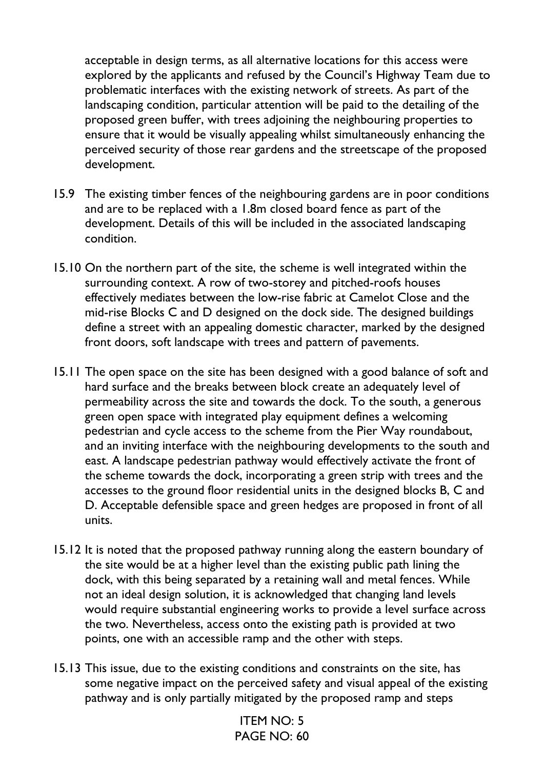acceptable in design terms, as all alternative locations for this access were explored by the applicants and refused by the Council's Highway Team due to problematic interfaces with the existing network of streets. As part of the landscaping condition, particular attention will be paid to the detailing of the proposed green buffer, with trees adjoining the neighbouring properties to ensure that it would be visually appealing whilst simultaneously enhancing the perceived security of those rear gardens and the streetscape of the proposed development.

15.9 The existing timber fences of the neighbouring gardens are in poor conditions and are to be replaced with a 1.8m closed board fence as part of the development. Details of this will be included in the associated landscaping condition.

15.10 On the northern part of the site, the scheme is well integrated within the surrounding context. A row of two-storey and pitched-roofs houses effectively mediates between the low-rise fabric at Camelot Close and the mid-rise Blocks C and D designed on the dock side. The designed buildings define a street with an appealing domestic character, marked by the designed front doors, soft landscape with trees and pattern of pavements.

15.11 The open space on the site has been designed with a good balance of soft and hard surface and the breaks between block create an adequately level of permeability across the site and towards the dock. To the south, a generous green open space with integrated play equipment defines a welcoming pedestrian and cycle access to the scheme from the Pier Way roundabout, and an inviting interface with the neighbouring developments to the south and east. A landscape pedestrian pathway would effectively activate the front of the scheme towards the dock, incorporating a green strip with trees and the accesses to the ground floor residential units in the designed blocks B, C and D. Acceptable defensible space and green hedges are proposed in front of all units.

15.12 It is noted that the proposed pathway running along the eastern boundary of the site would be at a higher level than the existing public path lining the dock, with this being separated by a retaining wall and metal fences. While not an ideal design solution, it is acknowledged that changing land levels would require substantial engineering works to provide a level surface across the two. Nevertheless, access onto the existing path is provided at two points, one with an accessible ramp and the other with steps.

15.13 This issue, due to the existing conditions and constraints on the site, has some negative impact on the perceived safety and visual appeal of the existing pathway and is only partially mitigated by the proposed ramp and steps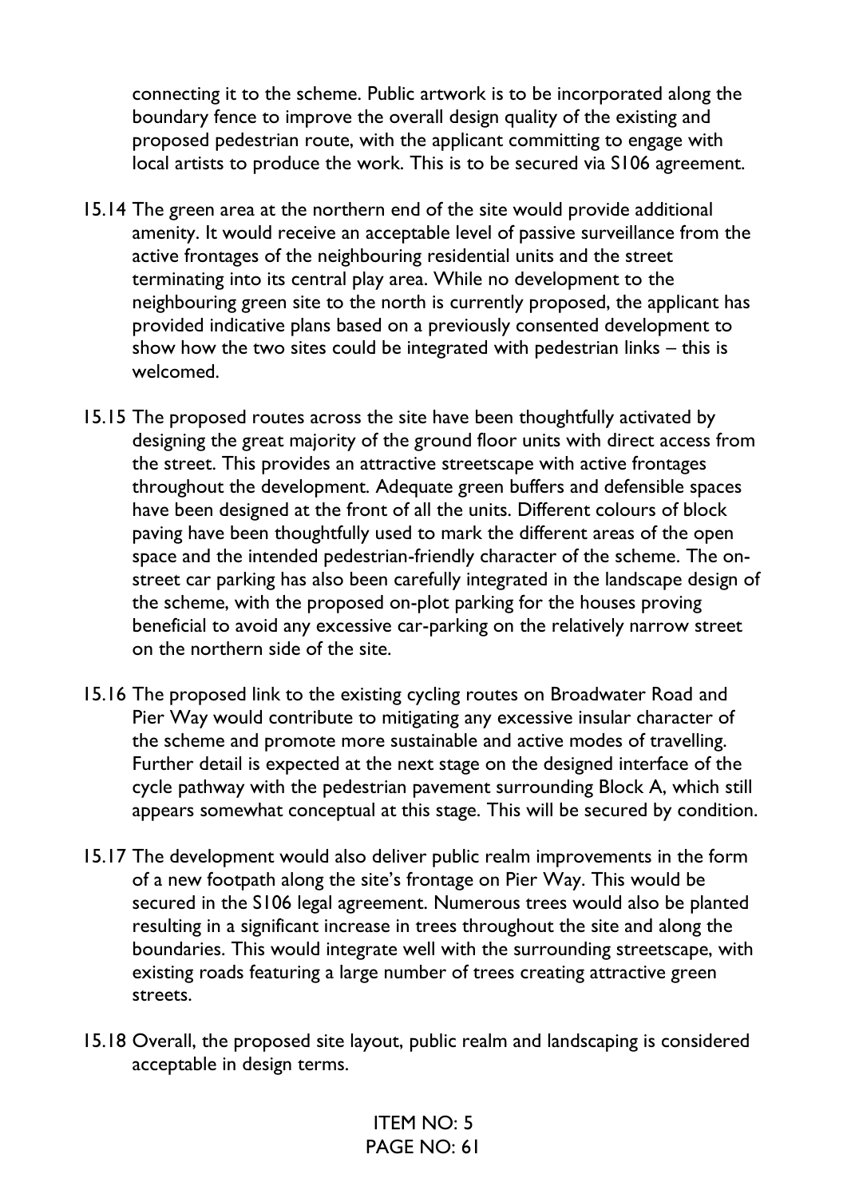connecting it to the scheme. Public artwork is to be incorporated along the boundary fence to improve the overall design quality of the existing and proposed pedestrian route, with the applicant committing to engage with local artists to produce the work. This is to be secured via S106 agreement.

15.14 The green area at the northern end of the site would provide additional amenity. It would receive an acceptable level of passive surveillance from the active frontages of the neighbouring residential units and the street terminating into its central play area. While no development to the neighbouring green site to the north is currently proposed, the applicant has provided indicative plans based on a previously consented development to show how the two sites could be integrated with pedestrian links – this is welcomed.

15.15 The proposed routes across the site have been thoughtfully activated by designing the great majority of the ground floor units with direct access from the street. This provides an attractive streetscape with active frontages throughout the development. Adequate green buffers and defensible spaces have been designed at the front of all the units. Different colours of block paving have been thoughtfully used to mark the different areas of the open space and the intended pedestrian-friendly character of the scheme. The on-street car parking has also been carefully integrated in the landscape design of the scheme, with the proposed on-plot parking for the houses proving beneficial to avoid any excessive car-parking on the relatively narrow street on the northern side of the site.

15.16 The proposed link to the existing cycling routes on Broadwater Road and Pier Way would contribute to mitigating any excessive insular character of the scheme and promote more sustainable and active modes of travelling. Further detail is expected at the next stage on the designed interface of the cycle pathway with the pedestrian pavement surrounding Block A, which still appears somewhat conceptual at this stage. This will be secured by condition.

15.17 The development would also deliver public realm improvements in the form of a new footpath along the site's frontage on Pier Way. This would be secured in the S106 legal agreement. Numerous trees would also be planted resulting in a significant increase in trees throughout the site and along the boundaries. This would integrate well with the surrounding streetscape, with existing roads featuring a large number of trees creating attractive green streets.

15.18 Overall, the proposed site layout, public realm and landscaping is considered acceptable in design terms.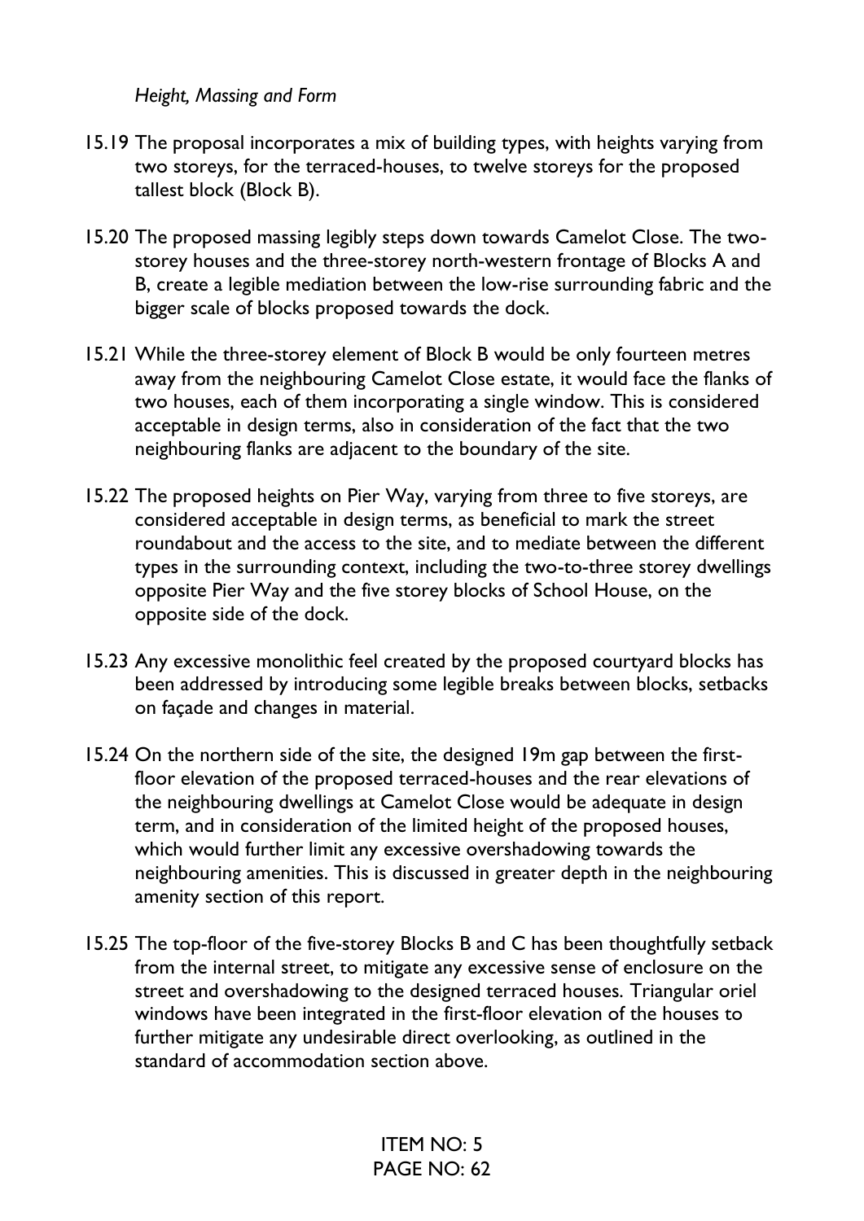*Height, Massing and Form*

15.19 The proposal incorporates a mix of building types, with heights varying from two storeys, for the terraced-houses, to twelve storeys for the proposed tallest block (Block B).

15.20 The proposed massing legibly steps down towards Camelot Close. The two-storey houses and the three-storey north-western frontage of Blocks A and B, create a legible mediation between the low-rise surrounding fabric and the bigger scale of blocks proposed towards the dock.

15.21 While the three-storey element of Block B would be only fourteen metres away from the neighbouring Camelot Close estate, it would face the flanks of two houses, each of them incorporating a single window. This is considered acceptable in design terms, also in consideration of the fact that the two neighbouring flanks are adjacent to the boundary of the site.

15.22 The proposed heights on Pier Way, varying from three to five storeys, are considered acceptable in design terms, as beneficial to mark the street roundabout and the access to the site, and to mediate between the different types in the surrounding context, including the two-to-three storey dwellings opposite Pier Way and the five storey blocks of School House, on the opposite side of the dock.

15.23 Any excessive monolithic feel created by the proposed courtyard blocks has been addressed by introducing some legible breaks between blocks, setbacks on façade and changes in material.

15.24 On the northern side of the site, the designed 19m gap between the first-floor elevation of the proposed terraced-houses and the rear elevations of the neighbouring dwellings at Camelot Close would be adequate in design term, and in consideration of the limited height of the proposed houses, which would further limit any excessive overshadowing towards the neighbouring amenities. This is discussed in greater depth in the neighbouring amenity section of this report.

15.25 The top-floor of the five-storey Blocks B and C has been thoughtfully setback from the internal street, to mitigate any excessive sense of enclosure on the street and overshadowing to the designed terraced houses. Triangular oriel windows have been integrated in the first-floor elevation of the houses to further mitigate any undesirable direct overlooking, as outlined in the standard of accommodation section above.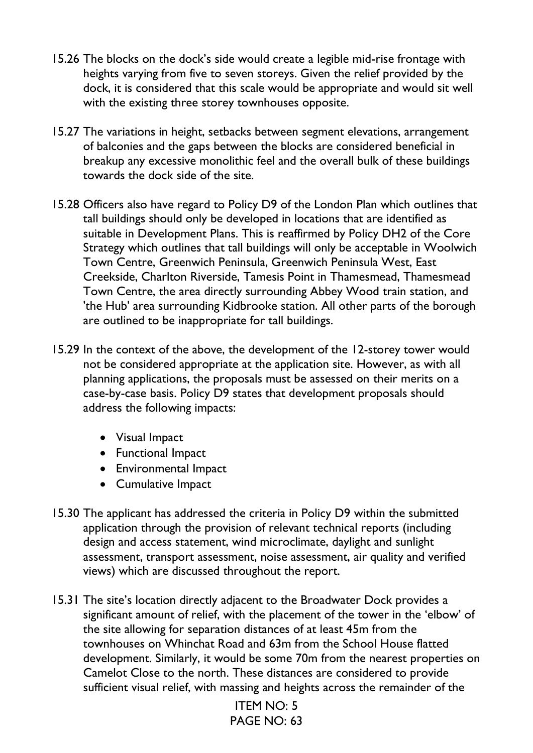15.26 The blocks on the dock's side would create a legible mid-rise frontage with heights varying from five to seven storeys. Given the relief provided by the dock, it is considered that this scale would be appropriate and would sit well with the existing three storey townhouses opposite.

15.27 The variations in height, setbacks between segment elevations, arrangement of balconies and the gaps between the blocks are considered beneficial in breakup any excessive monolithic feel and the overall bulk of these buildings towards the dock side of the site.

15.28 Officers also have regard to Policy D9 of the London Plan which outlines that tall buildings should only be developed in locations that are identified as suitable in Development Plans. This is reaffirmed by Policy DH2 of the Core Strategy which outlines that tall buildings will only be acceptable in Woolwich Town Centre, Greenwich Peninsula, Greenwich Peninsula West, East Creekside, Charlton Riverside, Tamesis Point in Thamesmead, Thamesmead Town Centre, the area directly surrounding Abbey Wood train station, and 'the Hub' area surrounding Kidbrooke station. All other parts of the borough are outlined to be inappropriate for tall buildings.

15.29 In the context of the above, the development of the 12-storey tower would not be considered appropriate at the application site. However, as with all planning applications, the proposals must be assessed on their merits on a case-by-case basis. Policy D9 states that development proposals should address the following impacts:

- Visual Impact
- Functional Impact
- Environmental Impact
- Cumulative Impact

15.30 The applicant has addressed the criteria in Policy D9 within the submitted application through the provision of relevant technical reports (including design and access statement, wind microclimate, daylight and sunlight assessment, transport assessment, noise assessment, air quality and verified views) which are discussed throughout the report.

15.31 The site's location directly adjacent to the Broadwater Dock provides a significant amount of relief, with the placement of the tower in the 'elbow' of the site allowing for separation distances of at least 45m from the townhouses on Whinchat Road and 63m from the School House flatted development. Similarly, it would be some 70m from the nearest properties on Camelot Close to the north. These distances are considered to provide sufficient visual relief, with massing and heights across the remainder of the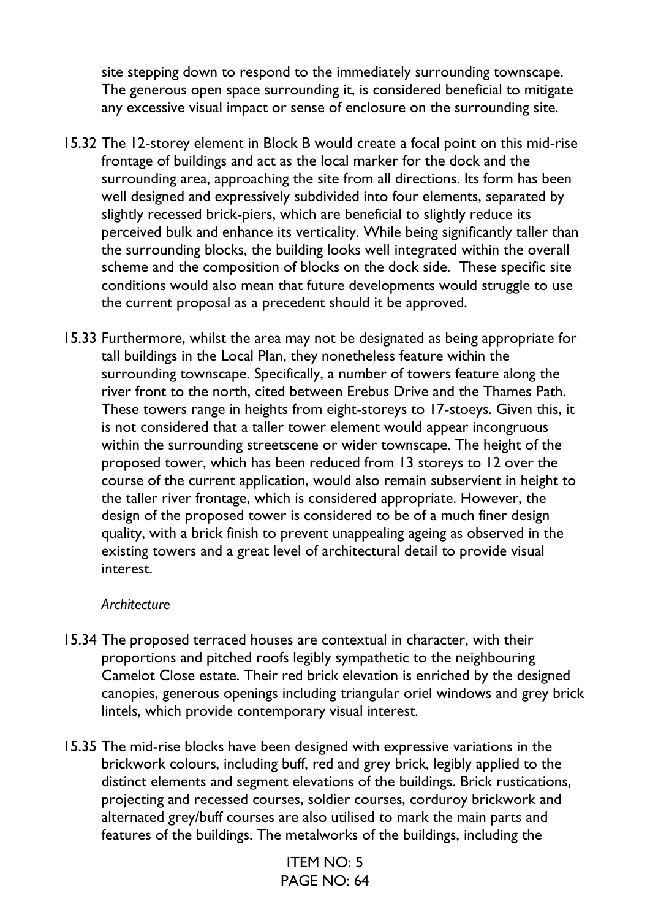site stepping down to respond to the immediately surrounding townscape. The generous open space surrounding it, is considered beneficial to mitigate any excessive visual impact or sense of enclosure on the surrounding site.

15.32 The 12-storey element in Block B would create a focal point on this mid-rise frontage of buildings and act as the local marker for the dock and the surrounding area, approaching the site from all directions. Its form has been well designed and expressively subdivided into four elements, separated by slightly recessed brick-piers, which are beneficial to slightly reduce its perceived bulk and enhance its verticality. While being significantly taller than the surrounding blocks, the building looks well integrated within the overall scheme and the composition of blocks on the dock side. These specific site conditions would also mean that future developments would struggle to use the current proposal as a precedent should it be approved.

15.33 Furthermore, whilst the area may not be designated as being appropriate for tall buildings in the Local Plan, they nonetheless feature within the surrounding townscape. Specifically, a number of towers feature along the river front to the north, cited between Erebus Drive and the Thames Path. These towers range in heights from eight-storeys to 17-stoeys. Given this, it is not considered that a taller tower element would appear incongruous within the surrounding streetscene or wider townscape. The height of the proposed tower, which has been reduced from 13 storeys to 12 over the course of the current application, would also remain subservient in height to the taller river frontage, which is considered appropriate. However, the design of the proposed tower is considered to be of a much finer design quality, with a brick finish to prevent unappealing ageing as observed in the existing towers and a great level of architectural detail to provide visual interest.

*Architecture*

15.34 The proposed terraced houses are contextual in character, with their proportions and pitched roofs legibly sympathetic to the neighbouring Camelot Close estate. Their red brick elevation is enriched by the designed canopies, generous openings including triangular oriel windows and grey brick lintels, which provide contemporary visual interest.

15.35 The mid-rise blocks have been designed with expressive variations in the brickwork colours, including buff, red and grey brick, legibly applied to the distinct elements and segment elevations of the buildings. Brick rustications, projecting and recessed courses, soldier courses, corduroy brickwork and alternated grey/buff courses are also utilised to mark the main parts and features of the buildings. The metalworks of the buildings, including the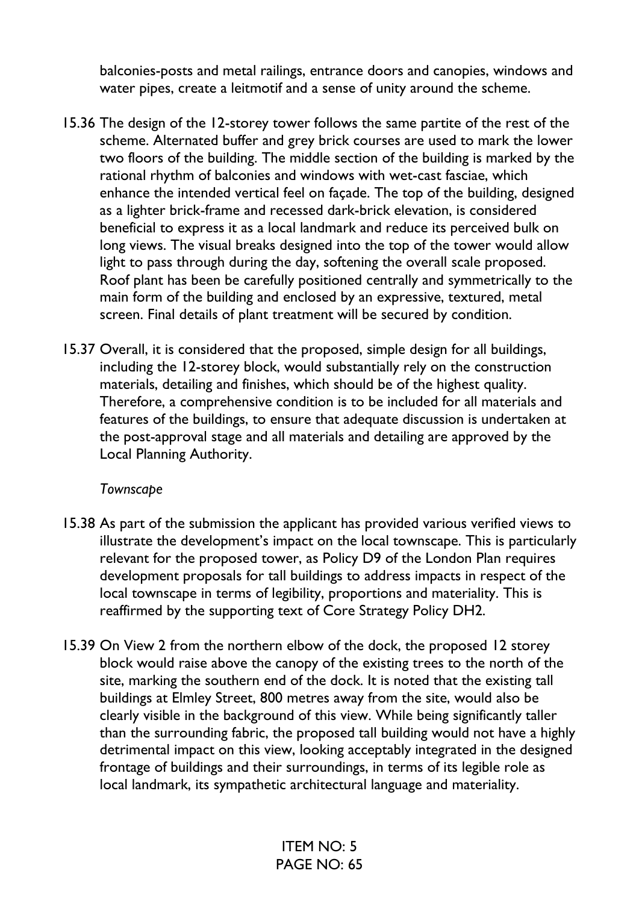balconies-posts and metal railings, entrance doors and canopies, windows and water pipes, create a leitmotif and a sense of unity around the scheme.

15.36 The design of the 12-storey tower follows the same partite of the rest of the scheme. Alternated buffer and grey brick courses are used to mark the lower two floors of the building. The middle section of the building is marked by the rational rhythm of balconies and windows with wet-cast fasciae, which enhance the intended vertical feel on façade. The top of the building, designed as a lighter brick-frame and recessed dark-brick elevation, is considered beneficial to express it as a local landmark and reduce its perceived bulk on long views. The visual breaks designed into the top of the tower would allow light to pass through during the day, softening the overall scale proposed. Roof plant has been be carefully positioned centrally and symmetrically to the main form of the building and enclosed by an expressive, textured, metal screen. Final details of plant treatment will be secured by condition.

15.37 Overall, it is considered that the proposed, simple design for all buildings, including the 12-storey block, would substantially rely on the construction materials, detailing and finishes, which should be of the highest quality. Therefore, a comprehensive condition is to be included for all materials and features of the buildings, to ensure that adequate discussion is undertaken at the post-approval stage and all materials and detailing are approved by the Local Planning Authority.

*Townscape*

15.38 As part of the submission the applicant has provided various verified views to illustrate the development's impact on the local townscape. This is particularly relevant for the proposed tower, as Policy D9 of the London Plan requires development proposals for tall buildings to address impacts in respect of the local townscape in terms of legibility, proportions and materiality. This is reaffirmed by the supporting text of Core Strategy Policy DH2.

15.39 On View 2 from the northern elbow of the dock, the proposed 12 storey block would raise above the canopy of the existing trees to the north of the site, marking the southern end of the dock. It is noted that the existing tall buildings at Elmley Street, 800 metres away from the site, would also be clearly visible in the background of this view. While being significantly taller than the surrounding fabric, the proposed tall building would not have a highly detrimental impact on this view, looking acceptably integrated in the designed frontage of buildings and their surroundings, in terms of its legible role as local landmark, its sympathetic architectural language and materiality.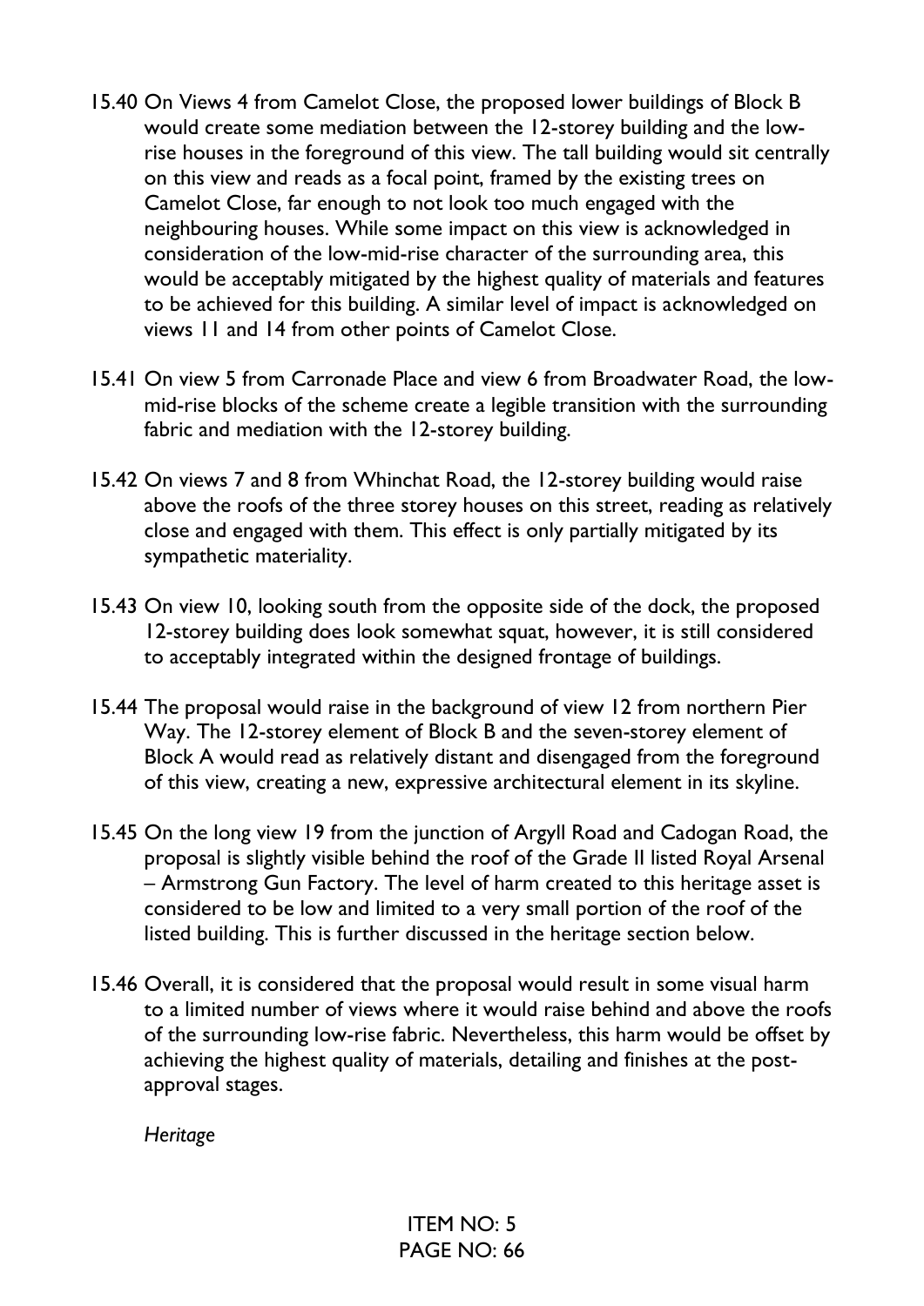15.40 On Views 4 from Camelot Close, the proposed lower buildings of Block B would create some mediation between the 12-storey building and the low-rise houses in the foreground of this view. The tall building would sit centrally on this view and reads as a focal point, framed by the existing trees on Camelot Close, far enough to not look too much engaged with the neighbouring houses. While some impact on this view is acknowledged in consideration of the low-mid-rise character of the surrounding area, this would be acceptably mitigated by the highest quality of materials and features to be achieved for this building. A similar level of impact is acknowledged on views 11 and 14 from other points of Camelot Close.

15.41 On view 5 from Carronade Place and view 6 from Broadwater Road, the low-mid-rise blocks of the scheme create a legible transition with the surrounding fabric and mediation with the 12-storey building.

15.42 On views 7 and 8 from Whinchat Road, the 12-storey building would raise above the roofs of the three storey houses on this street, reading as relatively close and engaged with them. This effect is only partially mitigated by its sympathetic materiality.

15.43 On view 10, looking south from the opposite side of the dock, the proposed 12-storey building does look somewhat squat, however, it is still considered to acceptably integrated within the designed frontage of buildings.

15.44 The proposal would raise in the background of view 12 from northern Pier Way. The 12-storey element of Block B and the seven-storey element of Block A would read as relatively distant and disengaged from the foreground of this view, creating a new, expressive architectural element in its skyline.

15.45 On the long view 19 from the junction of Argyll Road and Cadogan Road, the proposal is slightly visible behind the roof of the Grade II listed Royal Arsenal – Armstrong Gun Factory. The level of harm created to this heritage asset is considered to be low and limited to a very small portion of the roof of the listed building. This is further discussed in the heritage section below.

15.46 Overall, it is considered that the proposal would result in some visual harm to a limited number of views where it would raise behind and above the roofs of the surrounding low-rise fabric. Nevertheless, this harm would be offset by achieving the highest quality of materials, detailing and finishes at the post-approval stages.

*Heritage*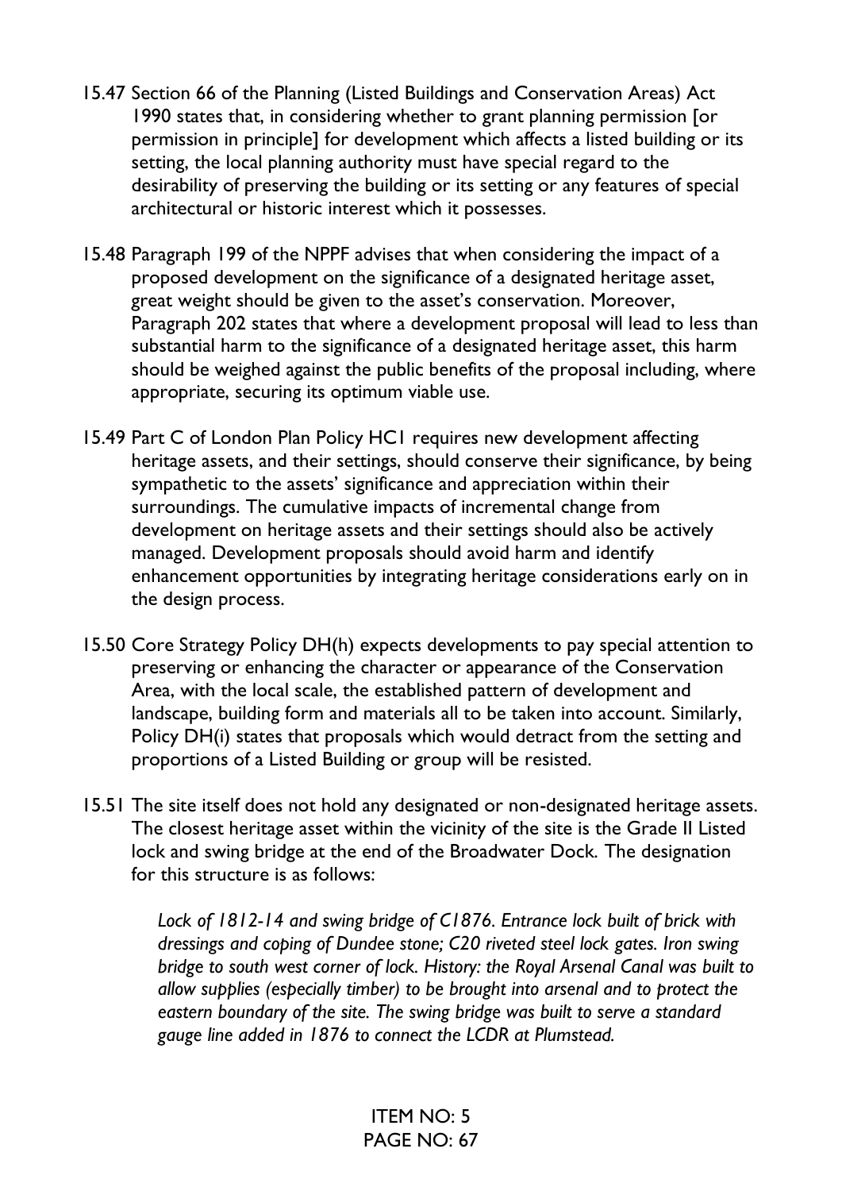15.47 Section 66 of the Planning (Listed Buildings and Conservation Areas) Act 1990 states that, in considering whether to grant planning permission [or permission in principle] for development which affects a listed building or its setting, the local planning authority must have special regard to the desirability of preserving the building or its setting or any features of special architectural or historic interest which it possesses.

15.48 Paragraph 199 of the NPPF advises that when considering the impact of a proposed development on the significance of a designated heritage asset, great weight should be given to the asset's conservation. Moreover, Paragraph 202 states that where a development proposal will lead to less than substantial harm to the significance of a designated heritage asset, this harm should be weighed against the public benefits of the proposal including, where appropriate, securing its optimum viable use.

15.49 Part C of London Plan Policy HC1 requires new development affecting heritage assets, and their settings, should conserve their significance, by being sympathetic to the assets' significance and appreciation within their surroundings. The cumulative impacts of incremental change from development on heritage assets and their settings should also be actively managed. Development proposals should avoid harm and identify enhancement opportunities by integrating heritage considerations early on in the design process.

15.50 Core Strategy Policy DH(h) expects developments to pay special attention to preserving or enhancing the character or appearance of the Conservation Area, with the local scale, the established pattern of development and landscape, building form and materials all to be taken into account. Similarly, Policy DH(i) states that proposals which would detract from the setting and proportions of a Listed Building or group will be resisted.

15.51 The site itself does not hold any designated or non-designated heritage assets. The closest heritage asset within the vicinity of the site is the Grade II Listed lock and swing bridge at the end of the Broadwater Dock. The designation for this structure is as follows:

> *Lock of 1812-14 and swing bridge of C1876. Entrance lock built of brick with dressings and coping of Dundee stone; C20 riveted steel lock gates. Iron swing bridge to south west corner of lock. History: the Royal Arsenal Canal was built to allow supplies (especially timber) to be brought into arsenal and to protect the eastern boundary of the site. The swing bridge was built to serve a standard gauge line added in 1876 to connect the LCDR at Plumstead.*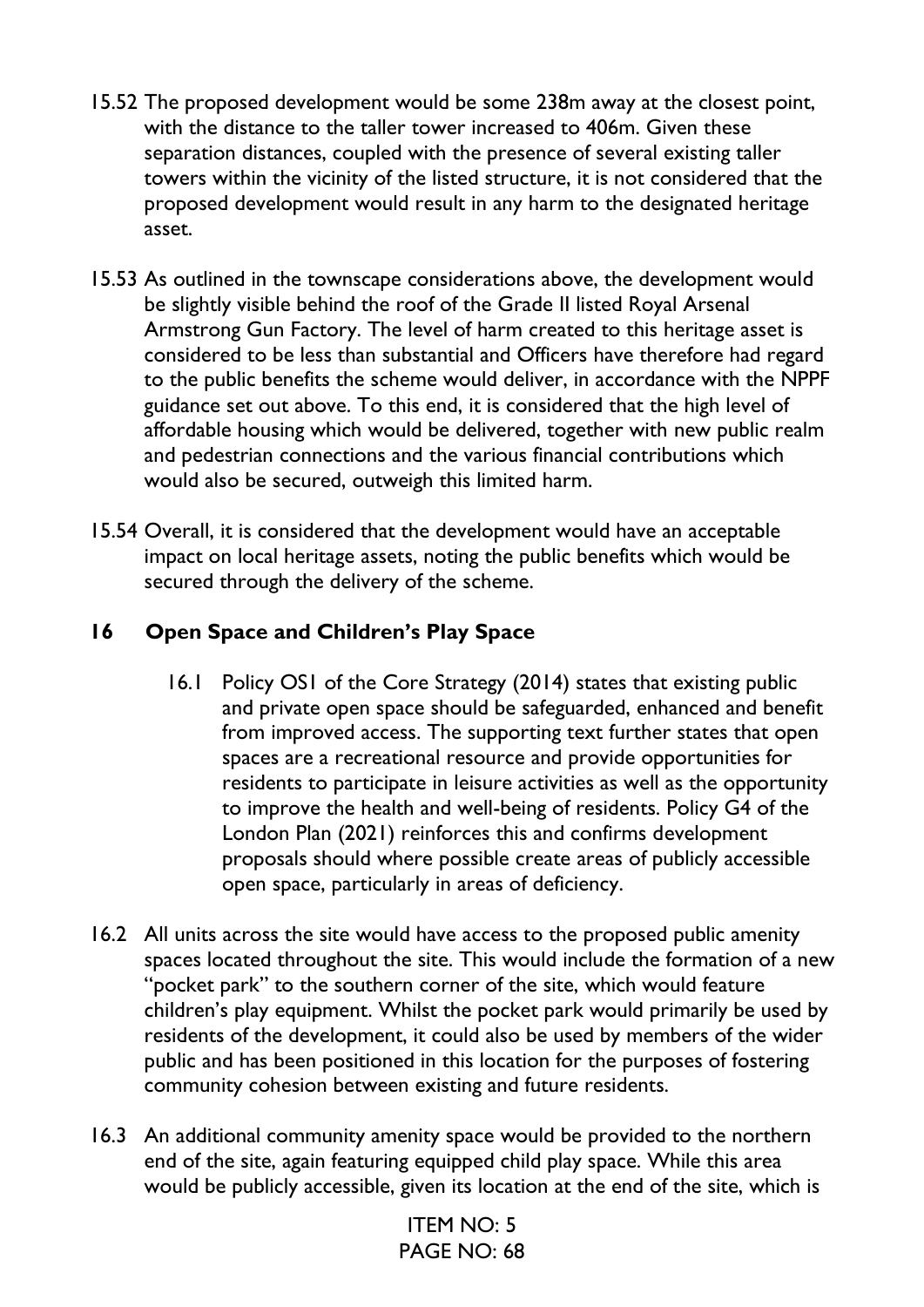15.52 The proposed development would be some 238m away at the closest point, with the distance to the taller tower increased to 406m. Given these separation distances, coupled with the presence of several existing taller towers within the vicinity of the listed structure, it is not considered that the proposed development would result in any harm to the designated heritage asset.

15.53 As outlined in the townscape considerations above, the development would be slightly visible behind the roof of the Grade II listed Royal Arsenal Armstrong Gun Factory. The level of harm created to this heritage asset is considered to be less than substantial and Officers have therefore had regard to the public benefits the scheme would deliver, in accordance with the NPPF guidance set out above. To this end, it is considered that the high level of affordable housing which would be delivered, together with new public realm and pedestrian connections and the various financial contributions which would also be secured, outweigh this limited harm.

15.54 Overall, it is considered that the development would have an acceptable impact on local heritage assets, noting the public benefits which would be secured through the delivery of the scheme.

## 16 Open Space and Children's Play Space

16.1 Policy OS1 of the Core Strategy (2014) states that existing public and private open space should be safeguarded, enhanced and benefit from improved access. The supporting text further states that open spaces are a recreational resource and provide opportunities for residents to participate in leisure activities as well as the opportunity to improve the health and well-being of residents. Policy G4 of the London Plan (2021) reinforces this and confirms development proposals should where possible create areas of publicly accessible open space, particularly in areas of deficiency.

16.2 All units across the site would have access to the proposed public amenity spaces located throughout the site. This would include the formation of a new "pocket park" to the southern corner of the site, which would feature children's play equipment. Whilst the pocket park would primarily be used by residents of the development, it could also be used by members of the wider public and has been positioned in this location for the purposes of fostering community cohesion between existing and future residents.

16.3 An additional community amenity space would be provided to the northern end of the site, again featuring equipped child play space. While this area would be publicly accessible, given its location at the end of the site, which is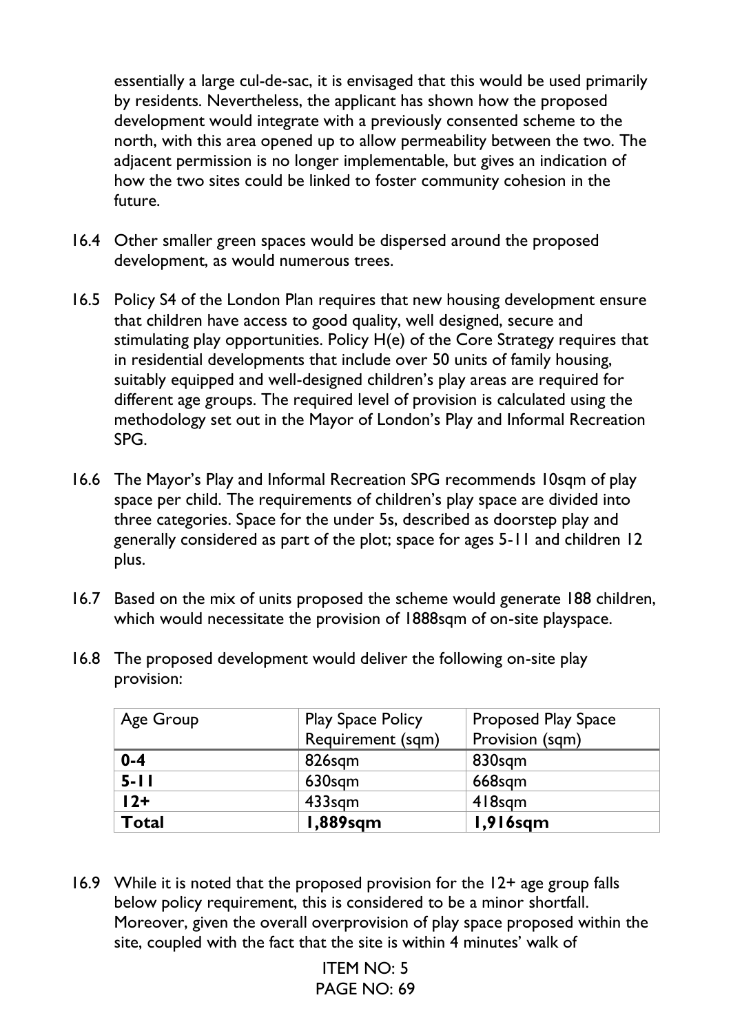essentially a large cul-de-sac, it is envisaged that this would be used primarily by residents. Nevertheless, the applicant has shown how the proposed development would integrate with a previously consented scheme to the north, with this area opened up to allow permeability between the two. The adjacent permission is no longer implementable, but gives an indication of how the two sites could be linked to foster community cohesion in the future.

16.4 Other smaller green spaces would be dispersed around the proposed development, as would numerous trees.

16.5 Policy S4 of the London Plan requires that new housing development ensure that children have access to good quality, well designed, secure and stimulating play opportunities. Policy H(e) of the Core Strategy requires that in residential developments that include over 50 units of family housing, suitably equipped and well-designed children's play areas are required for different age groups. The required level of provision is calculated using the methodology set out in the Mayor of London's Play and Informal Recreation SPG.

16.6 The Mayor's Play and Informal Recreation SPG recommends 10sqm of play space per child. The requirements of children's play space are divided into three categories. Space for the under 5s, described as doorstep play and generally considered as part of the plot; space for ages 5-11 and children 12 plus.

16.7 Based on the mix of units proposed the scheme would generate 188 children, which would necessitate the provision of 1888sqm of on-site playspace.

16.8 The proposed development would deliver the following on-site play provision:

| Age Group | Play Space Policy Requirement (sqm) | Proposed Play Space Provision (sqm) |
|---|---|---|
| **0-4** | 826sqm | 830sqm |
| **5-11** | 630sqm | 668sqm |
| **12+** | 433sqm | 418sqm |
| **Total** | **1,889sqm** | **1,916sqm** |

16.9 While it is noted that the proposed provision for the 12+ age group falls below policy requirement, this is considered to be a minor shortfall. Moreover, given the overall overprovision of play space proposed within the site, coupled with the fact that the site is within 4 minutes' walk of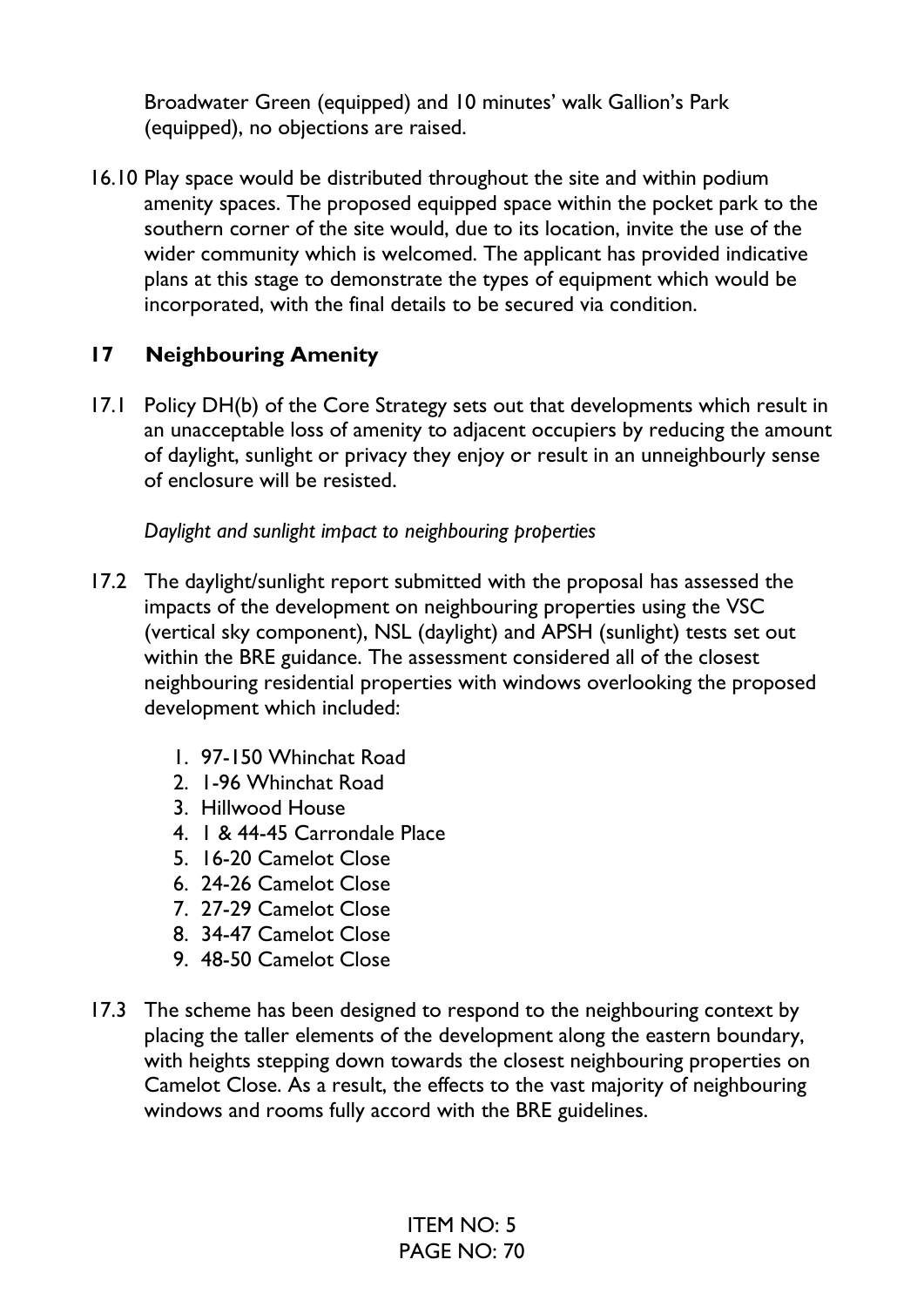Broadwater Green (equipped) and 10 minutes' walk Gallion's Park (equipped), no objections are raised.

16.10 Play space would be distributed throughout the site and within podium amenity spaces. The proposed equipped space within the pocket park to the southern corner of the site would, due to its location, invite the use of the wider community which is welcomed. The applicant has provided indicative plans at this stage to demonstrate the types of equipment which would be incorporated, with the final details to be secured via condition.

## 17 Neighbouring Amenity

17.1 Policy DH(b) of the Core Strategy sets out that developments which result in an unacceptable loss of amenity to adjacent occupiers by reducing the amount of daylight, sunlight or privacy they enjoy or result in an unneighbourly sense of enclosure will be resisted.

*Daylight and sunlight impact to neighbouring properties*

17.2 The daylight/sunlight report submitted with the proposal has assessed the impacts of the development on neighbouring properties using the VSC (vertical sky component), NSL (daylight) and APSH (sunlight) tests set out within the BRE guidance. The assessment considered all of the closest neighbouring residential properties with windows overlooking the proposed development which included:

1. 97-150 Whinchat Road
2. 1-96 Whinchat Road
3. Hillwood House
4. 1 & 44-45 Carrondale Place
5. 16-20 Camelot Close
6. 24-26 Camelot Close
7. 27-29 Camelot Close
8. 34-47 Camelot Close
9. 48-50 Camelot Close

17.3 The scheme has been designed to respond to the neighbouring context by placing the taller elements of the development along the eastern boundary, with heights stepping down towards the closest neighbouring properties on Camelot Close. As a result, the effects to the vast majority of neighbouring windows and rooms fully accord with the BRE guidelines.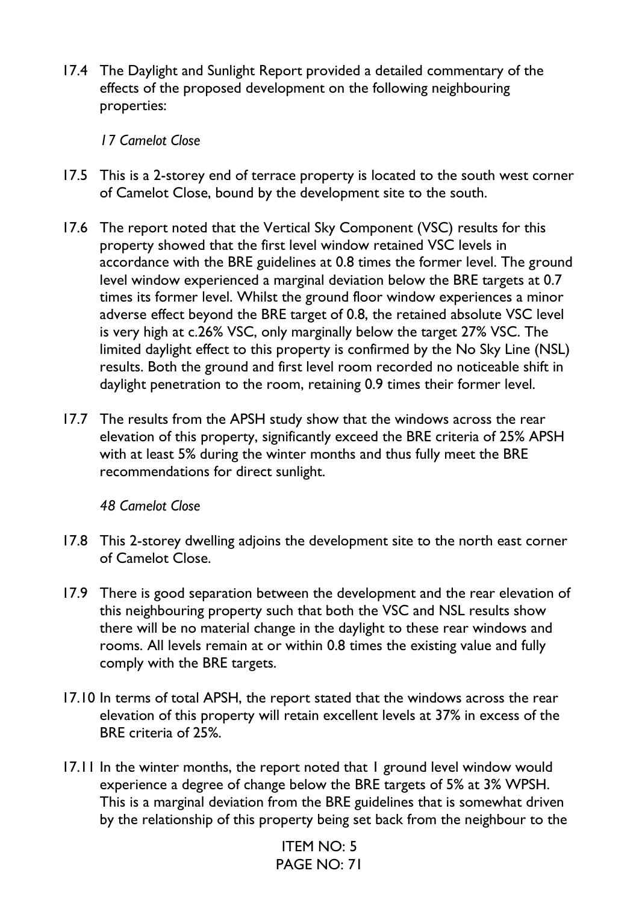17.4 The Daylight and Sunlight Report provided a detailed commentary of the effects of the proposed development on the following neighbouring properties:

*17 Camelot Close*

17.5 This is a 2-storey end of terrace property is located to the south west corner of Camelot Close, bound by the development site to the south.

17.6 The report noted that the Vertical Sky Component (VSC) results for this property showed that the first level window retained VSC levels in accordance with the BRE guidelines at 0.8 times the former level. The ground level window experienced a marginal deviation below the BRE targets at 0.7 times its former level. Whilst the ground floor window experiences a minor adverse effect beyond the BRE target of 0.8, the retained absolute VSC level is very high at c.26% VSC, only marginally below the target 27% VSC. The limited daylight effect to this property is confirmed by the No Sky Line (NSL) results. Both the ground and first level room recorded no noticeable shift in daylight penetration to the room, retaining 0.9 times their former level.

17.7 The results from the APSH study show that the windows across the rear elevation of this property, significantly exceed the BRE criteria of 25% APSH with at least 5% during the winter months and thus fully meet the BRE recommendations for direct sunlight.

*48 Camelot Close*

17.8 This 2-storey dwelling adjoins the development site to the north east corner of Camelot Close.

17.9 There is good separation between the development and the rear elevation of this neighbouring property such that both the VSC and NSL results show there will be no material change in the daylight to these rear windows and rooms. All levels remain at or within 0.8 times the existing value and fully comply with the BRE targets.

17.10 In terms of total APSH, the report stated that the windows across the rear elevation of this property will retain excellent levels at 37% in excess of the BRE criteria of 25%.

17.11 In the winter months, the report noted that 1 ground level window would experience a degree of change below the BRE targets of 5% at 3% WPSH. This is a marginal deviation from the BRE guidelines that is somewhat driven by the relationship of this property being set back from the neighbour to the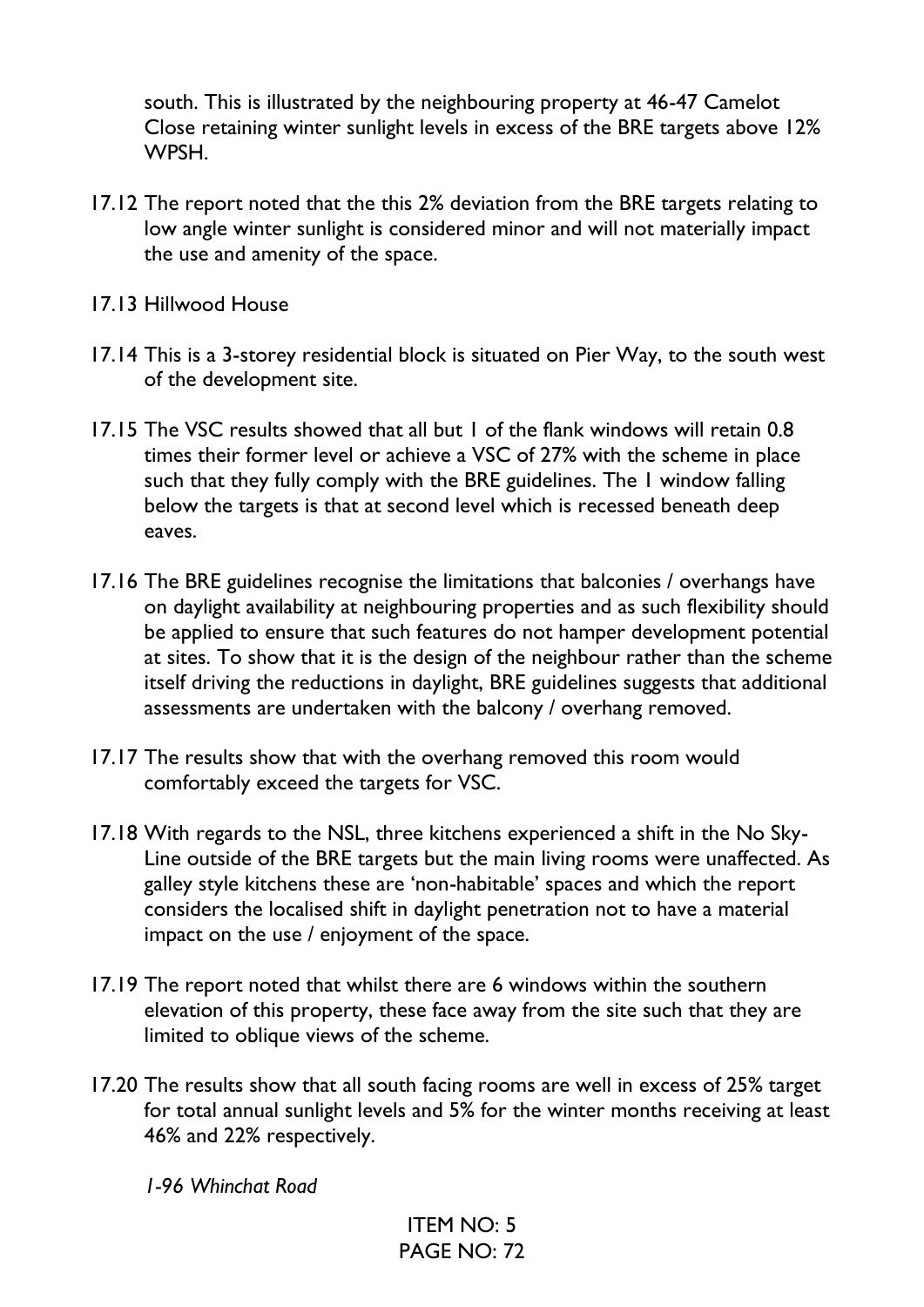south. This is illustrated by the neighbouring property at 46-47 Camelot Close retaining winter sunlight levels in excess of the BRE targets above 12% WPSH.

17.12 The report noted that the this 2% deviation from the BRE targets relating to low angle winter sunlight is considered minor and will not materially impact the use and amenity of the space.

17.13 Hillwood House

17.14 This is a 3-storey residential block is situated on Pier Way, to the south west of the development site.

17.15 The VSC results showed that all but 1 of the flank windows will retain 0.8 times their former level or achieve a VSC of 27% with the scheme in place such that they fully comply with the BRE guidelines. The 1 window falling below the targets is that at second level which is recessed beneath deep eaves.

17.16 The BRE guidelines recognise the limitations that balconies / overhangs have on daylight availability at neighbouring properties and as such flexibility should be applied to ensure that such features do not hamper development potential at sites. To show that it is the design of the neighbour rather than the scheme itself driving the reductions in daylight, BRE guidelines suggests that additional assessments are undertaken with the balcony / overhang removed.

17.17 The results show that with the overhang removed this room would comfortably exceed the targets for VSC.

17.18 With regards to the NSL, three kitchens experienced a shift in the No Sky-Line outside of the BRE targets but the main living rooms were unaffected. As galley style kitchens these are 'non-habitable' spaces and which the report considers the localised shift in daylight penetration not to have a material impact on the use / enjoyment of the space.

17.19 The report noted that whilst there are 6 windows within the southern elevation of this property, these face away from the site such that they are limited to oblique views of the scheme.

17.20 The results show that all south facing rooms are well in excess of 25% target for total annual sunlight levels and 5% for the winter months receiving at least 46% and 22% respectively.

*1-96 Whinchat Road*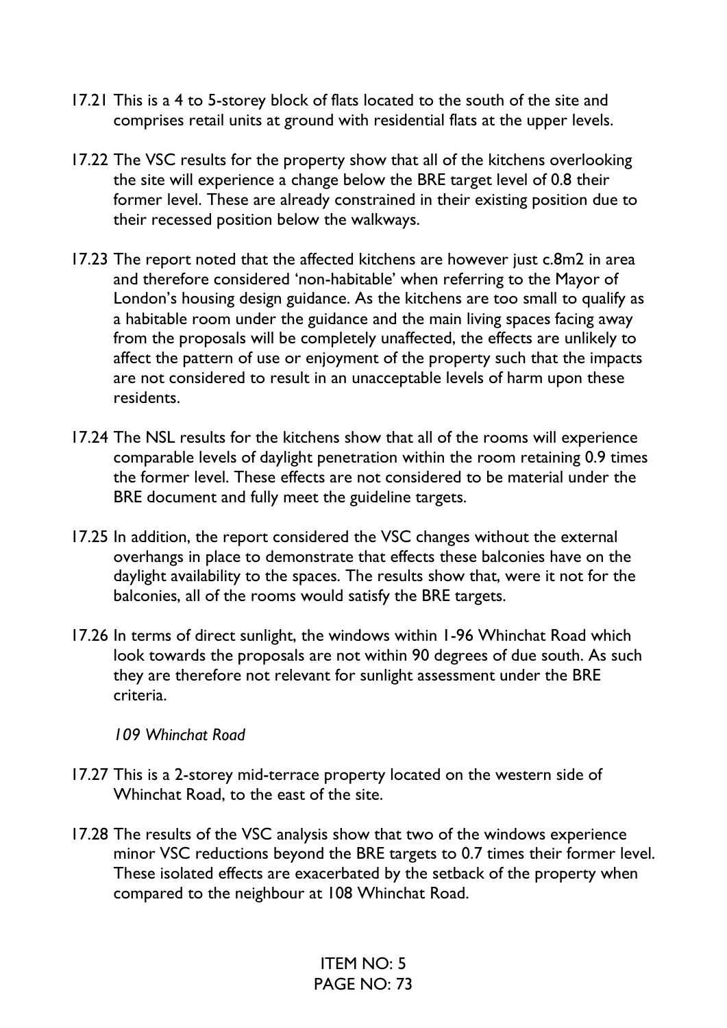17.21 This is a 4 to 5-storey block of flats located to the south of the site and comprises retail units at ground with residential flats at the upper levels.

17.22 The VSC results for the property show that all of the kitchens overlooking the site will experience a change below the BRE target level of 0.8 their former level. These are already constrained in their existing position due to their recessed position below the walkways.

17.23 The report noted that the affected kitchens are however just c.8m2 in area and therefore considered 'non-habitable' when referring to the Mayor of London's housing design guidance. As the kitchens are too small to qualify as a habitable room under the guidance and the main living spaces facing away from the proposals will be completely unaffected, the effects are unlikely to affect the pattern of use or enjoyment of the property such that the impacts are not considered to result in an unacceptable levels of harm upon these residents.

17.24 The NSL results for the kitchens show that all of the rooms will experience comparable levels of daylight penetration within the room retaining 0.9 times the former level. These effects are not considered to be material under the BRE document and fully meet the guideline targets.

17.25 In addition, the report considered the VSC changes without the external overhangs in place to demonstrate that effects these balconies have on the daylight availability to the spaces. The results show that, were it not for the balconies, all of the rooms would satisfy the BRE targets.

17.26 In terms of direct sunlight, the windows within 1-96 Whinchat Road which look towards the proposals are not within 90 degrees of due south. As such they are therefore not relevant for sunlight assessment under the BRE criteria.

*109 Whinchat Road*

17.27 This is a 2-storey mid-terrace property located on the western side of Whinchat Road, to the east of the site.

17.28 The results of the VSC analysis show that two of the windows experience minor VSC reductions beyond the BRE targets to 0.7 times their former level. These isolated effects are exacerbated by the setback of the property when compared to the neighbour at 108 Whinchat Road.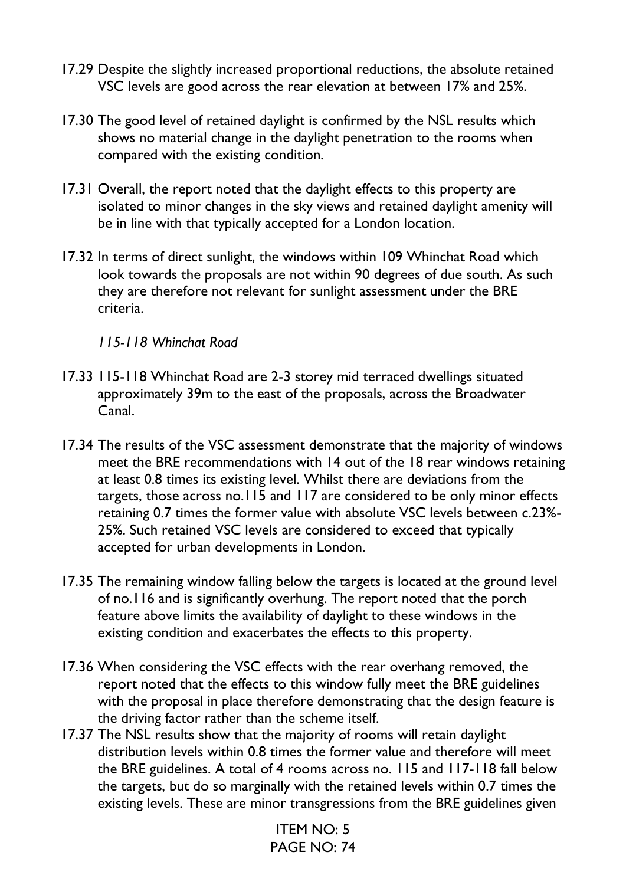17.29 Despite the slightly increased proportional reductions, the absolute retained VSC levels are good across the rear elevation at between 17% and 25%.

17.30 The good level of retained daylight is confirmed by the NSL results which shows no material change in the daylight penetration to the rooms when compared with the existing condition.

17.31 Overall, the report noted that the daylight effects to this property are isolated to minor changes in the sky views and retained daylight amenity will be in line with that typically accepted for a London location.

17.32 In terms of direct sunlight, the windows within 109 Whinchat Road which look towards the proposals are not within 90 degrees of due south. As such they are therefore not relevant for sunlight assessment under the BRE criteria.

*115-118 Whinchat Road*

17.33 115-118 Whinchat Road are 2-3 storey mid terraced dwellings situated approximately 39m to the east of the proposals, across the Broadwater Canal.

17.34 The results of the VSC assessment demonstrate that the majority of windows meet the BRE recommendations with 14 out of the 18 rear windows retaining at least 0.8 times its existing level. Whilst there are deviations from the targets, those across no.115 and 117 are considered to be only minor effects retaining 0.7 times the former value with absolute VSC levels between c.23%-25%. Such retained VSC levels are considered to exceed that typically accepted for urban developments in London.

17.35 The remaining window falling below the targets is located at the ground level of no.116 and is significantly overhung. The report noted that the porch feature above limits the availability of daylight to these windows in the existing condition and exacerbates the effects to this property.

17.36 When considering the VSC effects with the rear overhang removed, the report noted that the effects to this window fully meet the BRE guidelines with the proposal in place therefore demonstrating that the design feature is the driving factor rather than the scheme itself.

17.37 The NSL results show that the majority of rooms will retain daylight distribution levels within 0.8 times the former value and therefore will meet the BRE guidelines. A total of 4 rooms across no. 115 and 117-118 fall below the targets, but do so marginally with the retained levels within 0.7 times the existing levels. These are minor transgressions from the BRE guidelines given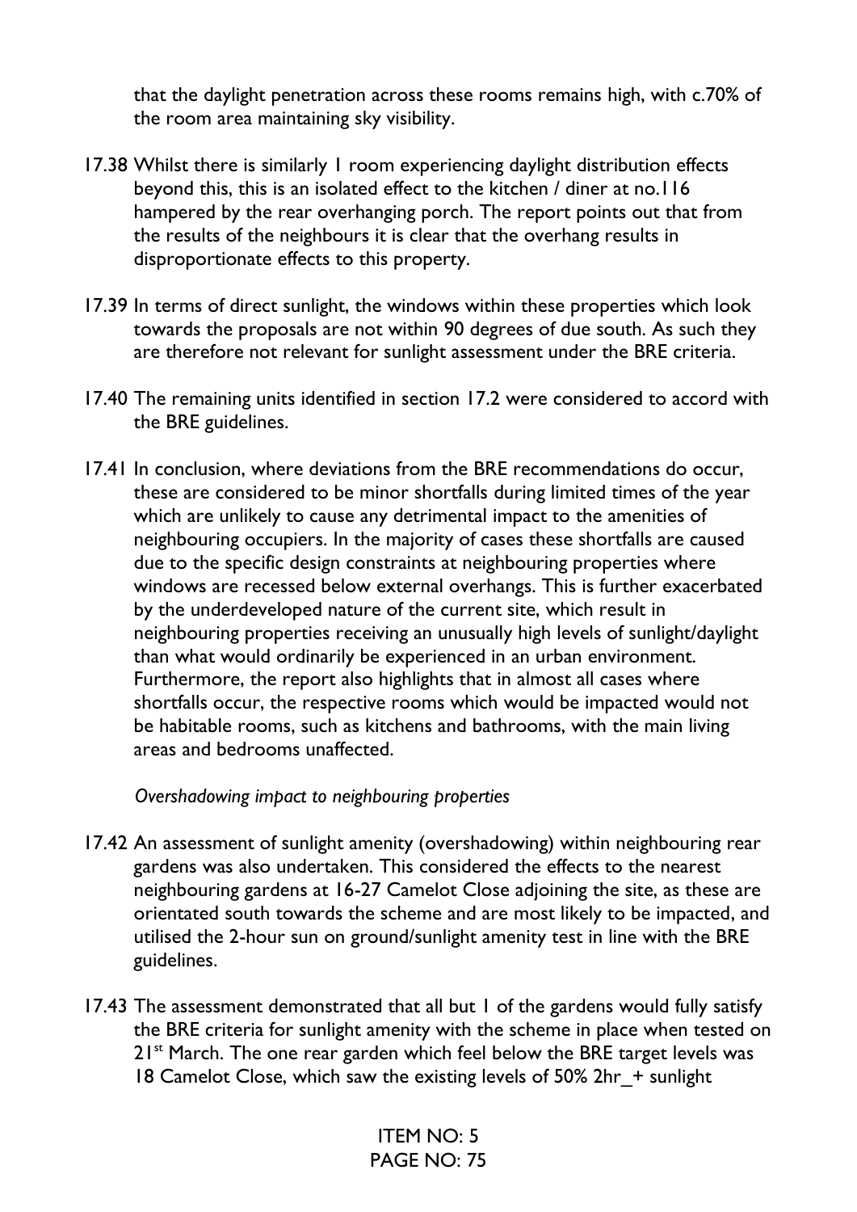that the daylight penetration across these rooms remains high, with c.70% of the room area maintaining sky visibility.

17.38 Whilst there is similarly 1 room experiencing daylight distribution effects beyond this, this is an isolated effect to the kitchen / diner at no.116 hampered by the rear overhanging porch. The report points out that from the results of the neighbours it is clear that the overhang results in disproportionate effects to this property.

17.39 In terms of direct sunlight, the windows within these properties which look towards the proposals are not within 90 degrees of due south. As such they are therefore not relevant for sunlight assessment under the BRE criteria.

17.40 The remaining units identified in section 17.2 were considered to accord with the BRE guidelines.

17.41 In conclusion, where deviations from the BRE recommendations do occur, these are considered to be minor shortfalls during limited times of the year which are unlikely to cause any detrimental impact to the amenities of neighbouring occupiers. In the majority of cases these shortfalls are caused due to the specific design constraints at neighbouring properties where windows are recessed below external overhangs. This is further exacerbated by the underdeveloped nature of the current site, which result in neighbouring properties receiving an unusually high levels of sunlight/daylight than what would ordinarily be experienced in an urban environment. Furthermore, the report also highlights that in almost all cases where shortfalls occur, the respective rooms which would be impacted would not be habitable rooms, such as kitchens and bathrooms, with the main living areas and bedrooms unaffected.

*Overshadowing impact to neighbouring properties*

17.42 An assessment of sunlight amenity (overshadowing) within neighbouring rear gardens was also undertaken. This considered the effects to the nearest neighbouring gardens at 16-27 Camelot Close adjoining the site, as these are orientated south towards the scheme and are most likely to be impacted, and utilised the 2-hour sun on ground/sunlight amenity test in line with the BRE guidelines.

17.43 The assessment demonstrated that all but 1 of the gardens would fully satisfy the BRE criteria for sunlight amenity with the scheme in place when tested on 21st March. The one rear garden which feel below the BRE target levels was 18 Camelot Close, which saw the existing levels of 50% 2hr_+ sunlight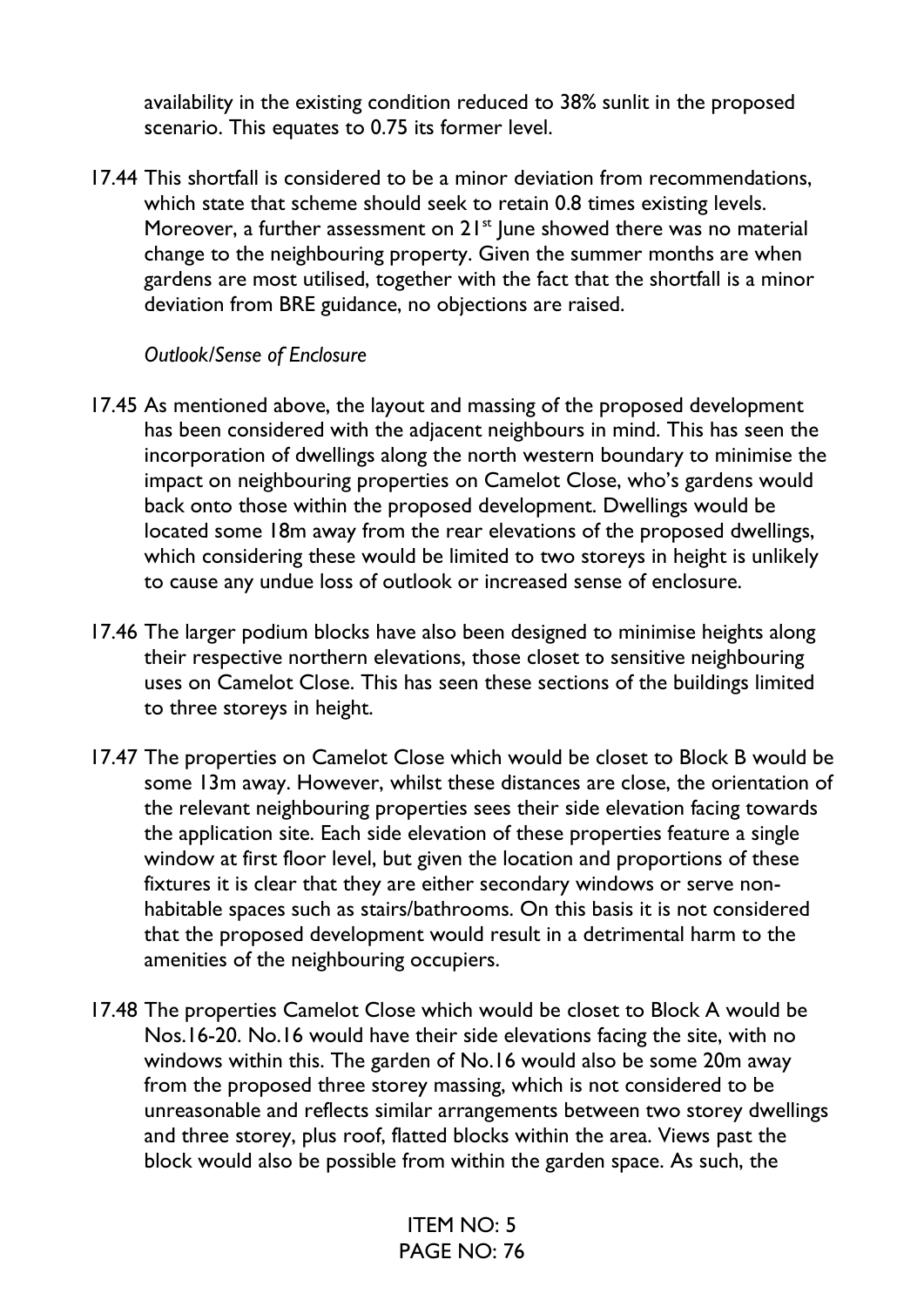availability in the existing condition reduced to 38% sunlit in the proposed scenario. This equates to 0.75 its former level.

17.44 This shortfall is considered to be a minor deviation from recommendations, which state that scheme should seek to retain 0.8 times existing levels. Moreover, a further assessment on 21st June showed there was no material change to the neighbouring property. Given the summer months are when gardens are most utilised, together with the fact that the shortfall is a minor deviation from BRE guidance, no objections are raised.

*Outlook/Sense of Enclosure*

17.45 As mentioned above, the layout and massing of the proposed development has been considered with the adjacent neighbours in mind. This has seen the incorporation of dwellings along the north western boundary to minimise the impact on neighbouring properties on Camelot Close, who's gardens would back onto those within the proposed development. Dwellings would be located some 18m away from the rear elevations of the proposed dwellings, which considering these would be limited to two storeys in height is unlikely to cause any undue loss of outlook or increased sense of enclosure.

17.46 The larger podium blocks have also been designed to minimise heights along their respective northern elevations, those closet to sensitive neighbouring uses on Camelot Close. This has seen these sections of the buildings limited to three storeys in height.

17.47 The properties on Camelot Close which would be closet to Block B would be some 13m away. However, whilst these distances are close, the orientation of the relevant neighbouring properties sees their side elevation facing towards the application site. Each side elevation of these properties feature a single window at first floor level, but given the location and proportions of these fixtures it is clear that they are either secondary windows or serve non-habitable spaces such as stairs/bathrooms. On this basis it is not considered that the proposed development would result in a detrimental harm to the amenities of the neighbouring occupiers.

17.48 The properties Camelot Close which would be closet to Block A would be Nos.16-20. No.16 would have their side elevations facing the site, with no windows within this. The garden of No.16 would also be some 20m away from the proposed three storey massing, which is not considered to be unreasonable and reflects similar arrangements between two storey dwellings and three storey, plus roof, flatted blocks within the area. Views past the block would also be possible from within the garden space. As such, the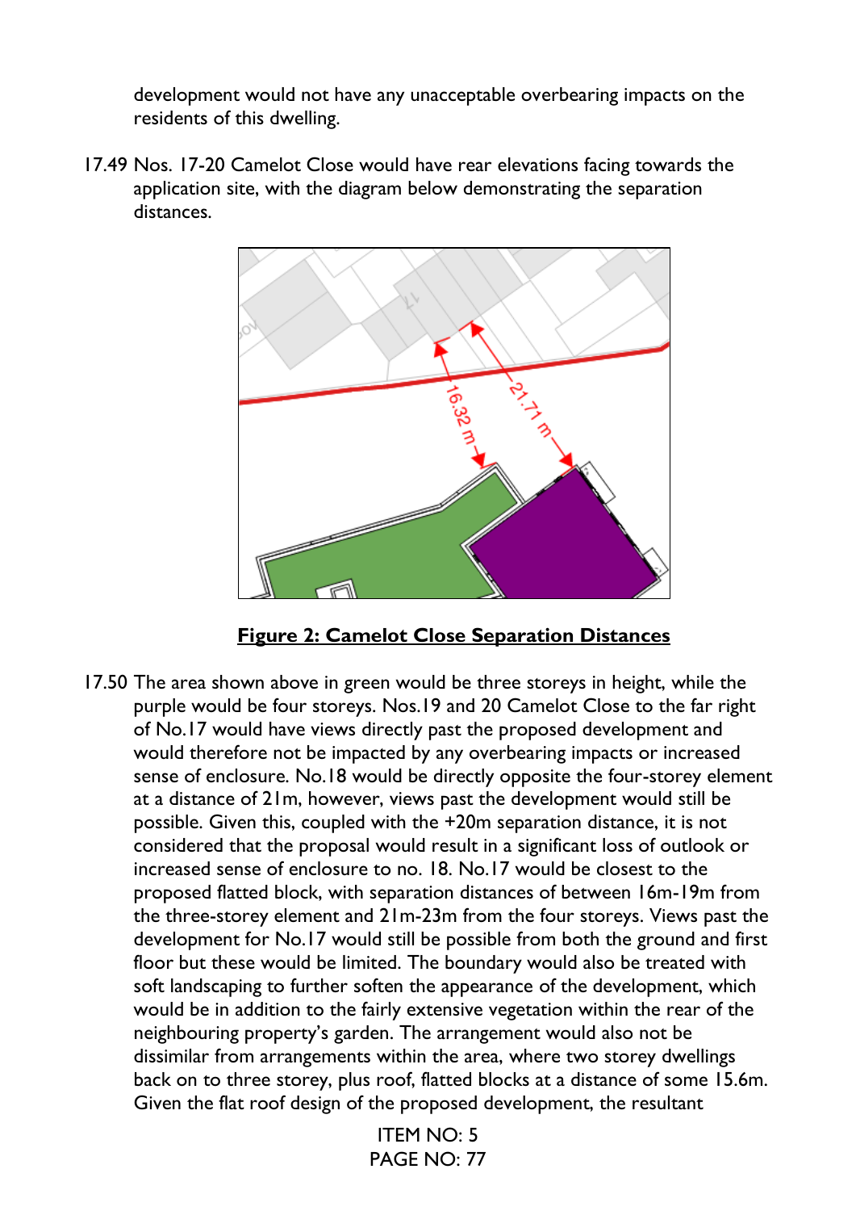development would not have any unacceptable overbearing impacts on the residents of this dwelling.

17.49 Nos. 17-20 Camelot Close would have rear elevations facing towards the application site, with the diagram below demonstrating the separation distances.

16.32 m

21.71 m

17

**Figure 2: Camelot Close Separation Distances**

17.50 The area shown above in green would be three storeys in height, while the purple would be four storeys. Nos.19 and 20 Camelot Close to the far right of No.17 would have views directly past the proposed development and would therefore not be impacted by any overbearing impacts or increased sense of enclosure. No.18 would be directly opposite the four-storey element at a distance of 21m, however, views past the development would still be possible. Given this, coupled with the +20m separation distance, it is not considered that the proposal would result in a significant loss of outlook or increased sense of enclosure to no. 18. No.17 would be closest to the proposed flatted block, with separation distances of between 16m-19m from the three-storey element and 21m-23m from the four storeys. Views past the development for No.17 would still be possible from both the ground and first floor but these would be limited. The boundary would also be treated with soft landscaping to further soften the appearance of the development, which would be in addition to the fairly extensive vegetation within the rear of the neighbouring property's garden. The arrangement would also not be dissimilar from arrangements within the area, where two storey dwellings back on to three storey, plus roof, flatted blocks at a distance of some 15.6m. Given the flat roof design of the proposed development, the resultant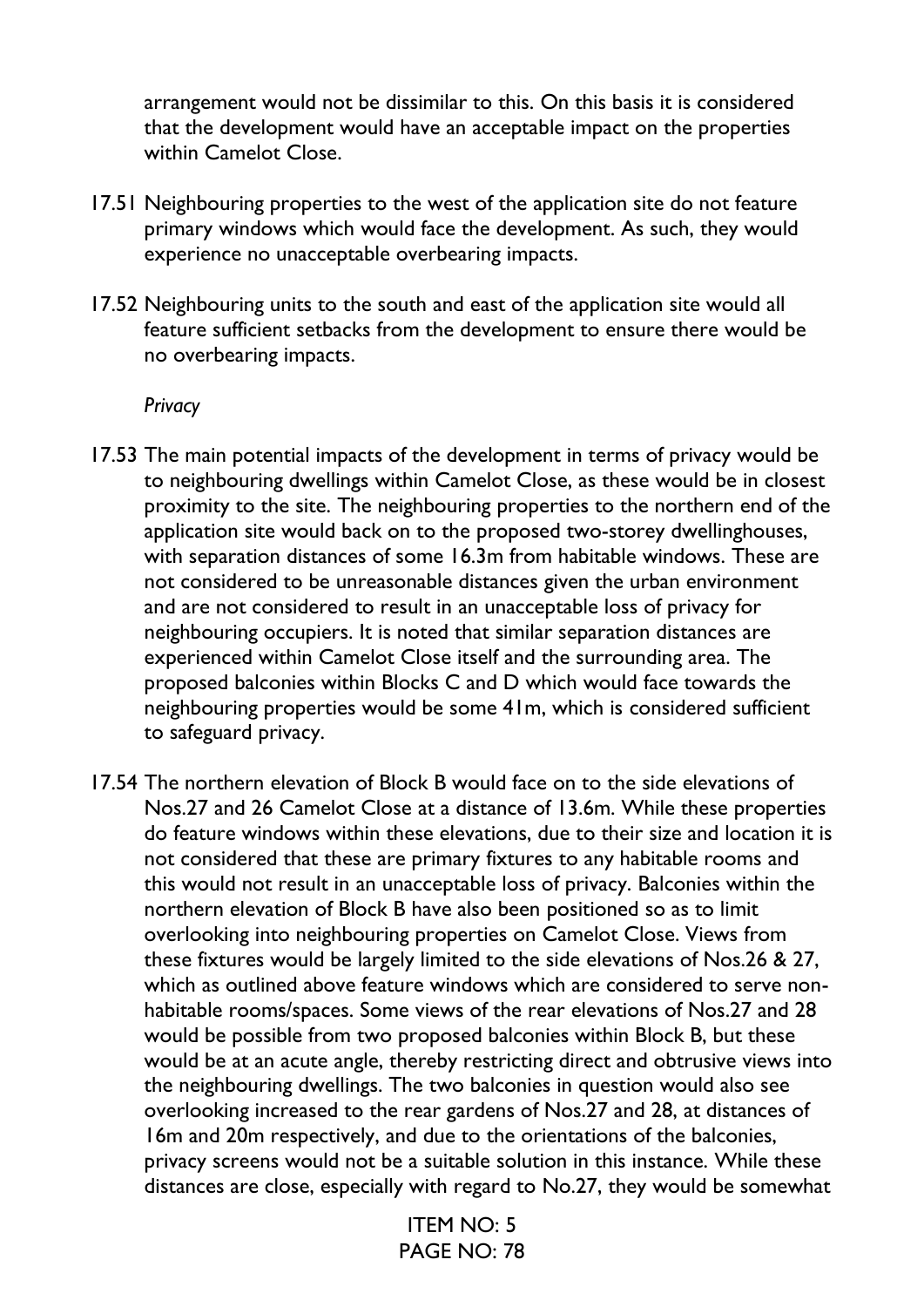arrangement would not be dissimilar to this. On this basis it is considered that the development would have an acceptable impact on the properties within Camelot Close.

17.51 Neighbouring properties to the west of the application site do not feature primary windows which would face the development. As such, they would experience no unacceptable overbearing impacts.

17.52 Neighbouring units to the south and east of the application site would all feature sufficient setbacks from the development to ensure there would be no overbearing impacts.

*Privacy*

17.53 The main potential impacts of the development in terms of privacy would be to neighbouring dwellings within Camelot Close, as these would be in closest proximity to the site. The neighbouring properties to the northern end of the application site would back on to the proposed two-storey dwellinghouses, with separation distances of some 16.3m from habitable windows. These are not considered to be unreasonable distances given the urban environment and are not considered to result in an unacceptable loss of privacy for neighbouring occupiers. It is noted that similar separation distances are experienced within Camelot Close itself and the surrounding area. The proposed balconies within Blocks C and D which would face towards the neighbouring properties would be some 41m, which is considered sufficient to safeguard privacy.

17.54 The northern elevation of Block B would face on to the side elevations of Nos.27 and 26 Camelot Close at a distance of 13.6m. While these properties do feature windows within these elevations, due to their size and location it is not considered that these are primary fixtures to any habitable rooms and this would not result in an unacceptable loss of privacy. Balconies within the northern elevation of Block B have also been positioned so as to limit overlooking into neighbouring properties on Camelot Close. Views from these fixtures would be largely limited to the side elevations of Nos.26 & 27, which as outlined above feature windows which are considered to serve non-habitable rooms/spaces. Some views of the rear elevations of Nos.27 and 28 would be possible from two proposed balconies within Block B, but these would be at an acute angle, thereby restricting direct and obtrusive views into the neighbouring dwellings. The two balconies in question would also see overlooking increased to the rear gardens of Nos.27 and 28, at distances of 16m and 20m respectively, and due to the orientations of the balconies, privacy screens would not be a suitable solution in this instance. While these distances are close, especially with regard to No.27, they would be somewhat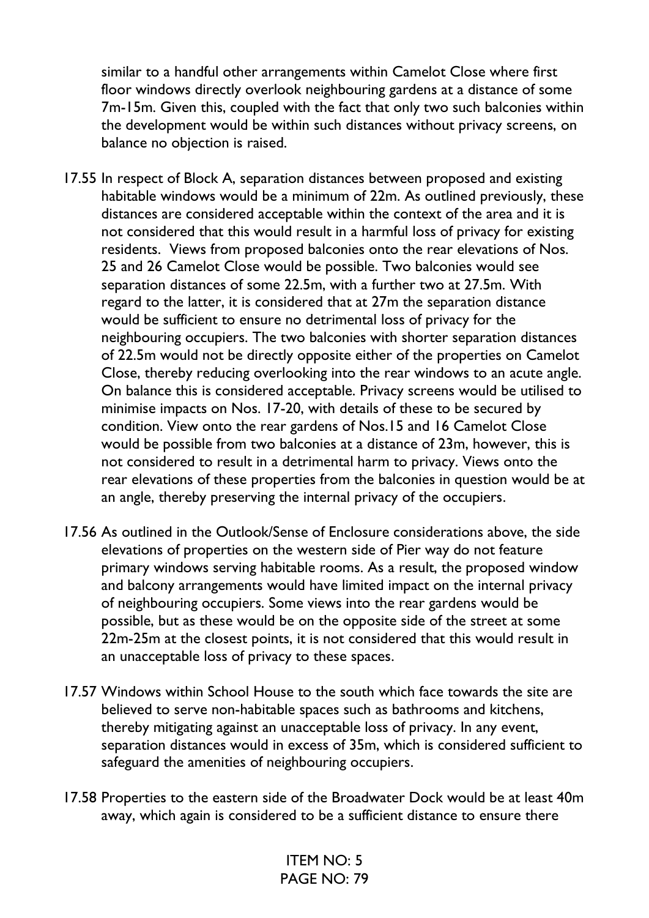similar to a handful other arrangements within Camelot Close where first floor windows directly overlook neighbouring gardens at a distance of some 7m-15m. Given this, coupled with the fact that only two such balconies within the development would be within such distances without privacy screens, on balance no objection is raised.

17.55 In respect of Block A, separation distances between proposed and existing habitable windows would be a minimum of 22m. As outlined previously, these distances are considered acceptable within the context of the area and it is not considered that this would result in a harmful loss of privacy for existing residents. Views from proposed balconies onto the rear elevations of Nos. 25 and 26 Camelot Close would be possible. Two balconies would see separation distances of some 22.5m, with a further two at 27.5m. With regard to the latter, it is considered that at 27m the separation distance would be sufficient to ensure no detrimental loss of privacy for the neighbouring occupiers. The two balconies with shorter separation distances of 22.5m would not be directly opposite either of the properties on Camelot Close, thereby reducing overlooking into the rear windows to an acute angle. On balance this is considered acceptable. Privacy screens would be utilised to minimise impacts on Nos. 17-20, with details of these to be secured by condition. View onto the rear gardens of Nos.15 and 16 Camelot Close would be possible from two balconies at a distance of 23m, however, this is not considered to result in a detrimental harm to privacy. Views onto the rear elevations of these properties from the balconies in question would be at an angle, thereby preserving the internal privacy of the occupiers.

17.56 As outlined in the Outlook/Sense of Enclosure considerations above, the side elevations of properties on the western side of Pier way do not feature primary windows serving habitable rooms. As a result, the proposed window and balcony arrangements would have limited impact on the internal privacy of neighbouring occupiers. Some views into the rear gardens would be possible, but as these would be on the opposite side of the street at some 22m-25m at the closest points, it is not considered that this would result in an unacceptable loss of privacy to these spaces.

17.57 Windows within School House to the south which face towards the site are believed to serve non-habitable spaces such as bathrooms and kitchens, thereby mitigating against an unacceptable loss of privacy. In any event, separation distances would in excess of 35m, which is considered sufficient to safeguard the amenities of neighbouring occupiers.

17.58 Properties to the eastern side of the Broadwater Dock would be at least 40m away, which again is considered to be a sufficient distance to ensure there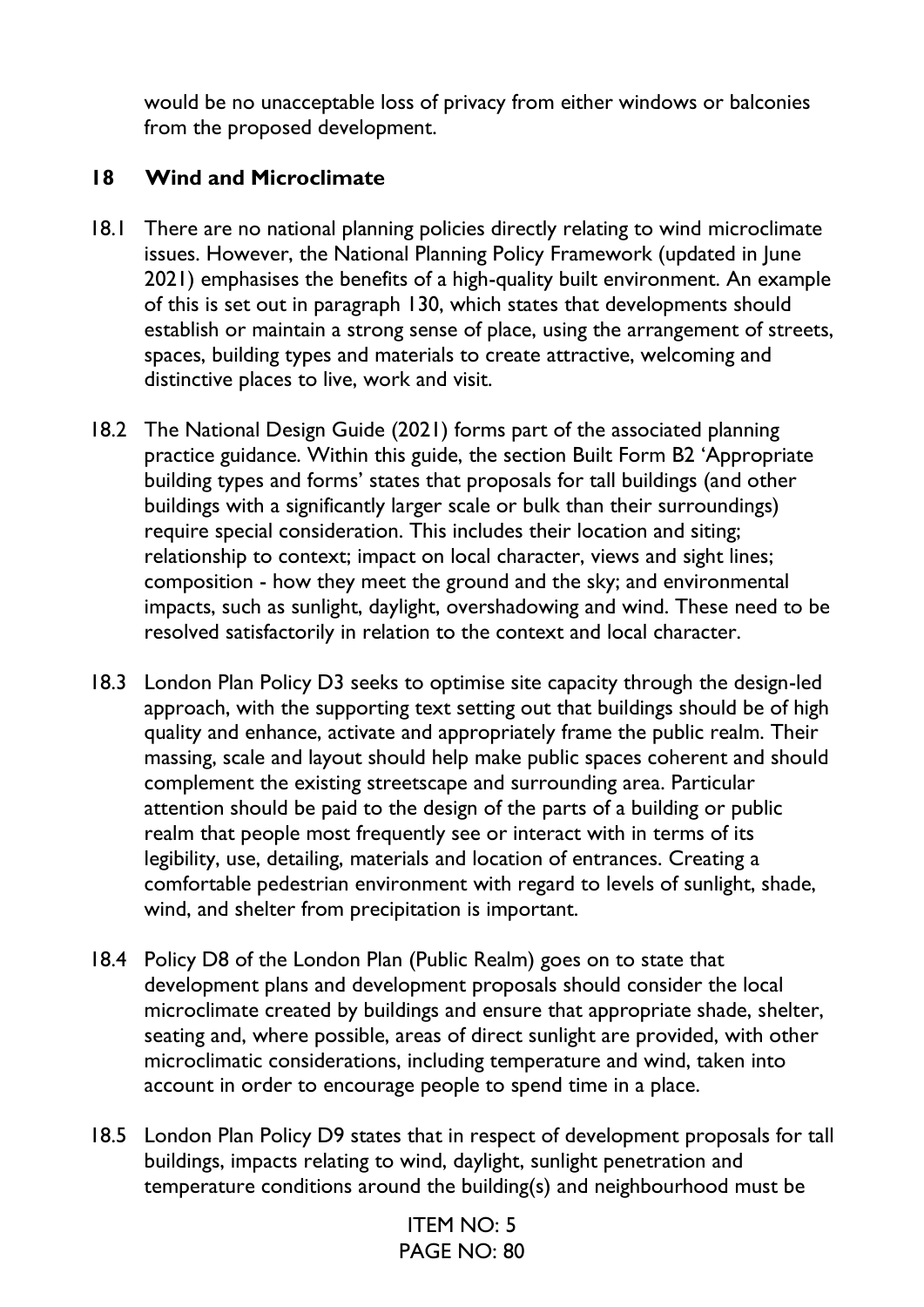would be no unacceptable loss of privacy from either windows or balconies from the proposed development.

## 18 Wind and Microclimate

18.1 There are no national planning policies directly relating to wind microclimate issues. However, the National Planning Policy Framework (updated in June 2021) emphasises the benefits of a high-quality built environment. An example of this is set out in paragraph 130, which states that developments should establish or maintain a strong sense of place, using the arrangement of streets, spaces, building types and materials to create attractive, welcoming and distinctive places to live, work and visit.

18.2 The National Design Guide (2021) forms part of the associated planning practice guidance. Within this guide, the section Built Form B2 'Appropriate building types and forms' states that proposals for tall buildings (and other buildings with a significantly larger scale or bulk than their surroundings) require special consideration. This includes their location and siting; relationship to context; impact on local character, views and sight lines; composition - how they meet the ground and the sky; and environmental impacts, such as sunlight, daylight, overshadowing and wind. These need to be resolved satisfactorily in relation to the context and local character.

18.3 London Plan Policy D3 seeks to optimise site capacity through the design-led approach, with the supporting text setting out that buildings should be of high quality and enhance, activate and appropriately frame the public realm. Their massing, scale and layout should help make public spaces coherent and should complement the existing streetscape and surrounding area. Particular attention should be paid to the design of the parts of a building or public realm that people most frequently see or interact with in terms of its legibility, use, detailing, materials and location of entrances. Creating a comfortable pedestrian environment with regard to levels of sunlight, shade, wind, and shelter from precipitation is important.

18.4 Policy D8 of the London Plan (Public Realm) goes on to state that development plans and development proposals should consider the local microclimate created by buildings and ensure that appropriate shade, shelter, seating and, where possible, areas of direct sunlight are provided, with other microclimatic considerations, including temperature and wind, taken into account in order to encourage people to spend time in a place.

18.5 London Plan Policy D9 states that in respect of development proposals for tall buildings, impacts relating to wind, daylight, sunlight penetration and temperature conditions around the building(s) and neighbourhood must be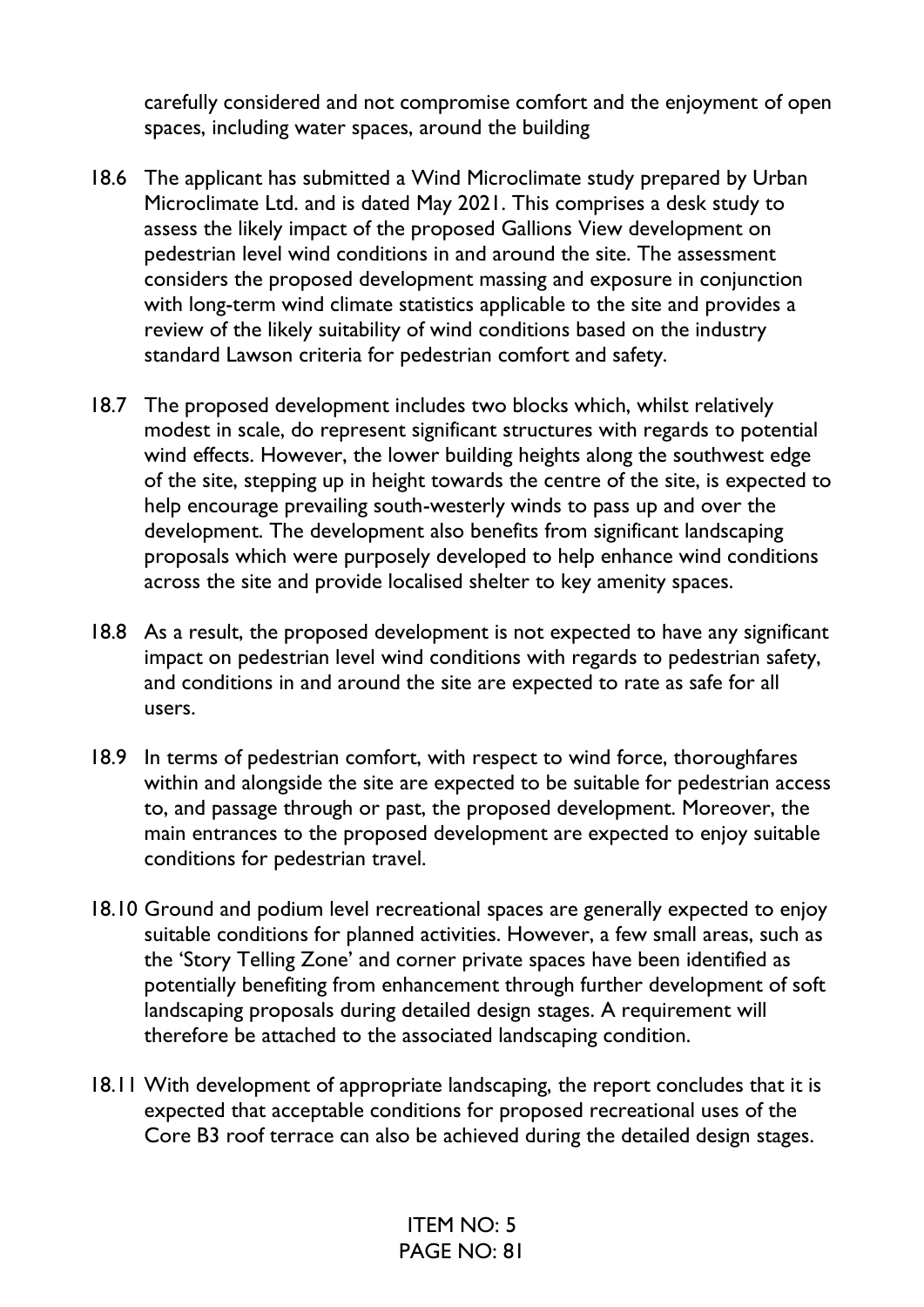carefully considered and not compromise comfort and the enjoyment of open spaces, including water spaces, around the building

18.6 The applicant has submitted a Wind Microclimate study prepared by Urban Microclimate Ltd. and is dated May 2021. This comprises a desk study to assess the likely impact of the proposed Gallions View development on pedestrian level wind conditions in and around the site. The assessment considers the proposed development massing and exposure in conjunction with long-term wind climate statistics applicable to the site and provides a review of the likely suitability of wind conditions based on the industry standard Lawson criteria for pedestrian comfort and safety.

18.7 The proposed development includes two blocks which, whilst relatively modest in scale, do represent significant structures with regards to potential wind effects. However, the lower building heights along the southwest edge of the site, stepping up in height towards the centre of the site, is expected to help encourage prevailing south-westerly winds to pass up and over the development. The development also benefits from significant landscaping proposals which were purposely developed to help enhance wind conditions across the site and provide localised shelter to key amenity spaces.

18.8 As a result, the proposed development is not expected to have any significant impact on pedestrian level wind conditions with regards to pedestrian safety, and conditions in and around the site are expected to rate as safe for all users.

18.9 In terms of pedestrian comfort, with respect to wind force, thoroughfares within and alongside the site are expected to be suitable for pedestrian access to, and passage through or past, the proposed development. Moreover, the main entrances to the proposed development are expected to enjoy suitable conditions for pedestrian travel.

18.10 Ground and podium level recreational spaces are generally expected to enjoy suitable conditions for planned activities. However, a few small areas, such as the 'Story Telling Zone' and corner private spaces have been identified as potentially benefiting from enhancement through further development of soft landscaping proposals during detailed design stages. A requirement will therefore be attached to the associated landscaping condition.

18.11 With development of appropriate landscaping, the report concludes that it is expected that acceptable conditions for proposed recreational uses of the Core B3 roof terrace can also be achieved during the detailed design stages.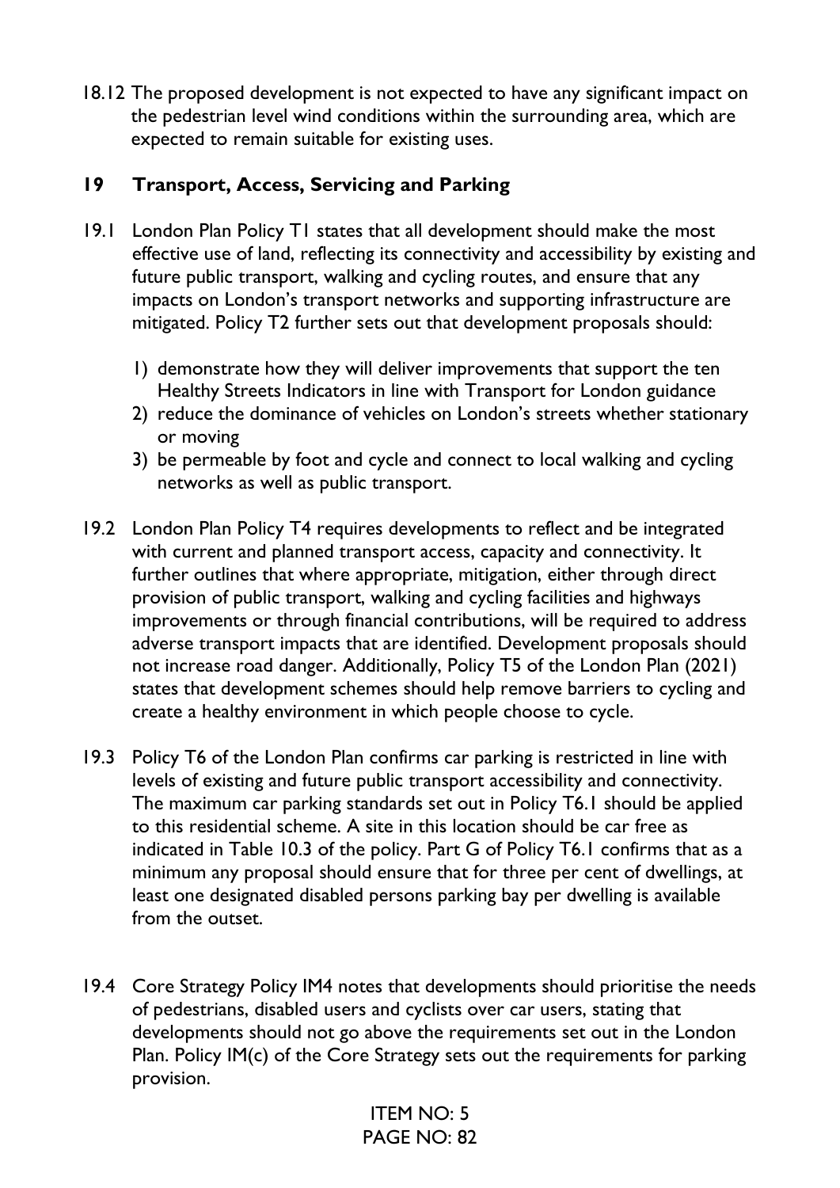18.12 The proposed development is not expected to have any significant impact on the pedestrian level wind conditions within the surrounding area, which are expected to remain suitable for existing uses.

## 19 Transport, Access, Servicing and Parking

19.1 London Plan Policy T1 states that all development should make the most effective use of land, reflecting its connectivity and accessibility by existing and future public transport, walking and cycling routes, and ensure that any impacts on London's transport networks and supporting infrastructure are mitigated. Policy T2 further sets out that development proposals should:

1) demonstrate how they will deliver improvements that support the ten Healthy Streets Indicators in line with Transport for London guidance
2) reduce the dominance of vehicles on London's streets whether stationary or moving
3) be permeable by foot and cycle and connect to local walking and cycling networks as well as public transport.

19.2 London Plan Policy T4 requires developments to reflect and be integrated with current and planned transport access, capacity and connectivity. It further outlines that where appropriate, mitigation, either through direct provision of public transport, walking and cycling facilities and highways improvements or through financial contributions, will be required to address adverse transport impacts that are identified. Development proposals should not increase road danger. Additionally, Policy T5 of the London Plan (2021) states that development schemes should help remove barriers to cycling and create a healthy environment in which people choose to cycle.

19.3 Policy T6 of the London Plan confirms car parking is restricted in line with levels of existing and future public transport accessibility and connectivity. The maximum car parking standards set out in Policy T6.1 should be applied to this residential scheme. A site in this location should be car free as indicated in Table 10.3 of the policy. Part G of Policy T6.1 confirms that as a minimum any proposal should ensure that for three per cent of dwellings, at least one designated disabled persons parking bay per dwelling is available from the outset.

19.4 Core Strategy Policy IM4 notes that developments should prioritise the needs of pedestrians, disabled users and cyclists over car users, stating that developments should not go above the requirements set out in the London Plan. Policy IM(c) of the Core Strategy sets out the requirements for parking provision.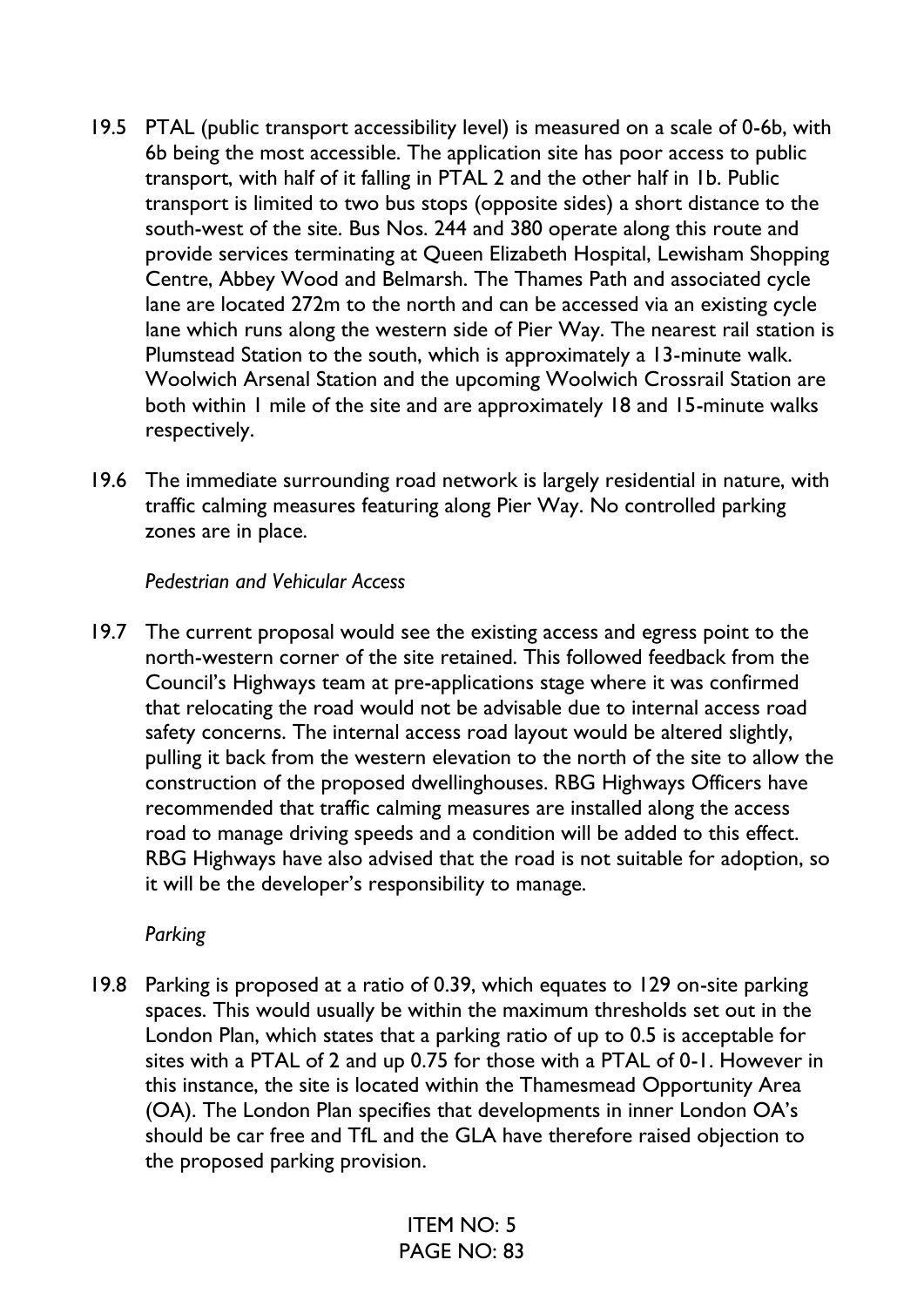19.5 PTAL (public transport accessibility level) is measured on a scale of 0-6b, with 6b being the most accessible. The application site has poor access to public transport, with half of it falling in PTAL 2 and the other half in 1b. Public transport is limited to two bus stops (opposite sides) a short distance to the south-west of the site. Bus Nos. 244 and 380 operate along this route and provide services terminating at Queen Elizabeth Hospital, Lewisham Shopping Centre, Abbey Wood and Belmarsh. The Thames Path and associated cycle lane are located 272m to the north and can be accessed via an existing cycle lane which runs along the western side of Pier Way. The nearest rail station is Plumstead Station to the south, which is approximately a 13-minute walk. Woolwich Arsenal Station and the upcoming Woolwich Crossrail Station are both within 1 mile of the site and are approximately 18 and 15-minute walks respectively.

19.6 The immediate surrounding road network is largely residential in nature, with traffic calming measures featuring along Pier Way. No controlled parking zones are in place.

*Pedestrian and Vehicular Access*

19.7 The current proposal would see the existing access and egress point to the north-western corner of the site retained. This followed feedback from the Council's Highways team at pre-applications stage where it was confirmed that relocating the road would not be advisable due to internal access road safety concerns. The internal access road layout would be altered slightly, pulling it back from the western elevation to the north of the site to allow the construction of the proposed dwellinghouses. RBG Highways Officers have recommended that traffic calming measures are installed along the access road to manage driving speeds and a condition will be added to this effect. RBG Highways have also advised that the road is not suitable for adoption, so it will be the developer's responsibility to manage.

*Parking*

19.8 Parking is proposed at a ratio of 0.39, which equates to 129 on-site parking spaces. This would usually be within the maximum thresholds set out in the London Plan, which states that a parking ratio of up to 0.5 is acceptable for sites with a PTAL of 2 and up 0.75 for those with a PTAL of 0-1. However in this instance, the site is located within the Thamesmead Opportunity Area (OA). The London Plan specifies that developments in inner London OA's should be car free and TfL and the GLA have therefore raised objection to the proposed parking provision.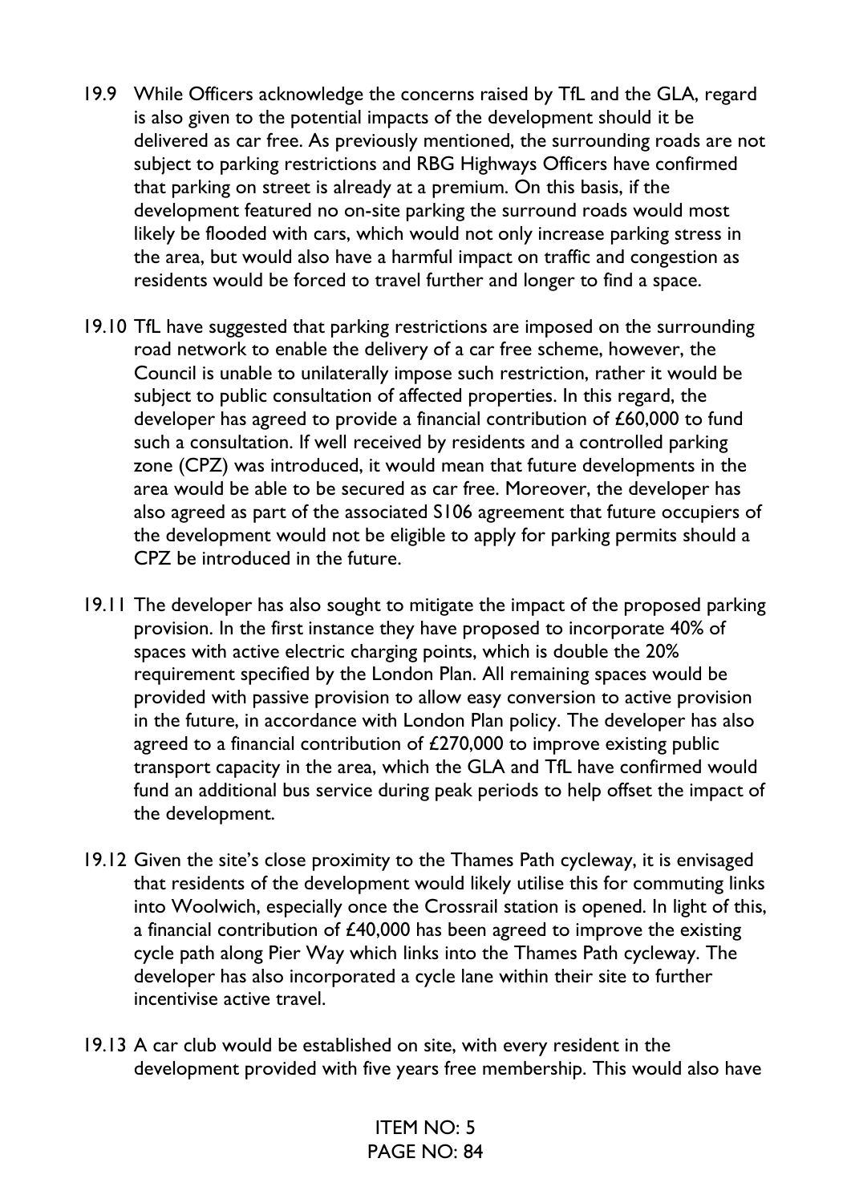19.9 While Officers acknowledge the concerns raised by TfL and the GLA, regard is also given to the potential impacts of the development should it be delivered as car free. As previously mentioned, the surrounding roads are not subject to parking restrictions and RBG Highways Officers have confirmed that parking on street is already at a premium. On this basis, if the development featured no on-site parking the surround roads would most likely be flooded with cars, which would not only increase parking stress in the area, but would also have a harmful impact on traffic and congestion as residents would be forced to travel further and longer to find a space.

19.10 TfL have suggested that parking restrictions are imposed on the surrounding road network to enable the delivery of a car free scheme, however, the Council is unable to unilaterally impose such restriction, rather it would be subject to public consultation of affected properties. In this regard, the developer has agreed to provide a financial contribution of £60,000 to fund such a consultation. If well received by residents and a controlled parking zone (CPZ) was introduced, it would mean that future developments in the area would be able to be secured as car free. Moreover, the developer has also agreed as part of the associated S106 agreement that future occupiers of the development would not be eligible to apply for parking permits should a CPZ be introduced in the future.

19.11 The developer has also sought to mitigate the impact of the proposed parking provision. In the first instance they have proposed to incorporate 40% of spaces with active electric charging points, which is double the 20% requirement specified by the London Plan. All remaining spaces would be provided with passive provision to allow easy conversion to active provision in the future, in accordance with London Plan policy. The developer has also agreed to a financial contribution of £270,000 to improve existing public transport capacity in the area, which the GLA and TfL have confirmed would fund an additional bus service during peak periods to help offset the impact of the development.

19.12 Given the site's close proximity to the Thames Path cycleway, it is envisaged that residents of the development would likely utilise this for commuting links into Woolwich, especially once the Crossrail station is opened. In light of this, a financial contribution of £40,000 has been agreed to improve the existing cycle path along Pier Way which links into the Thames Path cycleway. The developer has also incorporated a cycle lane within their site to further incentivise active travel.

19.13 A car club would be established on site, with every resident in the development provided with five years free membership. This would also have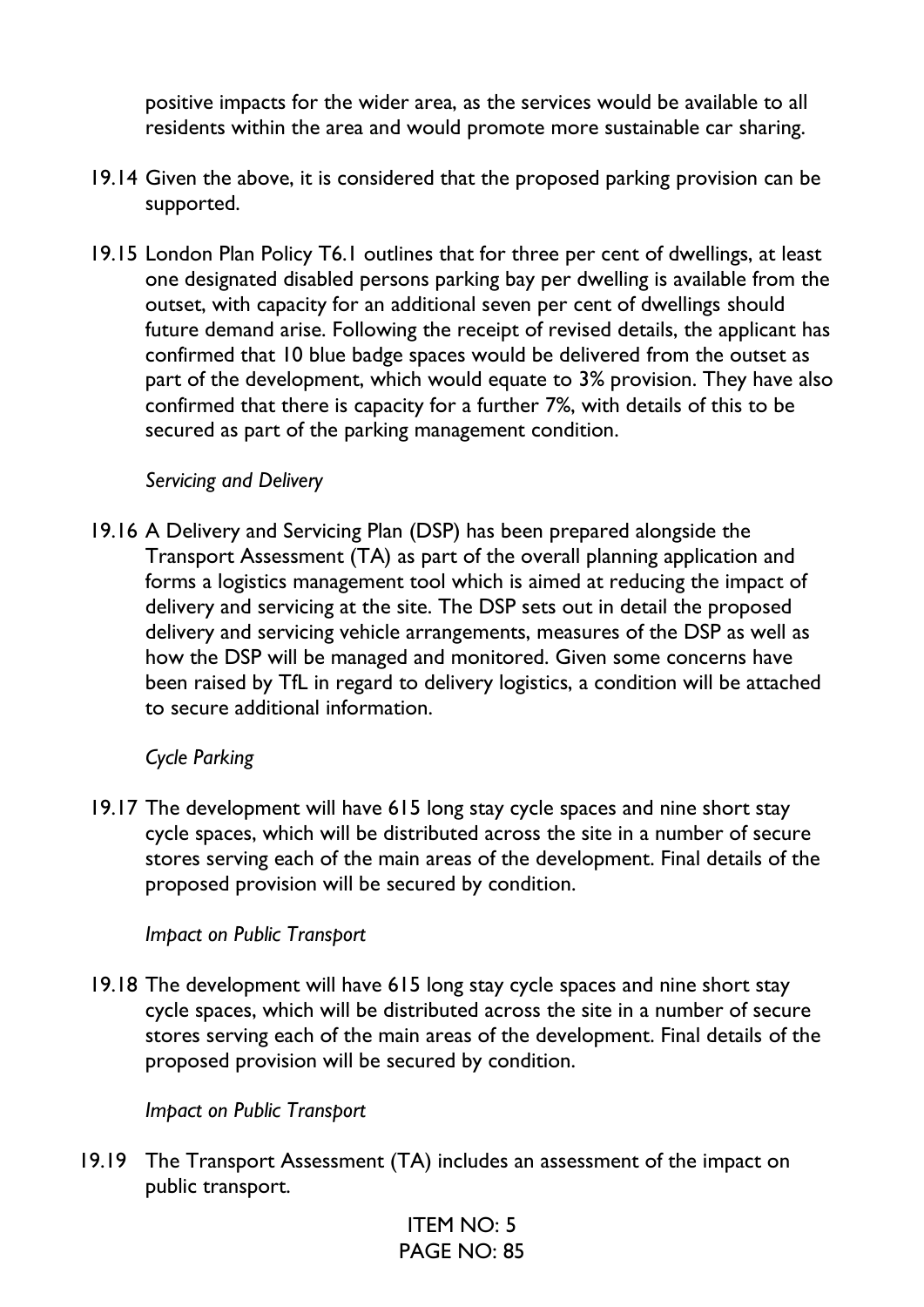positive impacts for the wider area, as the services would be available to all residents within the area and would promote more sustainable car sharing.

19.14 Given the above, it is considered that the proposed parking provision can be supported.

19.15 London Plan Policy T6.1 outlines that for three per cent of dwellings, at least one designated disabled persons parking bay per dwelling is available from the outset, with capacity for an additional seven per cent of dwellings should future demand arise. Following the receipt of revised details, the applicant has confirmed that 10 blue badge spaces would be delivered from the outset as part of the development, which would equate to 3% provision. They have also confirmed that there is capacity for a further 7%, with details of this to be secured as part of the parking management condition.

*Servicing and Delivery*

19.16 A Delivery and Servicing Plan (DSP) has been prepared alongside the Transport Assessment (TA) as part of the overall planning application and forms a logistics management tool which is aimed at reducing the impact of delivery and servicing at the site. The DSP sets out in detail the proposed delivery and servicing vehicle arrangements, measures of the DSP as well as how the DSP will be managed and monitored. Given some concerns have been raised by TfL in regard to delivery logistics, a condition will be attached to secure additional information.

*Cycle Parking*

19.17 The development will have 615 long stay cycle spaces and nine short stay cycle spaces, which will be distributed across the site in a number of secure stores serving each of the main areas of the development. Final details of the proposed provision will be secured by condition.

*Impact on Public Transport*

19.18 The development will have 615 long stay cycle spaces and nine short stay cycle spaces, which will be distributed across the site in a number of secure stores serving each of the main areas of the development. Final details of the proposed provision will be secured by condition.

*Impact on Public Transport*

19.19 The Transport Assessment (TA) includes an assessment of the impact on public transport.

ITEM NO: 5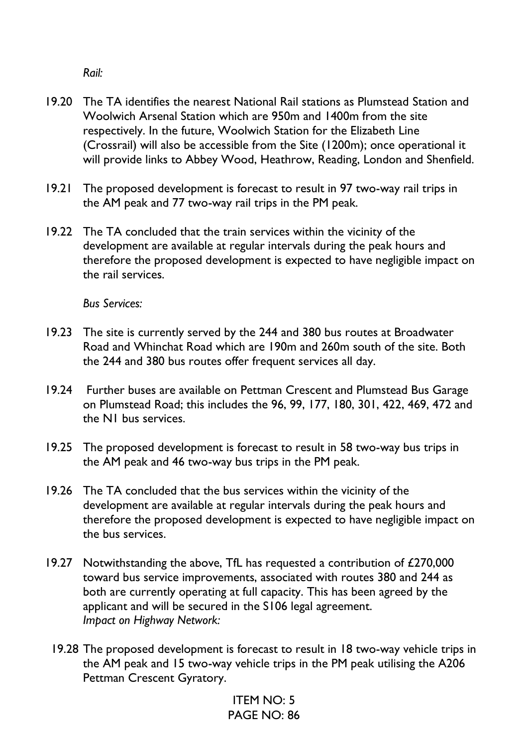*Rail:*

19.20 The TA identifies the nearest National Rail stations as Plumstead Station and Woolwich Arsenal Station which are 950m and 1400m from the site respectively. In the future, Woolwich Station for the Elizabeth Line (Crossrail) will also be accessible from the Site (1200m); once operational it will provide links to Abbey Wood, Heathrow, Reading, London and Shenfield.

19.21 The proposed development is forecast to result in 97 two-way rail trips in the AM peak and 77 two-way rail trips in the PM peak.

19.22 The TA concluded that the train services within the vicinity of the development are available at regular intervals during the peak hours and therefore the proposed development is expected to have negligible impact on the rail services.

*Bus Services:*

19.23 The site is currently served by the 244 and 380 bus routes at Broadwater Road and Whinchat Road which are 190m and 260m south of the site. Both the 244 and 380 bus routes offer frequent services all day.

19.24 Further buses are available on Pettman Crescent and Plumstead Bus Garage on Plumstead Road; this includes the 96, 99, 177, 180, 301, 422, 469, 472 and the N1 bus services.

19.25 The proposed development is forecast to result in 58 two-way bus trips in the AM peak and 46 two-way bus trips in the PM peak.

19.26 The TA concluded that the bus services within the vicinity of the development are available at regular intervals during the peak hours and therefore the proposed development is expected to have negligible impact on the bus services.

19.27 Notwithstanding the above, TfL has requested a contribution of £270,000 toward bus service improvements, associated with routes 380 and 244 as both are currently operating at full capacity. This has been agreed by the applicant and will be secured in the S106 legal agreement.

*Impact on Highway Network:*

19.28 The proposed development is forecast to result in 18 two-way vehicle trips in the AM peak and 15 two-way vehicle trips in the PM peak utilising the A206 Pettman Crescent Gyratory.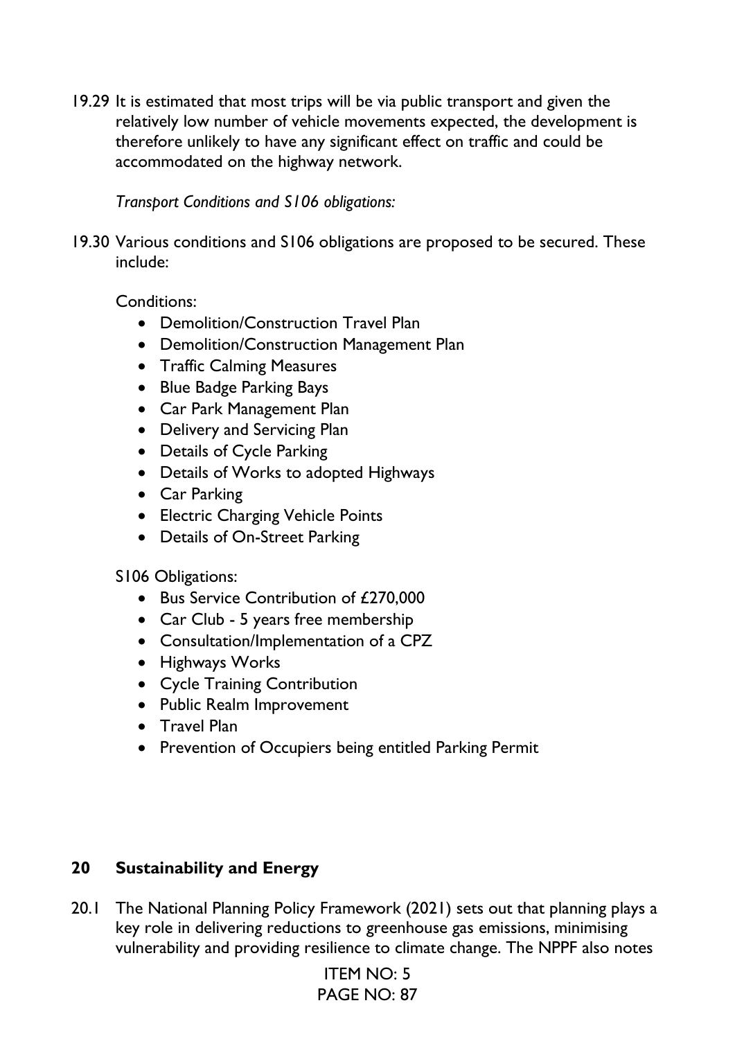19.29 It is estimated that most trips will be via public transport and given the relatively low number of vehicle movements expected, the development is therefore unlikely to have any significant effect on traffic and could be accommodated on the highway network.

*Transport Conditions and S106 obligations:*

19.30 Various conditions and S106 obligations are proposed to be secured. These include:

Conditions:

- Demolition/Construction Travel Plan
- Demolition/Construction Management Plan
- Traffic Calming Measures
- Blue Badge Parking Bays
- Car Park Management Plan
- Delivery and Servicing Plan
- Details of Cycle Parking
- Details of Works to adopted Highways
- Car Parking
- Electric Charging Vehicle Points
- Details of On-Street Parking

S106 Obligations:

- Bus Service Contribution of £270,000
- Car Club - 5 years free membership
- Consultation/Implementation of a CPZ
- Highways Works
- Cycle Training Contribution
- Public Realm Improvement
- Travel Plan
- Prevention of Occupiers being entitled Parking Permit

## 20 Sustainability and Energy

20.1 The National Planning Policy Framework (2021) sets out that planning plays a key role in delivering reductions to greenhouse gas emissions, minimising vulnerability and providing resilience to climate change. The NPPF also notes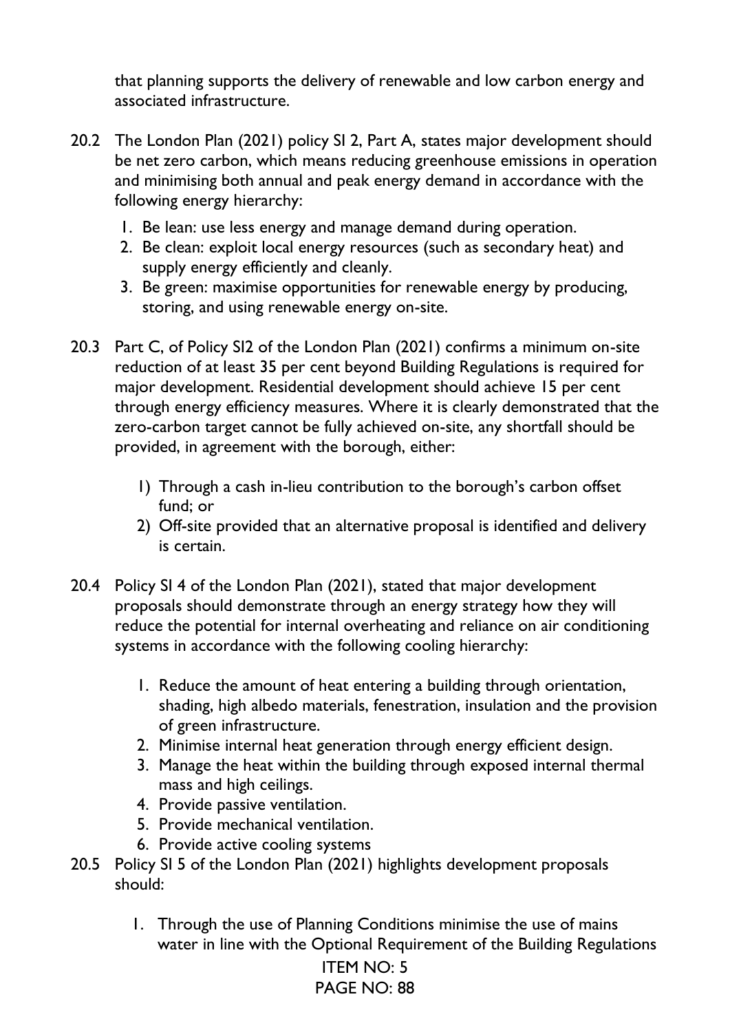that planning supports the delivery of renewable and low carbon energy and associated infrastructure.

20.2 The London Plan (2021) policy SI 2, Part A, states major development should be net zero carbon, which means reducing greenhouse emissions in operation and minimising both annual and peak energy demand in accordance with the following energy hierarchy:

1. Be lean: use less energy and manage demand during operation.
2. Be clean: exploit local energy resources (such as secondary heat) and supply energy efficiently and cleanly.
3. Be green: maximise opportunities for renewable energy by producing, storing, and using renewable energy on-site.

20.3 Part C, of Policy SI2 of the London Plan (2021) confirms a minimum on-site reduction of at least 35 per cent beyond Building Regulations is required for major development. Residential development should achieve 15 per cent through energy efficiency measures. Where it is clearly demonstrated that the zero-carbon target cannot be fully achieved on-site, any shortfall should be provided, in agreement with the borough, either:

1) Through a cash in-lieu contribution to the borough's carbon offset fund; or
2) Off-site provided that an alternative proposal is identified and delivery is certain.

20.4 Policy SI 4 of the London Plan (2021), stated that major development proposals should demonstrate through an energy strategy how they will reduce the potential for internal overheating and reliance on air conditioning systems in accordance with the following cooling hierarchy:

1. Reduce the amount of heat entering a building through orientation, shading, high albedo materials, fenestration, insulation and the provision of green infrastructure.
2. Minimise internal heat generation through energy efficient design.
3. Manage the heat within the building through exposed internal thermal mass and high ceilings.
4. Provide passive ventilation.
5. Provide mechanical ventilation.
6. Provide active cooling systems

20.5 Policy SI 5 of the London Plan (2021) highlights development proposals should:

1. Through the use of Planning Conditions minimise the use of mains water in line with the Optional Requirement of the Building Regulations

ITEM NO: 5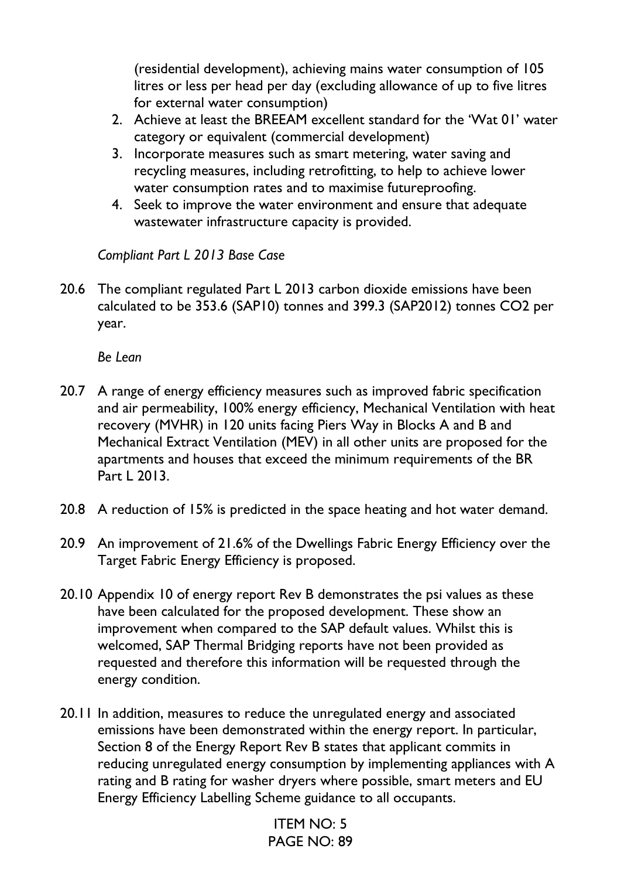(residential development), achieving mains water consumption of 105 litres or less per head per day (excluding allowance of up to five litres for external water consumption)

2. Achieve at least the BREEAM excellent standard for the 'Wat 01' water category or equivalent (commercial development)
3. Incorporate measures such as smart metering, water saving and recycling measures, including retrofitting, to help to achieve lower water consumption rates and to maximise futureproofing.
4. Seek to improve the water environment and ensure that adequate wastewater infrastructure capacity is provided.

*Compliant Part L 2013 Base Case*

20.6 The compliant regulated Part L 2013 carbon dioxide emissions have been calculated to be 353.6 (SAP10) tonnes and 399.3 (SAP2012) tonnes $CO_2$ per year.

*Be Lean*

20.7 A range of energy efficiency measures such as improved fabric specification and air permeability, 100% energy efficiency, Mechanical Ventilation with heat recovery (MVHR) in 120 units facing Piers Way in Blocks A and B and Mechanical Extract Ventilation (MEV) in all other units are proposed for the apartments and houses that exceed the minimum requirements of the BR Part L 2013.

20.8 A reduction of 15% is predicted in the space heating and hot water demand.

20.9 An improvement of 21.6% of the Dwellings Fabric Energy Efficiency over the Target Fabric Energy Efficiency is proposed.

20.10 Appendix 10 of energy report Rev B demonstrates the psi values as these have been calculated for the proposed development. These show an improvement when compared to the SAP default values. Whilst this is welcomed, SAP Thermal Bridging reports have not been provided as requested and therefore this information will be requested through the energy condition.

20.11 In addition, measures to reduce the unregulated energy and associated emissions have been demonstrated within the energy report. In particular, Section 8 of the Energy Report Rev B states that applicant commits in reducing unregulated energy consumption by implementing appliances with A rating and B rating for washer dryers where possible, smart meters and EU Energy Efficiency Labelling Scheme guidance to all occupants.

ITEM NO: 5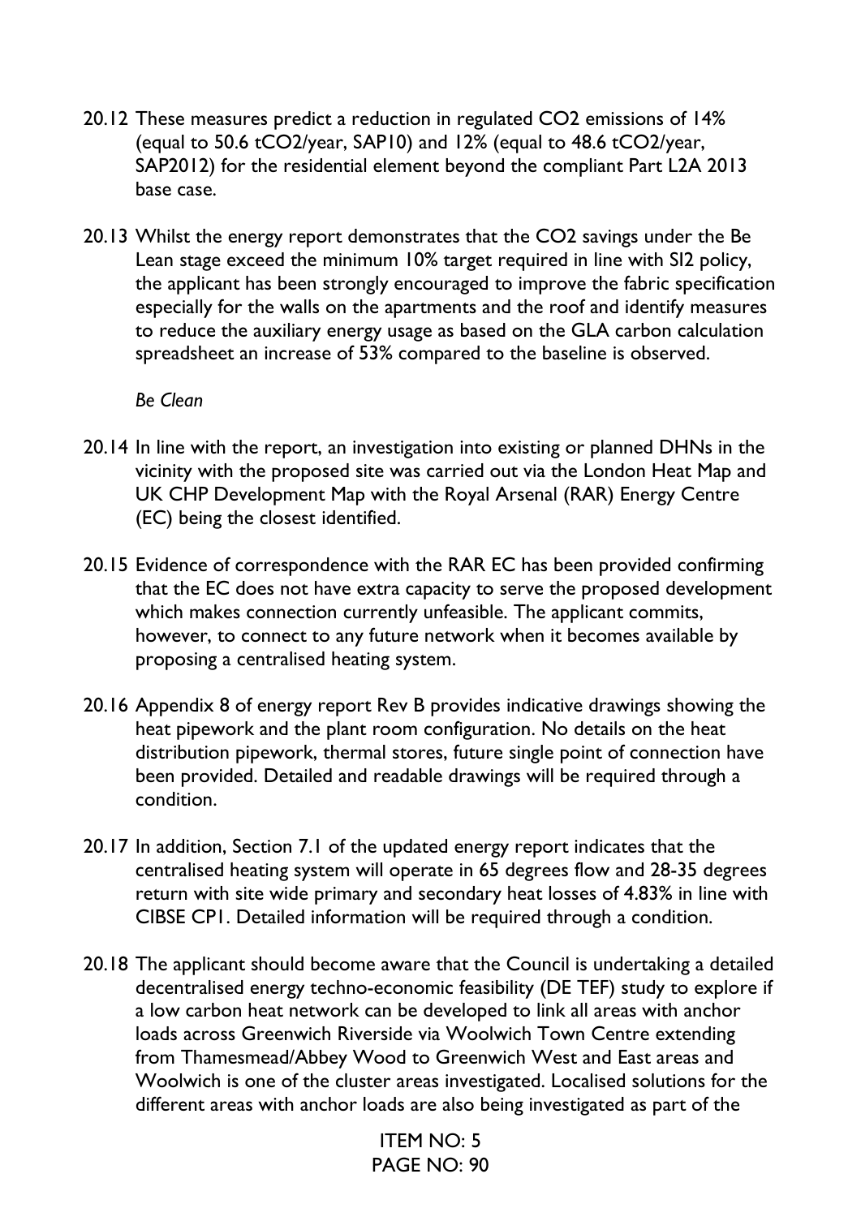20.12 These measures predict a reduction in regulated $CO_2$ emissions of 14% (equal to 50.6 $tCO_2$/year, SAP10) and 12% (equal to 48.6 $tCO_2$/year, SAP2012) for the residential element beyond the compliant Part L2A 2013 base case.

20.13 Whilst the energy report demonstrates that the $CO_2$ savings under the Be Lean stage exceed the minimum 10% target required in line with SI2 policy, the applicant has been strongly encouraged to improve the fabric specification especially for the walls on the apartments and the roof and identify measures to reduce the auxiliary energy usage as based on the GLA carbon calculation spreadsheet an increase of 53% compared to the baseline is observed.

*Be Clean*

20.14 In line with the report, an investigation into existing or planned DHNs in the vicinity with the proposed site was carried out via the London Heat Map and UK CHP Development Map with the Royal Arsenal (RAR) Energy Centre (EC) being the closest identified.

20.15 Evidence of correspondence with the RAR EC has been provided confirming that the EC does not have extra capacity to serve the proposed development which makes connection currently unfeasible. The applicant commits, however, to connect to any future network when it becomes available by proposing a centralised heating system.

20.16 Appendix 8 of energy report Rev B provides indicative drawings showing the heat pipework and the plant room configuration. No details on the heat distribution pipework, thermal stores, future single point of connection have been provided. Detailed and readable drawings will be required through a condition.

20.17 In addition, Section 7.1 of the updated energy report indicates that the centralised heating system will operate in 65 degrees flow and 28-35 degrees return with site wide primary and secondary heat losses of 4.83% in line with CIBSE CP1. Detailed information will be required through a condition.

20.18 The applicant should become aware that the Council is undertaking a detailed decentralised energy techno-economic feasibility (DE TEF) study to explore if a low carbon heat network can be developed to link all areas with anchor loads across Greenwich Riverside via Woolwich Town Centre extending from Thamesmead/Abbey Wood to Greenwich West and East areas and Woolwich is one of the cluster areas investigated. Localised solutions for the different areas with anchor loads are also being investigated as part of the

ITEM NO: 5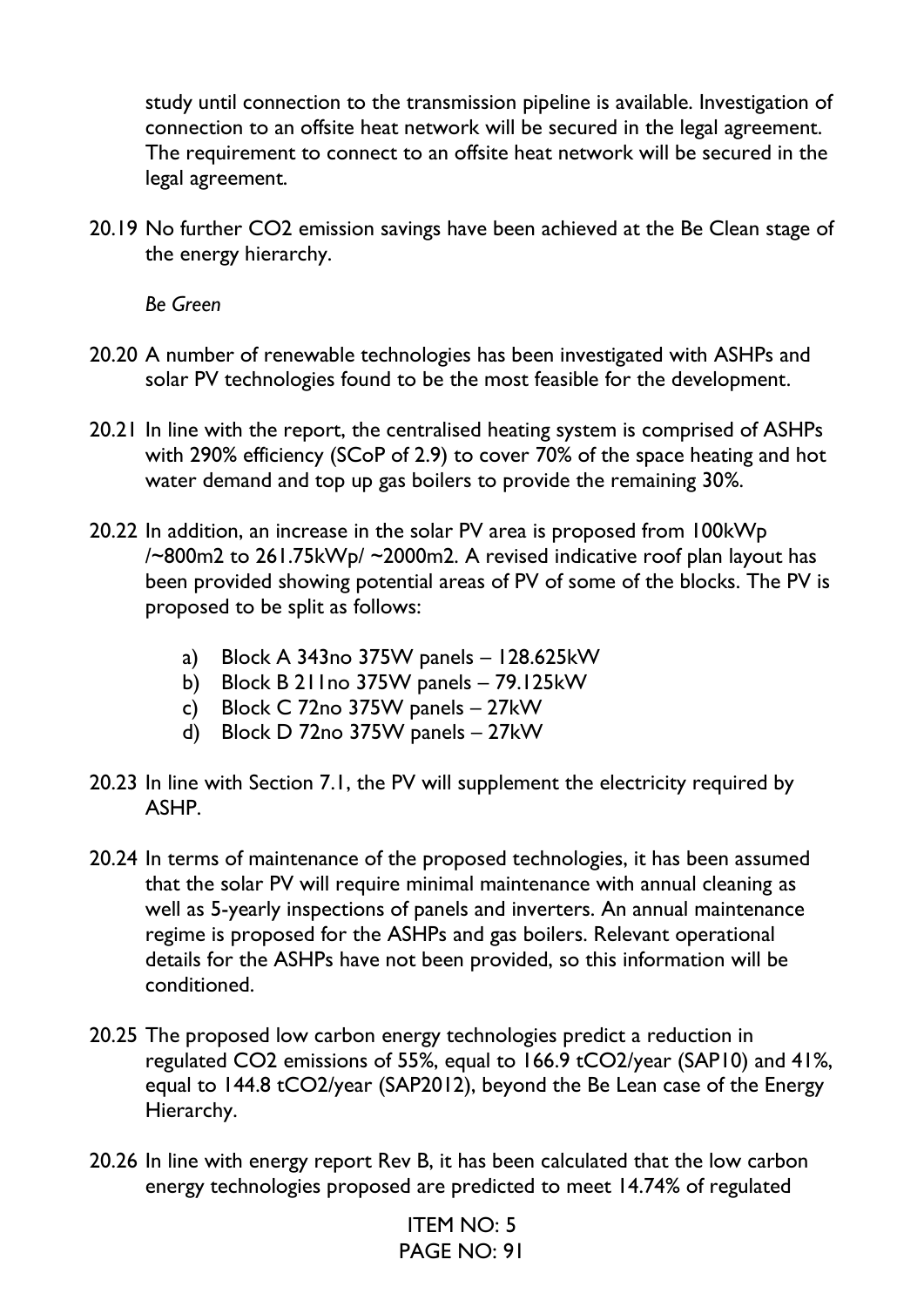study until connection to the transmission pipeline is available. Investigation of connection to an offsite heat network will be secured in the legal agreement. The requirement to connect to an offsite heat network will be secured in the legal agreement.

20.19 No further $CO_2$ emission savings have been achieved at the Be Clean stage of the energy hierarchy.

*Be Green*

20.20 A number of renewable technologies has been investigated with ASHPs and solar PV technologies found to be the most feasible for the development.

20.21 In line with the report, the centralised heating system is comprised of ASHPs with 290% efficiency (SCoP of 2.9) to cover 70% of the space heating and hot water demand and top up gas boilers to provide the remaining 30%.

20.22 In addition, an increase in the solar PV area is proposed from 100kWp /~800m2 to 261.75kWp/ ~2000m2. A revised indicative roof plan layout has been provided showing potential areas of PV of some of the blocks. The PV is proposed to be split as follows:

a) Block A 343no 375W panels – 128.625kW
b) Block B 211no 375W panels – 79.125kW
c) Block C 72no 375W panels – 27kW
d) Block D 72no 375W panels – 27kW

20.23 In line with Section 7.1, the PV will supplement the electricity required by ASHP.

20.24 In terms of maintenance of the proposed technologies, it has been assumed that the solar PV will require minimal maintenance with annual cleaning as well as 5-yearly inspections of panels and inverters. An annual maintenance regime is proposed for the ASHPs and gas boilers. Relevant operational details for the ASHPs have not been provided, so this information will be conditioned.

20.25 The proposed low carbon energy technologies predict a reduction in regulated $CO_2$ emissions of 55%, equal to 166.9 $tCO_2$/year (SAP10) and 41%, equal to 144.8 $tCO_2$/year (SAP2012), beyond the Be Lean case of the Energy Hierarchy.

20.26 In line with energy report Rev B, it has been calculated that the low carbon energy technologies proposed are predicted to meet 14.74% of regulated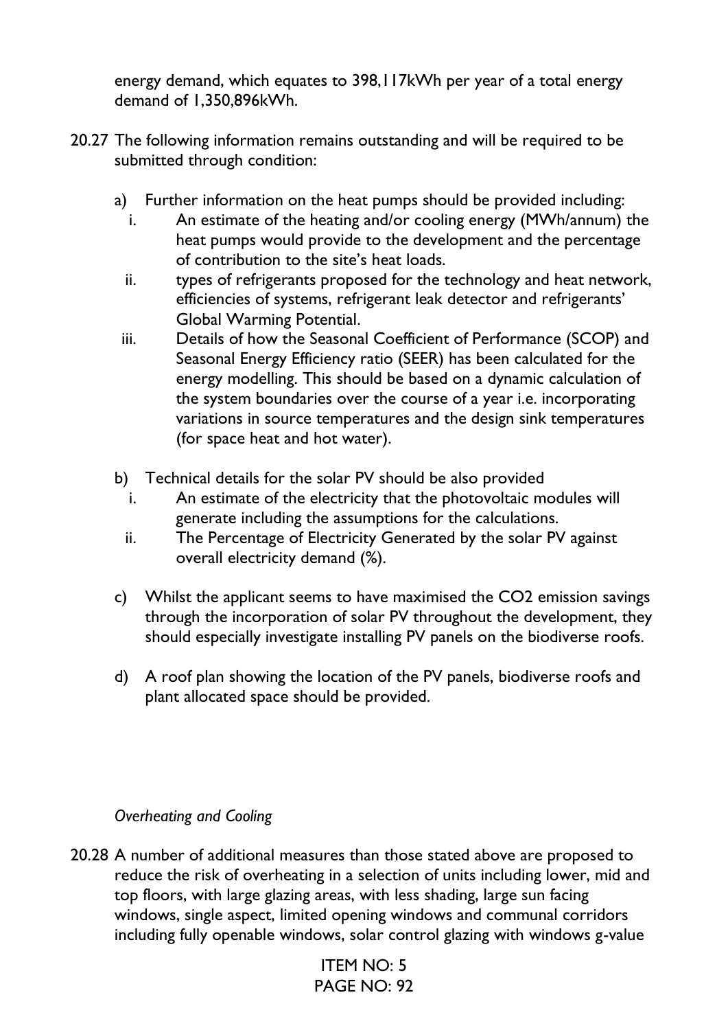energy demand, which equates to 398,117kWh per year of a total energy demand of 1,350,896kWh.

20.27 The following information remains outstanding and will be required to be submitted through condition:

a) Further information on the heat pumps should be provided including:
   i. An estimate of the heating and/or cooling energy (MWh/annum) the heat pumps would provide to the development and the percentage of contribution to the site's heat loads.
   ii. types of refrigerants proposed for the technology and heat network, efficiencies of systems, refrigerant leak detector and refrigerants' Global Warming Potential.
   iii. Details of how the Seasonal Coefficient of Performance (SCOP) and Seasonal Energy Efficiency ratio (SEER) has been calculated for the energy modelling. This should be based on a dynamic calculation of the system boundaries over the course of a year i.e. incorporating variations in source temperatures and the design sink temperatures (for space heat and hot water).

b) Technical details for the solar PV should be also provided
   i. An estimate of the electricity that the photovoltaic modules will generate including the assumptions for the calculations.
   ii. The Percentage of Electricity Generated by the solar PV against overall electricity demand (%).

c) Whilst the applicant seems to have maximised the $CO_2$ emission savings through the incorporation of solar PV throughout the development, they should especially investigate installing PV panels on the biodiverse roofs.

d) A roof plan showing the location of the PV panels, biodiverse roofs and plant allocated space should be provided.

*Overheating and Cooling*

20.28 A number of additional measures than those stated above are proposed to reduce the risk of overheating in a selection of units including lower, mid and top floors, with large glazing areas, with less shading, large sun facing windows, single aspect, limited opening windows and communal corridors including fully openable windows, solar control glazing with windows g-value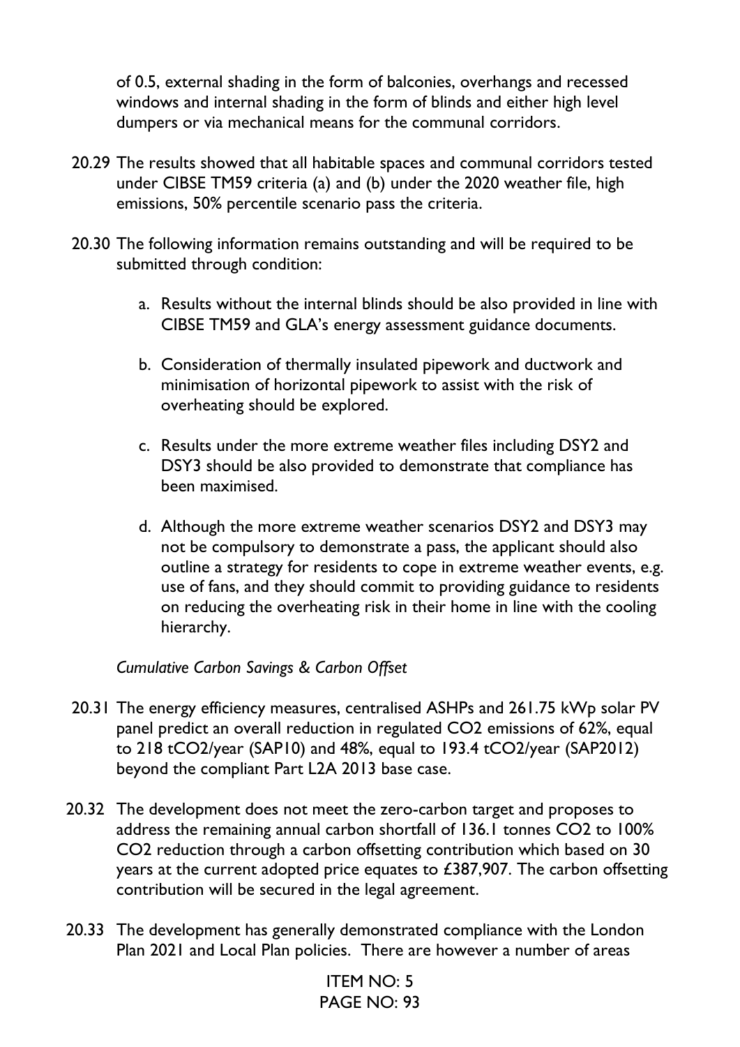of 0.5, external shading in the form of balconies, overhangs and recessed windows and internal shading in the form of blinds and either high level dumpers or via mechanical means for the communal corridors.

20.29 The results showed that all habitable spaces and communal corridors tested under CIBSE TM59 criteria (a) and (b) under the 2020 weather file, high emissions, 50% percentile scenario pass the criteria.

20.30 The following information remains outstanding and will be required to be submitted through condition:

a. Results without the internal blinds should be also provided in line with CIBSE TM59 and GLA's energy assessment guidance documents.

b. Consideration of thermally insulated pipework and ductwork and minimisation of horizontal pipework to assist with the risk of overheating should be explored.

c. Results under the more extreme weather files including DSY2 and DSY3 should be also provided to demonstrate that compliance has been maximised.

d. Although the more extreme weather scenarios DSY2 and DSY3 may not be compulsory to demonstrate a pass, the applicant should also outline a strategy for residents to cope in extreme weather events, e.g. use of fans, and they should commit to providing guidance to residents on reducing the overheating risk in their home in line with the cooling hierarchy.

*Cumulative Carbon Savings & Carbon Offset*

20.31 The energy efficiency measures, centralised ASHPs and 261.75 kWp solar PV panel predict an overall reduction in regulated $CO_2$ emissions of 62%, equal to 218 $tCO_2$/year (SAP10) and 48%, equal to 193.4 $tCO_2$/year (SAP2012) beyond the compliant Part L2A 2013 base case.

20.32 The development does not meet the zero-carbon target and proposes to address the remaining annual carbon shortfall of 136.1 tonnes $CO_2$ to 100% $CO_2$ reduction through a carbon offsetting contribution which based on 30 years at the current adopted price equates to £387,907. The carbon offsetting contribution will be secured in the legal agreement.

20.33 The development has generally demonstrated compliance with the London Plan 2021 and Local Plan policies. There are however a number of areas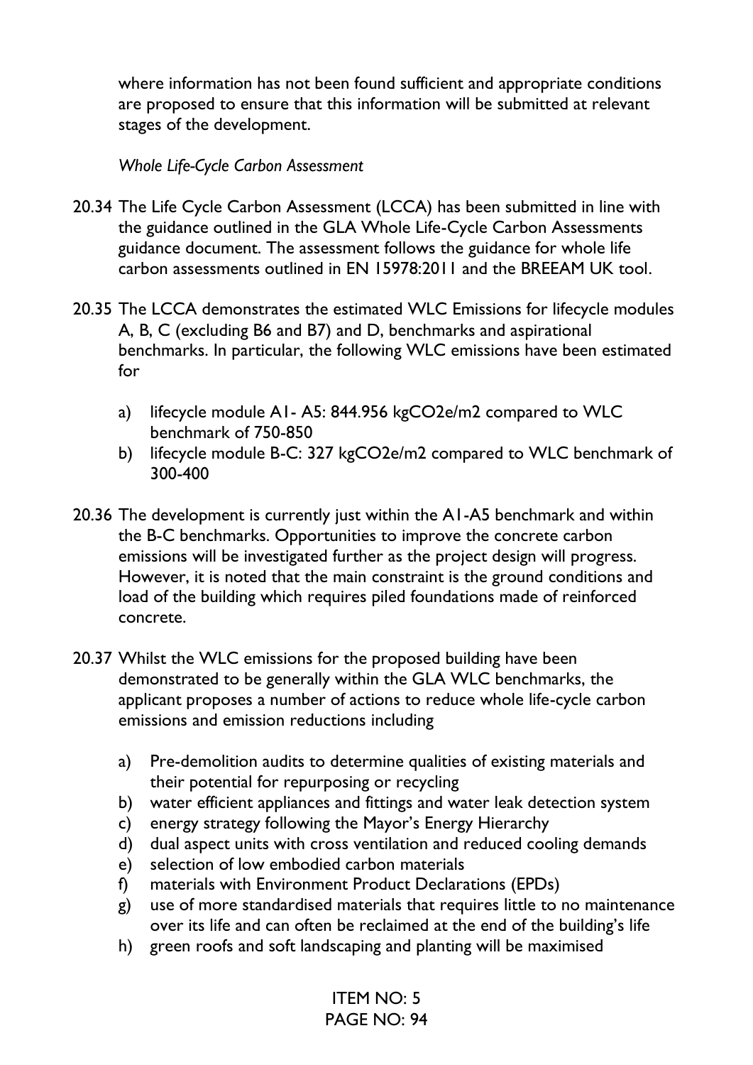where information has not been found sufficient and appropriate conditions are proposed to ensure that this information will be submitted at relevant stages of the development.

*Whole Life-Cycle Carbon Assessment*

20.34 The Life Cycle Carbon Assessment (LCCA) has been submitted in line with the guidance outlined in the GLA Whole Life-Cycle Carbon Assessments guidance document. The assessment follows the guidance for whole life carbon assessments outlined in EN 15978:2011 and the BREEAM UK tool.

20.35 The LCCA demonstrates the estimated WLC Emissions for lifecycle modules A, B, C (excluding B6 and B7) and D, benchmarks and aspirational benchmarks. In particular, the following WLC emissions have been estimated for

a) lifecycle module A1- A5: 844.956 $kgCO_2e/m^2$ compared to WLC benchmark of 750-850
b) lifecycle module B-C: 327 $kgCO_2e/m^2$ compared to WLC benchmark of 300-400

20.36 The development is currently just within the A1-A5 benchmark and within the B-C benchmarks. Opportunities to improve the concrete carbon emissions will be investigated further as the project design will progress. However, it is noted that the main constraint is the ground conditions and load of the building which requires piled foundations made of reinforced concrete.

20.37 Whilst the WLC emissions for the proposed building have been demonstrated to be generally within the GLA WLC benchmarks, the applicant proposes a number of actions to reduce whole life-cycle carbon emissions and emission reductions including

a) Pre-demolition audits to determine qualities of existing materials and their potential for repurposing or recycling
b) water efficient appliances and fittings and water leak detection system
c) energy strategy following the Mayor's Energy Hierarchy
d) dual aspect units with cross ventilation and reduced cooling demands
e) selection of low embodied carbon materials
f) materials with Environment Product Declarations (EPDs)
g) use of more standardised materials that requires little to no maintenance over its life and can often be reclaimed at the end of the building's life
h) green roofs and soft landscaping and planting will be maximised

ITEM NO: 5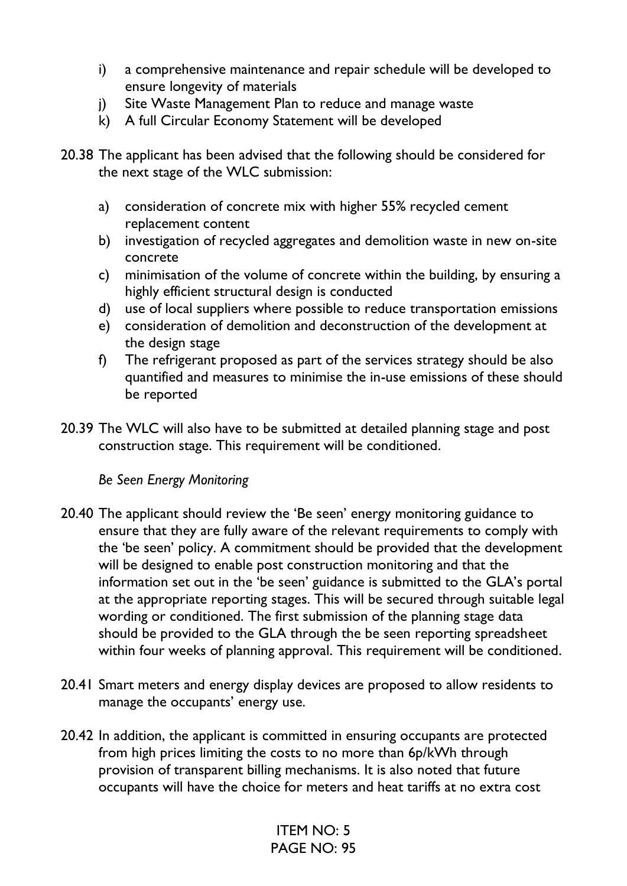i) a comprehensive maintenance and repair schedule will be developed to ensure longevity of materials
j) Site Waste Management Plan to reduce and manage waste
k) A full Circular Economy Statement will be developed

20.38 The applicant has been advised that the following should be considered for the next stage of the WLC submission:

a) consideration of concrete mix with higher 55% recycled cement replacement content
b) investigation of recycled aggregates and demolition waste in new on-site concrete
c) minimisation of the volume of concrete within the building, by ensuring a highly efficient structural design is conducted
d) use of local suppliers where possible to reduce transportation emissions
e) consideration of demolition and deconstruction of the development at the design stage
f) The refrigerant proposed as part of the services strategy should be also quantified and measures to minimise the in-use emissions of these should be reported

20.39 The WLC will also have to be submitted at detailed planning stage and post construction stage. This requirement will be conditioned.

*Be Seen Energy Monitoring*

20.40 The applicant should review the 'Be seen' energy monitoring guidance to ensure that they are fully aware of the relevant requirements to comply with the 'be seen' policy. A commitment should be provided that the development will be designed to enable post construction monitoring and that the information set out in the 'be seen' guidance is submitted to the GLA's portal at the appropriate reporting stages. This will be secured through suitable legal wording or conditioned. The first submission of the planning stage data should be provided to the GLA through the be seen reporting spreadsheet within four weeks of planning approval. This requirement will be conditioned.

20.41 Smart meters and energy display devices are proposed to allow residents to manage the occupants' energy use.

20.42 In addition, the applicant is committed in ensuring occupants are protected from high prices limiting the costs to no more than 6p/kWh through provision of transparent billing mechanisms. It is also noted that future occupants will have the choice for meters and heat tariffs at no extra cost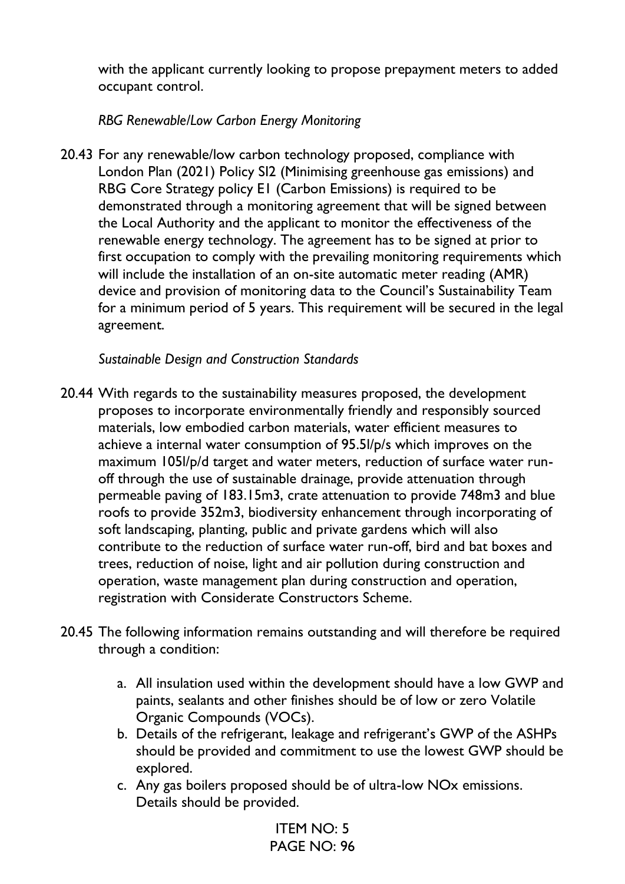with the applicant currently looking to propose prepayment meters to added occupant control.

*RBG Renewable/Low Carbon Energy Monitoring*

20.43 For any renewable/low carbon technology proposed, compliance with London Plan (2021) Policy SI2 (Minimising greenhouse gas emissions) and RBG Core Strategy policy E1 (Carbon Emissions) is required to be demonstrated through a monitoring agreement that will be signed between the Local Authority and the applicant to monitor the effectiveness of the renewable energy technology. The agreement has to be signed at prior to first occupation to comply with the prevailing monitoring requirements which will include the installation of an on-site automatic meter reading (AMR) device and provision of monitoring data to the Council's Sustainability Team for a minimum period of 5 years. This requirement will be secured in the legal agreement.

*Sustainable Design and Construction Standards*

20.44 With regards to the sustainability measures proposed, the development proposes to incorporate environmentally friendly and responsibly sourced materials, low embodied carbon materials, water efficient measures to achieve a internal water consumption of 95.5l/p/s which improves on the maximum 105l/p/d target and water meters, reduction of surface water run-off through the use of sustainable drainage, provide attenuation through permeable paving of 183.15m3, crate attenuation to provide 748m3 and blue roofs to provide 352m3, biodiversity enhancement through incorporating of soft landscaping, planting, public and private gardens which will also contribute to the reduction of surface water run-off, bird and bat boxes and trees, reduction of noise, light and air pollution during construction and operation, waste management plan during construction and operation, registration with Considerate Constructors Scheme.

20.45 The following information remains outstanding and will therefore be required through a condition:

a. All insulation used within the development should have a low GWP and paints, sealants and other finishes should be of low or zero Volatile Organic Compounds (VOCs).
b. Details of the refrigerant, leakage and refrigerant's GWP of the ASHPs should be provided and commitment to use the lowest GWP should be explored.
c. Any gas boilers proposed should be of ultra-low NOx emissions. Details should be provided.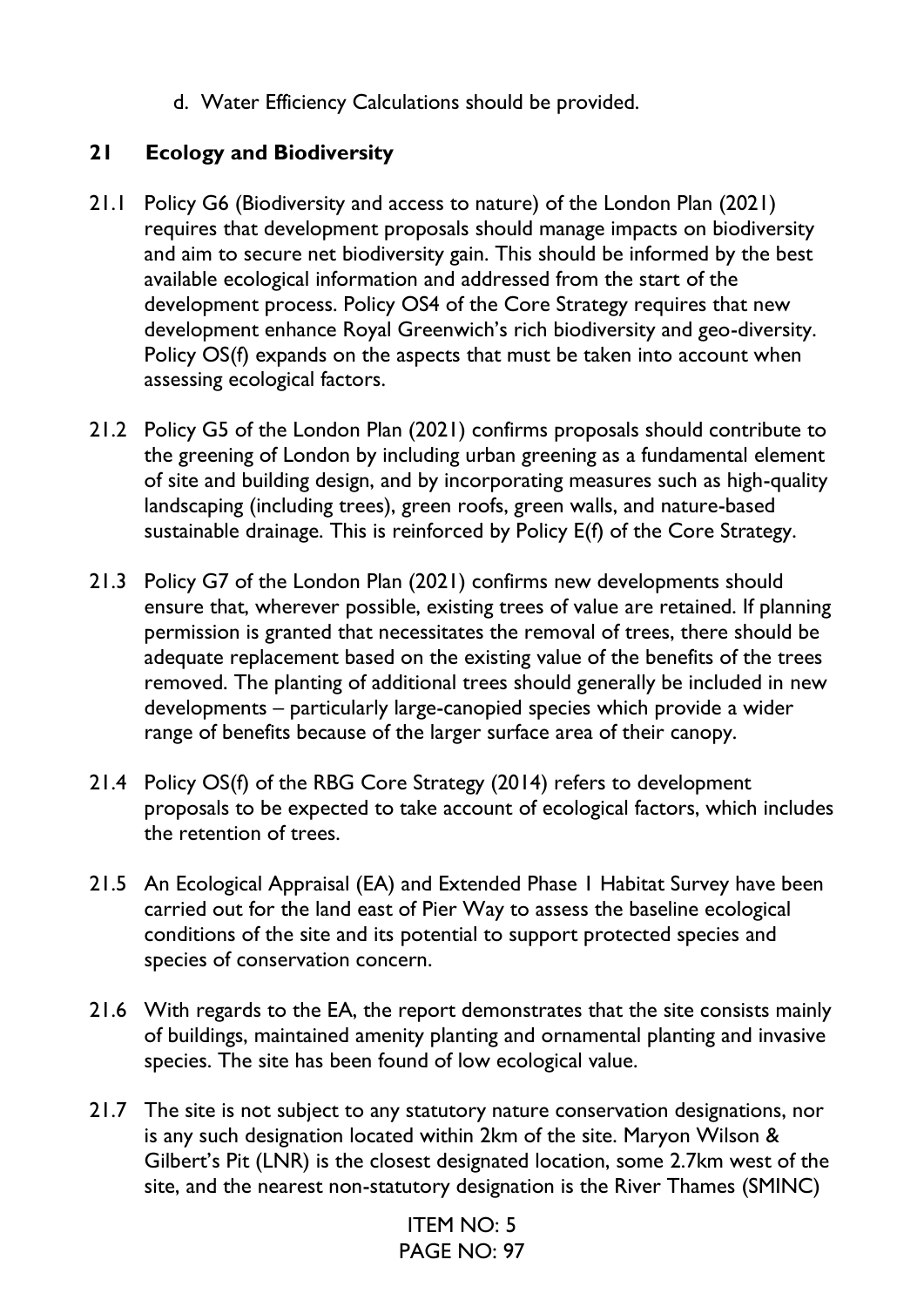d. Water Efficiency Calculations should be provided.

## 21 Ecology and Biodiversity

21.1 Policy G6 (Biodiversity and access to nature) of the London Plan (2021) requires that development proposals should manage impacts on biodiversity and aim to secure net biodiversity gain. This should be informed by the best available ecological information and addressed from the start of the development process. Policy OS4 of the Core Strategy requires that new development enhance Royal Greenwich's rich biodiversity and geo-diversity. Policy OS(f) expands on the aspects that must be taken into account when assessing ecological factors.

21.2 Policy G5 of the London Plan (2021) confirms proposals should contribute to the greening of London by including urban greening as a fundamental element of site and building design, and by incorporating measures such as high-quality landscaping (including trees), green roofs, green walls, and nature-based sustainable drainage. This is reinforced by Policy E(f) of the Core Strategy.

21.3 Policy G7 of the London Plan (2021) confirms new developments should ensure that, wherever possible, existing trees of value are retained. If planning permission is granted that necessitates the removal of trees, there should be adequate replacement based on the existing value of the benefits of the trees removed. The planting of additional trees should generally be included in new developments – particularly large-canopied species which provide a wider range of benefits because of the larger surface area of their canopy.

21.4 Policy OS(f) of the RBG Core Strategy (2014) refers to development proposals to be expected to take account of ecological factors, which includes the retention of trees.

21.5 An Ecological Appraisal (EA) and Extended Phase 1 Habitat Survey have been carried out for the land east of Pier Way to assess the baseline ecological conditions of the site and its potential to support protected species and species of conservation concern.

21.6 With regards to the EA, the report demonstrates that the site consists mainly of buildings, maintained amenity planting and ornamental planting and invasive species. The site has been found of low ecological value.

21.7 The site is not subject to any statutory nature conservation designations, nor is any such designation located within 2km of the site. Maryon Wilson & Gilbert's Pit (LNR) is the closest designated location, some 2.7km west of the site, and the nearest non-statutory designation is the River Thames (SMINC)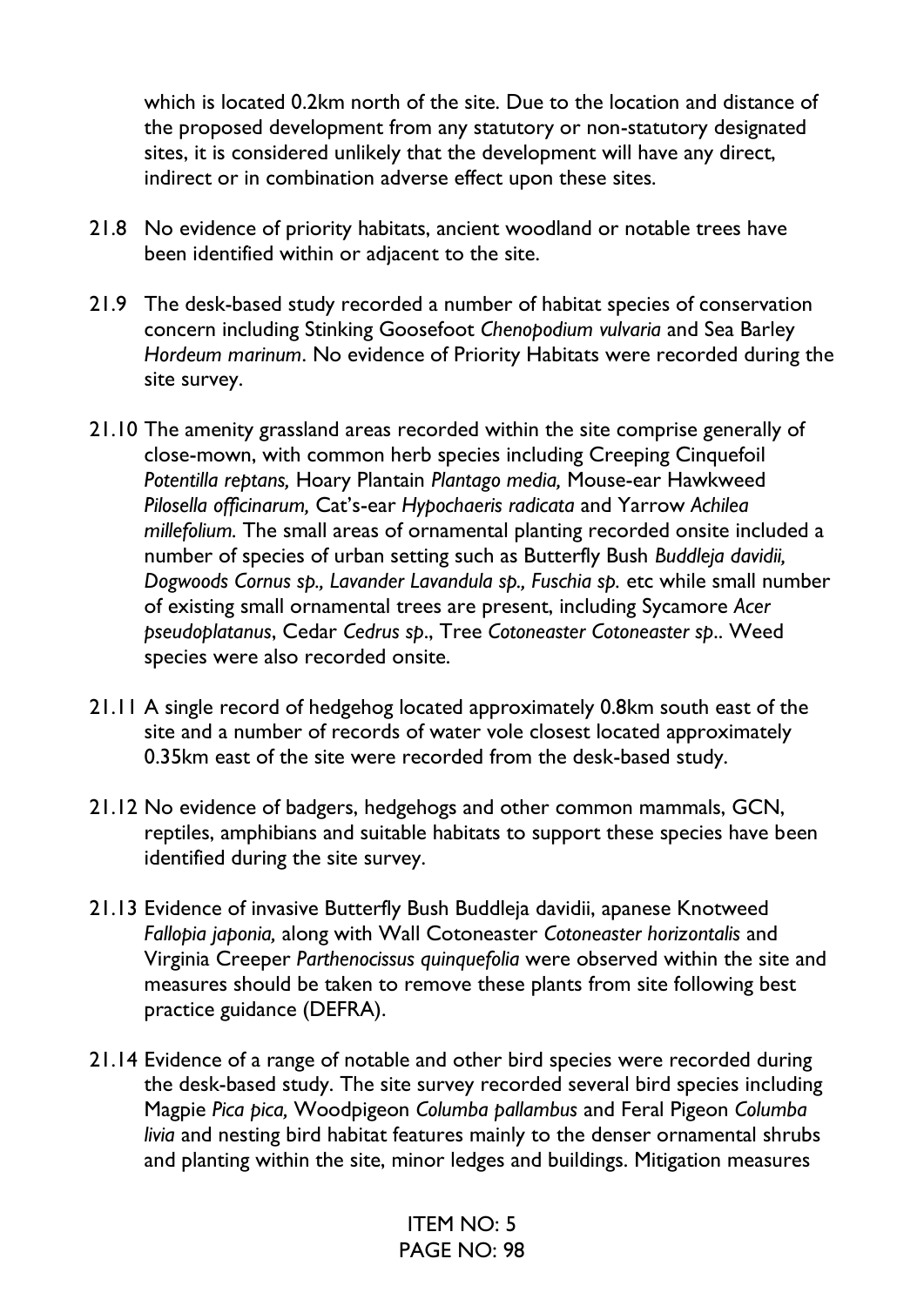which is located 0.2km north of the site. Due to the location and distance of the proposed development from any statutory or non-statutory designated sites, it is considered unlikely that the development will have any direct, indirect or in combination adverse effect upon these sites.

21.8 No evidence of priority habitats, ancient woodland or notable trees have been identified within or adjacent to the site.

21.9 The desk-based study recorded a number of habitat species of conservation concern including Stinking Goosefoot *Chenopodium vulvaria* and Sea Barley *Hordeum marinum*. No evidence of Priority Habitats were recorded during the site survey.

21.10 The amenity grassland areas recorded within the site comprise generally of close-mown, with common herb species including Creeping Cinquefoil *Potentilla reptans,* Hoary Plantain *Plantago media,* Mouse-ear Hawkweed *Pilosella officinarum,* Cat's-ear *Hypochaeris radicata* and Yarrow *Achilea millefolium.* The small areas of ornamental planting recorded onsite included a number of species of urban setting such as Butterfly Bush *Buddleja davidii, Dogwoods Cornus sp., Lavander Lavandula sp., Fuschia sp.* etc while small number of existing small ornamental trees are present, including Sycamore *Acer pseudoplatanus*, Cedar *Cedrus sp*., Tree *Cotoneaster Cotoneaster sp*.. Weed species were also recorded onsite.

21.11 A single record of hedgehog located approximately 0.8km south east of the site and a number of records of water vole closest located approximately 0.35km east of the site were recorded from the desk-based study.

21.12 No evidence of badgers, hedgehogs and other common mammals, GCN, reptiles, amphibians and suitable habitats to support these species have been identified during the site survey.

21.13 Evidence of invasive Butterfly Bush Buddleja davidii, apanese Knotweed *Fallopia japonia,* along with Wall Cotoneaster *Cotoneaster horizontalis* and Virginia Creeper *Parthenocissus quinquefolia* were observed within the site and measures should be taken to remove these plants from site following best practice guidance (DEFRA).

21.14 Evidence of a range of notable and other bird species were recorded during the desk-based study. The site survey recorded several bird species including Magpie *Pica pica,* Woodpigeon *Columba pallambus* and Feral Pigeon *Columba livia* and nesting bird habitat features mainly to the denser ornamental shrubs and planting within the site, minor ledges and buildings. Mitigation measures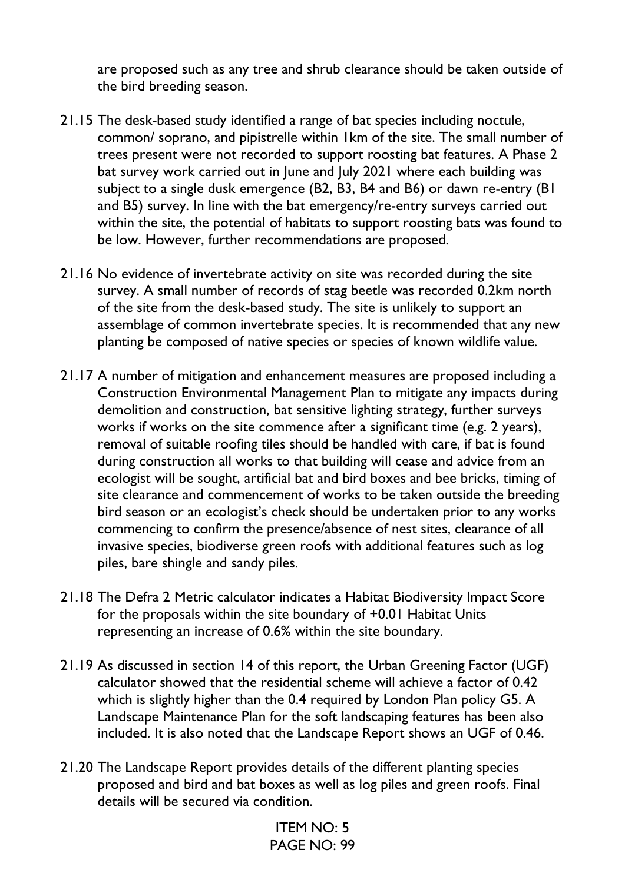are proposed such as any tree and shrub clearance should be taken outside of the bird breeding season.

21.15 The desk-based study identified a range of bat species including noctule, common/ soprano, and pipistrelle within 1km of the site. The small number of trees present were not recorded to support roosting bat features. A Phase 2 bat survey work carried out in June and July 2021 where each building was subject to a single dusk emergence (B2, B3, B4 and B6) or dawn re-entry (B1 and B5) survey. In line with the bat emergency/re-entry surveys carried out within the site, the potential of habitats to support roosting bats was found to be low. However, further recommendations are proposed.

21.16 No evidence of invertebrate activity on site was recorded during the site survey. A small number of records of stag beetle was recorded 0.2km north of the site from the desk-based study. The site is unlikely to support an assemblage of common invertebrate species. It is recommended that any new planting be composed of native species or species of known wildlife value.

21.17 A number of mitigation and enhancement measures are proposed including a Construction Environmental Management Plan to mitigate any impacts during demolition and construction, bat sensitive lighting strategy, further surveys works if works on the site commence after a significant time (e.g. 2 years), removal of suitable roofing tiles should be handled with care, if bat is found during construction all works to that building will cease and advice from an ecologist will be sought, artificial bat and bird boxes and bee bricks, timing of site clearance and commencement of works to be taken outside the breeding bird season or an ecologist's check should be undertaken prior to any works commencing to confirm the presence/absence of nest sites, clearance of all invasive species, biodiverse green roofs with additional features such as log piles, bare shingle and sandy piles.

21.18 The Defra 2 Metric calculator indicates a Habitat Biodiversity Impact Score for the proposals within the site boundary of +0.01 Habitat Units representing an increase of 0.6% within the site boundary.

21.19 As discussed in section 14 of this report, the Urban Greening Factor (UGF) calculator showed that the residential scheme will achieve a factor of 0.42 which is slightly higher than the 0.4 required by London Plan policy G5. A Landscape Maintenance Plan for the soft landscaping features has been also included. It is also noted that the Landscape Report shows an UGF of 0.46.

21.20 The Landscape Report provides details of the different planting species proposed and bird and bat boxes as well as log piles and green roofs. Final details will be secured via condition.

ITEM NO: 5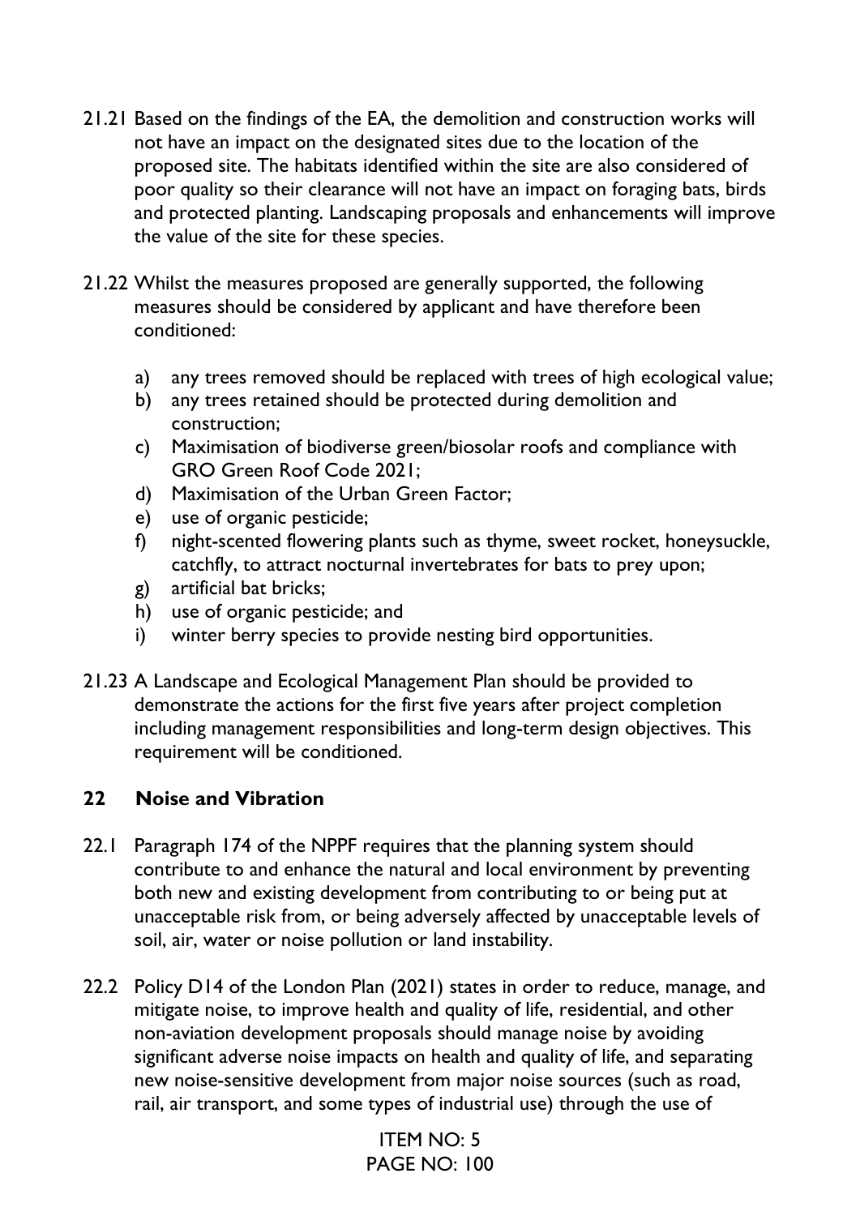21.21 Based on the findings of the EA, the demolition and construction works will not have an impact on the designated sites due to the location of the proposed site. The habitats identified within the site are also considered of poor quality so their clearance will not have an impact on foraging bats, birds and protected planting. Landscaping proposals and enhancements will improve the value of the site for these species.

21.22 Whilst the measures proposed are generally supported, the following measures should be considered by applicant and have therefore been conditioned:

a) any trees removed should be replaced with trees of high ecological value;
b) any trees retained should be protected during demolition and construction;
c) Maximisation of biodiverse green/biosolar roofs and compliance with GRO Green Roof Code 2021;
d) Maximisation of the Urban Green Factor;
e) use of organic pesticide;
f) night-scented flowering plants such as thyme, sweet rocket, honeysuckle, catchfly, to attract nocturnal invertebrates for bats to prey upon;
g) artificial bat bricks;
h) use of organic pesticide; and
i) winter berry species to provide nesting bird opportunities.

21.23 A Landscape and Ecological Management Plan should be provided to demonstrate the actions for the first five years after project completion including management responsibilities and long-term design objectives. This requirement will be conditioned.

## 22 Noise and Vibration

22.1 Paragraph 174 of the NPPF requires that the planning system should contribute to and enhance the natural and local environment by preventing both new and existing development from contributing to or being put at unacceptable risk from, or being adversely affected by unacceptable levels of soil, air, water or noise pollution or land instability.

22.2 Policy D14 of the London Plan (2021) states in order to reduce, manage, and mitigate noise, to improve health and quality of life, residential, and other non-aviation development proposals should manage noise by avoiding significant adverse noise impacts on health and quality of life, and separating new noise-sensitive development from major noise sources (such as road, rail, air transport, and some types of industrial use) through the use of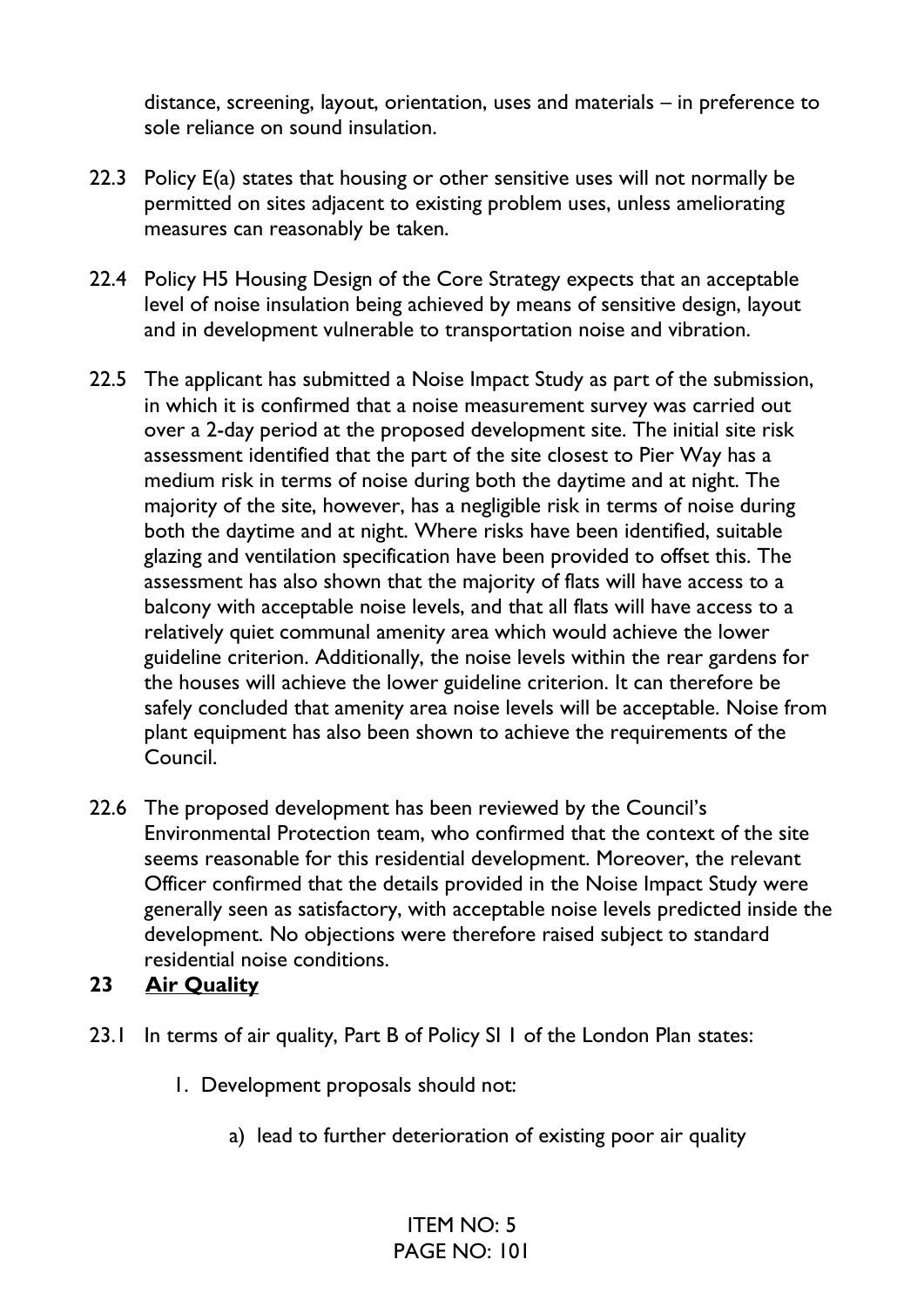distance, screening, layout, orientation, uses and materials – in preference to sole reliance on sound insulation.

22.3 Policy E(a) states that housing or other sensitive uses will not normally be permitted on sites adjacent to existing problem uses, unless ameliorating measures can reasonably be taken.

22.4 Policy H5 Housing Design of the Core Strategy expects that an acceptable level of noise insulation being achieved by means of sensitive design, layout and in development vulnerable to transportation noise and vibration.

22.5 The applicant has submitted a Noise Impact Study as part of the submission, in which it is confirmed that a noise measurement survey was carried out over a 2-day period at the proposed development site. The initial site risk assessment identified that the part of the site closest to Pier Way has a medium risk in terms of noise during both the daytime and at night. The majority of the site, however, has a negligible risk in terms of noise during both the daytime and at night. Where risks have been identified, suitable glazing and ventilation specification have been provided to offset this. The assessment has also shown that the majority of flats will have access to a balcony with acceptable noise levels, and that all flats will have access to a relatively quiet communal amenity area which would achieve the lower guideline criterion. Additionally, the noise levels within the rear gardens for the houses will achieve the lower guideline criterion. It can therefore be safely concluded that amenity area noise levels will be acceptable. Noise from plant equipment has also been shown to achieve the requirements of the Council.

22.6 The proposed development has been reviewed by the Council's Environmental Protection team, who confirmed that the context of the site seems reasonable for this residential development. Moreover, the relevant Officer confirmed that the details provided in the Noise Impact Study were generally seen as satisfactory, with acceptable noise levels predicted inside the development. No objections were therefore raised subject to standard residential noise conditions.

## 23 <u>Air Quality</u>

23.1 In terms of air quality, Part B of Policy SI 1 of the London Plan states:

1. Development proposals should not:

   a) lead to further deterioration of existing poor air quality

ITEM NO: 5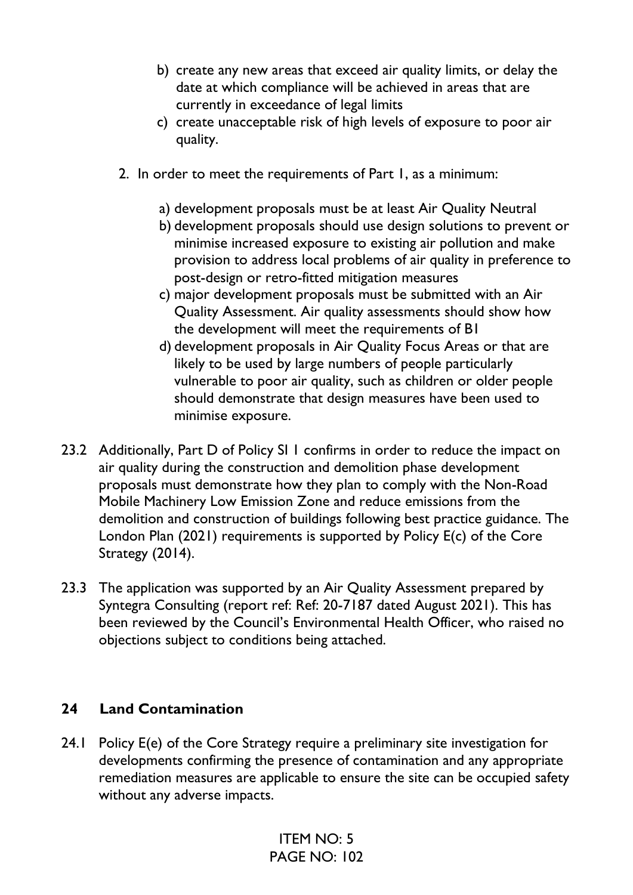b) create any new areas that exceed air quality limits, or delay the date at which compliance will be achieved in areas that are currently in exceedance of legal limits
c) create unacceptable risk of high levels of exposure to poor air quality.

2. In order to meet the requirements of Part 1, as a minimum:

   a) development proposals must be at least Air Quality Neutral
   b) development proposals should use design solutions to prevent or minimise increased exposure to existing air pollution and make provision to address local problems of air quality in preference to post-design or retro-fitted mitigation measures
   c) major development proposals must be submitted with an Air Quality Assessment. Air quality assessments should show how the development will meet the requirements of B1
   d) development proposals in Air Quality Focus Areas or that are likely to be used by large numbers of people particularly vulnerable to poor air quality, such as children or older people should demonstrate that design measures have been used to minimise exposure.

23.2 Additionally, Part D of Policy SI 1 confirms in order to reduce the impact on air quality during the construction and demolition phase development proposals must demonstrate how they plan to comply with the Non-Road Mobile Machinery Low Emission Zone and reduce emissions from the demolition and construction of buildings following best practice guidance. The London Plan (2021) requirements is supported by Policy E(c) of the Core Strategy (2014).

23.3 The application was supported by an Air Quality Assessment prepared by Syntegra Consulting (report ref: Ref: 20-7187 dated August 2021). This has been reviewed by the Council's Environmental Health Officer, who raised no objections subject to conditions being attached.

## 24 Land Contamination

24.1 Policy E(e) of the Core Strategy require a preliminary site investigation for developments confirming the presence of contamination and any appropriate remediation measures are applicable to ensure the site can be occupied safety without any adverse impacts.

ITEM NO: 5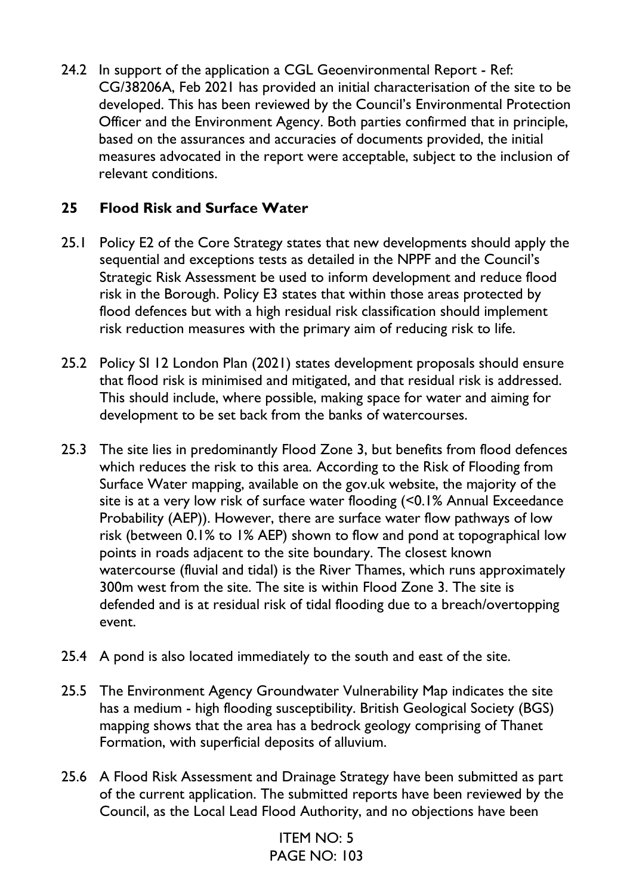24.2 In support of the application a CGL Geoenvironmental Report - Ref: CG/38206A, Feb 2021 has provided an initial characterisation of the site to be developed. This has been reviewed by the Council's Environmental Protection Officer and the Environment Agency. Both parties confirmed that in principle, based on the assurances and accuracies of documents provided, the initial measures advocated in the report were acceptable, subject to the inclusion of relevant conditions.

## 25 Flood Risk and Surface Water

25.1 Policy E2 of the Core Strategy states that new developments should apply the sequential and exceptions tests as detailed in the NPPF and the Council's Strategic Risk Assessment be used to inform development and reduce flood risk in the Borough. Policy E3 states that within those areas protected by flood defences but with a high residual risk classification should implement risk reduction measures with the primary aim of reducing risk to life.

25.2 Policy SI 12 London Plan (2021) states development proposals should ensure that flood risk is minimised and mitigated, and that residual risk is addressed. This should include, where possible, making space for water and aiming for development to be set back from the banks of watercourses.

25.3 The site lies in predominantly Flood Zone 3, but benefits from flood defences which reduces the risk to this area. According to the Risk of Flooding from Surface Water mapping, available on the gov.uk website, the majority of the site is at a very low risk of surface water flooding (<0.1% Annual Exceedance Probability (AEP)). However, there are surface water flow pathways of low risk (between 0.1% to 1% AEP) shown to flow and pond at topographical low points in roads adjacent to the site boundary. The closest known watercourse (fluvial and tidal) is the River Thames, which runs approximately 300m west from the site. The site is within Flood Zone 3. The site is defended and is at residual risk of tidal flooding due to a breach/overtopping event.

25.4 A pond is also located immediately to the south and east of the site.

25.5 The Environment Agency Groundwater Vulnerability Map indicates the site has a medium - high flooding susceptibility. British Geological Society (BGS) mapping shows that the area has a bedrock geology comprising of Thanet Formation, with superficial deposits of alluvium.

25.6 A Flood Risk Assessment and Drainage Strategy have been submitted as part of the current application. The submitted reports have been reviewed by the Council, as the Local Lead Flood Authority, and no objections have been

ITEM NO: 5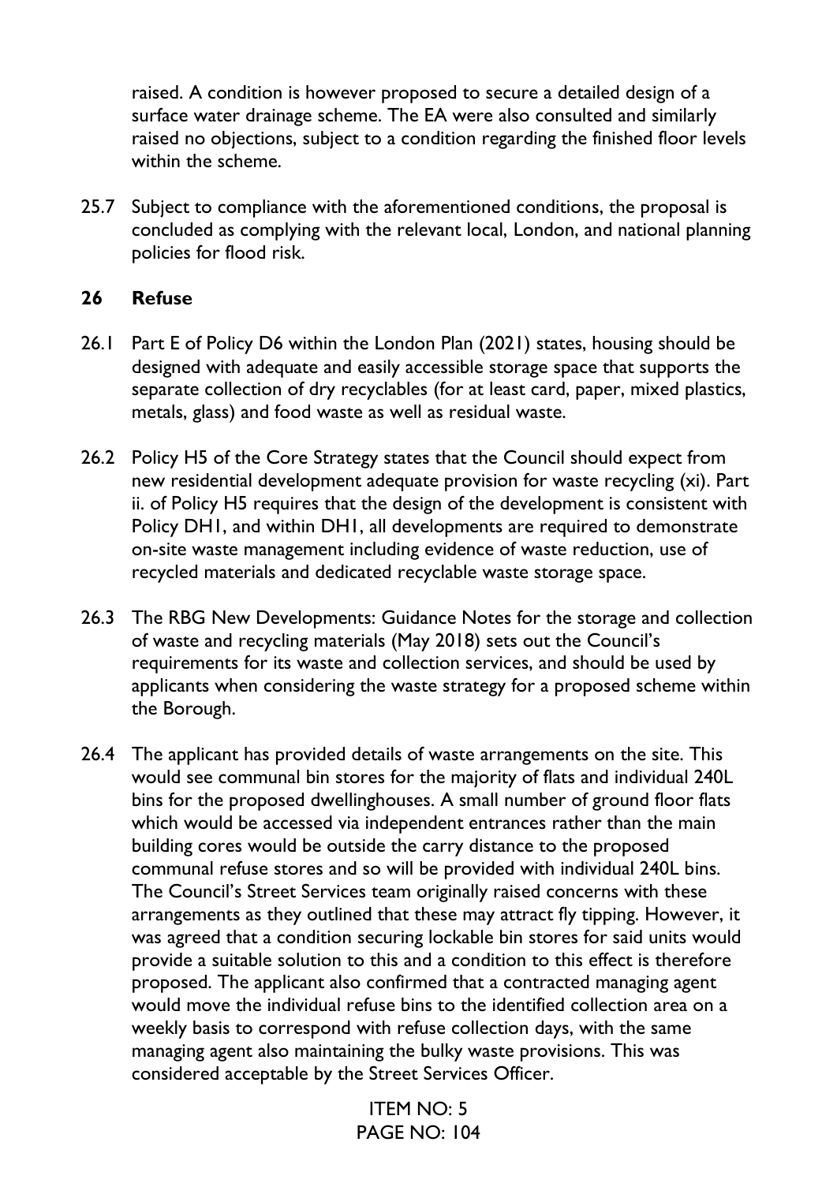raised. A condition is however proposed to secure a detailed design of a surface water drainage scheme. The EA were also consulted and similarly raised no objections, subject to a condition regarding the finished floor levels within the scheme.

25.7 Subject to compliance with the aforementioned conditions, the proposal is concluded as complying with the relevant local, London, and national planning policies for flood risk.

## 26 Refuse

26.1 Part E of Policy D6 within the London Plan (2021) states, housing should be designed with adequate and easily accessible storage space that supports the separate collection of dry recyclables (for at least card, paper, mixed plastics, metals, glass) and food waste as well as residual waste.

26.2 Policy H5 of the Core Strategy states that the Council should expect from new residential development adequate provision for waste recycling (xi). Part ii. of Policy H5 requires that the design of the development is consistent with Policy DH1, and within DH1, all developments are required to demonstrate on-site waste management including evidence of waste reduction, use of recycled materials and dedicated recyclable waste storage space.

26.3 The RBG New Developments: Guidance Notes for the storage and collection of waste and recycling materials (May 2018) sets out the Council's requirements for its waste and collection services, and should be used by applicants when considering the waste strategy for a proposed scheme within the Borough.

26.4 The applicant has provided details of waste arrangements on the site. This would see communal bin stores for the majority of flats and individual 240L bins for the proposed dwellinghouses. A small number of ground floor flats which would be accessed via independent entrances rather than the main building cores would be outside the carry distance to the proposed communal refuse stores and so will be provided with individual 240L bins. The Council's Street Services team originally raised concerns with these arrangements as they outlined that these may attract fly tipping. However, it was agreed that a condition securing lockable bin stores for said units would provide a suitable solution to this and a condition to this effect is therefore proposed. The applicant also confirmed that a contracted managing agent would move the individual refuse bins to the identified collection area on a weekly basis to correspond with refuse collection days, with the same managing agent also maintaining the bulky waste provisions. This was considered acceptable by the Street Services Officer.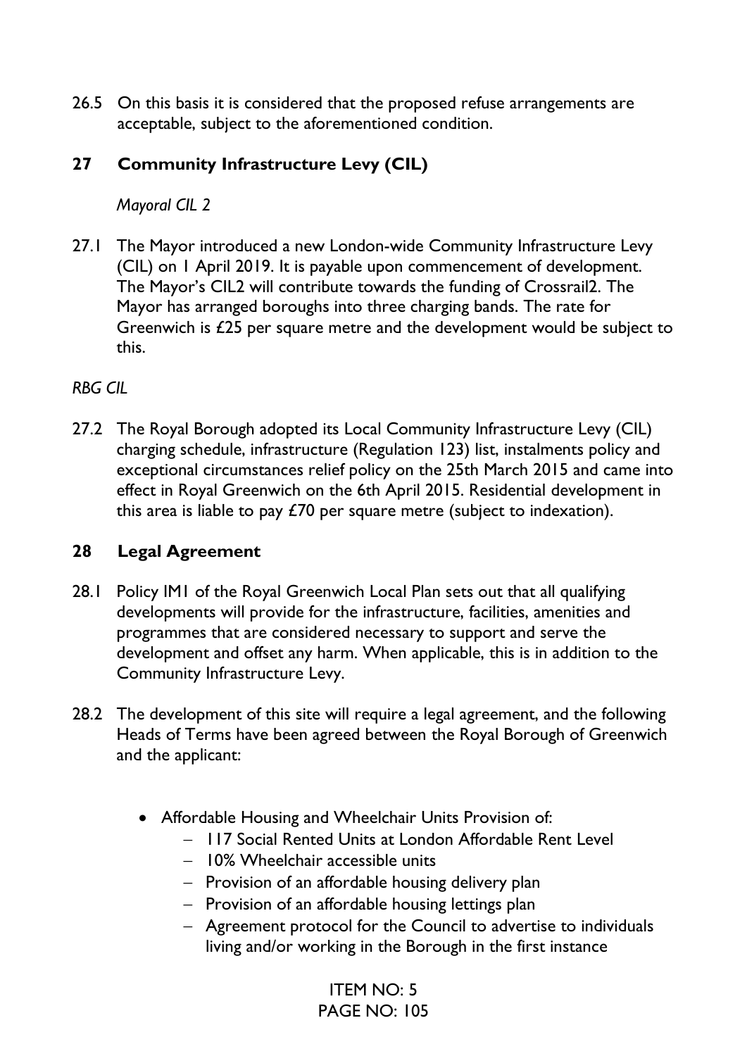26.5 On this basis it is considered that the proposed refuse arrangements are acceptable, subject to the aforementioned condition.

## 27 Community Infrastructure Levy (CIL)

*Mayoral CIL 2*

27.1 The Mayor introduced a new London-wide Community Infrastructure Levy (CIL) on 1 April 2019. It is payable upon commencement of development. The Mayor's CIL2 will contribute towards the funding of Crossrail2. The Mayor has arranged boroughs into three charging bands. The rate for Greenwich is £25 per square metre and the development would be subject to this.

*RBG CIL*

27.2 The Royal Borough adopted its Local Community Infrastructure Levy (CIL) charging schedule, infrastructure (Regulation 123) list, instalments policy and exceptional circumstances relief policy on the 25th March 2015 and came into effect in Royal Greenwich on the 6th April 2015. Residential development in this area is liable to pay £70 per square metre (subject to indexation).

## 28 Legal Agreement

28.1 Policy IM1 of the Royal Greenwich Local Plan sets out that all qualifying developments will provide for the infrastructure, facilities, amenities and programmes that are considered necessary to support and serve the development and offset any harm. When applicable, this is in addition to the Community Infrastructure Levy.

28.2 The development of this site will require a legal agreement, and the following Heads of Terms have been agreed between the Royal Borough of Greenwich and the applicant:

- Affordable Housing and Wheelchair Units Provision of:
  - 117 Social Rented Units at London Affordable Rent Level
  - 10% Wheelchair accessible units
  - Provision of an affordable housing delivery plan
  - Provision of an affordable housing lettings plan
  - Agreement protocol for the Council to advertise to individuals living and/or working in the Borough in the first instance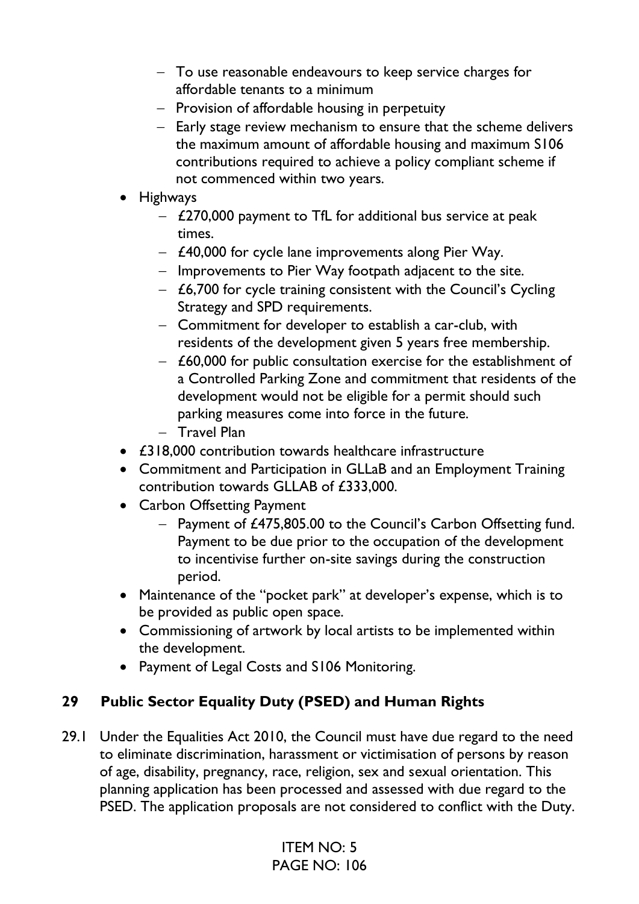- To use reasonable endeavours to keep service charges for affordable tenants to a minimum
  - Provision of affordable housing in perpetuity
  - Early stage review mechanism to ensure that the scheme delivers the maximum amount of affordable housing and maximum S106 contributions required to achieve a policy compliant scheme if not commenced within two years.
- Highways
  - £270,000 payment to TfL for additional bus service at peak times.
  - £40,000 for cycle lane improvements along Pier Way.
  - Improvements to Pier Way footpath adjacent to the site.
  - £6,700 for cycle training consistent with the Council's Cycling Strategy and SPD requirements.
  - Commitment for developer to establish a car-club, with residents of the development given 5 years free membership.
  - £60,000 for public consultation exercise for the establishment of a Controlled Parking Zone and commitment that residents of the development would not be eligible for a permit should such parking measures come into force in the future.
  - Travel Plan
- £318,000 contribution towards healthcare infrastructure
- Commitment and Participation in GLLaB and an Employment Training contribution towards GLLAB of £333,000.
- Carbon Offsetting Payment
  - Payment of £475,805.00 to the Council's Carbon Offsetting fund. Payment to be due prior to the occupation of the development to incentivise further on-site savings during the construction period.
- Maintenance of the "pocket park" at developer's expense, which is to be provided as public open space.
- Commissioning of artwork by local artists to be implemented within the development.
- Payment of Legal Costs and S106 Monitoring.

## 29 Public Sector Equality Duty (PSED) and Human Rights

29.1 Under the Equalities Act 2010, the Council must have due regard to the need to eliminate discrimination, harassment or victimisation of persons by reason of age, disability, pregnancy, race, religion, sex and sexual orientation. This planning application has been processed and assessed with due regard to the PSED. The application proposals are not considered to conflict with the Duty.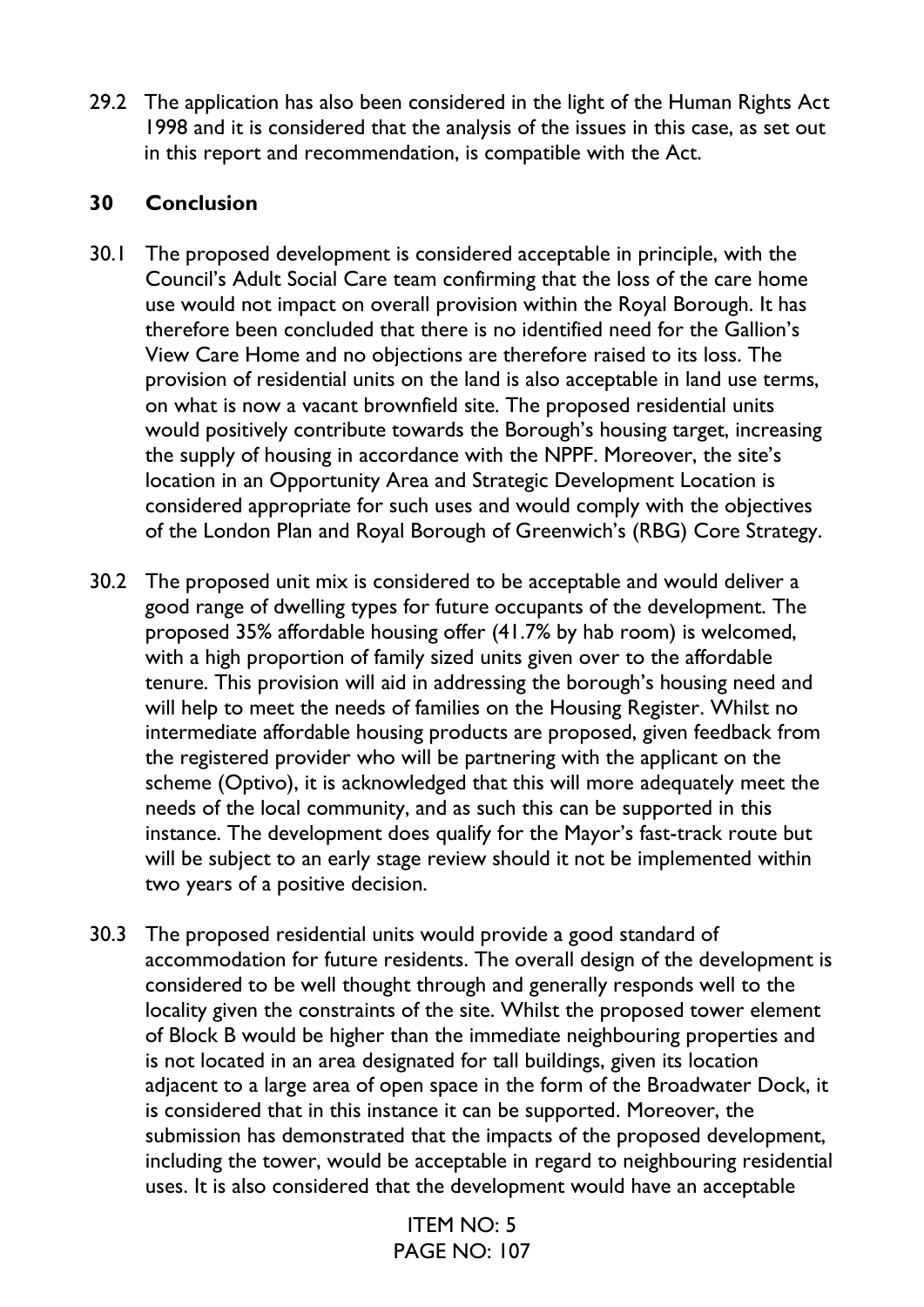29.2 The application has also been considered in the light of the Human Rights Act 1998 and it is considered that the analysis of the issues in this case, as set out in this report and recommendation, is compatible with the Act.

## 30 Conclusion

30.1 The proposed development is considered acceptable in principle, with the Council's Adult Social Care team confirming that the loss of the care home use would not impact on overall provision within the Royal Borough. It has therefore been concluded that there is no identified need for the Gallion's View Care Home and no objections are therefore raised to its loss. The provision of residential units on the land is also acceptable in land use terms, on what is now a vacant brownfield site. The proposed residential units would positively contribute towards the Borough's housing target, increasing the supply of housing in accordance with the NPPF. Moreover, the site's location in an Opportunity Area and Strategic Development Location is considered appropriate for such uses and would comply with the objectives of the London Plan and Royal Borough of Greenwich's (RBG) Core Strategy.

30.2 The proposed unit mix is considered to be acceptable and would deliver a good range of dwelling types for future occupants of the development. The proposed 35% affordable housing offer (41.7% by hab room) is welcomed, with a high proportion of family sized units given over to the affordable tenure. This provision will aid in addressing the borough's housing need and will help to meet the needs of families on the Housing Register. Whilst no intermediate affordable housing products are proposed, given feedback from the registered provider who will be partnering with the applicant on the scheme (Optivo), it is acknowledged that this will more adequately meet the needs of the local community, and as such this can be supported in this instance. The development does qualify for the Mayor's fast-track route but will be subject to an early stage review should it not be implemented within two years of a positive decision.

30.3 The proposed residential units would provide a good standard of accommodation for future residents. The overall design of the development is considered to be well thought through and generally responds well to the locality given the constraints of the site. Whilst the proposed tower element of Block B would be higher than the immediate neighbouring properties and is not located in an area designated for tall buildings, given its location adjacent to a large area of open space in the form of the Broadwater Dock, it is considered that in this instance it can be supported. Moreover, the submission has demonstrated that the impacts of the proposed development, including the tower, would be acceptable in regard to neighbouring residential uses. It is also considered that the development would have an acceptable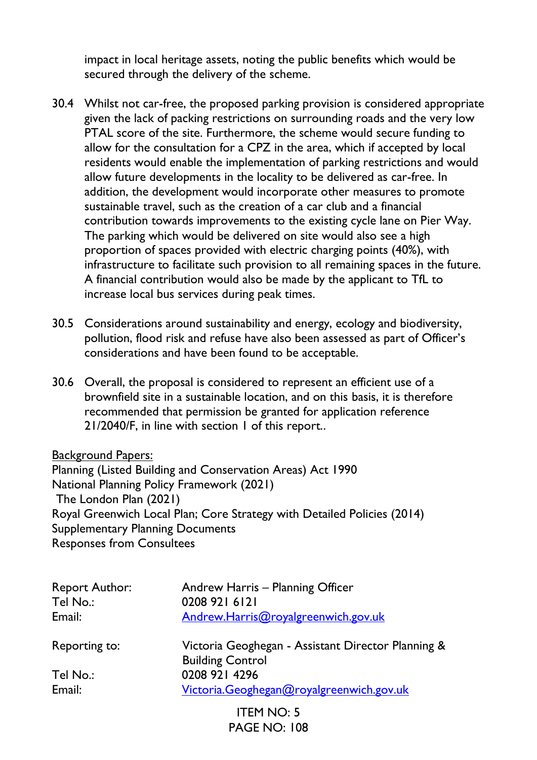impact in local heritage assets, noting the public benefits which would be secured through the delivery of the scheme.

30.4 Whilst not car-free, the proposed parking provision is considered appropriate given the lack of packing restrictions on surrounding roads and the very low PTAL score of the site. Furthermore, the scheme would secure funding to allow for the consultation for a CPZ in the area, which if accepted by local residents would enable the implementation of parking restrictions and would allow future developments in the locality to be delivered as car-free. In addition, the development would incorporate other measures to promote sustainable travel, such as the creation of a car club and a financial contribution towards improvements to the existing cycle lane on Pier Way. The parking which would be delivered on site would also see a high proportion of spaces provided with electric charging points (40%), with infrastructure to facilitate such provision to all remaining spaces in the future. A financial contribution would also be made by the applicant to TfL to increase local bus services during peak times.

30.5 Considerations around sustainability and energy, ecology and biodiversity, pollution, flood risk and refuse have also been assessed as part of Officer's considerations and have been found to be acceptable.

30.6 Overall, the proposal is considered to represent an efficient use of a brownfield site in a sustainable location, and on this basis, it is therefore recommended that permission be granted for application reference 21/2040/F, in line with section 1 of this report..

<u>Background Papers:</u>
Planning (Listed Building and Conservation Areas) Act 1990
National Planning Policy Framework (2021)
The London Plan (2021)
Royal Greenwich Local Plan; Core Strategy with Detailed Policies (2014)
Supplementary Planning Documents
Responses from Consultees

| | |
|---|---|
| Report Author: | Andrew Harris – Planning Officer |
| Tel No.: | 0208 921 6121 |
| Email: | Andrew.Harris@royalgreenwich.gov.uk |
| Reporting to: | Victoria Geoghegan - Assistant Director Planning & Building Control |
| Tel No.: | 0208 921 4296 |
| Email: | Victoria.Geoghegan@royalgreenwich.gov.uk |

ITEM NO: 5